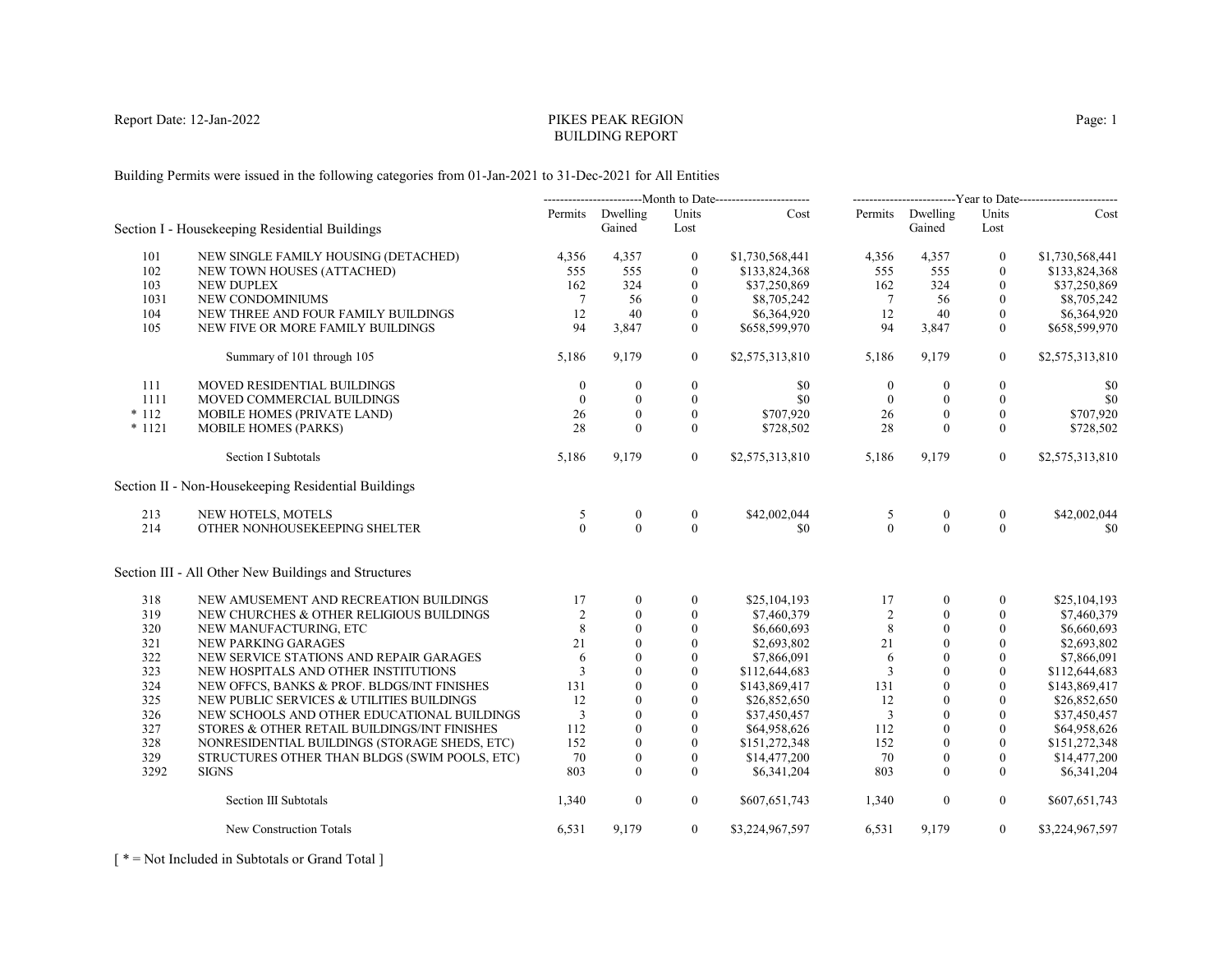Report Date: 12-Jan-2022

# PIKES PEAK REGION
## BUILDING REPORT

Building Permits were issued in the following categories from 01-Jan-2021 to 31-Dec-2021 for All Entities

| | | Month to Date | | | | Year to Date | | | |
|---|---|---|---|---|---|---|---|---|---|
| | **Section I - Housekeeping Residential Buildings** | Permits | Dwelling Gained | Units Lost | Cost | Permits | Dwelling Gained | Units Lost | Cost |
| 101 | NEW SINGLE FAMILY HOUSING (DETACHED) | 4,356 | 4,357 | 0 | $1,730,568,441 | 4,356 | 4,357 | 0 | $1,730,568,441 |
| 102 | NEW TOWN HOUSES (ATTACHED) | 555 | 555 | 0 | $133,824,368 | 555 | 555 | 0 | $133,824,368 |
| 103 | NEW DUPLEX | 162 | 324 | 0 | $37,250,869 | 162 | 324 | 0 | $37,250,869 |
| 1031 | NEW CONDOMINIUMS | 7 | 56 | 0 | $8,705,242 | 7 | 56 | 0 | $8,705,242 |
| 104 | NEW THREE AND FOUR FAMILY BUILDINGS | 12 | 40 | 0 | $6,364,920 | 12 | 40 | 0 | $6,364,920 |
| 105 | NEW FIVE OR MORE FAMILY BUILDINGS | 94 | 3,847 | 0 | $658,599,970 | 94 | 3,847 | 0 | $658,599,970 |
| | Summary of 101 through 105 | 5,186 | 9,179 | 0 | $2,575,313,810 | 5,186 | 9,179 | 0 | $2,575,313,810 |
| 111 | MOVED RESIDENTIAL BUILDINGS | 0 | 0 | 0 | $0 | 0 | 0 | 0 | $0 |
| 1111 | MOVED COMMERCIAL BUILDINGS | 0 | 0 | 0 | $0 | 0 | 0 | 0 | $0 |
| * 112 | MOBILE HOMES (PRIVATE LAND) | 26 | 0 | 0 | $707,920 | 26 | 0 | 0 | $707,920 |
| * 1121 | MOBILE HOMES (PARKS) | 28 | 0 | 0 | $728,502 | 28 | 0 | 0 | $728,502 |
| | Section I Subtotals | 5,186 | 9,179 | 0 | $2,575,313,810 | 5,186 | 9,179 | 0 | $2,575,313,810 |
| | **Section II - Non-Housekeeping Residential Buildings** | | | | | | | | |
| 213 | NEW HOTELS, MOTELS | 5 | 0 | 0 | $42,002,044 | 5 | 0 | 0 | $42,002,044 |
| 214 | OTHER NONHOUSEKEEPING SHELTER | 0 | 0 | 0 | $0 | 0 | 0 | 0 | $0 |
| | **Section III - All Other New Buildings and Structures** | | | | | | | | |
| 318 | NEW AMUSEMENT AND RECREATION BUILDINGS | 17 | 0 | 0 | $25,104,193 | 17 | 0 | 0 | $25,104,193 |
| 319 | NEW CHURCHES & OTHER RELIGIOUS BUILDINGS | 2 | 0 | 0 | $7,460,379 | 2 | 0 | 0 | $7,460,379 |
| 320 | NEW MANUFACTURING, ETC | 8 | 0 | 0 | $6,660,693 | 8 | 0 | 0 | $6,660,693 |
| 321 | NEW PARKING GARAGES | 21 | 0 | 0 | $2,693,802 | 21 | 0 | 0 | $2,693,802 |
| 322 | NEW SERVICE STATIONS AND REPAIR GARAGES | 6 | 0 | 0 | $7,866,091 | 6 | 0 | 0 | $7,866,091 |
| 323 | NEW HOSPITALS AND OTHER INSTITUTIONS | 3 | 0 | 0 | $112,644,683 | 3 | 0 | 0 | $112,644,683 |
| 324 | NEW OFFCS, BANKS & PROF. BLDGS/INT FINISHES | 131 | 0 | 0 | $143,869,417 | 131 | 0 | 0 | $143,869,417 |
| 325 | NEW PUBLIC SERVICES & UTILITIES BUILDINGS | 12 | 0 | 0 | $26,852,650 | 12 | 0 | 0 | $26,852,650 |
| 326 | NEW SCHOOLS AND OTHER EDUCATIONAL BUILDINGS | 3 | 0 | 0 | $37,450,457 | 3 | 0 | 0 | $37,450,457 |
| 327 | STORES & OTHER RETAIL BUILDINGS/INT FINISHES | 112 | 0 | 0 | $64,958,626 | 112 | 0 | 0 | $64,958,626 |
| 328 | NONRESIDENTIAL BUILDINGS (STORAGE SHEDS, ETC) | 152 | 0 | 0 | $151,272,348 | 152 | 0 | 0 | $151,272,348 |
| 329 | STRUCTURES OTHER THAN BLDGS (SWIM POOLS, ETC) | 70 | 0 | 0 | $14,477,200 | 70 | 0 | 0 | $14,477,200 |
| 3292 | SIGNS | 803 | 0 | 0 | $6,341,204 | 803 | 0 | 0 | $6,341,204 |
| | Section III Subtotals | 1,340 | 0 | 0 | $607,651,743 | 1,340 | 0 | 0 | $607,651,743 |
| | New Construction Totals | 6,531 | 9,179 | 0 | $3,224,967,597 | 6,531 | 9,179 | 0 | $3,224,967,597 |

[ * = Not Included in Subtotals or Grand Total ]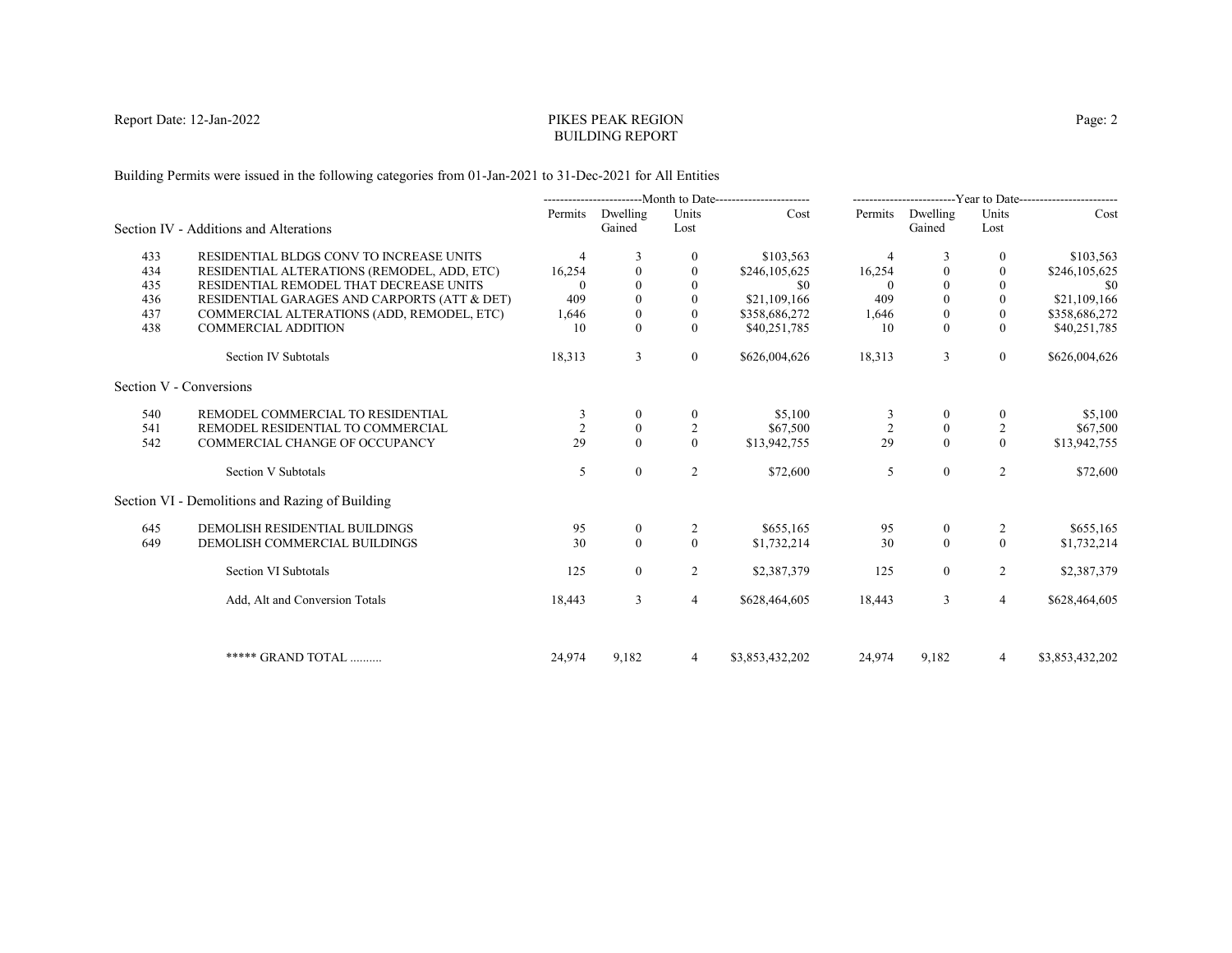# PIKES PEAK REGION
## BUILDING REPORT

Report Date: 12-Jan-2022

Building Permits were issued in the following categories from 01-Jan-2021 to 31-Dec-2021 for All Entities

| | | Month to Date | | | | Year to Date | | | |
|---|---|---|---|---|---|---|---|---|---|
| **Section IV - Additions and Alterations** | | Permits | Dwelling Gained | Units Lost | Cost | Permits | Dwelling Gained | Units Lost | Cost |
| 433 | RESIDENTIAL BLDGS CONV TO INCREASE UNITS | 4 | 3 | 0 | $103,563 | 4 | 3 | 0 | $103,563 |
| 434 | RESIDENTIAL ALTERATIONS (REMODEL, ADD, ETC) | 16,254 | 0 | 0 | $246,105,625 | 16,254 | 0 | 0 | $246,105,625 |
| 435 | RESIDENTIAL REMODEL THAT DECREASE UNITS | 0 | 0 | 0 | $0 | 0 | 0 | 0 | $0 |
| 436 | RESIDENTIAL GARAGES AND CARPORTS (ATT & DET) | 409 | 0 | 0 | $21,109,166 | 409 | 0 | 0 | $21,109,166 |
| 437 | COMMERCIAL ALTERATIONS (ADD, REMODEL, ETC) | 1,646 | 0 | 0 | $358,686,272 | 1,646 | 0 | 0 | $358,686,272 |
| 438 | COMMERCIAL ADDITION | 10 | 0 | 0 | $40,251,785 | 10 | 0 | 0 | $40,251,785 |
| | Section IV Subtotals | 18,313 | 3 | 0 | $626,004,626 | 18,313 | 3 | 0 | $626,004,626 |
| **Section V - Conversions** | | | | | | | | | |
| 540 | REMODEL COMMERCIAL TO RESIDENTIAL | 3 | 0 | 0 | $5,100 | 3 | 0 | 0 | $5,100 |
| 541 | REMODEL RESIDENTIAL TO COMMERCIAL | 2 | 0 | 2 | $67,500 | 2 | 0 | 2 | $67,500 |
| 542 | COMMERCIAL CHANGE OF OCCUPANCY | 29 | 0 | 0 | $13,942,755 | 29 | 0 | 0 | $13,942,755 |
| | Section V Subtotals | 5 | 0 | 2 | $72,600 | 5 | 0 | 2 | $72,600 |
| **Section VI - Demolitions and Razing of Building** | | | | | | | | | |
| 645 | DEMOLISH RESIDENTIAL BUILDINGS | 95 | 0 | 2 | $655,165 | 95 | 0 | 2 | $655,165 |
| 649 | DEMOLISH COMMERCIAL BUILDINGS | 30 | 0 | 0 | $1,732,214 | 30 | 0 | 0 | $1,732,214 |
| | Section VI Subtotals | 125 | 0 | 2 | $2,387,379 | 125 | 0 | 2 | $2,387,379 |
| | Add, Alt and Conversion Totals | 18,443 | 3 | 4 | $628,464,605 | 18,443 | 3 | 4 | $628,464,605 |
| | ***** GRAND TOTAL .......... | 24,974 | 9,182 | 4 | $3,853,432,202 | 24,974 | 9,182 | 4 | $3,853,432,202 |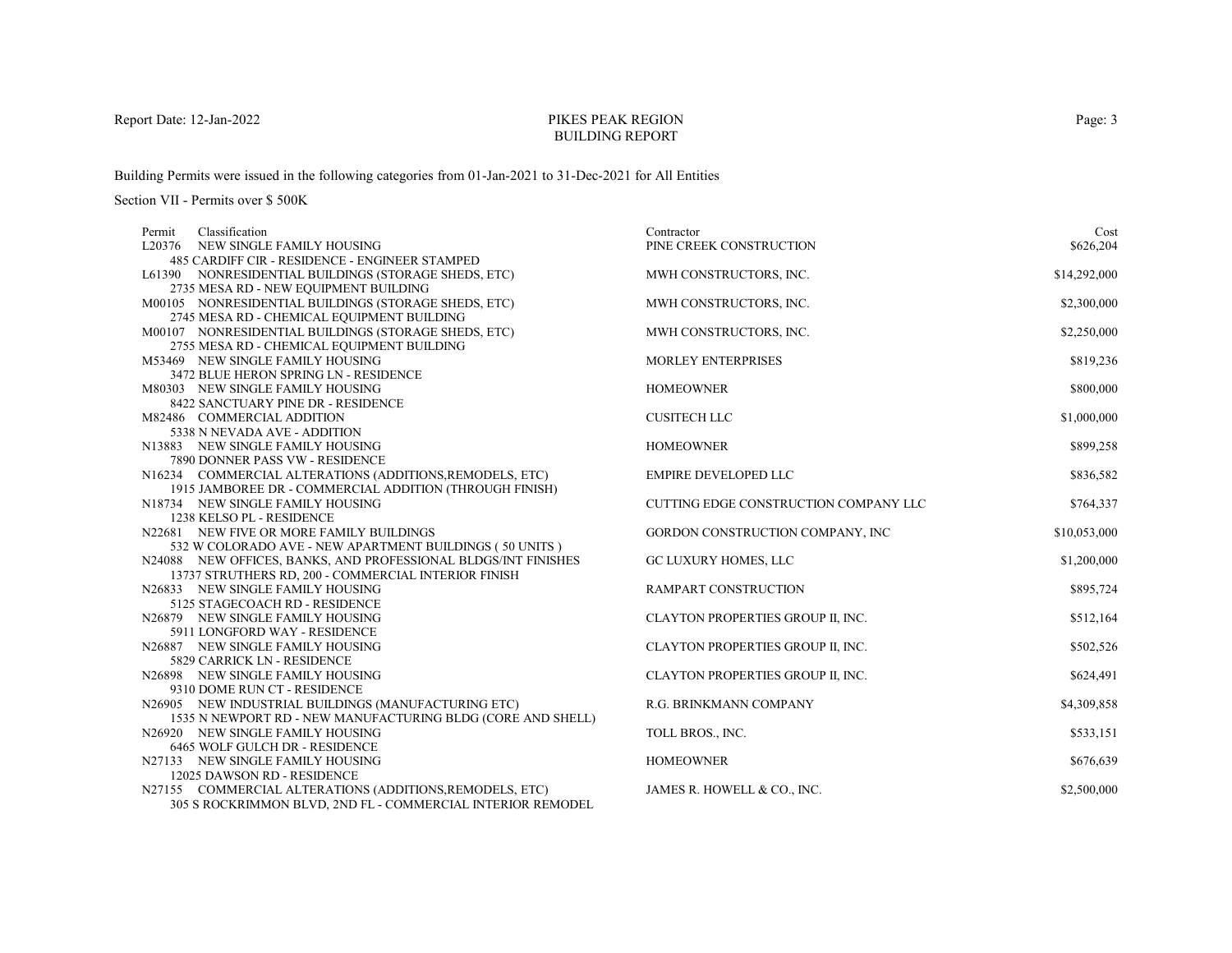# PIKES PEAK REGION
## BUILDING REPORT

Report Date: 12-Jan-2022

Building Permits were issued in the following categories from 01-Jan-2021 to 31-Dec-2021 for All Entities

Section VII - Permits over $ 500K

| Permit | Classification | Contractor | Cost |
|---|---|---|---|
| L20376 | NEW SINGLE FAMILY HOUSING<br>485 CARDIFF CIR - RESIDENCE - ENGINEER STAMPED | PINE CREEK CONSTRUCTION | $626,204 |
| L61390 | NONRESIDENTIAL BUILDINGS (STORAGE SHEDS, ETC)<br>2735 MESA RD - NEW EQUIPMENT BUILDING | MWH CONSTRUCTORS, INC. | $14,292,000 |
| M00105 | NONRESIDENTIAL BUILDINGS (STORAGE SHEDS, ETC)<br>2745 MESA RD - CHEMICAL EQUIPMENT BUILDING | MWH CONSTRUCTORS, INC. | $2,300,000 |
| M00107 | NONRESIDENTIAL BUILDINGS (STORAGE SHEDS, ETC)<br>2755 MESA RD - CHEMICAL EQUIPMENT BUILDING | MWH CONSTRUCTORS, INC. | $2,250,000 |
| M53469 | NEW SINGLE FAMILY HOUSING<br>3472 BLUE HERON SPRING LN - RESIDENCE | MORLEY ENTERPRISES | $819,236 |
| M80303 | NEW SINGLE FAMILY HOUSING<br>8422 SANCTUARY PINE DR - RESIDENCE | HOMEOWNER | $800,000 |
| M82486 | COMMERCIAL ADDITION<br>5338 N NEVADA AVE - ADDITION | CUSITECH LLC | $1,000,000 |
| N13883 | NEW SINGLE FAMILY HOUSING<br>7890 DONNER PASS VW - RESIDENCE | HOMEOWNER | $899,258 |
| N16234 | COMMERCIAL ALTERATIONS (ADDITIONS,REMODELS, ETC)<br>1915 JAMBOREE DR - COMMERCIAL ADDITION (THROUGH FINISH) | EMPIRE DEVELOPED LLC | $836,582 |
| N18734 | NEW SINGLE FAMILY HOUSING<br>1238 KELSO PL - RESIDENCE | CUTTING EDGE CONSTRUCTION COMPANY LLC | $764,337 |
| N22681 | NEW FIVE OR MORE FAMILY BUILDINGS<br>532 W COLORADO AVE - NEW APARTMENT BUILDINGS ( 50 UNITS ) | GORDON CONSTRUCTION COMPANY, INC | $10,053,000 |
| N24088 | NEW OFFICES, BANKS, AND PROFESSIONAL BLDGS/INT FINISHES<br>13737 STRUTHERS RD, 200 - COMMERCIAL INTERIOR FINISH | GC LUXURY HOMES, LLC | $1,200,000 |
| N26833 | NEW SINGLE FAMILY HOUSING<br>5125 STAGECOACH RD - RESIDENCE | RAMPART CONSTRUCTION | $895,724 |
| N26879 | NEW SINGLE FAMILY HOUSING<br>5911 LONGFORD WAY - RESIDENCE | CLAYTON PROPERTIES GROUP II, INC. | $512,164 |
| N26887 | NEW SINGLE FAMILY HOUSING<br>5829 CARRICK LN - RESIDENCE | CLAYTON PROPERTIES GROUP II, INC. | $502,526 |
| N26898 | NEW SINGLE FAMILY HOUSING<br>9310 DOME RUN CT - RESIDENCE | CLAYTON PROPERTIES GROUP II, INC. | $624,491 |
| N26905 | NEW INDUSTRIAL BUILDINGS (MANUFACTURING ETC)<br>1535 N NEWPORT RD - NEW MANUFACTURING BLDG (CORE AND SHELL) | R.G. BRINKMANN COMPANY | $4,309,858 |
| N26920 | NEW SINGLE FAMILY HOUSING<br>6465 WOLF GULCH DR - RESIDENCE | TOLL BROS., INC. | $533,151 |
| N27133 | NEW SINGLE FAMILY HOUSING<br>12025 DAWSON RD - RESIDENCE | HOMEOWNER | $676,639 |
| N27155 | COMMERCIAL ALTERATIONS (ADDITIONS,REMODELS, ETC)<br>305 S ROCKRIMMON BLVD, 2ND FL - COMMERCIAL INTERIOR REMODEL | JAMES R. HOWELL & CO., INC. | $2,500,000 |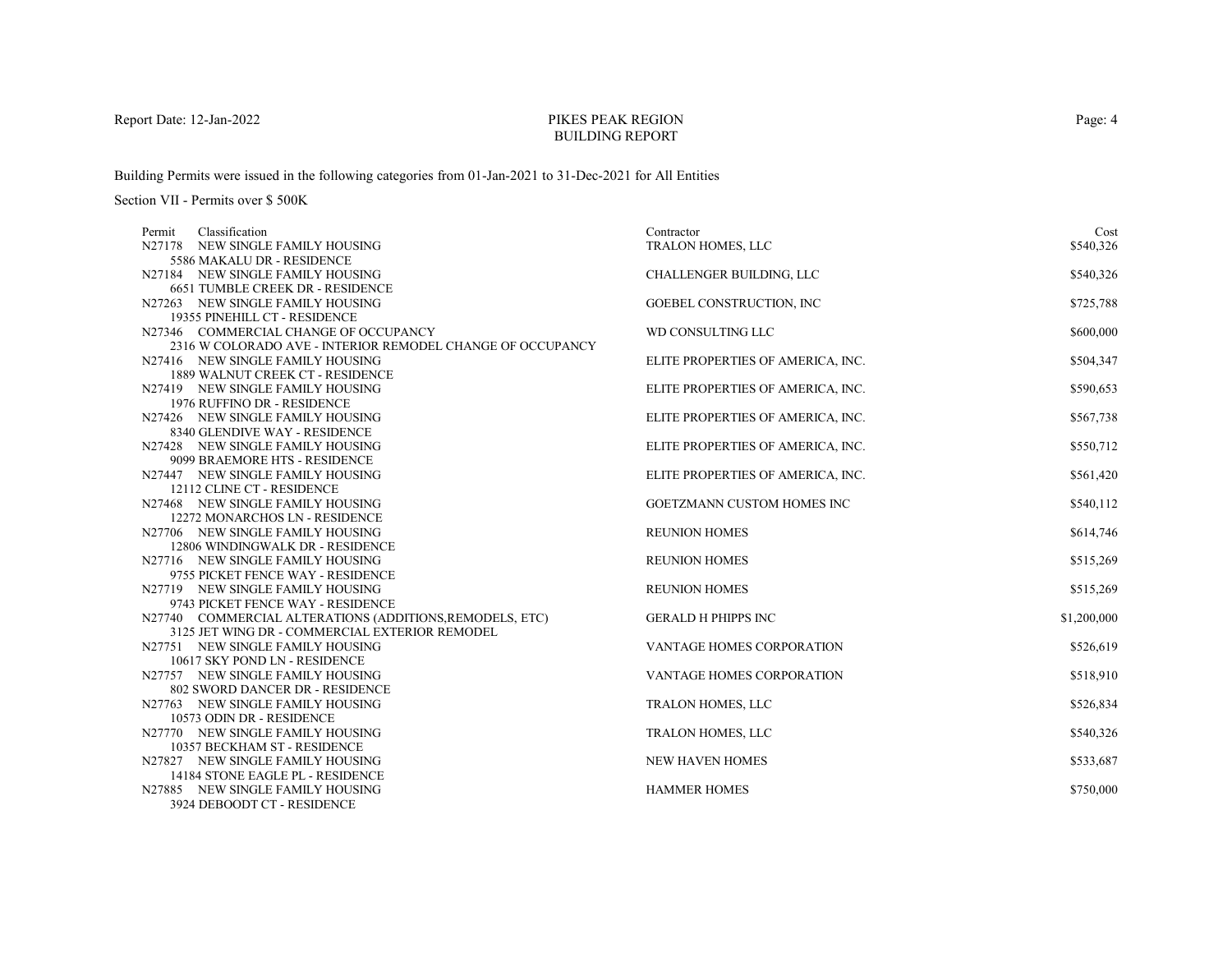Report Date: 12-Jan-2022

# PIKES PEAK REGION BUILDING REPORT

Building Permits were issued in the following categories from 01-Jan-2021 to 31-Dec-2021 for All Entities

Section VII - Permits over $ 500K

| Permit | Classification | Contractor | Cost |
|---|---|---|---|
| N27178 | NEW SINGLE FAMILY HOUSING<br>5586 MAKALU DR - RESIDENCE | TRALON HOMES, LLC | $540,326 |
| N27184 | NEW SINGLE FAMILY HOUSING<br>6651 TUMBLE CREEK DR - RESIDENCE | CHALLENGER BUILDING, LLC | $540,326 |
| N27263 | NEW SINGLE FAMILY HOUSING<br>19355 PINEHILL CT - RESIDENCE | GOEBEL CONSTRUCTION, INC | $725,788 |
| N27346 | COMMERCIAL CHANGE OF OCCUPANCY<br>2316 W COLORADO AVE - INTERIOR REMODEL CHANGE OF OCCUPANCY | WD CONSULTING LLC | $600,000 |
| N27416 | NEW SINGLE FAMILY HOUSING<br>1889 WALNUT CREEK CT - RESIDENCE | ELITE PROPERTIES OF AMERICA, INC. | $504,347 |
| N27419 | NEW SINGLE FAMILY HOUSING<br>1976 RUFFINO DR - RESIDENCE | ELITE PROPERTIES OF AMERICA, INC. | $590,653 |
| N27426 | NEW SINGLE FAMILY HOUSING<br>8340 GLENDIVE WAY - RESIDENCE | ELITE PROPERTIES OF AMERICA, INC. | $567,738 |
| N27428 | NEW SINGLE FAMILY HOUSING<br>9099 BRAEMORE HTS - RESIDENCE | ELITE PROPERTIES OF AMERICA, INC. | $550,712 |
| N27447 | NEW SINGLE FAMILY HOUSING<br>12112 CLINE CT - RESIDENCE | ELITE PROPERTIES OF AMERICA, INC. | $561,420 |
| N27468 | NEW SINGLE FAMILY HOUSING<br>12272 MONARCHOS LN - RESIDENCE | GOETZMANN CUSTOM HOMES INC | $540,112 |
| N27706 | NEW SINGLE FAMILY HOUSING<br>12806 WINDINGWALK DR - RESIDENCE | REUNION HOMES | $614,746 |
| N27716 | NEW SINGLE FAMILY HOUSING<br>9755 PICKET FENCE WAY - RESIDENCE | REUNION HOMES | $515,269 |
| N27719 | NEW SINGLE FAMILY HOUSING<br>9743 PICKET FENCE WAY - RESIDENCE | REUNION HOMES | $515,269 |
| N27740 | COMMERCIAL ALTERATIONS (ADDITIONS,REMODELS, ETC)<br>3125 JET WING DR - COMMERCIAL EXTERIOR REMODEL | GERALD H PHIPPS INC | $1,200,000 |
| N27751 | NEW SINGLE FAMILY HOUSING<br>10617 SKY POND LN - RESIDENCE | VANTAGE HOMES CORPORATION | $526,619 |
| N27757 | NEW SINGLE FAMILY HOUSING<br>802 SWORD DANCER DR - RESIDENCE | VANTAGE HOMES CORPORATION | $518,910 |
| N27763 | NEW SINGLE FAMILY HOUSING<br>10573 ODIN DR - RESIDENCE | TRALON HOMES, LLC | $526,834 |
| N27770 | NEW SINGLE FAMILY HOUSING<br>10357 BECKHAM ST - RESIDENCE | TRALON HOMES, LLC | $540,326 |
| N27827 | NEW SINGLE FAMILY HOUSING<br>14184 STONE EAGLE PL - RESIDENCE | NEW HAVEN HOMES | $533,687 |
| N27885 | NEW SINGLE FAMILY HOUSING<br>3924 DEBOODT CT - RESIDENCE | HAMMER HOMES | $750,000 |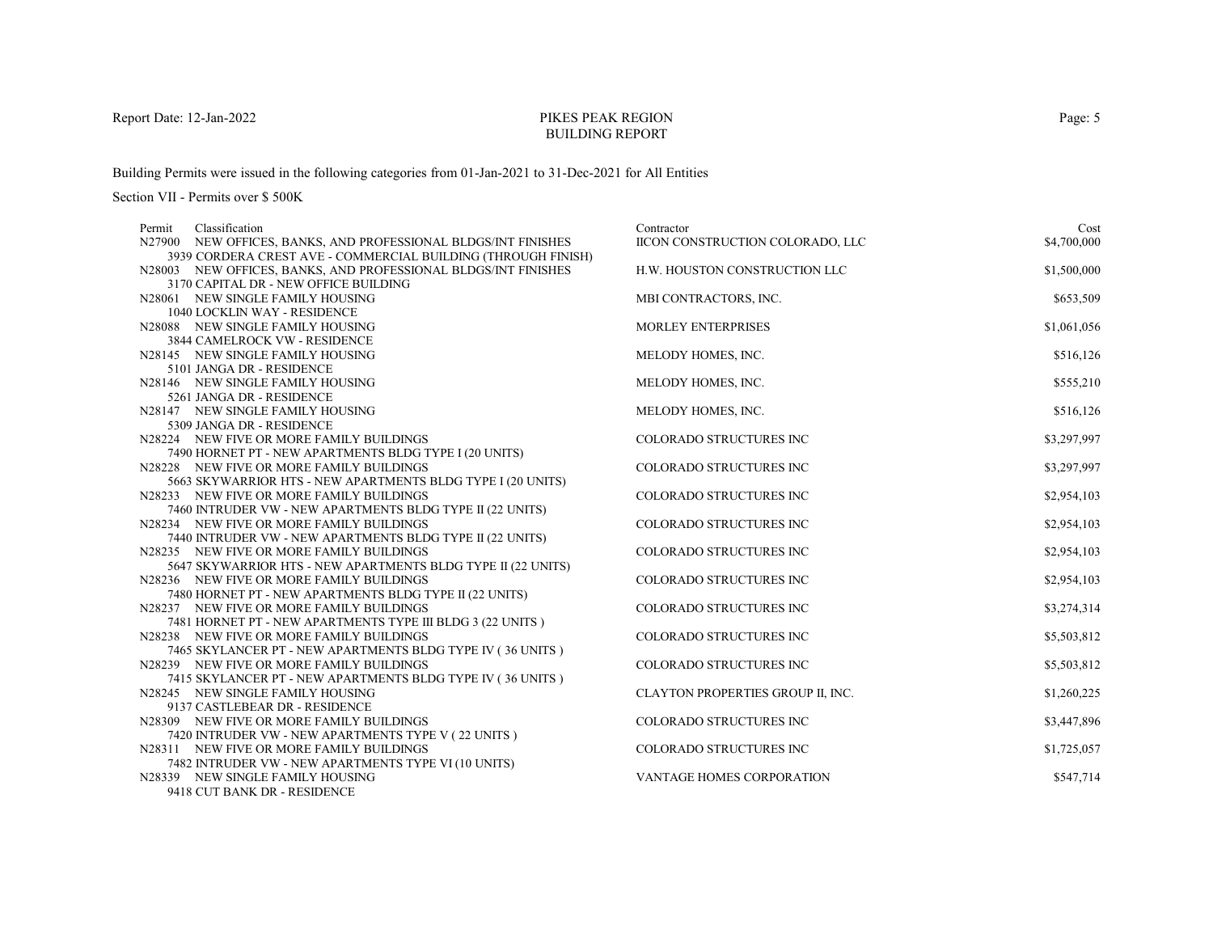PIKES PEAK REGION
BUILDING REPORT

Building Permits were issued in the following categories from 01-Jan-2021 to 31-Dec-2021 for All Entities

Section VII - Permits over $ 500K

| Permit | Classification | Contractor | Cost |
|---|---|---|---|
| N27900 | NEW OFFICES, BANKS, AND PROFESSIONAL BLDGS/INT FINISHES<br>3939 CORDERA CREST AVE - COMMERCIAL BUILDING (THROUGH FINISH) | IICON CONSTRUCTION COLORADO, LLC | $4,700,000 |
| N28003 | NEW OFFICES, BANKS, AND PROFESSIONAL BLDGS/INT FINISHES<br>3170 CAPITAL DR - NEW OFFICE BUILDING | H.W. HOUSTON CONSTRUCTION LLC | $1,500,000 |
| N28061 | NEW SINGLE FAMILY HOUSING<br>1040 LOCKLIN WAY - RESIDENCE | MBI CONTRACTORS, INC. | $653,509 |
| N28088 | NEW SINGLE FAMILY HOUSING<br>3844 CAMELROCK VW - RESIDENCE | MORLEY ENTERPRISES | $1,061,056 |
| N28145 | NEW SINGLE FAMILY HOUSING<br>5101 JANGA DR - RESIDENCE | MELODY HOMES, INC. | $516,126 |
| N28146 | NEW SINGLE FAMILY HOUSING<br>5261 JANGA DR - RESIDENCE | MELODY HOMES, INC. | $555,210 |
| N28147 | NEW SINGLE FAMILY HOUSING<br>5309 JANGA DR - RESIDENCE | MELODY HOMES, INC. | $516,126 |
| N28224 | NEW FIVE OR MORE FAMILY BUILDINGS<br>7490 HORNET PT - NEW APARTMENTS BLDG TYPE I (20 UNITS) | COLORADO STRUCTURES INC | $3,297,997 |
| N28228 | NEW FIVE OR MORE FAMILY BUILDINGS<br>5663 SKYWARRIOR HTS - NEW APARTMENTS BLDG TYPE I (20 UNITS) | COLORADO STRUCTURES INC | $3,297,997 |
| N28233 | NEW FIVE OR MORE FAMILY BUILDINGS<br>7460 INTRUDER VW - NEW APARTMENTS BLDG TYPE II (22 UNITS) | COLORADO STRUCTURES INC | $2,954,103 |
| N28234 | NEW FIVE OR MORE FAMILY BUILDINGS<br>7440 INTRUDER VW - NEW APARTMENTS BLDG TYPE II (22 UNITS) | COLORADO STRUCTURES INC | $2,954,103 |
| N28235 | NEW FIVE OR MORE FAMILY BUILDINGS<br>5647 SKYWARRIOR HTS - NEW APARTMENTS BLDG TYPE II (22 UNITS) | COLORADO STRUCTURES INC | $2,954,103 |
| N28236 | NEW FIVE OR MORE FAMILY BUILDINGS<br>7480 HORNET PT - NEW APARTMENTS BLDG TYPE II (22 UNITS) | COLORADO STRUCTURES INC | $2,954,103 |
| N28237 | NEW FIVE OR MORE FAMILY BUILDINGS<br>7481 HORNET PT - NEW APARTMENTS TYPE III BLDG 3 (22 UNITS ) | COLORADO STRUCTURES INC | $3,274,314 |
| N28238 | NEW FIVE OR MORE FAMILY BUILDINGS<br>7465 SKYLANCER PT - NEW APARTMENTS BLDG TYPE IV ( 36 UNITS ) | COLORADO STRUCTURES INC | $5,503,812 |
| N28239 | NEW FIVE OR MORE FAMILY BUILDINGS<br>7415 SKYLANCER PT - NEW APARTMENTS BLDG TYPE IV ( 36 UNITS ) | COLORADO STRUCTURES INC | $5,503,812 |
| N28245 | NEW SINGLE FAMILY HOUSING<br>9137 CASTLEBEAR DR - RESIDENCE | CLAYTON PROPERTIES GROUP II, INC. | $1,260,225 |
| N28309 | NEW FIVE OR MORE FAMILY BUILDINGS<br>7420 INTRUDER VW - NEW APARTMENTS TYPE V ( 22 UNITS ) | COLORADO STRUCTURES INC | $3,447,896 |
| N28311 | NEW FIVE OR MORE FAMILY BUILDINGS<br>7482 INTRUDER VW - NEW APARTMENTS TYPE VI (10 UNITS) | COLORADO STRUCTURES INC | $1,725,057 |
| N28339 | NEW SINGLE FAMILY HOUSING<br>9418 CUT BANK DR - RESIDENCE | VANTAGE HOMES CORPORATION | $547,714 |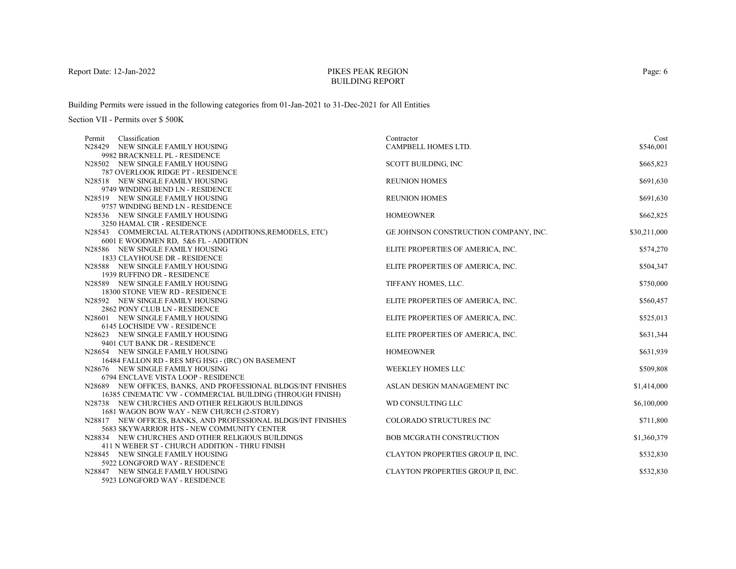PIKES PEAK REGION
BUILDING REPORT

Report Date: 12-Jan-2022

Building Permits were issued in the following categories from 01-Jan-2021 to 31-Dec-2021 for All Entities

Section VII - Permits over $ 500K

| Permit | Classification | Contractor | Cost |
|---|---|---|---|
| N28429 | NEW SINGLE FAMILY HOUSING<br>9982 BRACKNELL PL - RESIDENCE | CAMPBELL HOMES LTD. | $546,001 |
| N28502 | NEW SINGLE FAMILY HOUSING<br>787 OVERLOOK RIDGE PT - RESIDENCE | SCOTT BUILDING, INC | $665,823 |
| N28518 | NEW SINGLE FAMILY HOUSING<br>9749 WINDING BEND LN - RESIDENCE | REUNION HOMES | $691,630 |
| N28519 | NEW SINGLE FAMILY HOUSING<br>9757 WINDING BEND LN - RESIDENCE | REUNION HOMES | $691,630 |
| N28536 | NEW SINGLE FAMILY HOUSING<br>3250 HAMAL CIR - RESIDENCE | HOMEOWNER | $662,825 |
| N28543 | COMMERCIAL ALTERATIONS (ADDITIONS,REMODELS, ETC)<br>6001 E WOODMEN RD, 5&6 FL - ADDITION | GE JOHNSON CONSTRUCTION COMPANY, INC. | $30,211,000 |
| N28586 | NEW SINGLE FAMILY HOUSING<br>1833 CLAYHOUSE DR - RESIDENCE | ELITE PROPERTIES OF AMERICA, INC. | $574,270 |
| N28588 | NEW SINGLE FAMILY HOUSING<br>1939 RUFFINO DR - RESIDENCE | ELITE PROPERTIES OF AMERICA, INC. | $504,347 |
| N28589 | NEW SINGLE FAMILY HOUSING<br>18300 STONE VIEW RD - RESIDENCE | TIFFANY HOMES, LLC. | $750,000 |
| N28592 | NEW SINGLE FAMILY HOUSING<br>2862 PONY CLUB LN - RESIDENCE | ELITE PROPERTIES OF AMERICA, INC. | $560,457 |
| N28601 | NEW SINGLE FAMILY HOUSING<br>6145 LOCHSIDE VW - RESIDENCE | ELITE PROPERTIES OF AMERICA, INC. | $525,013 |
| N28623 | NEW SINGLE FAMILY HOUSING<br>9401 CUT BANK DR - RESIDENCE | ELITE PROPERTIES OF AMERICA, INC. | $631,344 |
| N28654 | NEW SINGLE FAMILY HOUSING<br>16484 FALLON RD - RES MFG HSG - (IRC) ON BASEMENT | HOMEOWNER | $631,939 |
| N28676 | NEW SINGLE FAMILY HOUSING<br>6794 ENCLAVE VISTA LOOP - RESIDENCE | WEEKLEY HOMES LLC | $509,808 |
| N28689 | NEW OFFICES, BANKS, AND PROFESSIONAL BLDGS/INT FINISHES<br>16385 CINEMATIC VW - COMMERCIAL BUILDING (THROUGH FINISH) | ASLAN DESIGN MANAGEMENT INC | $1,414,000 |
| N28738 | NEW CHURCHES AND OTHER RELIGIOUS BUILDINGS<br>1681 WAGON BOW WAY - NEW CHURCH (2-STORY) | WD CONSULTING LLC | $6,100,000 |
| N28817 | NEW OFFICES, BANKS, AND PROFESSIONAL BLDGS/INT FINISHES<br>5683 SKYWARRIOR HTS - NEW COMMUNITY CENTER | COLORADO STRUCTURES INC | $711,800 |
| N28834 | NEW CHURCHES AND OTHER RELIGIOUS BUILDINGS<br>411 N WEBER ST - CHURCH ADDITION - THRU FINISH | BOB MCGRATH CONSTRUCTION | $1,360,379 |
| N28845 | NEW SINGLE FAMILY HOUSING<br>5922 LONGFORD WAY - RESIDENCE | CLAYTON PROPERTIES GROUP II, INC. | $532,830 |
| N28847 | NEW SINGLE FAMILY HOUSING<br>5923 LONGFORD WAY - RESIDENCE | CLAYTON PROPERTIES GROUP II, INC. | $532,830 |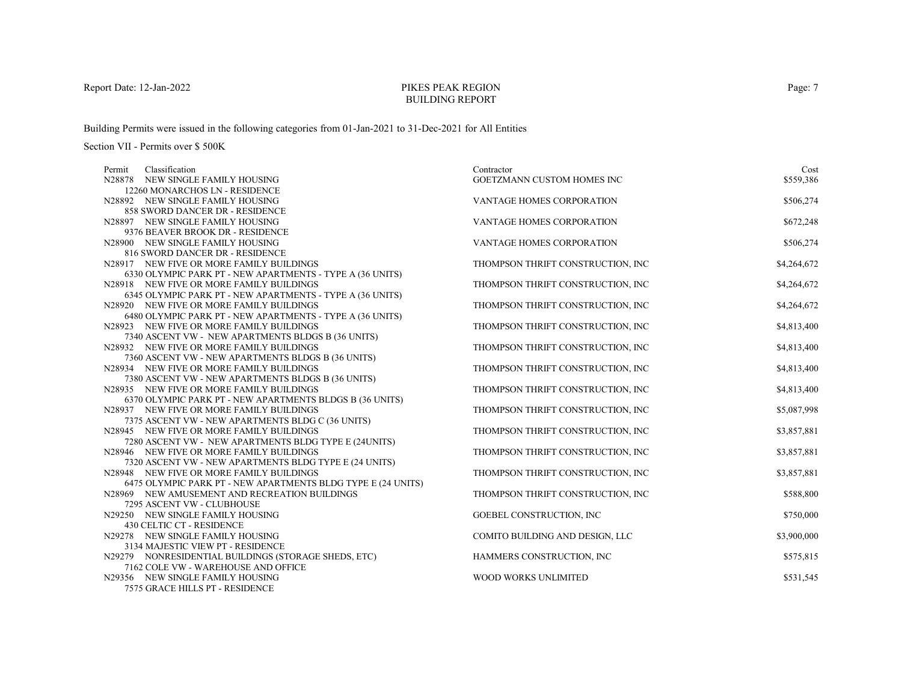PIKES PEAK REGION
BUILDING REPORT

Report Date: 12-Jan-2022

Building Permits were issued in the following categories from 01-Jan-2021 to 31-Dec-2021 for All Entities

Section VII - Permits over $ 500K

| Permit | Classification | Contractor | Cost |
|---|---|---|---|
| N28878 | NEW SINGLE FAMILY HOUSING<br>12260 MONARCHOS LN - RESIDENCE | GOETZMANN CUSTOM HOMES INC | $559,386 |
| N28892 | NEW SINGLE FAMILY HOUSING<br>858 SWORD DANCER DR - RESIDENCE | VANTAGE HOMES CORPORATION | $506,274 |
| N28897 | NEW SINGLE FAMILY HOUSING<br>9376 BEAVER BROOK DR - RESIDENCE | VANTAGE HOMES CORPORATION | $672,248 |
| N28900 | NEW SINGLE FAMILY HOUSING<br>816 SWORD DANCER DR - RESIDENCE | VANTAGE HOMES CORPORATION | $506,274 |
| N28917 | NEW FIVE OR MORE FAMILY BUILDINGS<br>6330 OLYMPIC PARK PT - NEW APARTMENTS - TYPE A (36 UNITS) | THOMPSON THRIFT CONSTRUCTION, INC | $4,264,672 |
| N28918 | NEW FIVE OR MORE FAMILY BUILDINGS<br>6345 OLYMPIC PARK PT - NEW APARTMENTS - TYPE A (36 UNITS) | THOMPSON THRIFT CONSTRUCTION, INC | $4,264,672 |
| N28920 | NEW FIVE OR MORE FAMILY BUILDINGS<br>6480 OLYMPIC PARK PT - NEW APARTMENTS - TYPE A (36 UNITS) | THOMPSON THRIFT CONSTRUCTION, INC | $4,264,672 |
| N28923 | NEW FIVE OR MORE FAMILY BUILDINGS<br>7340 ASCENT VW - NEW APARTMENTS BLDGS B (36 UNITS) | THOMPSON THRIFT CONSTRUCTION, INC | $4,813,400 |
| N28932 | NEW FIVE OR MORE FAMILY BUILDINGS<br>7360 ASCENT VW - NEW APARTMENTS BLDGS B (36 UNITS) | THOMPSON THRIFT CONSTRUCTION, INC | $4,813,400 |
| N28934 | NEW FIVE OR MORE FAMILY BUILDINGS<br>7380 ASCENT VW - NEW APARTMENTS BLDGS B (36 UNITS) | THOMPSON THRIFT CONSTRUCTION, INC | $4,813,400 |
| N28935 | NEW FIVE OR MORE FAMILY BUILDINGS<br>6370 OLYMPIC PARK PT - NEW APARTMENTS BLDGS B (36 UNITS) | THOMPSON THRIFT CONSTRUCTION, INC | $4,813,400 |
| N28937 | NEW FIVE OR MORE FAMILY BUILDINGS<br>7375 ASCENT VW - NEW APARTMENTS BLDG C (36 UNITS) | THOMPSON THRIFT CONSTRUCTION, INC | $5,087,998 |
| N28945 | NEW FIVE OR MORE FAMILY BUILDINGS<br>7280 ASCENT VW - NEW APARTMENTS BLDG TYPE E (24UNITS) | THOMPSON THRIFT CONSTRUCTION, INC | $3,857,881 |
| N28946 | NEW FIVE OR MORE FAMILY BUILDINGS<br>7320 ASCENT VW - NEW APARTMENTS BLDG TYPE E (24 UNITS) | THOMPSON THRIFT CONSTRUCTION, INC | $3,857,881 |
| N28948 | NEW FIVE OR MORE FAMILY BUILDINGS<br>6475 OLYMPIC PARK PT - NEW APARTMENTS BLDG TYPE E (24 UNITS) | THOMPSON THRIFT CONSTRUCTION, INC | $3,857,881 |
| N28969 | NEW AMUSEMENT AND RECREATION BUILDINGS<br>7295 ASCENT VW - CLUBHOUSE | THOMPSON THRIFT CONSTRUCTION, INC | $588,800 |
| N29250 | NEW SINGLE FAMILY HOUSING<br>430 CELTIC CT - RESIDENCE | GOEBEL CONSTRUCTION, INC | $750,000 |
| N29278 | NEW SINGLE FAMILY HOUSING<br>3134 MAJESTIC VIEW PT - RESIDENCE | COMITO BUILDING AND DESIGN, LLC | $3,900,000 |
| N29279 | NONRESIDENTIAL BUILDINGS (STORAGE SHEDS, ETC)<br>7162 COLE VW - WAREHOUSE AND OFFICE | HAMMERS CONSTRUCTION, INC | $575,815 |
| N29356 | NEW SINGLE FAMILY HOUSING<br>7575 GRACE HILLS PT - RESIDENCE | WOOD WORKS UNLIMITED | $531,545 |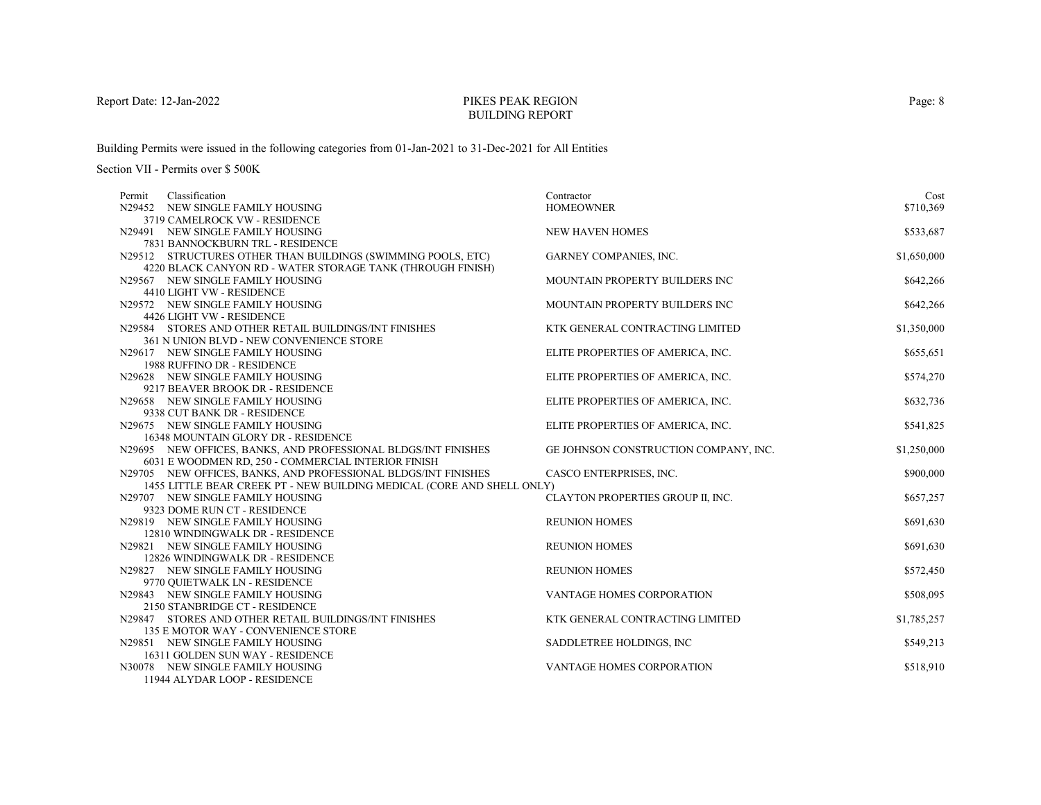# PIKES PEAK REGION
## BUILDING REPORT

Report Date: 12-Jan-2022

Building Permits were issued in the following categories from 01-Jan-2021 to 31-Dec-2021 for All Entities

Section VII - Permits over $ 500K

| Permit | Classification | Contractor | Cost |
|---|---|---|---|
| N29452 | NEW SINGLE FAMILY HOUSING<br>3719 CAMELROCK VW - RESIDENCE | HOMEOWNER | $710,369 |
| N29491 | NEW SINGLE FAMILY HOUSING<br>7831 BANNOCKBURN TRL - RESIDENCE | NEW HAVEN HOMES | $533,687 |
| N29512 | STRUCTURES OTHER THAN BUILDINGS (SWIMMING POOLS, ETC)<br>4220 BLACK CANYON RD - WATER STORAGE TANK (THROUGH FINISH) | GARNEY COMPANIES, INC. | $1,650,000 |
| N29567 | NEW SINGLE FAMILY HOUSING<br>4410 LIGHT VW - RESIDENCE | MOUNTAIN PROPERTY BUILDERS INC | $642,266 |
| N29572 | NEW SINGLE FAMILY HOUSING<br>4426 LIGHT VW - RESIDENCE | MOUNTAIN PROPERTY BUILDERS INC | $642,266 |
| N29584 | STORES AND OTHER RETAIL BUILDINGS/INT FINISHES<br>361 N UNION BLVD - NEW CONVENIENCE STORE | KTK GENERAL CONTRACTING LIMITED | $1,350,000 |
| N29617 | NEW SINGLE FAMILY HOUSING<br>1988 RUFFINO DR - RESIDENCE | ELITE PROPERTIES OF AMERICA, INC. | $655,651 |
| N29628 | NEW SINGLE FAMILY HOUSING<br>9217 BEAVER BROOK DR - RESIDENCE | ELITE PROPERTIES OF AMERICA, INC. | $574,270 |
| N29658 | NEW SINGLE FAMILY HOUSING<br>9338 CUT BANK DR - RESIDENCE | ELITE PROPERTIES OF AMERICA, INC. | $632,736 |
| N29675 | NEW SINGLE FAMILY HOUSING<br>16348 MOUNTAIN GLORY DR - RESIDENCE | ELITE PROPERTIES OF AMERICA, INC. | $541,825 |
| N29695 | NEW OFFICES, BANKS, AND PROFESSIONAL BLDGS/INT FINISHES<br>6031 E WOODMEN RD, 250 - COMMERCIAL INTERIOR FINISH | GE JOHNSON CONSTRUCTION COMPANY, INC. | $1,250,000 |
| N29705 | NEW OFFICES, BANKS, AND PROFESSIONAL BLDGS/INT FINISHES<br>1455 LITTLE BEAR CREEK PT - NEW BUILDING MEDICAL (CORE AND SHELL ONLY) | CASCO ENTERPRISES, INC. | $900,000 |
| N29707 | NEW SINGLE FAMILY HOUSING<br>9323 DOME RUN CT - RESIDENCE | CLAYTON PROPERTIES GROUP II, INC. | $657,257 |
| N29819 | NEW SINGLE FAMILY HOUSING<br>12810 WINDINGWALK DR - RESIDENCE | REUNION HOMES | $691,630 |
| N29821 | NEW SINGLE FAMILY HOUSING<br>12826 WINDINGWALK DR - RESIDENCE | REUNION HOMES | $691,630 |
| N29827 | NEW SINGLE FAMILY HOUSING<br>9770 QUIETWALK LN - RESIDENCE | REUNION HOMES | $572,450 |
| N29843 | NEW SINGLE FAMILY HOUSING<br>2150 STANBRIDGE CT - RESIDENCE | VANTAGE HOMES CORPORATION | $508,095 |
| N29847 | STORES AND OTHER RETAIL BUILDINGS/INT FINISHES<br>135 E MOTOR WAY - CONVENIENCE STORE | KTK GENERAL CONTRACTING LIMITED | $1,785,257 |
| N29851 | NEW SINGLE FAMILY HOUSING<br>16311 GOLDEN SUN WAY - RESIDENCE | SADDLETREE HOLDINGS, INC | $549,213 |
| N30078 | NEW SINGLE FAMILY HOUSING<br>11944 ALYDAR LOOP - RESIDENCE | VANTAGE HOMES CORPORATION | $518,910 |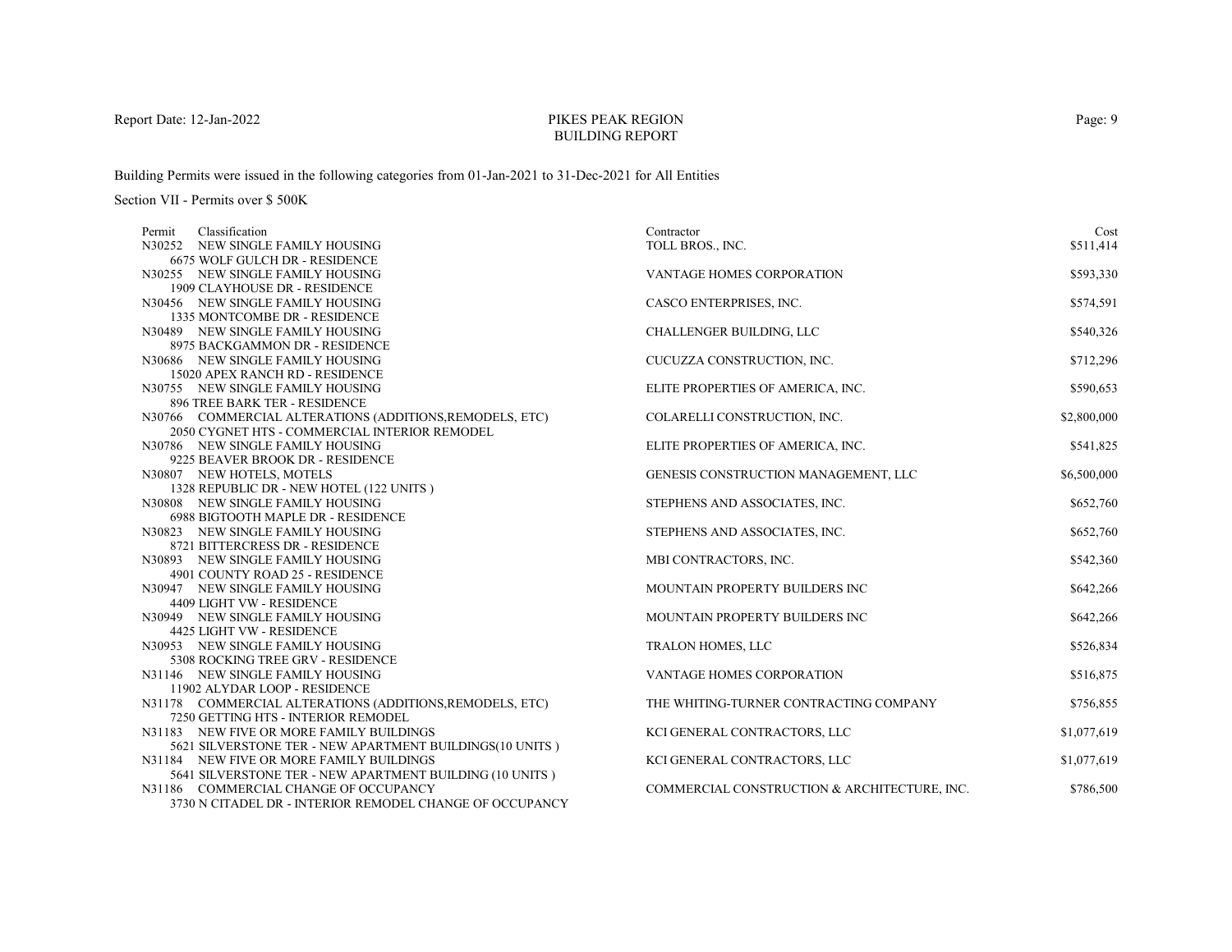# PIKES PEAK REGION
## BUILDING REPORT

Building Permits were issued in the following categories from 01-Jan-2021 to 31-Dec-2021 for All Entities

Section VII - Permits over $ 500K

| Permit | Classification | Contractor | Cost |
|---|---|---|---|
| N30252 | NEW SINGLE FAMILY HOUSING<br>6675 WOLF GULCH DR - RESIDENCE | TOLL BROS., INC. | $511,414 |
| N30255 | NEW SINGLE FAMILY HOUSING<br>1909 CLAYHOUSE DR - RESIDENCE | VANTAGE HOMES CORPORATION | $593,330 |
| N30456 | NEW SINGLE FAMILY HOUSING<br>1335 MONTCOMBE DR - RESIDENCE | CASCO ENTERPRISES, INC. | $574,591 |
| N30489 | NEW SINGLE FAMILY HOUSING<br>8975 BACKGAMMON DR - RESIDENCE | CHALLENGER BUILDING, LLC | $540,326 |
| N30686 | NEW SINGLE FAMILY HOUSING<br>15020 APEX RANCH RD - RESIDENCE | CUCUZZA CONSTRUCTION, INC. | $712,296 |
| N30755 | NEW SINGLE FAMILY HOUSING<br>896 TREE BARK TER - RESIDENCE | ELITE PROPERTIES OF AMERICA, INC. | $590,653 |
| N30766 | COMMERCIAL ALTERATIONS (ADDITIONS,REMODELS, ETC)<br>2050 CYGNET HTS - COMMERCIAL INTERIOR REMODEL | COLARELLI CONSTRUCTION, INC. | $2,800,000 |
| N30786 | NEW SINGLE FAMILY HOUSING<br>9225 BEAVER BROOK DR - RESIDENCE | ELITE PROPERTIES OF AMERICA, INC. | $541,825 |
| N30807 | NEW HOTELS, MOTELS<br>1328 REPUBLIC DR - NEW HOTEL (122 UNITS ) | GENESIS CONSTRUCTION MANAGEMENT, LLC | $6,500,000 |
| N30808 | NEW SINGLE FAMILY HOUSING<br>6988 BIGTOOTH MAPLE DR - RESIDENCE | STEPHENS AND ASSOCIATES, INC. | $652,760 |
| N30823 | NEW SINGLE FAMILY HOUSING<br>8721 BITTERCRESS DR - RESIDENCE | STEPHENS AND ASSOCIATES, INC. | $652,760 |
| N30893 | NEW SINGLE FAMILY HOUSING<br>4901 COUNTY ROAD 25 - RESIDENCE | MBI CONTRACTORS, INC. | $542,360 |
| N30947 | NEW SINGLE FAMILY HOUSING<br>4409 LIGHT VW - RESIDENCE | MOUNTAIN PROPERTY BUILDERS INC | $642,266 |
| N30949 | NEW SINGLE FAMILY HOUSING<br>4425 LIGHT VW - RESIDENCE | MOUNTAIN PROPERTY BUILDERS INC | $642,266 |
| N30953 | NEW SINGLE FAMILY HOUSING<br>5308 ROCKING TREE GRV - RESIDENCE | TRALON HOMES, LLC | $526,834 |
| N31146 | NEW SINGLE FAMILY HOUSING<br>11902 ALYDAR LOOP - RESIDENCE | VANTAGE HOMES CORPORATION | $516,875 |
| N31178 | COMMERCIAL ALTERATIONS (ADDITIONS,REMODELS, ETC)<br>7250 GETTING HTS - INTERIOR REMODEL | THE WHITING-TURNER CONTRACTING COMPANY | $756,855 |
| N31183 | NEW FIVE OR MORE FAMILY BUILDINGS<br>5621 SILVERSTONE TER - NEW APARTMENT BUILDINGS(10 UNITS ) | KCI GENERAL CONTRACTORS, LLC | $1,077,619 |
| N31184 | NEW FIVE OR MORE FAMILY BUILDINGS<br>5641 SILVERSTONE TER - NEW APARTMENT BUILDING (10 UNITS ) | KCI GENERAL CONTRACTORS, LLC | $1,077,619 |
| N31186 | COMMERCIAL CHANGE OF OCCUPANCY<br>3730 N CITADEL DR - INTERIOR REMODEL CHANGE OF OCCUPANCY | COMMERCIAL CONSTRUCTION & ARCHITECTURE, INC. | $786,500 |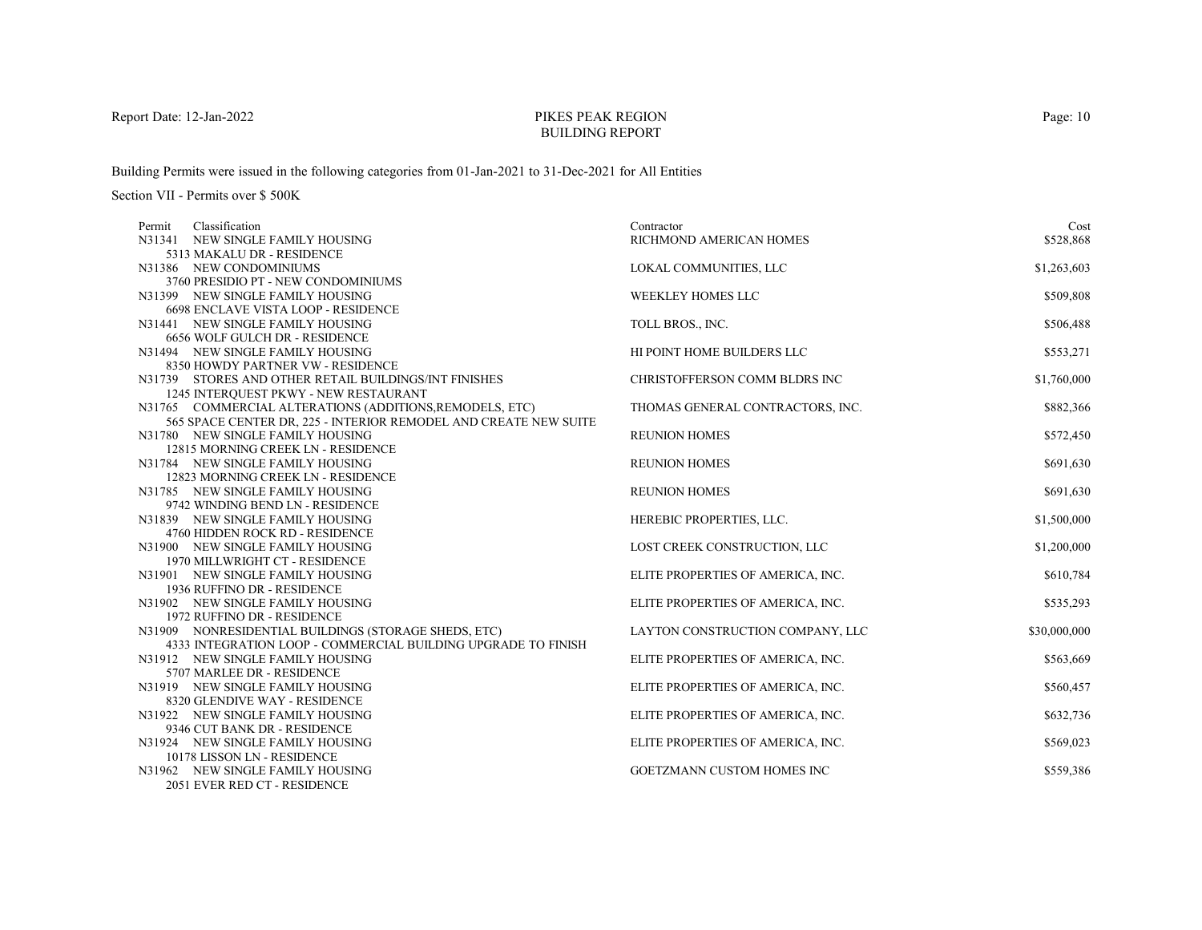Report Date: 12-Jan-2022

# PIKES PEAK REGION
## BUILDING REPORT

Building Permits were issued in the following categories from 01-Jan-2021 to 31-Dec-2021 for All Entities

Section VII - Permits over $ 500K

| Permit | Classification | Contractor | Cost |
|---|---|---|---|
| N31341 | NEW SINGLE FAMILY HOUSING<br>5313 MAKALU DR - RESIDENCE | RICHMOND AMERICAN HOMES | $528,868 |
| N31386 | NEW CONDOMINIUMS<br>3760 PRESIDIO PT - NEW CONDOMINIUMS | LOKAL COMMUNITIES, LLC | $1,263,603 |
| N31399 | NEW SINGLE FAMILY HOUSING<br>6698 ENCLAVE VISTA LOOP - RESIDENCE | WEEKLEY HOMES LLC | $509,808 |
| N31441 | NEW SINGLE FAMILY HOUSING<br>6656 WOLF GULCH DR - RESIDENCE | TOLL BROS., INC. | $506,488 |
| N31494 | NEW SINGLE FAMILY HOUSING<br>8350 HOWDY PARTNER VW - RESIDENCE | HI POINT HOME BUILDERS LLC | $553,271 |
| N31739 | STORES AND OTHER RETAIL BUILDINGS/INT FINISHES<br>1245 INTERQUEST PKWY - NEW RESTAURANT | CHRISTOFFERSON COMM BLDRS INC | $1,760,000 |
| N31765 | COMMERCIAL ALTERATIONS (ADDITIONS,REMODELS, ETC)<br>565 SPACE CENTER DR, 225 - INTERIOR REMODEL AND CREATE NEW SUITE | THOMAS GENERAL CONTRACTORS, INC. | $882,366 |
| N31780 | NEW SINGLE FAMILY HOUSING<br>12815 MORNING CREEK LN - RESIDENCE | REUNION HOMES | $572,450 |
| N31784 | NEW SINGLE FAMILY HOUSING<br>12823 MORNING CREEK LN - RESIDENCE | REUNION HOMES | $691,630 |
| N31785 | NEW SINGLE FAMILY HOUSING<br>9742 WINDING BEND LN - RESIDENCE | REUNION HOMES | $691,630 |
| N31839 | NEW SINGLE FAMILY HOUSING<br>4760 HIDDEN ROCK RD - RESIDENCE | HEREBIC PROPERTIES, LLC. | $1,500,000 |
| N31900 | NEW SINGLE FAMILY HOUSING<br>1970 MILLWRIGHT CT - RESIDENCE | LOST CREEK CONSTRUCTION, LLC | $1,200,000 |
| N31901 | NEW SINGLE FAMILY HOUSING<br>1936 RUFFINO DR - RESIDENCE | ELITE PROPERTIES OF AMERICA, INC. | $610,784 |
| N31902 | NEW SINGLE FAMILY HOUSING<br>1972 RUFFINO DR - RESIDENCE | ELITE PROPERTIES OF AMERICA, INC. | $535,293 |
| N31909 | NONRESIDENTIAL BUILDINGS (STORAGE SHEDS, ETC)<br>4333 INTEGRATION LOOP - COMMERCIAL BUILDING UPGRADE TO FINISH | LAYTON CONSTRUCTION COMPANY, LLC | $30,000,000 |
| N31912 | NEW SINGLE FAMILY HOUSING<br>5707 MARLEE DR - RESIDENCE | ELITE PROPERTIES OF AMERICA, INC. | $563,669 |
| N31919 | NEW SINGLE FAMILY HOUSING<br>8320 GLENDIVE WAY - RESIDENCE | ELITE PROPERTIES OF AMERICA, INC. | $560,457 |
| N31922 | NEW SINGLE FAMILY HOUSING<br>9346 CUT BANK DR - RESIDENCE | ELITE PROPERTIES OF AMERICA, INC. | $632,736 |
| N31924 | NEW SINGLE FAMILY HOUSING<br>10178 LISSON LN - RESIDENCE | ELITE PROPERTIES OF AMERICA, INC. | $569,023 |
| N31962 | NEW SINGLE FAMILY HOUSING<br>2051 EVER RED CT - RESIDENCE | GOETZMANN CUSTOM HOMES INC | $559,386 |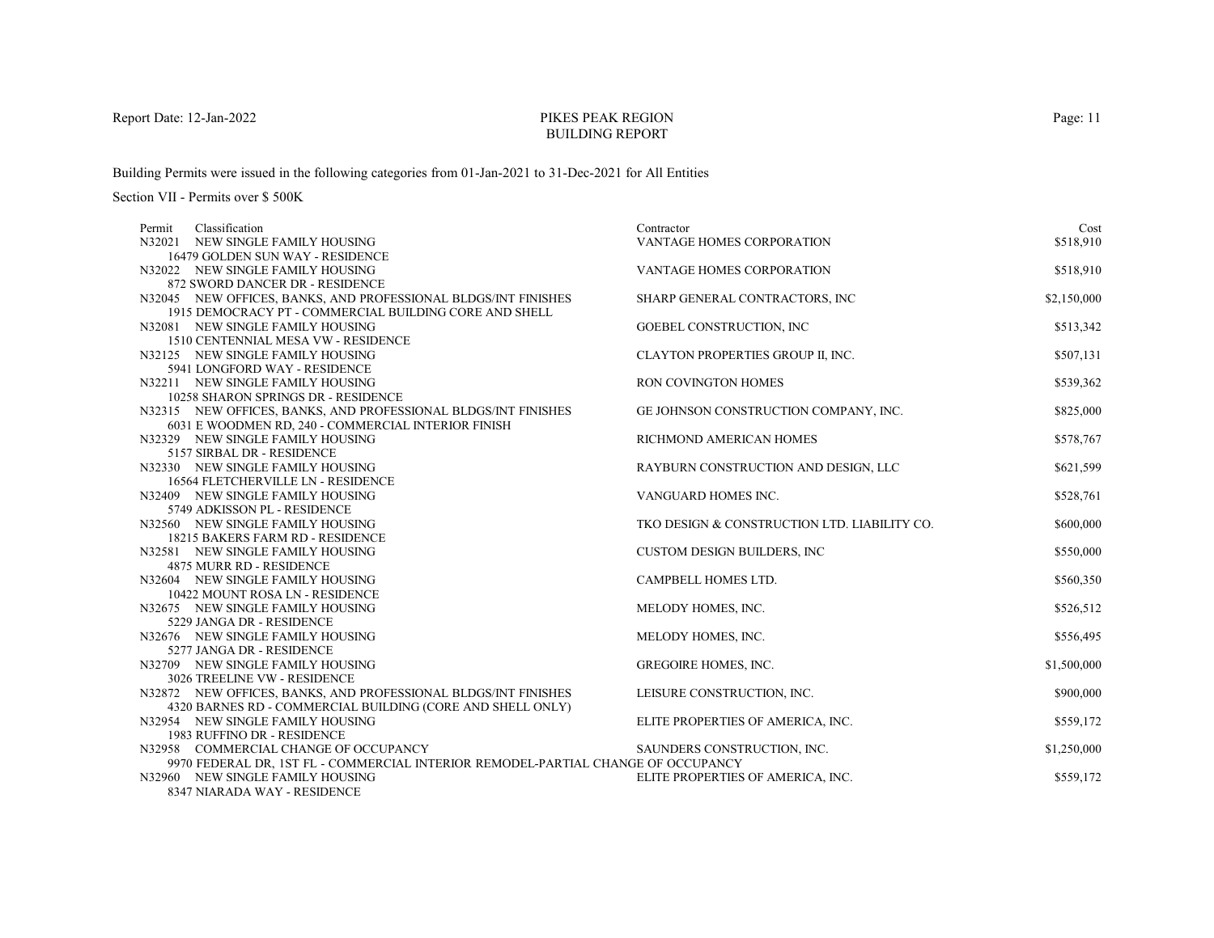Report Date: 12-Jan-2022

# PIKES PEAK REGION
## BUILDING REPORT

Building Permits were issued in the following categories from 01-Jan-2021 to 31-Dec-2021 for All Entities

Section VII - Permits over $ 500K

| Permit | Classification | Contractor | Cost |
|---|---|---|---|
| N32021 | NEW SINGLE FAMILY HOUSING<br>16479 GOLDEN SUN WAY - RESIDENCE | VANTAGE HOMES CORPORATION | $518,910 |
| N32022 | NEW SINGLE FAMILY HOUSING<br>872 SWORD DANCER DR - RESIDENCE | VANTAGE HOMES CORPORATION | $518,910 |
| N32045 | NEW OFFICES, BANKS, AND PROFESSIONAL BLDGS/INT FINISHES<br>1915 DEMOCRACY PT - COMMERCIAL BUILDING CORE AND SHELL | SHARP GENERAL CONTRACTORS, INC | $2,150,000 |
| N32081 | NEW SINGLE FAMILY HOUSING<br>1510 CENTENNIAL MESA VW - RESIDENCE | GOEBEL CONSTRUCTION, INC | $513,342 |
| N32125 | NEW SINGLE FAMILY HOUSING<br>5941 LONGFORD WAY - RESIDENCE | CLAYTON PROPERTIES GROUP II, INC. | $507,131 |
| N32211 | NEW SINGLE FAMILY HOUSING<br>10258 SHARON SPRINGS DR - RESIDENCE | RON COVINGTON HOMES | $539,362 |
| N32315 | NEW OFFICES, BANKS, AND PROFESSIONAL BLDGS/INT FINISHES<br>6031 E WOODMEN RD, 240 - COMMERCIAL INTERIOR FINISH | GE JOHNSON CONSTRUCTION COMPANY, INC. | $825,000 |
| N32329 | NEW SINGLE FAMILY HOUSING<br>5157 SIRBAL DR - RESIDENCE | RICHMOND AMERICAN HOMES | $578,767 |
| N32330 | NEW SINGLE FAMILY HOUSING<br>16564 FLETCHERVILLE LN - RESIDENCE | RAYBURN CONSTRUCTION AND DESIGN, LLC | $621,599 |
| N32409 | NEW SINGLE FAMILY HOUSING<br>5749 ADKISSON PL - RESIDENCE | VANGUARD HOMES INC. | $528,761 |
| N32560 | NEW SINGLE FAMILY HOUSING<br>18215 BAKERS FARM RD - RESIDENCE | TKO DESIGN & CONSTRUCTION LTD. LIABILITY CO. | $600,000 |
| N32581 | NEW SINGLE FAMILY HOUSING<br>4875 MURR RD - RESIDENCE | CUSTOM DESIGN BUILDERS, INC | $550,000 |
| N32604 | NEW SINGLE FAMILY HOUSING<br>10422 MOUNT ROSA LN - RESIDENCE | CAMPBELL HOMES LTD. | $560,350 |
| N32675 | NEW SINGLE FAMILY HOUSING<br>5229 JANGA DR - RESIDENCE | MELODY HOMES, INC. | $526,512 |
| N32676 | NEW SINGLE FAMILY HOUSING<br>5277 JANGA DR - RESIDENCE | MELODY HOMES, INC. | $556,495 |
| N32709 | NEW SINGLE FAMILY HOUSING<br>3026 TREELINE VW - RESIDENCE | GREGOIRE HOMES, INC. | $1,500,000 |
| N32872 | NEW OFFICES, BANKS, AND PROFESSIONAL BLDGS/INT FINISHES<br>4320 BARNES RD - COMMERCIAL BUILDING (CORE AND SHELL ONLY) | LEISURE CONSTRUCTION, INC. | $900,000 |
| N32954 | NEW SINGLE FAMILY HOUSING<br>1983 RUFFINO DR - RESIDENCE | ELITE PROPERTIES OF AMERICA, INC. | $559,172 |
| N32958 | COMMERCIAL CHANGE OF OCCUPANCY<br>9970 FEDERAL DR, 1ST FL - COMMERCIAL INTERIOR REMODEL-PARTIAL CHANGE OF OCCUPANCY | SAUNDERS CONSTRUCTION, INC. | $1,250,000 |
| N32960 | NEW SINGLE FAMILY HOUSING<br>8347 NIARADA WAY - RESIDENCE | ELITE PROPERTIES OF AMERICA, INC. | $559,172 |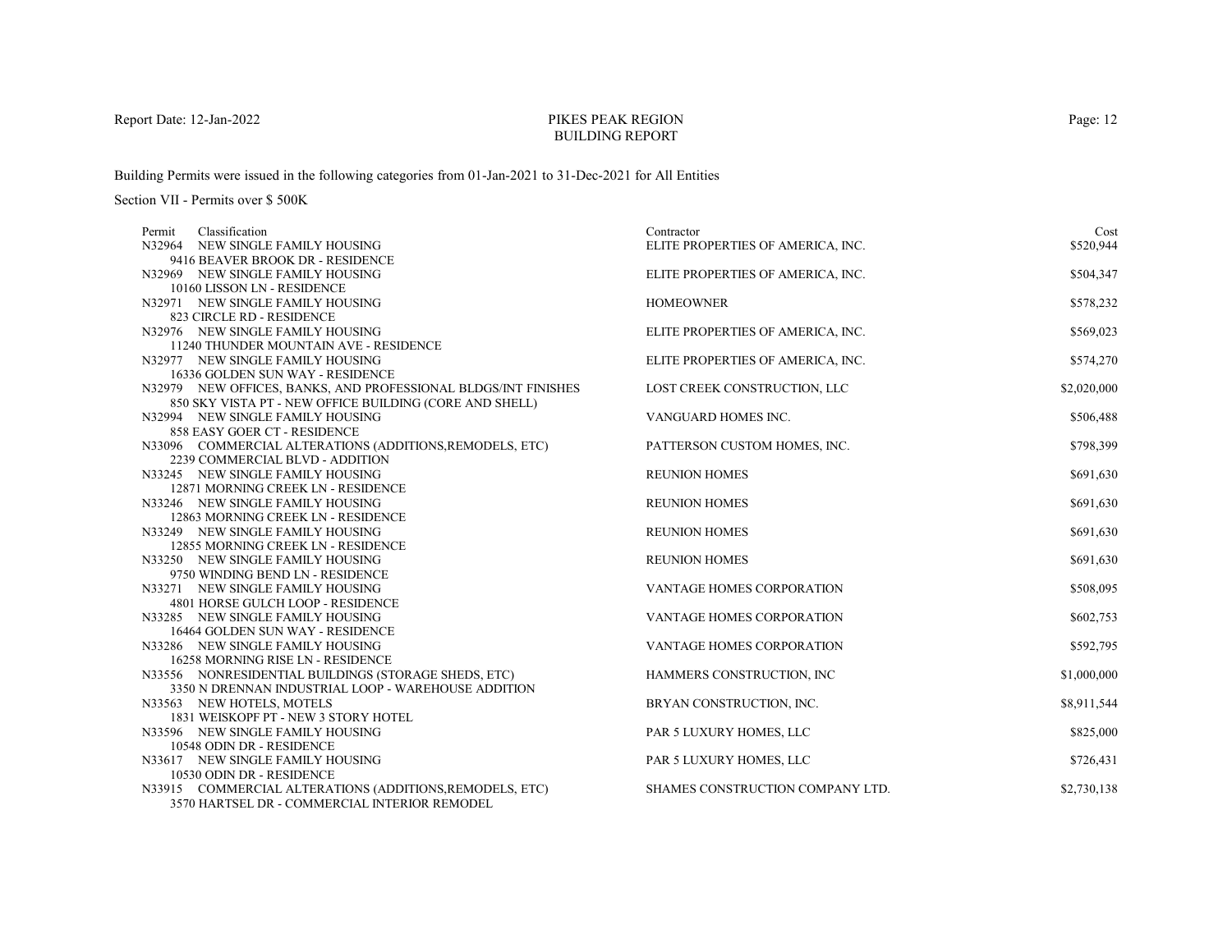# PIKES PEAK REGION
## BUILDING REPORT

Report Date: 12-Jan-2022

Building Permits were issued in the following categories from 01-Jan-2021 to 31-Dec-2021 for All Entities

Section VII - Permits over $ 500K

| Permit | Classification | Contractor | Cost |
|---|---|---|---|
| N32964 | NEW SINGLE FAMILY HOUSING<br>9416 BEAVER BROOK DR - RESIDENCE | ELITE PROPERTIES OF AMERICA, INC. | $520,944 |
| N32969 | NEW SINGLE FAMILY HOUSING<br>10160 LISSON LN - RESIDENCE | ELITE PROPERTIES OF AMERICA, INC. | $504,347 |
| N32971 | NEW SINGLE FAMILY HOUSING<br>823 CIRCLE RD - RESIDENCE | HOMEOWNER | $578,232 |
| N32976 | NEW SINGLE FAMILY HOUSING<br>11240 THUNDER MOUNTAIN AVE - RESIDENCE | ELITE PROPERTIES OF AMERICA, INC. | $569,023 |
| N32977 | NEW SINGLE FAMILY HOUSING<br>16336 GOLDEN SUN WAY - RESIDENCE | ELITE PROPERTIES OF AMERICA, INC. | $574,270 |
| N32979 | NEW OFFICES, BANKS, AND PROFESSIONAL BLDGS/INT FINISHES<br>850 SKY VISTA PT - NEW OFFICE BUILDING (CORE AND SHELL) | LOST CREEK CONSTRUCTION, LLC | $2,020,000 |
| N32994 | NEW SINGLE FAMILY HOUSING<br>858 EASY GOER CT - RESIDENCE | VANGUARD HOMES INC. | $506,488 |
| N33096 | COMMERCIAL ALTERATIONS (ADDITIONS,REMODELS, ETC)<br>2239 COMMERCIAL BLVD - ADDITION | PATTERSON CUSTOM HOMES, INC. | $798,399 |
| N33245 | NEW SINGLE FAMILY HOUSING<br>12871 MORNING CREEK LN - RESIDENCE | REUNION HOMES | $691,630 |
| N33246 | NEW SINGLE FAMILY HOUSING<br>12863 MORNING CREEK LN - RESIDENCE | REUNION HOMES | $691,630 |
| N33249 | NEW SINGLE FAMILY HOUSING<br>12855 MORNING CREEK LN - RESIDENCE | REUNION HOMES | $691,630 |
| N33250 | NEW SINGLE FAMILY HOUSING<br>9750 WINDING BEND LN - RESIDENCE | REUNION HOMES | $691,630 |
| N33271 | NEW SINGLE FAMILY HOUSING<br>4801 HORSE GULCH LOOP - RESIDENCE | VANTAGE HOMES CORPORATION | $508,095 |
| N33285 | NEW SINGLE FAMILY HOUSING<br>16464 GOLDEN SUN WAY - RESIDENCE | VANTAGE HOMES CORPORATION | $602,753 |
| N33286 | NEW SINGLE FAMILY HOUSING<br>16258 MORNING RISE LN - RESIDENCE | VANTAGE HOMES CORPORATION | $592,795 |
| N33556 | NONRESIDENTIAL BUILDINGS (STORAGE SHEDS, ETC)<br>3350 N DRENNAN INDUSTRIAL LOOP - WAREHOUSE ADDITION | HAMMERS CONSTRUCTION, INC | $1,000,000 |
| N33563 | NEW HOTELS, MOTELS<br>1831 WEISKOPF PT - NEW 3 STORY HOTEL | BRYAN CONSTRUCTION, INC. | $8,911,544 |
| N33596 | NEW SINGLE FAMILY HOUSING<br>10548 ODIN DR - RESIDENCE | PAR 5 LUXURY HOMES, LLC | $825,000 |
| N33617 | NEW SINGLE FAMILY HOUSING<br>10530 ODIN DR - RESIDENCE | PAR 5 LUXURY HOMES, LLC | $726,431 |
| N33915 | COMMERCIAL ALTERATIONS (ADDITIONS,REMODELS, ETC)<br>3570 HARTSEL DR - COMMERCIAL INTERIOR REMODEL | SHAMES CONSTRUCTION COMPANY LTD. | $2,730,138 |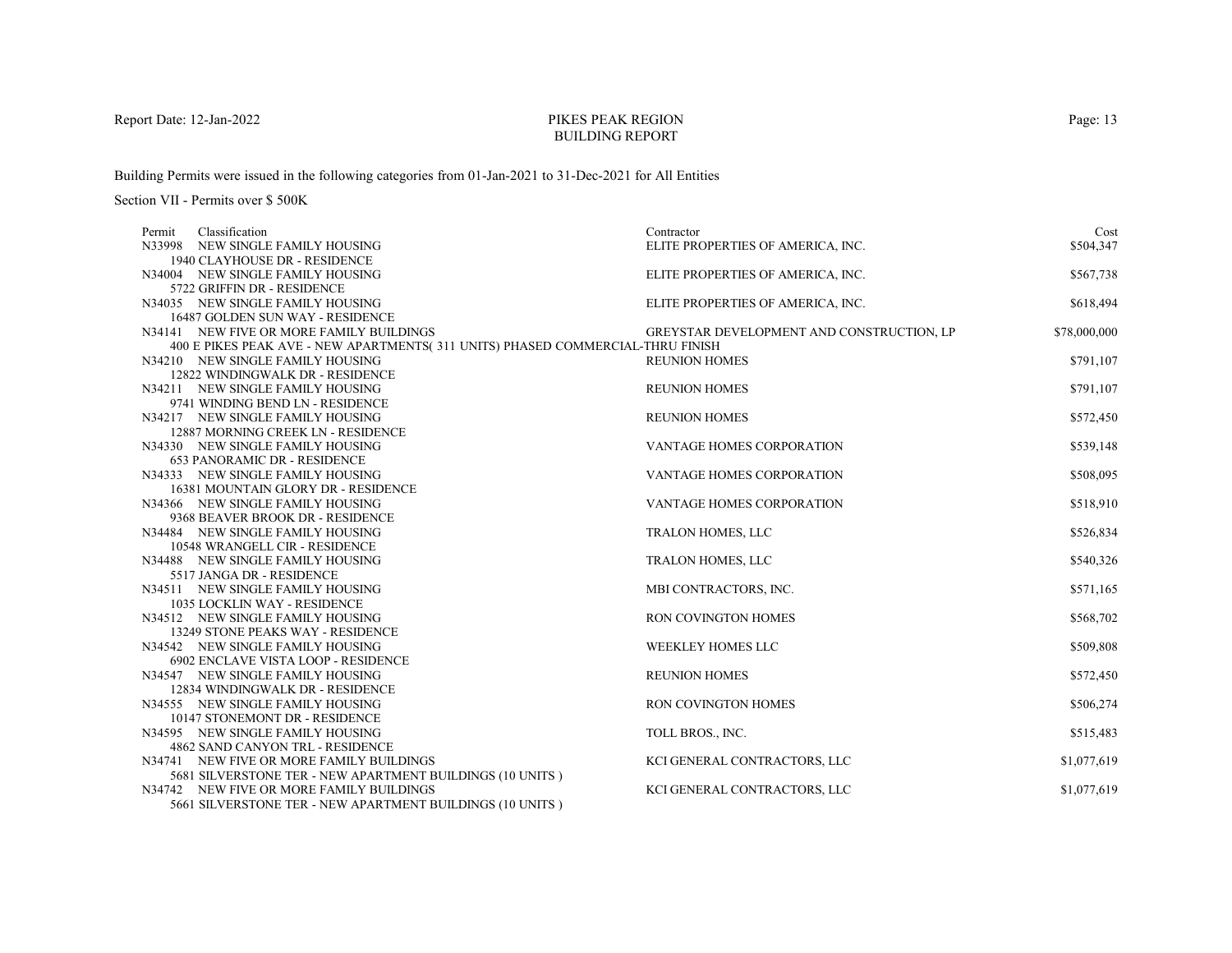PIKES PEAK REGION
BUILDING REPORT

Building Permits were issued in the following categories from 01-Jan-2021 to 31-Dec-2021 for All Entities

Section VII - Permits over $ 500K

| Permit | Classification | Contractor | Cost |
|---|---|---|---|
| N33998 | NEW SINGLE FAMILY HOUSING<br>1940 CLAYHOUSE DR - RESIDENCE | ELITE PROPERTIES OF AMERICA, INC. | $504,347 |
| N34004 | NEW SINGLE FAMILY HOUSING<br>5722 GRIFFIN DR - RESIDENCE | ELITE PROPERTIES OF AMERICA, INC. | $567,738 |
| N34035 | NEW SINGLE FAMILY HOUSING<br>16487 GOLDEN SUN WAY - RESIDENCE | ELITE PROPERTIES OF AMERICA, INC. | $618,494 |
| N34141 | NEW FIVE OR MORE FAMILY BUILDINGS<br>400 E PIKES PEAK AVE - NEW APARTMENTS( 311 UNITS) PHASED COMMERCIAL-THRU FINISH | GREYSTAR DEVELOPMENT AND CONSTRUCTION, LP | $78,000,000 |
| N34210 | NEW SINGLE FAMILY HOUSING<br>12822 WINDINGWALK DR - RESIDENCE | REUNION HOMES | $791,107 |
| N34211 | NEW SINGLE FAMILY HOUSING<br>9741 WINDING BEND LN - RESIDENCE | REUNION HOMES | $791,107 |
| N34217 | NEW SINGLE FAMILY HOUSING<br>12887 MORNING CREEK LN - RESIDENCE | REUNION HOMES | $572,450 |
| N34330 | NEW SINGLE FAMILY HOUSING<br>653 PANORAMIC DR - RESIDENCE | VANTAGE HOMES CORPORATION | $539,148 |
| N34333 | NEW SINGLE FAMILY HOUSING<br>16381 MOUNTAIN GLORY DR - RESIDENCE | VANTAGE HOMES CORPORATION | $508,095 |
| N34366 | NEW SINGLE FAMILY HOUSING<br>9368 BEAVER BROOK DR - RESIDENCE | VANTAGE HOMES CORPORATION | $518,910 |
| N34484 | NEW SINGLE FAMILY HOUSING<br>10548 WRANGELL CIR - RESIDENCE | TRALON HOMES, LLC | $526,834 |
| N34488 | NEW SINGLE FAMILY HOUSING<br>5517 JANGA DR - RESIDENCE | TRALON HOMES, LLC | $540,326 |
| N34511 | NEW SINGLE FAMILY HOUSING<br>1035 LOCKLIN WAY - RESIDENCE | MBI CONTRACTORS, INC. | $571,165 |
| N34512 | NEW SINGLE FAMILY HOUSING<br>13249 STONE PEAKS WAY - RESIDENCE | RON COVINGTON HOMES | $568,702 |
| N34542 | NEW SINGLE FAMILY HOUSING<br>6902 ENCLAVE VISTA LOOP - RESIDENCE | WEEKLEY HOMES LLC | $509,808 |
| N34547 | NEW SINGLE FAMILY HOUSING<br>12834 WINDINGWALK DR - RESIDENCE | REUNION HOMES | $572,450 |
| N34555 | NEW SINGLE FAMILY HOUSING<br>10147 STONEMONT DR - RESIDENCE | RON COVINGTON HOMES | $506,274 |
| N34595 | NEW SINGLE FAMILY HOUSING<br>4862 SAND CANYON TRL - RESIDENCE | TOLL BROS., INC. | $515,483 |
| N34741 | NEW FIVE OR MORE FAMILY BUILDINGS<br>5681 SILVERSTONE TER - NEW APARTMENT BUILDINGS (10 UNITS ) | KCI GENERAL CONTRACTORS, LLC | $1,077,619 |
| N34742 | NEW FIVE OR MORE FAMILY BUILDINGS<br>5661 SILVERSTONE TER - NEW APARTMENT BUILDINGS (10 UNITS ) | KCI GENERAL CONTRACTORS, LLC | $1,077,619 |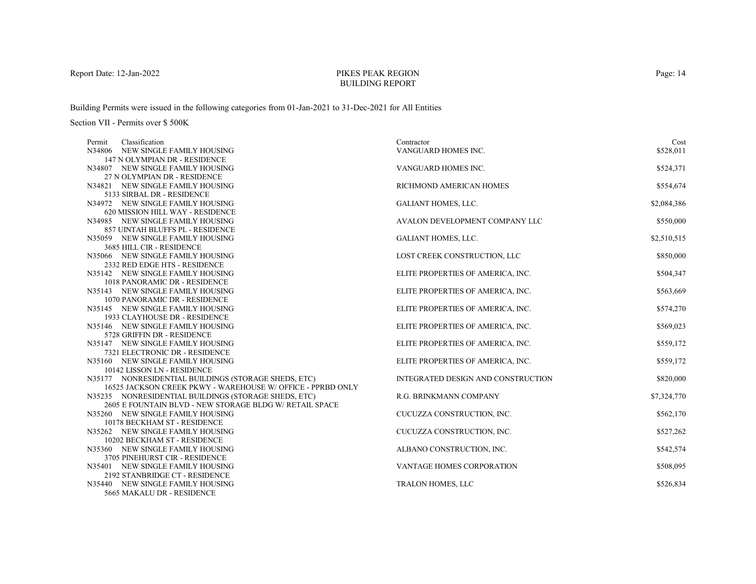# PIKES PEAK REGION
## BUILDING REPORT

Report Date: 12-Jan-2022

Building Permits were issued in the following categories from 01-Jan-2021 to 31-Dec-2021 for All Entities

Section VII - Permits over $ 500K

| Permit | Classification | Contractor | Cost |
|---|---|---|---|
| N34806 | NEW SINGLE FAMILY HOUSING<br>147 N OLYMPIAN DR - RESIDENCE | VANGUARD HOMES INC. | $528,011 |
| N34807 | NEW SINGLE FAMILY HOUSING<br>27 N OLYMPIAN DR - RESIDENCE | VANGUARD HOMES INC. | $524,371 |
| N34821 | NEW SINGLE FAMILY HOUSING<br>5133 SIRBAL DR - RESIDENCE | RICHMOND AMERICAN HOMES | $554,674 |
| N34972 | NEW SINGLE FAMILY HOUSING<br>620 MISSION HILL WAY - RESIDENCE | GALIANT HOMES, LLC. | $2,084,386 |
| N34985 | NEW SINGLE FAMILY HOUSING<br>857 UINTAH BLUFFS PL - RESIDENCE | AVALON DEVELOPMENT COMPANY LLC | $550,000 |
| N35059 | NEW SINGLE FAMILY HOUSING<br>3685 HILL CIR - RESIDENCE | GALIANT HOMES, LLC. | $2,510,515 |
| N35066 | NEW SINGLE FAMILY HOUSING<br>2332 RED EDGE HTS - RESIDENCE | LOST CREEK CONSTRUCTION, LLC | $850,000 |
| N35142 | NEW SINGLE FAMILY HOUSING<br>1018 PANORAMIC DR - RESIDENCE | ELITE PROPERTIES OF AMERICA, INC. | $504,347 |
| N35143 | NEW SINGLE FAMILY HOUSING<br>1070 PANORAMIC DR - RESIDENCE | ELITE PROPERTIES OF AMERICA, INC. | $563,669 |
| N35145 | NEW SINGLE FAMILY HOUSING<br>1933 CLAYHOUSE DR - RESIDENCE | ELITE PROPERTIES OF AMERICA, INC. | $574,270 |
| N35146 | NEW SINGLE FAMILY HOUSING<br>5728 GRIFFIN DR - RESIDENCE | ELITE PROPERTIES OF AMERICA, INC. | $569,023 |
| N35147 | NEW SINGLE FAMILY HOUSING<br>7321 ELECTRONIC DR - RESIDENCE | ELITE PROPERTIES OF AMERICA, INC. | $559,172 |
| N35160 | NEW SINGLE FAMILY HOUSING<br>10142 LISSON LN - RESIDENCE | ELITE PROPERTIES OF AMERICA, INC. | $559,172 |
| N35177 | NONRESIDENTIAL BUILDINGS (STORAGE SHEDS, ETC)<br>16525 JACKSON CREEK PKWY - WAREHOUSE W/ OFFICE - PPRBD ONLY | INTEGRATED DESIGN AND CONSTRUCTION | $820,000 |
| N35235 | NONRESIDENTIAL BUILDINGS (STORAGE SHEDS, ETC)<br>2605 E FOUNTAIN BLVD - NEW STORAGE BLDG W/ RETAIL SPACE | R.G. BRINKMANN COMPANY | $7,324,770 |
| N35260 | NEW SINGLE FAMILY HOUSING<br>10178 BECKHAM ST - RESIDENCE | CUCUZZA CONSTRUCTION, INC. | $562,170 |
| N35262 | NEW SINGLE FAMILY HOUSING<br>10202 BECKHAM ST - RESIDENCE | CUCUZZA CONSTRUCTION, INC. | $527,262 |
| N35360 | NEW SINGLE FAMILY HOUSING<br>3705 PINEHURST CIR - RESIDENCE | ALBANO CONSTRUCTION, INC. | $542,574 |
| N35401 | NEW SINGLE FAMILY HOUSING<br>2192 STANBRIDGE CT - RESIDENCE | VANTAGE HOMES CORPORATION | $508,095 |
| N35440 | NEW SINGLE FAMILY HOUSING<br>5665 MAKALU DR - RESIDENCE | TRALON HOMES, LLC | $526,834 |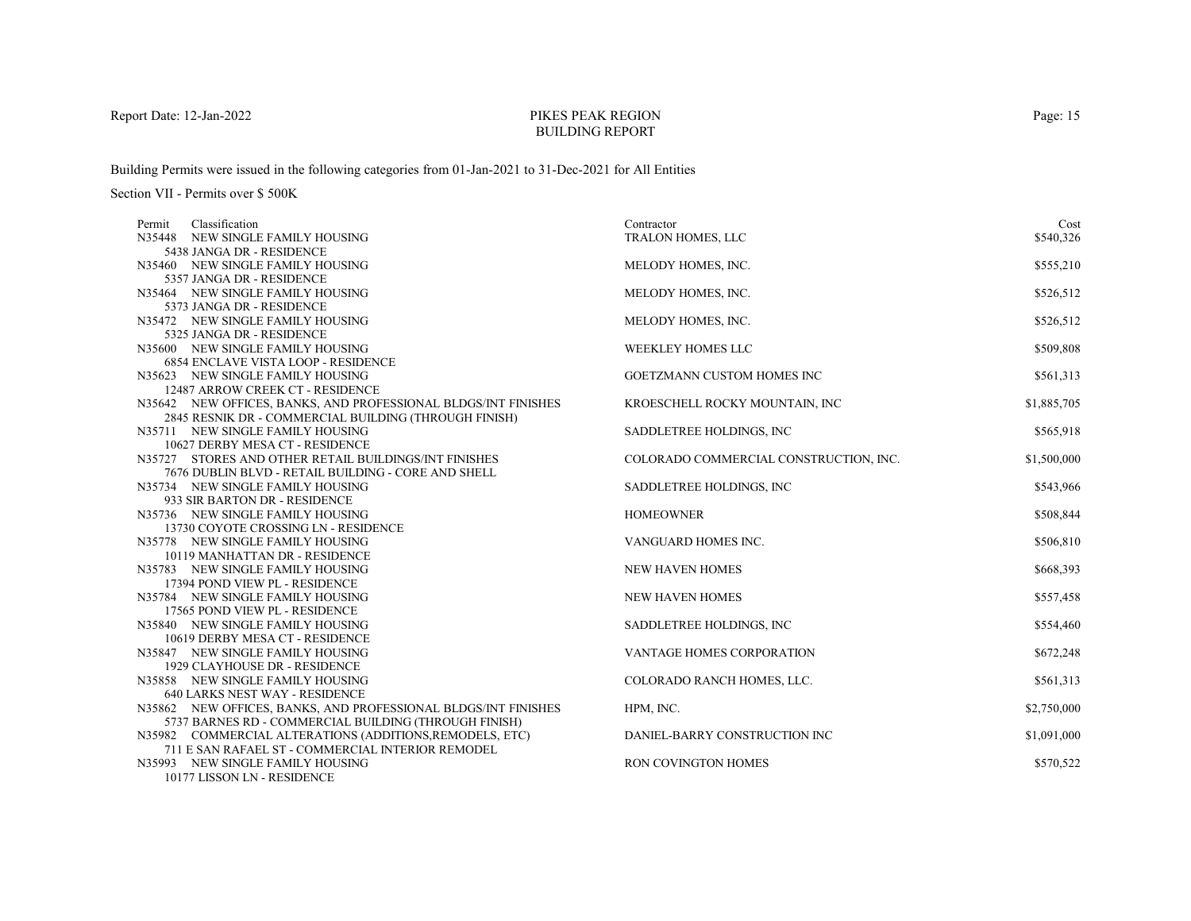# PIKES PEAK REGION
# BUILDING REPORT

Report Date: 12-Jan-2022

Building Permits were issued in the following categories from 01-Jan-2021 to 31-Dec-2021 for All Entities

Section VII - Permits over $ 500K

| Permit | Classification | Contractor | Cost |
|---|---|---|---|
| N35448 | NEW SINGLE FAMILY HOUSING<br>5438 JANGA DR - RESIDENCE | TRALON HOMES, LLC | $540,326 |
| N35460 | NEW SINGLE FAMILY HOUSING<br>5357 JANGA DR - RESIDENCE | MELODY HOMES, INC. | $555,210 |
| N35464 | NEW SINGLE FAMILY HOUSING<br>5373 JANGA DR - RESIDENCE | MELODY HOMES, INC. | $526,512 |
| N35472 | NEW SINGLE FAMILY HOUSING<br>5325 JANGA DR - RESIDENCE | MELODY HOMES, INC. | $526,512 |
| N35600 | NEW SINGLE FAMILY HOUSING<br>6854 ENCLAVE VISTA LOOP - RESIDENCE | WEEKLEY HOMES LLC | $509,808 |
| N35623 | NEW SINGLE FAMILY HOUSING<br>12487 ARROW CREEK CT - RESIDENCE | GOETZMANN CUSTOM HOMES INC | $561,313 |
| N35642 | NEW OFFICES, BANKS, AND PROFESSIONAL BLDGS/INT FINISHES<br>2845 RESNIK DR - COMMERCIAL BUILDING (THROUGH FINISH) | KROESCHELL ROCKY MOUNTAIN, INC | $1,885,705 |
| N35711 | NEW SINGLE FAMILY HOUSING<br>10627 DERBY MESA CT - RESIDENCE | SADDLETREE HOLDINGS, INC | $565,918 |
| N35727 | STORES AND OTHER RETAIL BUILDINGS/INT FINISHES<br>7676 DUBLIN BLVD - RETAIL BUILDING - CORE AND SHELL | COLORADO COMMERCIAL CONSTRUCTION, INC. | $1,500,000 |
| N35734 | NEW SINGLE FAMILY HOUSING<br>933 SIR BARTON DR - RESIDENCE | SADDLETREE HOLDINGS, INC | $543,966 |
| N35736 | NEW SINGLE FAMILY HOUSING<br>13730 COYOTE CROSSING LN - RESIDENCE | HOMEOWNER | $508,844 |
| N35778 | NEW SINGLE FAMILY HOUSING<br>10119 MANHATTAN DR - RESIDENCE | VANGUARD HOMES INC. | $506,810 |
| N35783 | NEW SINGLE FAMILY HOUSING<br>17394 POND VIEW PL - RESIDENCE | NEW HAVEN HOMES | $668,393 |
| N35784 | NEW SINGLE FAMILY HOUSING<br>17565 POND VIEW PL - RESIDENCE | NEW HAVEN HOMES | $557,458 |
| N35840 | NEW SINGLE FAMILY HOUSING<br>10619 DERBY MESA CT - RESIDENCE | SADDLETREE HOLDINGS, INC | $554,460 |
| N35847 | NEW SINGLE FAMILY HOUSING<br>1929 CLAYHOUSE DR - RESIDENCE | VANTAGE HOMES CORPORATION | $672,248 |
| N35858 | NEW SINGLE FAMILY HOUSING<br>640 LARKS NEST WAY - RESIDENCE | COLORADO RANCH HOMES, LLC. | $561,313 |
| N35862 | NEW OFFICES, BANKS, AND PROFESSIONAL BLDGS/INT FINISHES<br>5737 BARNES RD - COMMERCIAL BUILDING (THROUGH FINISH) | HPM, INC. | $2,750,000 |
| N35982 | COMMERCIAL ALTERATIONS (ADDITIONS,REMODELS, ETC)<br>711 E SAN RAFAEL ST - COMMERCIAL INTERIOR REMODEL | DANIEL-BARRY CONSTRUCTION INC | $1,091,000 |
| N35993 | NEW SINGLE FAMILY HOUSING<br>10177 LISSON LN - RESIDENCE | RON COVINGTON HOMES | $570,522 |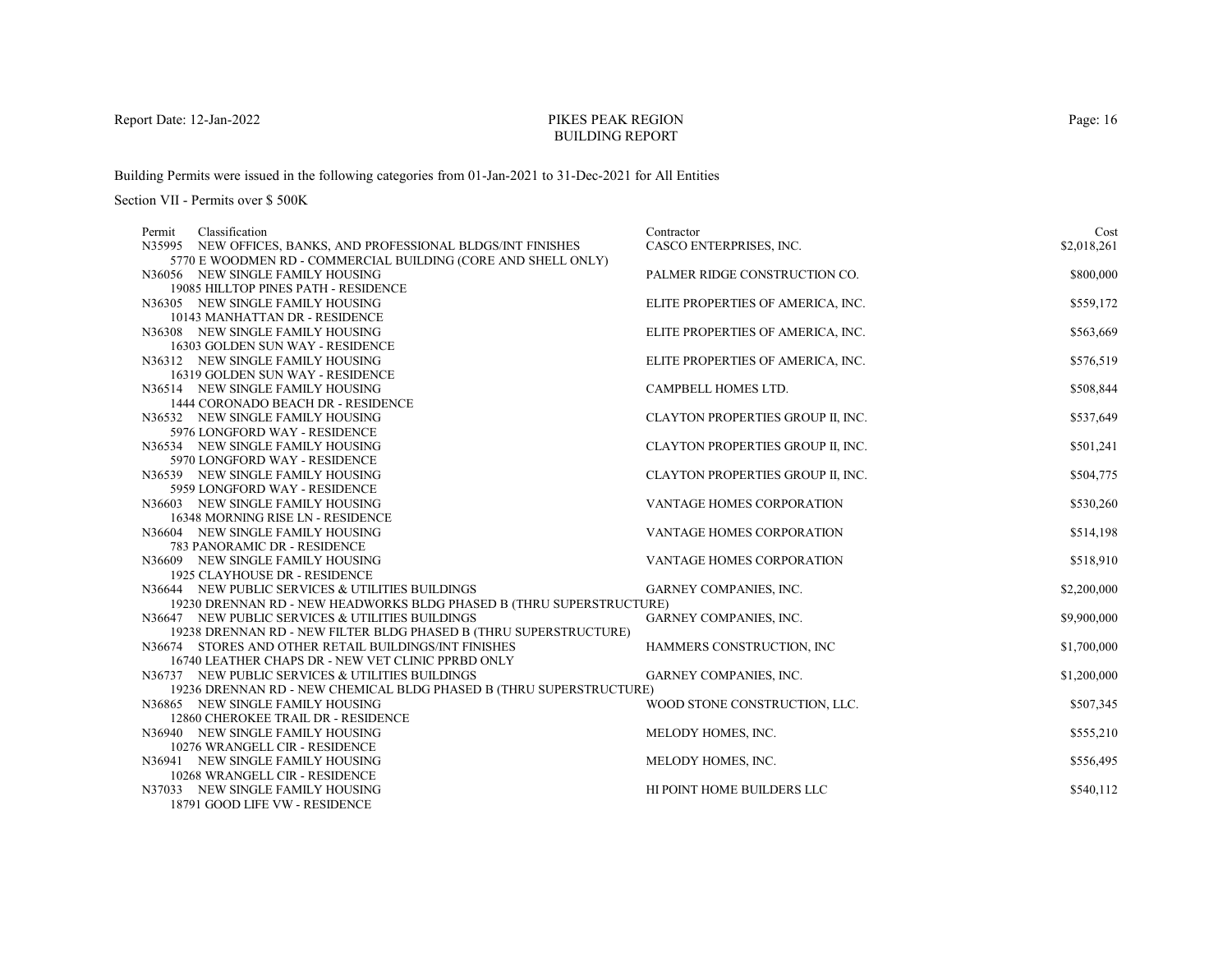# PIKES PEAK REGION
## BUILDING REPORT

Report Date: 12-Jan-2022

Building Permits were issued in the following categories from 01-Jan-2021 to 31-Dec-2021 for All Entities

Section VII - Permits over $ 500K

| Permit | Classification | Contractor | Cost |
|---|---|---|---|
| N35995 | NEW OFFICES, BANKS, AND PROFESSIONAL BLDGS/INT FINISHES<br>5770 E WOODMEN RD - COMMERCIAL BUILDING (CORE AND SHELL ONLY) | CASCO ENTERPRISES, INC. | $2,018,261 |
| N36056 | NEW SINGLE FAMILY HOUSING<br>19085 HILLTOP PINES PATH - RESIDENCE | PALMER RIDGE CONSTRUCTION CO. | $800,000 |
| N36305 | NEW SINGLE FAMILY HOUSING<br>10143 MANHATTAN DR - RESIDENCE | ELITE PROPERTIES OF AMERICA, INC. | $559,172 |
| N36308 | NEW SINGLE FAMILY HOUSING<br>16303 GOLDEN SUN WAY - RESIDENCE | ELITE PROPERTIES OF AMERICA, INC. | $563,669 |
| N36312 | NEW SINGLE FAMILY HOUSING<br>16319 GOLDEN SUN WAY - RESIDENCE | ELITE PROPERTIES OF AMERICA, INC. | $576,519 |
| N36514 | NEW SINGLE FAMILY HOUSING<br>1444 CORONADO BEACH DR - RESIDENCE | CAMPBELL HOMES LTD. | $508,844 |
| N36532 | NEW SINGLE FAMILY HOUSING<br>5976 LONGFORD WAY - RESIDENCE | CLAYTON PROPERTIES GROUP II, INC. | $537,649 |
| N36534 | NEW SINGLE FAMILY HOUSING<br>5970 LONGFORD WAY - RESIDENCE | CLAYTON PROPERTIES GROUP II, INC. | $501,241 |
| N36539 | NEW SINGLE FAMILY HOUSING<br>5959 LONGFORD WAY - RESIDENCE | CLAYTON PROPERTIES GROUP II, INC. | $504,775 |
| N36603 | NEW SINGLE FAMILY HOUSING<br>16348 MORNING RISE LN - RESIDENCE | VANTAGE HOMES CORPORATION | $530,260 |
| N36604 | NEW SINGLE FAMILY HOUSING<br>783 PANORAMIC DR - RESIDENCE | VANTAGE HOMES CORPORATION | $514,198 |
| N36609 | NEW SINGLE FAMILY HOUSING<br>1925 CLAYHOUSE DR - RESIDENCE | VANTAGE HOMES CORPORATION | $518,910 |
| N36644 | NEW PUBLIC SERVICES & UTILITIES BUILDINGS<br>19230 DRENNAN RD - NEW HEADWORKS BLDG PHASED B (THRU SUPERSTRUCTURE) | GARNEY COMPANIES, INC. | $2,200,000 |
| N36647 | NEW PUBLIC SERVICES & UTILITIES BUILDINGS<br>19238 DRENNAN RD - NEW FILTER BLDG PHASED B (THRU SUPERSTRUCTURE) | GARNEY COMPANIES, INC. | $9,900,000 |
| N36674 | STORES AND OTHER RETAIL BUILDINGS/INT FINISHES<br>16740 LEATHER CHAPS DR - NEW VET CLINIC PPRBD ONLY | HAMMERS CONSTRUCTION, INC | $1,700,000 |
| N36737 | NEW PUBLIC SERVICES & UTILITIES BUILDINGS<br>19236 DRENNAN RD - NEW CHEMICAL BLDG PHASED B (THRU SUPERSTRUCTURE) | GARNEY COMPANIES, INC. | $1,200,000 |
| N36865 | NEW SINGLE FAMILY HOUSING<br>12860 CHEROKEE TRAIL DR - RESIDENCE | WOOD STONE CONSTRUCTION, LLC. | $507,345 |
| N36940 | NEW SINGLE FAMILY HOUSING<br>10276 WRANGELL CIR - RESIDENCE | MELODY HOMES, INC. | $555,210 |
| N36941 | NEW SINGLE FAMILY HOUSING<br>10268 WRANGELL CIR - RESIDENCE | MELODY HOMES, INC. | $556,495 |
| N37033 | NEW SINGLE FAMILY HOUSING<br>18791 GOOD LIFE VW - RESIDENCE | HI POINT HOME BUILDERS LLC | $540,112 |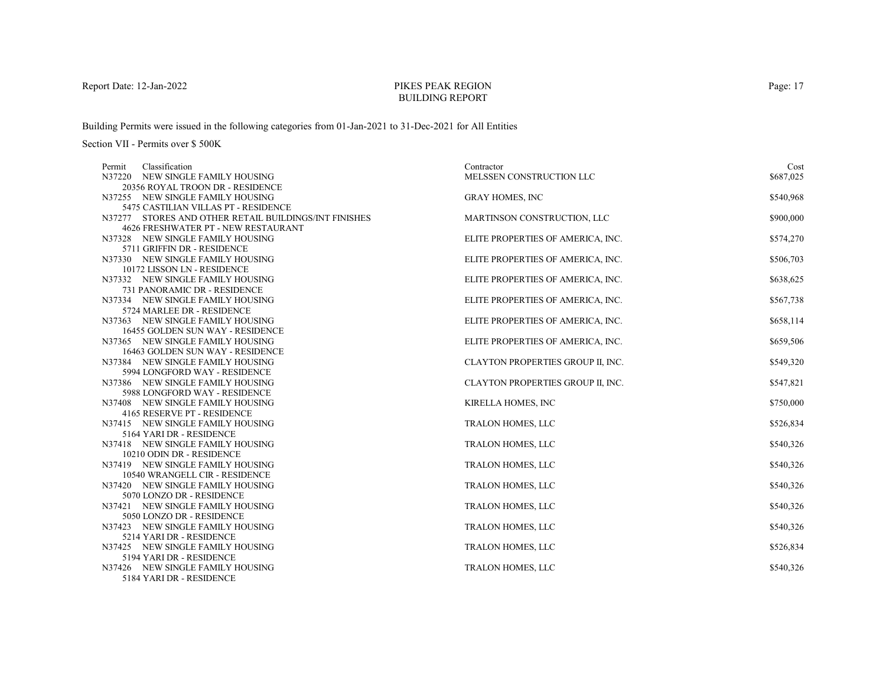Report Date: 12-Jan-2022

# PIKES PEAK REGION
## BUILDING REPORT

Building Permits were issued in the following categories from 01-Jan-2021 to 31-Dec-2021 for All Entities

Section VII - Permits over $ 500K

| Permit | Classification | Contractor | Cost |
|---|---|---|---|
| N37220 | NEW SINGLE FAMILY HOUSING<br>20356 ROYAL TROON DR - RESIDENCE | MELSSEN CONSTRUCTION LLC | $687,025 |
| N37255 | NEW SINGLE FAMILY HOUSING<br>5475 CASTILIAN VILLAS PT - RESIDENCE | GRAY HOMES, INC | $540,968 |
| N37277 | STORES AND OTHER RETAIL BUILDINGS/INT FINISHES<br>4626 FRESHWATER PT - NEW RESTAURANT | MARTINSON CONSTRUCTION, LLC | $900,000 |
| N37328 | NEW SINGLE FAMILY HOUSING<br>5711 GRIFFIN DR - RESIDENCE | ELITE PROPERTIES OF AMERICA, INC. | $574,270 |
| N37330 | NEW SINGLE FAMILY HOUSING<br>10172 LISSON LN - RESIDENCE | ELITE PROPERTIES OF AMERICA, INC. | $506,703 |
| N37332 | NEW SINGLE FAMILY HOUSING<br>731 PANORAMIC DR - RESIDENCE | ELITE PROPERTIES OF AMERICA, INC. | $638,625 |
| N37334 | NEW SINGLE FAMILY HOUSING<br>5724 MARLEE DR - RESIDENCE | ELITE PROPERTIES OF AMERICA, INC. | $567,738 |
| N37363 | NEW SINGLE FAMILY HOUSING<br>16455 GOLDEN SUN WAY - RESIDENCE | ELITE PROPERTIES OF AMERICA, INC. | $658,114 |
| N37365 | NEW SINGLE FAMILY HOUSING<br>16463 GOLDEN SUN WAY - RESIDENCE | ELITE PROPERTIES OF AMERICA, INC. | $659,506 |
| N37384 | NEW SINGLE FAMILY HOUSING<br>5994 LONGFORD WAY - RESIDENCE | CLAYTON PROPERTIES GROUP II, INC. | $549,320 |
| N37386 | NEW SINGLE FAMILY HOUSING<br>5988 LONGFORD WAY - RESIDENCE | CLAYTON PROPERTIES GROUP II, INC. | $547,821 |
| N37408 | NEW SINGLE FAMILY HOUSING<br>4165 RESERVE PT - RESIDENCE | KIRELLA HOMES, INC | $750,000 |
| N37415 | NEW SINGLE FAMILY HOUSING<br>5164 YARI DR - RESIDENCE | TRALON HOMES, LLC | $526,834 |
| N37418 | NEW SINGLE FAMILY HOUSING<br>10210 ODIN DR - RESIDENCE | TRALON HOMES, LLC | $540,326 |
| N37419 | NEW SINGLE FAMILY HOUSING<br>10540 WRANGELL CIR - RESIDENCE | TRALON HOMES, LLC | $540,326 |
| N37420 | NEW SINGLE FAMILY HOUSING<br>5070 LONZO DR - RESIDENCE | TRALON HOMES, LLC | $540,326 |
| N37421 | NEW SINGLE FAMILY HOUSING<br>5050 LONZO DR - RESIDENCE | TRALON HOMES, LLC | $540,326 |
| N37423 | NEW SINGLE FAMILY HOUSING<br>5214 YARI DR - RESIDENCE | TRALON HOMES, LLC | $540,326 |
| N37425 | NEW SINGLE FAMILY HOUSING<br>5194 YARI DR - RESIDENCE | TRALON HOMES, LLC | $526,834 |
| N37426 | NEW SINGLE FAMILY HOUSING<br>5184 YARI DR - RESIDENCE | TRALON HOMES, LLC | $540,326 |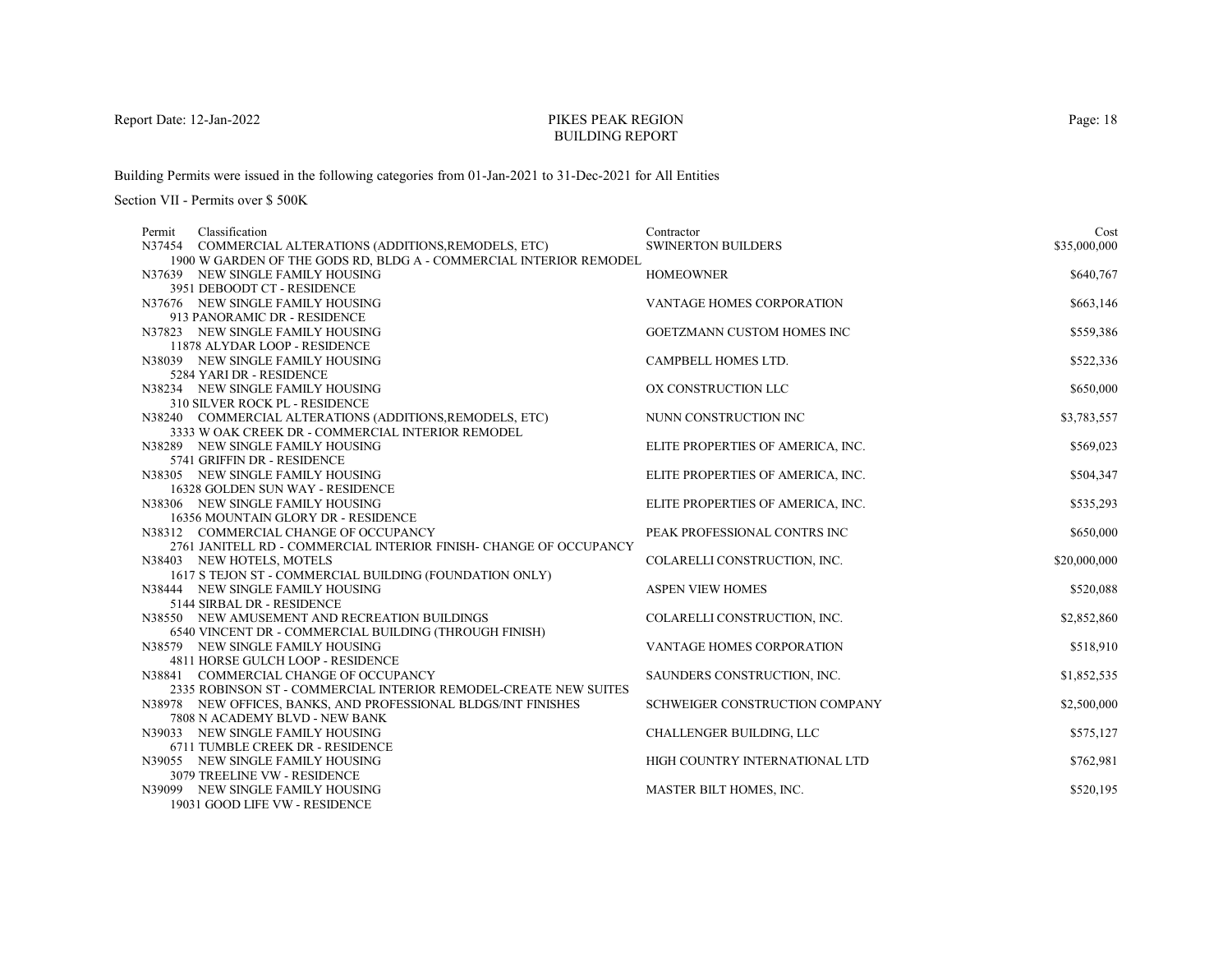# PIKES PEAK REGION BUILDING REPORT

Report Date: 12-Jan-2022

Building Permits were issued in the following categories from 01-Jan-2021 to 31-Dec-2021 for All Entities

Section VII - Permits over $ 500K

| Permit | Classification | Contractor | Cost |
|---|---|---|---|
| N37454 | COMMERCIAL ALTERATIONS (ADDITIONS,REMODELS, ETC)<br>1900 W GARDEN OF THE GODS RD, BLDG A - COMMERCIAL INTERIOR REMODEL | SWINERTON BUILDERS | $35,000,000 |
| N37639 | NEW SINGLE FAMILY HOUSING<br>3951 DEBOODT CT - RESIDENCE | HOMEOWNER | $640,767 |
| N37676 | NEW SINGLE FAMILY HOUSING<br>913 PANORAMIC DR - RESIDENCE | VANTAGE HOMES CORPORATION | $663,146 |
| N37823 | NEW SINGLE FAMILY HOUSING<br>11878 ALYDAR LOOP - RESIDENCE | GOETZMANN CUSTOM HOMES INC | $559,386 |
| N38039 | NEW SINGLE FAMILY HOUSING<br>5284 YARI DR - RESIDENCE | CAMPBELL HOMES LTD. | $522,336 |
| N38234 | NEW SINGLE FAMILY HOUSING<br>310 SILVER ROCK PL - RESIDENCE | OX CONSTRUCTION LLC | $650,000 |
| N38240 | COMMERCIAL ALTERATIONS (ADDITIONS,REMODELS, ETC)<br>3333 W OAK CREEK DR - COMMERCIAL INTERIOR REMODEL | NUNN CONSTRUCTION INC | $3,783,557 |
| N38289 | NEW SINGLE FAMILY HOUSING<br>5741 GRIFFIN DR - RESIDENCE | ELITE PROPERTIES OF AMERICA, INC. | $569,023 |
| N38305 | NEW SINGLE FAMILY HOUSING<br>16328 GOLDEN SUN WAY - RESIDENCE | ELITE PROPERTIES OF AMERICA, INC. | $504,347 |
| N38306 | NEW SINGLE FAMILY HOUSING<br>16356 MOUNTAIN GLORY DR - RESIDENCE | ELITE PROPERTIES OF AMERICA, INC. | $535,293 |
| N38312 | COMMERCIAL CHANGE OF OCCUPANCY<br>2761 JANITELL RD - COMMERCIAL INTERIOR FINISH- CHANGE OF OCCUPANCY | PEAK PROFESSIONAL CONTRS INC | $650,000 |
| N38403 | NEW HOTELS, MOTELS<br>1617 S TEJON ST - COMMERCIAL BUILDING (FOUNDATION ONLY) | COLARELLI CONSTRUCTION, INC. | $20,000,000 |
| N38444 | NEW SINGLE FAMILY HOUSING<br>5144 SIRBAL DR - RESIDENCE | ASPEN VIEW HOMES | $520,088 |
| N38550 | NEW AMUSEMENT AND RECREATION BUILDINGS<br>6540 VINCENT DR - COMMERCIAL BUILDING (THROUGH FINISH) | COLARELLI CONSTRUCTION, INC. | $2,852,860 |
| N38579 | NEW SINGLE FAMILY HOUSING<br>4811 HORSE GULCH LOOP - RESIDENCE | VANTAGE HOMES CORPORATION | $518,910 |
| N38841 | COMMERCIAL CHANGE OF OCCUPANCY<br>2335 ROBINSON ST - COMMERCIAL INTERIOR REMODEL-CREATE NEW SUITES | SAUNDERS CONSTRUCTION, INC. | $1,852,535 |
| N38978 | NEW OFFICES, BANKS, AND PROFESSIONAL BLDGS/INT FINISHES<br>7808 N ACADEMY BLVD - NEW BANK | SCHWEIGER CONSTRUCTION COMPANY | $2,500,000 |
| N39033 | NEW SINGLE FAMILY HOUSING<br>6711 TUMBLE CREEK DR - RESIDENCE | CHALLENGER BUILDING, LLC | $575,127 |
| N39055 | NEW SINGLE FAMILY HOUSING<br>3079 TREELINE VW - RESIDENCE | HIGH COUNTRY INTERNATIONAL LTD | $762,981 |
| N39099 | NEW SINGLE FAMILY HOUSING<br>19031 GOOD LIFE VW - RESIDENCE | MASTER BILT HOMES, INC. | $520,195 |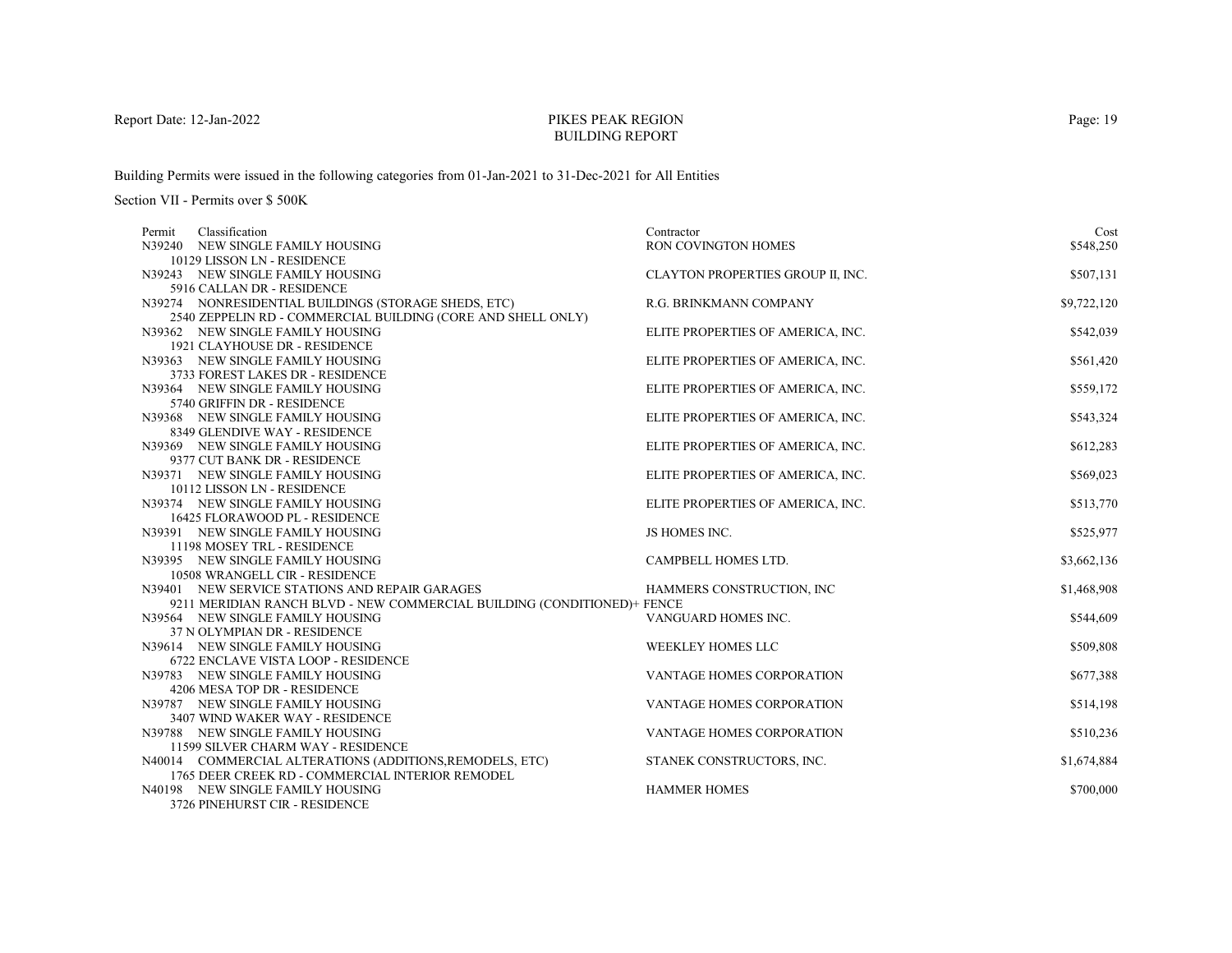PIKES PEAK REGION
BUILDING REPORT

Building Permits were issued in the following categories from 01-Jan-2021 to 31-Dec-2021 for All Entities

Section VII - Permits over $ 500K

| Permit | Classification | Contractor | Cost |
|---|---|---|---|
| N39240 | NEW SINGLE FAMILY HOUSING<br>10129 LISSON LN - RESIDENCE | RON COVINGTON HOMES | $548,250 |
| N39243 | NEW SINGLE FAMILY HOUSING<br>5916 CALLAN DR - RESIDENCE | CLAYTON PROPERTIES GROUP II, INC. | $507,131 |
| N39274 | NONRESIDENTIAL BUILDINGS (STORAGE SHEDS, ETC)<br>2540 ZEPPELIN RD - COMMERCIAL BUILDING (CORE AND SHELL ONLY) | R.G. BRINKMANN COMPANY | $9,722,120 |
| N39362 | NEW SINGLE FAMILY HOUSING<br>1921 CLAYHOUSE DR - RESIDENCE | ELITE PROPERTIES OF AMERICA, INC. | $542,039 |
| N39363 | NEW SINGLE FAMILY HOUSING<br>3733 FOREST LAKES DR - RESIDENCE | ELITE PROPERTIES OF AMERICA, INC. | $561,420 |
| N39364 | NEW SINGLE FAMILY HOUSING<br>5740 GRIFFIN DR - RESIDENCE | ELITE PROPERTIES OF AMERICA, INC. | $559,172 |
| N39368 | NEW SINGLE FAMILY HOUSING<br>8349 GLENDIVE WAY - RESIDENCE | ELITE PROPERTIES OF AMERICA, INC. | $543,324 |
| N39369 | NEW SINGLE FAMILY HOUSING<br>9377 CUT BANK DR - RESIDENCE | ELITE PROPERTIES OF AMERICA, INC. | $612,283 |
| N39371 | NEW SINGLE FAMILY HOUSING<br>10112 LISSON LN - RESIDENCE | ELITE PROPERTIES OF AMERICA, INC. | $569,023 |
| N39374 | NEW SINGLE FAMILY HOUSING<br>16425 FLORAWOOD PL - RESIDENCE | ELITE PROPERTIES OF AMERICA, INC. | $513,770 |
| N39391 | NEW SINGLE FAMILY HOUSING<br>11198 MOSEY TRL - RESIDENCE | JS HOMES INC. | $525,977 |
| N39395 | NEW SINGLE FAMILY HOUSING<br>10508 WRANGELL CIR - RESIDENCE | CAMPBELL HOMES LTD. | $3,662,136 |
| N39401 | NEW SERVICE STATIONS AND REPAIR GARAGES<br>9211 MERIDIAN RANCH BLVD - NEW COMMERCIAL BUILDING (CONDITIONED)+ FENCE | HAMMERS CONSTRUCTION, INC | $1,468,908 |
| N39564 | NEW SINGLE FAMILY HOUSING<br>37 N OLYMPIAN DR - RESIDENCE | VANGUARD HOMES INC. | $544,609 |
| N39614 | NEW SINGLE FAMILY HOUSING<br>6722 ENCLAVE VISTA LOOP - RESIDENCE | WEEKLEY HOMES LLC | $509,808 |
| N39783 | NEW SINGLE FAMILY HOUSING<br>4206 MESA TOP DR - RESIDENCE | VANTAGE HOMES CORPORATION | $677,388 |
| N39787 | NEW SINGLE FAMILY HOUSING<br>3407 WIND WAKER WAY - RESIDENCE | VANTAGE HOMES CORPORATION | $514,198 |
| N39788 | NEW SINGLE FAMILY HOUSING<br>11599 SILVER CHARM WAY - RESIDENCE | VANTAGE HOMES CORPORATION | $510,236 |
| N40014 | COMMERCIAL ALTERATIONS (ADDITIONS,REMODELS, ETC)<br>1765 DEER CREEK RD - COMMERCIAL INTERIOR REMODEL | STANEK CONSTRUCTORS, INC. | $1,674,884 |
| N40198 | NEW SINGLE FAMILY HOUSING<br>3726 PINEHURST CIR - RESIDENCE | HAMMER HOMES | $700,000 |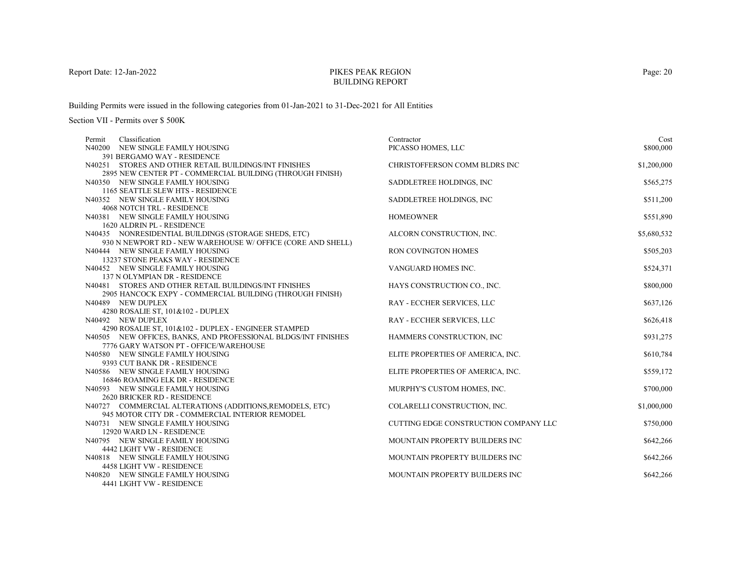# PIKES PEAK REGION BUILDING REPORT

Report Date: 12-Jan-2022

Building Permits were issued in the following categories from 01-Jan-2021 to 31-Dec-2021 for All Entities

Section VII - Permits over $ 500K

| Permit | Classification | Contractor | Cost |
|---|---|---|---|
| N40200 | NEW SINGLE FAMILY HOUSING<br>391 BERGAMO WAY - RESIDENCE | PICASSO HOMES, LLC | $800,000 |
| N40251 | STORES AND OTHER RETAIL BUILDINGS/INT FINISHES<br>2895 NEW CENTER PT - COMMERCIAL BUILDING (THROUGH FINISH) | CHRISTOFFERSON COMM BLDRS INC | $1,200,000 |
| N40350 | NEW SINGLE FAMILY HOUSING<br>1165 SEATTLE SLEW HTS - RESIDENCE | SADDLETREE HOLDINGS, INC | $565,275 |
| N40352 | NEW SINGLE FAMILY HOUSING<br>4068 NOTCH TRL - RESIDENCE | SADDLETREE HOLDINGS, INC | $511,200 |
| N40381 | NEW SINGLE FAMILY HOUSING<br>1620 ALDRIN PL - RESIDENCE | HOMEOWNER | $551,890 |
| N40435 | NONRESIDENTIAL BUILDINGS (STORAGE SHEDS, ETC)<br>930 N NEWPORT RD - NEW WAREHOUSE W/ OFFICE (CORE AND SHELL) | ALCORN CONSTRUCTION, INC. | $5,680,532 |
| N40444 | NEW SINGLE FAMILY HOUSING<br>13237 STONE PEAKS WAY - RESIDENCE | RON COVINGTON HOMES | $505,203 |
| N40452 | NEW SINGLE FAMILY HOUSING<br>137 N OLYMPIAN DR - RESIDENCE | VANGUARD HOMES INC. | $524,371 |
| N40481 | STORES AND OTHER RETAIL BUILDINGS/INT FINISHES<br>2905 HANCOCK EXPY - COMMERCIAL BUILDING (THROUGH FINISH) | HAYS CONSTRUCTION CO., INC. | $800,000 |
| N40489 | NEW DUPLEX<br>4280 ROSALIE ST, 101&102 - DUPLEX | RAY - ECCHER SERVICES, LLC | $637,126 |
| N40492 | NEW DUPLEX<br>4290 ROSALIE ST, 101&102 - DUPLEX - ENGINEER STAMPED | RAY - ECCHER SERVICES, LLC | $626,418 |
| N40505 | NEW OFFICES, BANKS, AND PROFESSIONAL BLDGS/INT FINISHES<br>7776 GARY WATSON PT - OFFICE/WAREHOUSE | HAMMERS CONSTRUCTION, INC | $931,275 |
| N40580 | NEW SINGLE FAMILY HOUSING<br>9393 CUT BANK DR - RESIDENCE | ELITE PROPERTIES OF AMERICA, INC. | $610,784 |
| N40586 | NEW SINGLE FAMILY HOUSING<br>16846 ROAMING ELK DR - RESIDENCE | ELITE PROPERTIES OF AMERICA, INC. | $559,172 |
| N40593 | NEW SINGLE FAMILY HOUSING<br>2620 BRICKER RD - RESIDENCE | MURPHY'S CUSTOM HOMES, INC. | $700,000 |
| N40727 | COMMERCIAL ALTERATIONS (ADDITIONS,REMODELS, ETC)<br>945 MOTOR CITY DR - COMMERCIAL INTERIOR REMODEL | COLARELLI CONSTRUCTION, INC. | $1,000,000 |
| N40731 | NEW SINGLE FAMILY HOUSING<br>12920 WARD LN - RESIDENCE | CUTTING EDGE CONSTRUCTION COMPANY LLC | $750,000 |
| N40795 | NEW SINGLE FAMILY HOUSING<br>4442 LIGHT VW - RESIDENCE | MOUNTAIN PROPERTY BUILDERS INC | $642,266 |
| N40818 | NEW SINGLE FAMILY HOUSING<br>4458 LIGHT VW - RESIDENCE | MOUNTAIN PROPERTY BUILDERS INC | $642,266 |
| N40820 | NEW SINGLE FAMILY HOUSING<br>4441 LIGHT VW - RESIDENCE | MOUNTAIN PROPERTY BUILDERS INC | $642,266 |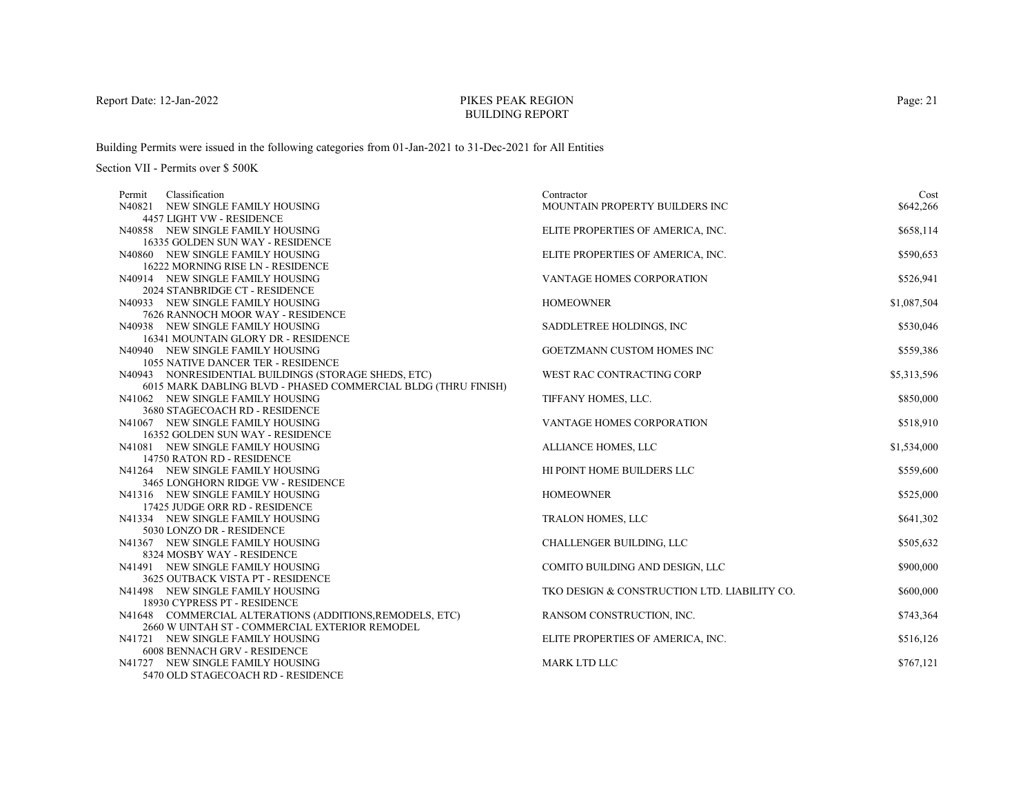Report Date: 12-Jan-2022

# PIKES PEAK REGION
## BUILDING REPORT

Building Permits were issued in the following categories from 01-Jan-2021 to 31-Dec-2021 for All Entities

Section VII - Permits over $ 500K

| Permit | Classification | Contractor | Cost |
|---|---|---|---|
| N40821 | NEW SINGLE FAMILY HOUSING<br>4457 LIGHT VW - RESIDENCE | MOUNTAIN PROPERTY BUILDERS INC | $642,266 |
| N40858 | NEW SINGLE FAMILY HOUSING<br>16335 GOLDEN SUN WAY - RESIDENCE | ELITE PROPERTIES OF AMERICA, INC. | $658,114 |
| N40860 | NEW SINGLE FAMILY HOUSING<br>16222 MORNING RISE LN - RESIDENCE | ELITE PROPERTIES OF AMERICA, INC. | $590,653 |
| N40914 | NEW SINGLE FAMILY HOUSING<br>2024 STANBRIDGE CT - RESIDENCE | VANTAGE HOMES CORPORATION | $526,941 |
| N40933 | NEW SINGLE FAMILY HOUSING<br>7626 RANNOCH MOOR WAY - RESIDENCE | HOMEOWNER | $1,087,504 |
| N40938 | NEW SINGLE FAMILY HOUSING<br>16341 MOUNTAIN GLORY DR - RESIDENCE | SADDLETREE HOLDINGS, INC | $530,046 |
| N40940 | NEW SINGLE FAMILY HOUSING<br>1055 NATIVE DANCER TER - RESIDENCE | GOETZMANN CUSTOM HOMES INC | $559,386 |
| N40943 | NONRESIDENTIAL BUILDINGS (STORAGE SHEDS, ETC)<br>6015 MARK DABLING BLVD - PHASED COMMERCIAL BLDG (THRU FINISH) | WEST RAC CONTRACTING CORP | $5,313,596 |
| N41062 | NEW SINGLE FAMILY HOUSING<br>3680 STAGECOACH RD - RESIDENCE | TIFFANY HOMES, LLC. | $850,000 |
| N41067 | NEW SINGLE FAMILY HOUSING<br>16352 GOLDEN SUN WAY - RESIDENCE | VANTAGE HOMES CORPORATION | $518,910 |
| N41081 | NEW SINGLE FAMILY HOUSING<br>14750 RATON RD - RESIDENCE | ALLIANCE HOMES, LLC | $1,534,000 |
| N41264 | NEW SINGLE FAMILY HOUSING<br>3465 LONGHORN RIDGE VW - RESIDENCE | HI POINT HOME BUILDERS LLC | $559,600 |
| N41316 | NEW SINGLE FAMILY HOUSING<br>17425 JUDGE ORR RD - RESIDENCE | HOMEOWNER | $525,000 |
| N41334 | NEW SINGLE FAMILY HOUSING<br>5030 LONZO DR - RESIDENCE | TRALON HOMES, LLC | $641,302 |
| N41367 | NEW SINGLE FAMILY HOUSING<br>8324 MOSBY WAY - RESIDENCE | CHALLENGER BUILDING, LLC | $505,632 |
| N41491 | NEW SINGLE FAMILY HOUSING<br>3625 OUTBACK VISTA PT - RESIDENCE | COMITO BUILDING AND DESIGN, LLC | $900,000 |
| N41498 | NEW SINGLE FAMILY HOUSING<br>18930 CYPRESS PT - RESIDENCE | TKO DESIGN & CONSTRUCTION LTD. LIABILITY CO. | $600,000 |
| N41648 | COMMERCIAL ALTERATIONS (ADDITIONS,REMODELS, ETC)<br>2660 W UINTAH ST - COMMERCIAL EXTERIOR REMODEL | RANSOM CONSTRUCTION, INC. | $743,364 |
| N41721 | NEW SINGLE FAMILY HOUSING<br>6008 BENNACH GRV - RESIDENCE | ELITE PROPERTIES OF AMERICA, INC. | $516,126 |
| N41727 | NEW SINGLE FAMILY HOUSING<br>5470 OLD STAGECOACH RD - RESIDENCE | MARK LTD LLC | $767,121 |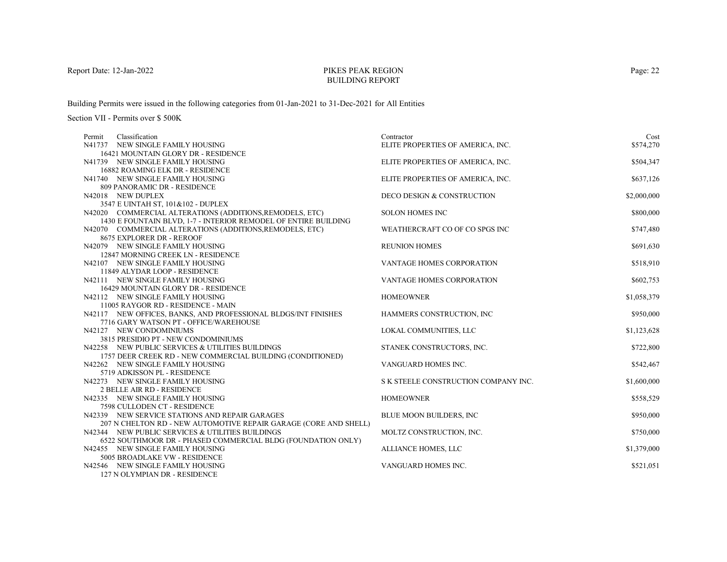Report Date: 12-Jan-2022

# PIKES PEAK REGION
## BUILDING REPORT

Building Permits were issued in the following categories from 01-Jan-2021 to 31-Dec-2021 for All Entities

Section VII - Permits over $ 500K

| Permit | Classification | Contractor | Cost |
|---|---|---|---|
| N41737 | NEW SINGLE FAMILY HOUSING<br>16421 MOUNTAIN GLORY DR - RESIDENCE | ELITE PROPERTIES OF AMERICA, INC. | $574,270 |
| N41739 | NEW SINGLE FAMILY HOUSING<br>16882 ROAMING ELK DR - RESIDENCE | ELITE PROPERTIES OF AMERICA, INC. | $504,347 |
| N41740 | NEW SINGLE FAMILY HOUSING<br>809 PANORAMIC DR - RESIDENCE | ELITE PROPERTIES OF AMERICA, INC. | $637,126 |
| N42018 | NEW DUPLEX<br>3547 E UINTAH ST, 101&102 - DUPLEX | DECO DESIGN & CONSTRUCTION | $2,000,000 |
| N42020 | COMMERCIAL ALTERATIONS (ADDITIONS,REMODELS, ETC)<br>1430 E FOUNTAIN BLVD, 1-7 - INTERIOR REMODEL OF ENTIRE BUILDING | SOLON HOMES INC | $800,000 |
| N42070 | COMMERCIAL ALTERATIONS (ADDITIONS,REMODELS, ETC)<br>8675 EXPLORER DR - REROOF | WEATHERCRAFT CO OF CO SPGS INC | $747,480 |
| N42079 | NEW SINGLE FAMILY HOUSING<br>12847 MORNING CREEK LN - RESIDENCE | REUNION HOMES | $691,630 |
| N42107 | NEW SINGLE FAMILY HOUSING<br>11849 ALYDAR LOOP - RESIDENCE | VANTAGE HOMES CORPORATION | $518,910 |
| N42111 | NEW SINGLE FAMILY HOUSING<br>16429 MOUNTAIN GLORY DR - RESIDENCE | VANTAGE HOMES CORPORATION | $602,753 |
| N42112 | NEW SINGLE FAMILY HOUSING<br>11005 RAYGOR RD - RESIDENCE - MAIN | HOMEOWNER | $1,058,379 |
| N42117 | NEW OFFICES, BANKS, AND PROFESSIONAL BLDGS/INT FINISHES<br>7716 GARY WATSON PT - OFFICE/WAREHOUSE | HAMMERS CONSTRUCTION, INC | $950,000 |
| N42127 | NEW CONDOMINIUMS<br>3815 PRESIDIO PT - NEW CONDOMINIUMS | LOKAL COMMUNITIES, LLC | $1,123,628 |
| N42258 | NEW PUBLIC SERVICES & UTILITIES BUILDINGS<br>1757 DEER CREEK RD - NEW COMMERCIAL BUILDING (CONDITIONED) | STANEK CONSTRUCTORS, INC. | $722,800 |
| N42262 | NEW SINGLE FAMILY HOUSING<br>5719 ADKISSON PL - RESIDENCE | VANGUARD HOMES INC. | $542,467 |
| N42273 | NEW SINGLE FAMILY HOUSING<br>2 BELLE AIR RD - RESIDENCE | S K STEELE CONSTRUCTION COMPANY INC. | $1,600,000 |
| N42335 | NEW SINGLE FAMILY HOUSING<br>7598 CULLODEN CT - RESIDENCE | HOMEOWNER | $558,529 |
| N42339 | NEW SERVICE STATIONS AND REPAIR GARAGES<br>207 N CHELTON RD - NEW AUTOMOTIVE REPAIR GARAGE (CORE AND SHELL) | BLUE MOON BUILDERS, INC | $950,000 |
| N42344 | NEW PUBLIC SERVICES & UTILITIES BUILDINGS<br>6522 SOUTHMOOR DR - PHASED COMMERCIAL BLDG (FOUNDATION ONLY) | MOLTZ CONSTRUCTION, INC. | $750,000 |
| N42455 | NEW SINGLE FAMILY HOUSING<br>5005 BROADLAKE VW - RESIDENCE | ALLIANCE HOMES, LLC | $1,379,000 |
| N42546 | NEW SINGLE FAMILY HOUSING<br>127 N OLYMPIAN DR - RESIDENCE | VANGUARD HOMES INC. | $521,051 |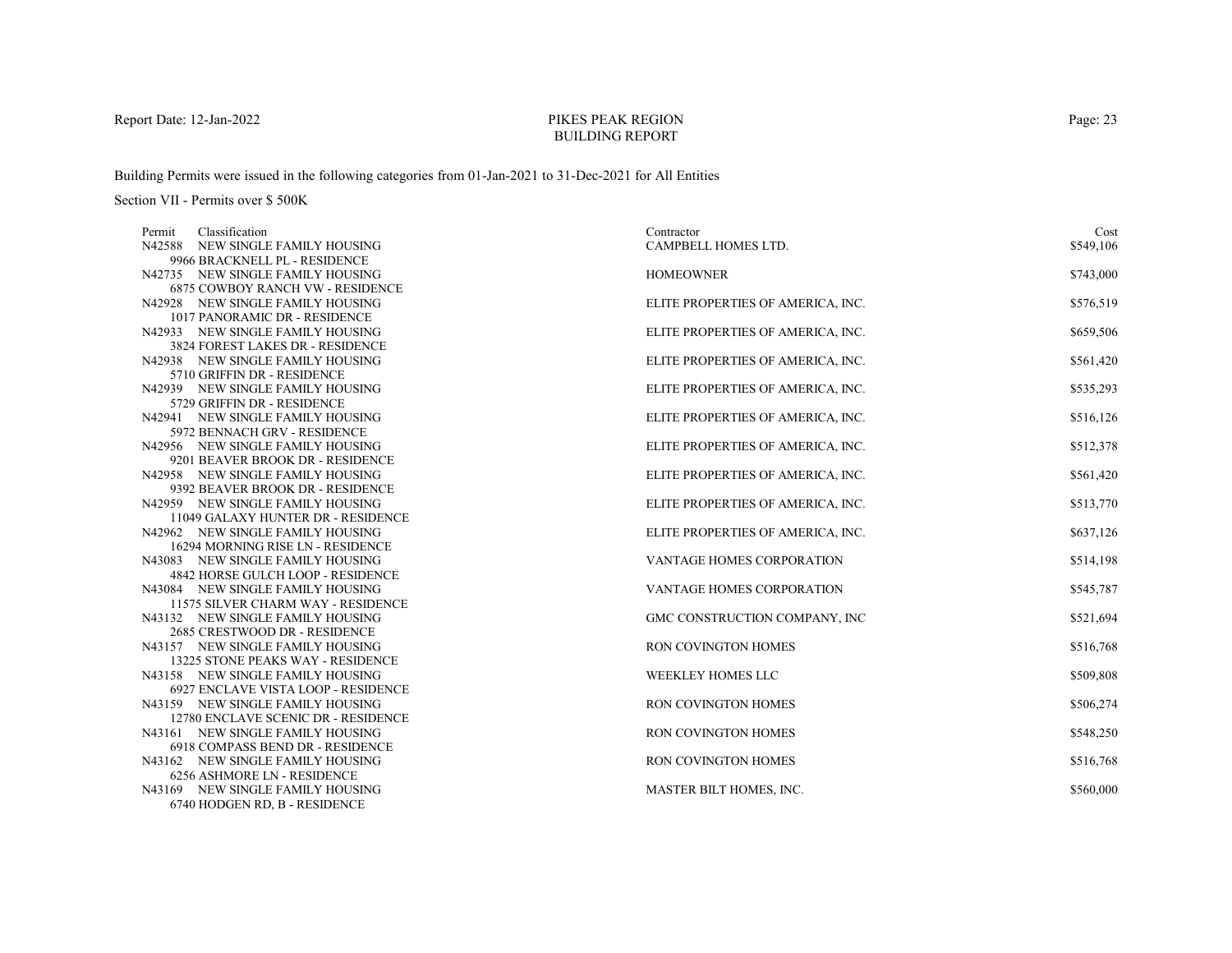# PIKES PEAK REGION
## BUILDING REPORT

Report Date: 12-Jan-2022

Building Permits were issued in the following categories from 01-Jan-2021 to 31-Dec-2021 for All Entities

Section VII - Permits over $ 500K

| Permit | Classification | Contractor | Cost |
|---|---|---|---|
| N42588 | NEW SINGLE FAMILY HOUSING<br>9966 BRACKNELL PL - RESIDENCE | CAMPBELL HOMES LTD. | $549,106 |
| N42735 | NEW SINGLE FAMILY HOUSING<br>6875 COWBOY RANCH VW - RESIDENCE | HOMEOWNER | $743,000 |
| N42928 | NEW SINGLE FAMILY HOUSING<br>1017 PANORAMIC DR - RESIDENCE | ELITE PROPERTIES OF AMERICA, INC. | $576,519 |
| N42933 | NEW SINGLE FAMILY HOUSING<br>3824 FOREST LAKES DR - RESIDENCE | ELITE PROPERTIES OF AMERICA, INC. | $659,506 |
| N42938 | NEW SINGLE FAMILY HOUSING<br>5710 GRIFFIN DR - RESIDENCE | ELITE PROPERTIES OF AMERICA, INC. | $561,420 |
| N42939 | NEW SINGLE FAMILY HOUSING<br>5729 GRIFFIN DR - RESIDENCE | ELITE PROPERTIES OF AMERICA, INC. | $535,293 |
| N42941 | NEW SINGLE FAMILY HOUSING<br>5972 BENNACH GRV - RESIDENCE | ELITE PROPERTIES OF AMERICA, INC. | $516,126 |
| N42956 | NEW SINGLE FAMILY HOUSING<br>9201 BEAVER BROOK DR - RESIDENCE | ELITE PROPERTIES OF AMERICA, INC. | $512,378 |
| N42958 | NEW SINGLE FAMILY HOUSING<br>9392 BEAVER BROOK DR - RESIDENCE | ELITE PROPERTIES OF AMERICA, INC. | $561,420 |
| N42959 | NEW SINGLE FAMILY HOUSING<br>11049 GALAXY HUNTER DR - RESIDENCE | ELITE PROPERTIES OF AMERICA, INC. | $513,770 |
| N42962 | NEW SINGLE FAMILY HOUSING<br>16294 MORNING RISE LN - RESIDENCE | ELITE PROPERTIES OF AMERICA, INC. | $637,126 |
| N43083 | NEW SINGLE FAMILY HOUSING<br>4842 HORSE GULCH LOOP - RESIDENCE | VANTAGE HOMES CORPORATION | $514,198 |
| N43084 | NEW SINGLE FAMILY HOUSING<br>11575 SILVER CHARM WAY - RESIDENCE | VANTAGE HOMES CORPORATION | $545,787 |
| N43132 | NEW SINGLE FAMILY HOUSING<br>2685 CRESTWOOD DR - RESIDENCE | GMC CONSTRUCTION COMPANY, INC | $521,694 |
| N43157 | NEW SINGLE FAMILY HOUSING<br>13225 STONE PEAKS WAY - RESIDENCE | RON COVINGTON HOMES | $516,768 |
| N43158 | NEW SINGLE FAMILY HOUSING<br>6927 ENCLAVE VISTA LOOP - RESIDENCE | WEEKLEY HOMES LLC | $509,808 |
| N43159 | NEW SINGLE FAMILY HOUSING<br>12780 ENCLAVE SCENIC DR - RESIDENCE | RON COVINGTON HOMES | $506,274 |
| N43161 | NEW SINGLE FAMILY HOUSING<br>6918 COMPASS BEND DR - RESIDENCE | RON COVINGTON HOMES | $548,250 |
| N43162 | NEW SINGLE FAMILY HOUSING<br>6256 ASHMORE LN - RESIDENCE | RON COVINGTON HOMES | $516,768 |
| N43169 | NEW SINGLE FAMILY HOUSING<br>6740 HODGEN RD, B - RESIDENCE | MASTER BILT HOMES, INC. | $560,000 |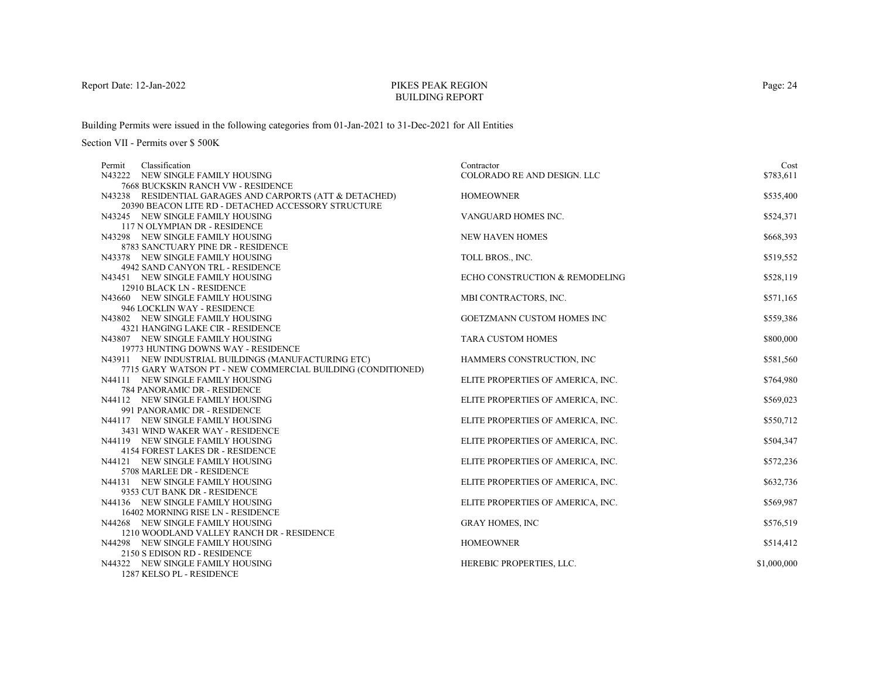# PIKES PEAK REGION
## BUILDING REPORT

Report Date: 12-Jan-2022

Building Permits were issued in the following categories from 01-Jan-2021 to 31-Dec-2021 for All Entities

Section VII - Permits over $ 500K

| Permit | Classification | Contractor | Cost |
|---|---|---|---|
| N43222 | NEW SINGLE FAMILY HOUSING<br>7668 BUCKSKIN RANCH VW - RESIDENCE | COLORADO RE AND DESIGN. LLC | $783,611 |
| N43238 | RESIDENTIAL GARAGES AND CARPORTS (ATT & DETACHED)<br>20390 BEACON LITE RD - DETACHED ACCESSORY STRUCTURE | HOMEOWNER | $535,400 |
| N43245 | NEW SINGLE FAMILY HOUSING<br>117 N OLYMPIAN DR - RESIDENCE | VANGUARD HOMES INC. | $524,371 |
| N43298 | NEW SINGLE FAMILY HOUSING<br>8783 SANCTUARY PINE DR - RESIDENCE | NEW HAVEN HOMES | $668,393 |
| N43378 | NEW SINGLE FAMILY HOUSING<br>4942 SAND CANYON TRL - RESIDENCE | TOLL BROS., INC. | $519,552 |
| N43451 | NEW SINGLE FAMILY HOUSING<br>12910 BLACK LN - RESIDENCE | ECHO CONSTRUCTION & REMODELING | $528,119 |
| N43660 | NEW SINGLE FAMILY HOUSING<br>946 LOCKLIN WAY - RESIDENCE | MBI CONTRACTORS, INC. | $571,165 |
| N43802 | NEW SINGLE FAMILY HOUSING<br>4321 HANGING LAKE CIR - RESIDENCE | GOETZMANN CUSTOM HOMES INC | $559,386 |
| N43807 | NEW SINGLE FAMILY HOUSING<br>19773 HUNTING DOWNS WAY - RESIDENCE | TARA CUSTOM HOMES | $800,000 |
| N43911 | NEW INDUSTRIAL BUILDINGS (MANUFACTURING ETC)<br>7715 GARY WATSON PT - NEW COMMERCIAL BUILDING (CONDITIONED) | HAMMERS CONSTRUCTION, INC | $581,560 |
| N44111 | NEW SINGLE FAMILY HOUSING<br>784 PANORAMIC DR - RESIDENCE | ELITE PROPERTIES OF AMERICA, INC. | $764,980 |
| N44112 | NEW SINGLE FAMILY HOUSING<br>991 PANORAMIC DR - RESIDENCE | ELITE PROPERTIES OF AMERICA, INC. | $569,023 |
| N44117 | NEW SINGLE FAMILY HOUSING<br>3431 WIND WAKER WAY - RESIDENCE | ELITE PROPERTIES OF AMERICA, INC. | $550,712 |
| N44119 | NEW SINGLE FAMILY HOUSING<br>4154 FOREST LAKES DR - RESIDENCE | ELITE PROPERTIES OF AMERICA, INC. | $504,347 |
| N44121 | NEW SINGLE FAMILY HOUSING<br>5708 MARLEE DR - RESIDENCE | ELITE PROPERTIES OF AMERICA, INC. | $572,236 |
| N44131 | NEW SINGLE FAMILY HOUSING<br>9353 CUT BANK DR - RESIDENCE | ELITE PROPERTIES OF AMERICA, INC. | $632,736 |
| N44136 | NEW SINGLE FAMILY HOUSING<br>16402 MORNING RISE LN - RESIDENCE | ELITE PROPERTIES OF AMERICA, INC. | $569,987 |
| N44268 | NEW SINGLE FAMILY HOUSING<br>1210 WOODLAND VALLEY RANCH DR - RESIDENCE | GRAY HOMES, INC | $576,519 |
| N44298 | NEW SINGLE FAMILY HOUSING<br>2150 S EDISON RD - RESIDENCE | HOMEOWNER | $514,412 |
| N44322 | NEW SINGLE FAMILY HOUSING<br>1287 KELSO PL - RESIDENCE | HEREBIC PROPERTIES, LLC. | $1,000,000 |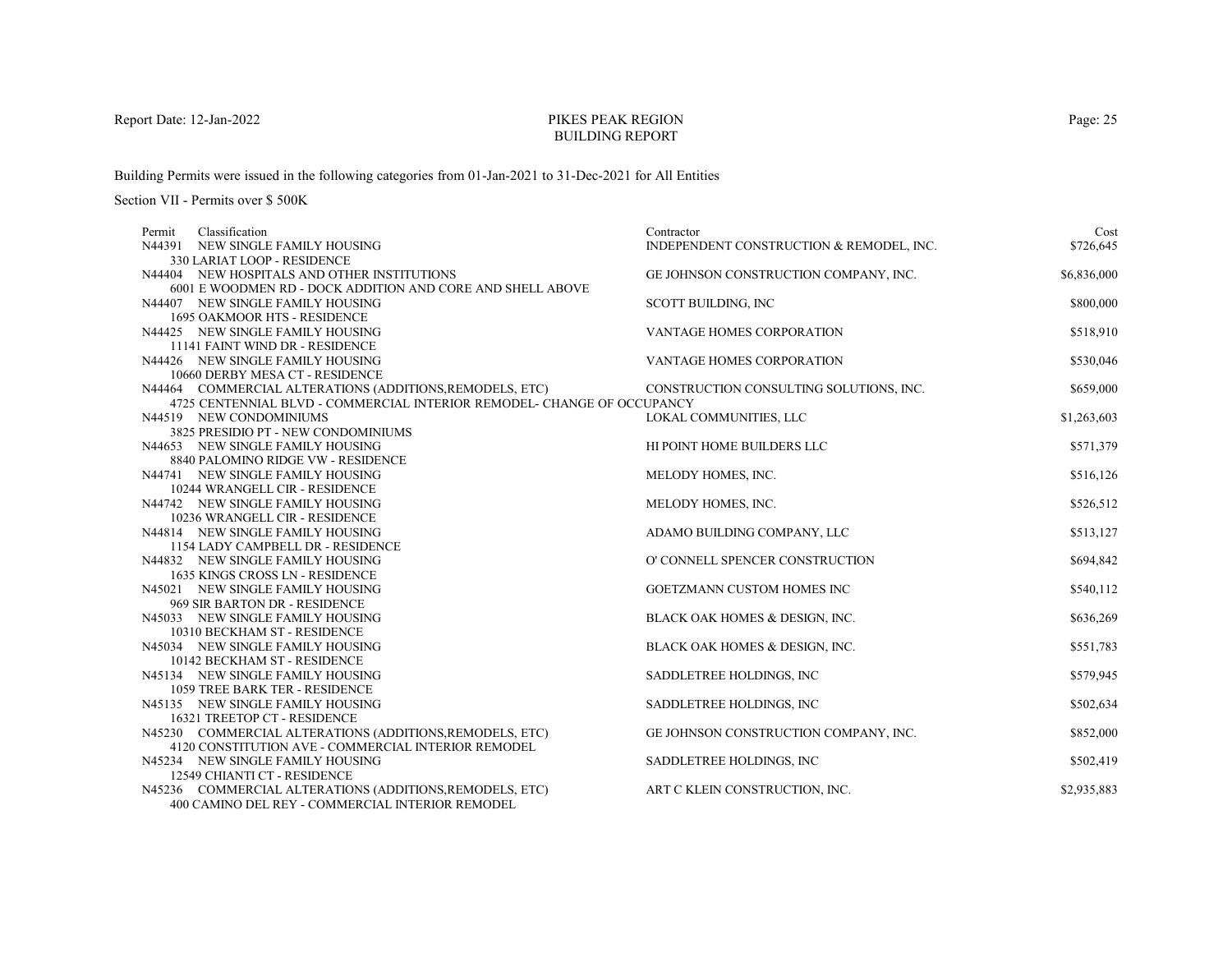# PIKES PEAK REGION BUILDING REPORT

Report Date: 12-Jan-2022

Building Permits were issued in the following categories from 01-Jan-2021 to 31-Dec-2021 for All Entities

Section VII - Permits over $ 500K

| Permit | Classification | Contractor | Cost |
|---|---|---|---|
| N44391 | NEW SINGLE FAMILY HOUSING<br>330 LARIAT LOOP - RESIDENCE | INDEPENDENT CONSTRUCTION & REMODEL, INC. | $726,645 |
| N44404 | NEW HOSPITALS AND OTHER INSTITUTIONS<br>6001 E WOODMEN RD - DOCK ADDITION AND CORE AND SHELL ABOVE | GE JOHNSON CONSTRUCTION COMPANY, INC. | $6,836,000 |
| N44407 | NEW SINGLE FAMILY HOUSING<br>1695 OAKMOOR HTS - RESIDENCE | SCOTT BUILDING, INC | $800,000 |
| N44425 | NEW SINGLE FAMILY HOUSING<br>11141 FAINT WIND DR - RESIDENCE | VANTAGE HOMES CORPORATION | $518,910 |
| N44426 | NEW SINGLE FAMILY HOUSING<br>10660 DERBY MESA CT - RESIDENCE | VANTAGE HOMES CORPORATION | $530,046 |
| N44464 | COMMERCIAL ALTERATIONS (ADDITIONS,REMODELS, ETC)<br>4725 CENTENNIAL BLVD - COMMERCIAL INTERIOR REMODEL- CHANGE OF OCCUPANCY | CONSTRUCTION CONSULTING SOLUTIONS, INC. | $659,000 |
| N44519 | NEW CONDOMINIUMS<br>3825 PRESIDIO PT - NEW CONDOMINIUMS | LOKAL COMMUNITIES, LLC | $1,263,603 |
| N44653 | NEW SINGLE FAMILY HOUSING<br>8840 PALOMINO RIDGE VW - RESIDENCE | HI POINT HOME BUILDERS LLC | $571,379 |
| N44741 | NEW SINGLE FAMILY HOUSING<br>10244 WRANGELL CIR - RESIDENCE | MELODY HOMES, INC. | $516,126 |
| N44742 | NEW SINGLE FAMILY HOUSING<br>10236 WRANGELL CIR - RESIDENCE | MELODY HOMES, INC. | $526,512 |
| N44814 | NEW SINGLE FAMILY HOUSING<br>1154 LADY CAMPBELL DR - RESIDENCE | ADAMO BUILDING COMPANY, LLC | $513,127 |
| N44832 | NEW SINGLE FAMILY HOUSING<br>1635 KINGS CROSS LN - RESIDENCE | O' CONNELL SPENCER CONSTRUCTION | $694,842 |
| N45021 | NEW SINGLE FAMILY HOUSING<br>969 SIR BARTON DR - RESIDENCE | GOETZMANN CUSTOM HOMES INC | $540,112 |
| N45033 | NEW SINGLE FAMILY HOUSING<br>10310 BECKHAM ST - RESIDENCE | BLACK OAK HOMES & DESIGN, INC. | $636,269 |
| N45034 | NEW SINGLE FAMILY HOUSING<br>10142 BECKHAM ST - RESIDENCE | BLACK OAK HOMES & DESIGN, INC. | $551,783 |
| N45134 | NEW SINGLE FAMILY HOUSING<br>1059 TREE BARK TER - RESIDENCE | SADDLETREE HOLDINGS, INC | $579,945 |
| N45135 | NEW SINGLE FAMILY HOUSING<br>16321 TREETOP CT - RESIDENCE | SADDLETREE HOLDINGS, INC | $502,634 |
| N45230 | COMMERCIAL ALTERATIONS (ADDITIONS,REMODELS, ETC)<br>4120 CONSTITUTION AVE - COMMERCIAL INTERIOR REMODEL | GE JOHNSON CONSTRUCTION COMPANY, INC. | $852,000 |
| N45234 | NEW SINGLE FAMILY HOUSING<br>12549 CHIANTI CT - RESIDENCE | SADDLETREE HOLDINGS, INC | $502,419 |
| N45236 | COMMERCIAL ALTERATIONS (ADDITIONS,REMODELS, ETC)<br>400 CAMINO DEL REY - COMMERCIAL INTERIOR REMODEL | ART C KLEIN CONSTRUCTION, INC. | $2,935,883 |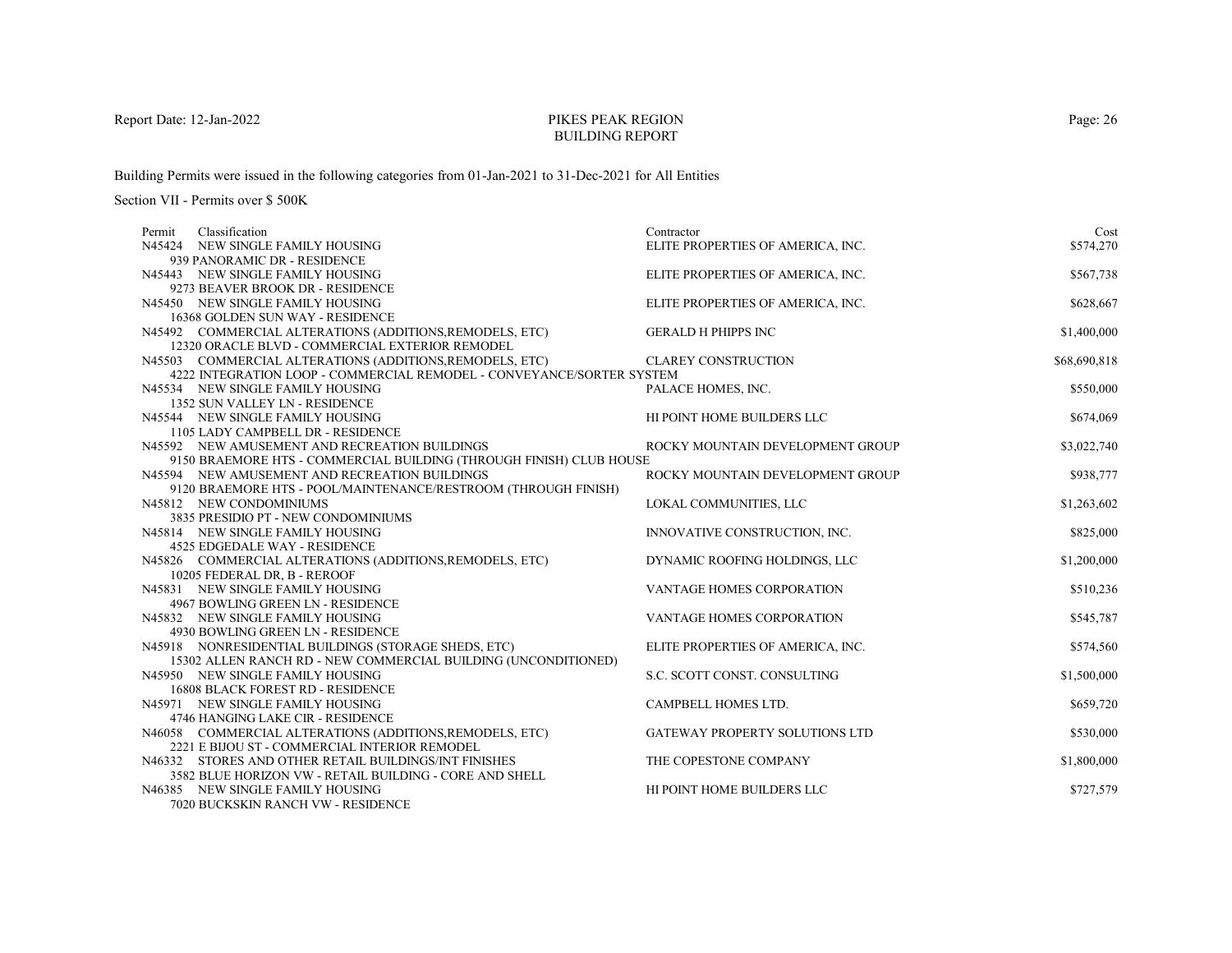# PIKES PEAK REGION
## BUILDING REPORT

Report Date: 12-Jan-2022

Building Permits were issued in the following categories from 01-Jan-2021 to 31-Dec-2021 for All Entities

Section VII - Permits over $ 500K

| Permit | Classification | Contractor | Cost |
|---|---|---|---|
| N45424 | NEW SINGLE FAMILY HOUSING<br>939 PANORAMIC DR - RESIDENCE | ELITE PROPERTIES OF AMERICA, INC. | $574,270 |
| N45443 | NEW SINGLE FAMILY HOUSING<br>9273 BEAVER BROOK DR - RESIDENCE | ELITE PROPERTIES OF AMERICA, INC. | $567,738 |
| N45450 | NEW SINGLE FAMILY HOUSING<br>16368 GOLDEN SUN WAY - RESIDENCE | ELITE PROPERTIES OF AMERICA, INC. | $628,667 |
| N45492 | COMMERCIAL ALTERATIONS (ADDITIONS,REMODELS, ETC)<br>12320 ORACLE BLVD - COMMERCIAL EXTERIOR REMODEL | GERALD H PHIPPS INC | $1,400,000 |
| N45503 | COMMERCIAL ALTERATIONS (ADDITIONS,REMODELS, ETC)<br>4222 INTEGRATION LOOP - COMMERCIAL REMODEL - CONVEYANCE/SORTER SYSTEM | CLAREY CONSTRUCTION | $68,690,818 |
| N45534 | NEW SINGLE FAMILY HOUSING<br>1352 SUN VALLEY LN - RESIDENCE | PALACE HOMES, INC. | $550,000 |
| N45544 | NEW SINGLE FAMILY HOUSING<br>1105 LADY CAMPBELL DR - RESIDENCE | HI POINT HOME BUILDERS LLC | $674,069 |
| N45592 | NEW AMUSEMENT AND RECREATION BUILDINGS<br>9150 BRAEMORE HTS - COMMERCIAL BUILDING (THROUGH FINISH) CLUB HOUSE | ROCKY MOUNTAIN DEVELOPMENT GROUP | $3,022,740 |
| N45594 | NEW AMUSEMENT AND RECREATION BUILDINGS<br>9120 BRAEMORE HTS - POOL/MAINTENANCE/RESTROOM (THROUGH FINISH) | ROCKY MOUNTAIN DEVELOPMENT GROUP | $938,777 |
| N45812 | NEW CONDOMINIUMS<br>3835 PRESIDIO PT - NEW CONDOMINIUMS | LOKAL COMMUNITIES, LLC | $1,263,602 |
| N45814 | NEW SINGLE FAMILY HOUSING<br>4525 EDGEDALE WAY - RESIDENCE | INNOVATIVE CONSTRUCTION, INC. | $825,000 |
| N45826 | COMMERCIAL ALTERATIONS (ADDITIONS,REMODELS, ETC)<br>10205 FEDERAL DR, B - REROOF | DYNAMIC ROOFING HOLDINGS, LLC | $1,200,000 |
| N45831 | NEW SINGLE FAMILY HOUSING<br>4967 BOWLING GREEN LN - RESIDENCE | VANTAGE HOMES CORPORATION | $510,236 |
| N45832 | NEW SINGLE FAMILY HOUSING<br>4930 BOWLING GREEN LN - RESIDENCE | VANTAGE HOMES CORPORATION | $545,787 |
| N45918 | NONRESIDENTIAL BUILDINGS (STORAGE SHEDS, ETC)<br>15302 ALLEN RANCH RD - NEW COMMERCIAL BUILDING (UNCONDITIONED) | ELITE PROPERTIES OF AMERICA, INC. | $574,560 |
| N45950 | NEW SINGLE FAMILY HOUSING<br>16808 BLACK FOREST RD - RESIDENCE | S.C. SCOTT CONST. CONSULTING | $1,500,000 |
| N45971 | NEW SINGLE FAMILY HOUSING<br>4746 HANGING LAKE CIR - RESIDENCE | CAMPBELL HOMES LTD. | $659,720 |
| N46058 | COMMERCIAL ALTERATIONS (ADDITIONS,REMODELS, ETC)<br>2221 E BIJOU ST - COMMERCIAL INTERIOR REMODEL | GATEWAY PROPERTY SOLUTIONS LTD | $530,000 |
| N46332 | STORES AND OTHER RETAIL BUILDINGS/INT FINISHES<br>3582 BLUE HORIZON VW - RETAIL BUILDING - CORE AND SHELL | THE COPESTONE COMPANY | $1,800,000 |
| N46385 | NEW SINGLE FAMILY HOUSING<br>7020 BUCKSKIN RANCH VW - RESIDENCE | HI POINT HOME BUILDERS LLC | $727,579 |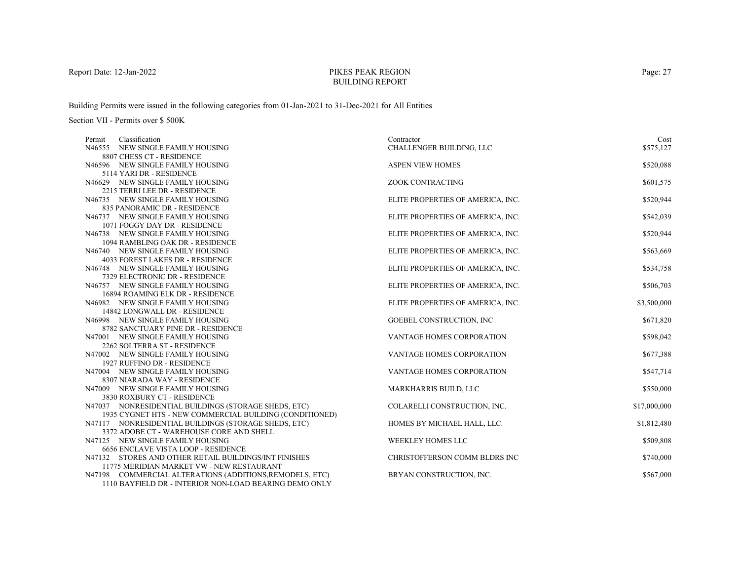# PIKES PEAK REGION
## BUILDING REPORT

Report Date: 12-Jan-2022

Building Permits were issued in the following categories from 01-Jan-2021 to 31-Dec-2021 for All Entities

Section VII - Permits over $ 500K

| Permit | Classification | Contractor | Cost |
|---|---|---|---|
| N46555 | NEW SINGLE FAMILY HOUSING<br>8807 CHESS CT - RESIDENCE | CHALLENGER BUILDING, LLC | $575,127 |
| N46596 | NEW SINGLE FAMILY HOUSING<br>5114 YARI DR - RESIDENCE | ASPEN VIEW HOMES | $520,088 |
| N46629 | NEW SINGLE FAMILY HOUSING<br>2215 TERRI LEE DR - RESIDENCE | ZOOK CONTRACTING | $601,575 |
| N46735 | NEW SINGLE FAMILY HOUSING<br>835 PANORAMIC DR - RESIDENCE | ELITE PROPERTIES OF AMERICA, INC. | $520,944 |
| N46737 | NEW SINGLE FAMILY HOUSING<br>1071 FOGGY DAY DR - RESIDENCE | ELITE PROPERTIES OF AMERICA, INC. | $542,039 |
| N46738 | NEW SINGLE FAMILY HOUSING<br>1094 RAMBLING OAK DR - RESIDENCE | ELITE PROPERTIES OF AMERICA, INC. | $520,944 |
| N46740 | NEW SINGLE FAMILY HOUSING<br>4033 FOREST LAKES DR - RESIDENCE | ELITE PROPERTIES OF AMERICA, INC. | $563,669 |
| N46748 | NEW SINGLE FAMILY HOUSING<br>7329 ELECTRONIC DR - RESIDENCE | ELITE PROPERTIES OF AMERICA, INC. | $534,758 |
| N46757 | NEW SINGLE FAMILY HOUSING<br>16894 ROAMING ELK DR - RESIDENCE | ELITE PROPERTIES OF AMERICA, INC. | $506,703 |
| N46982 | NEW SINGLE FAMILY HOUSING<br>14842 LONGWALL DR - RESIDENCE | ELITE PROPERTIES OF AMERICA, INC. | $3,500,000 |
| N46998 | NEW SINGLE FAMILY HOUSING<br>8782 SANCTUARY PINE DR - RESIDENCE | GOEBEL CONSTRUCTION, INC | $671,820 |
| N47001 | NEW SINGLE FAMILY HOUSING<br>2262 SOLTERRA ST - RESIDENCE | VANTAGE HOMES CORPORATION | $598,042 |
| N47002 | NEW SINGLE FAMILY HOUSING<br>1927 RUFFINO DR - RESIDENCE | VANTAGE HOMES CORPORATION | $677,388 |
| N47004 | NEW SINGLE FAMILY HOUSING<br>8307 NIARADA WAY - RESIDENCE | VANTAGE HOMES CORPORATION | $547,714 |
| N47009 | NEW SINGLE FAMILY HOUSING<br>3830 ROXBURY CT - RESIDENCE | MARKHARRIS BUILD, LLC | $550,000 |
| N47037 | NONRESIDENTIAL BUILDINGS (STORAGE SHEDS, ETC)<br>1935 CYGNET HTS - NEW COMMERCIAL BUILDING (CONDITIONED) | COLARELLI CONSTRUCTION, INC. | $17,000,000 |
| N47117 | NONRESIDENTIAL BUILDINGS (STORAGE SHEDS, ETC)<br>3372 ADOBE CT - WAREHOUSE CORE AND SHELL | HOMES BY MICHAEL HALL, LLC. | $1,812,480 |
| N47125 | NEW SINGLE FAMILY HOUSING<br>6656 ENCLAVE VISTA LOOP - RESIDENCE | WEEKLEY HOMES LLC | $509,808 |
| N47132 | STORES AND OTHER RETAIL BUILDINGS/INT FINISHES<br>11775 MERIDIAN MARKET VW - NEW RESTAURANT | CHRISTOFFERSON COMM BLDRS INC | $740,000 |
| N47198 | COMMERCIAL ALTERATIONS (ADDITIONS,REMODELS, ETC)<br>1110 BAYFIELD DR - INTERIOR NON-LOAD BEARING DEMO ONLY | BRYAN CONSTRUCTION, INC. | $567,000 |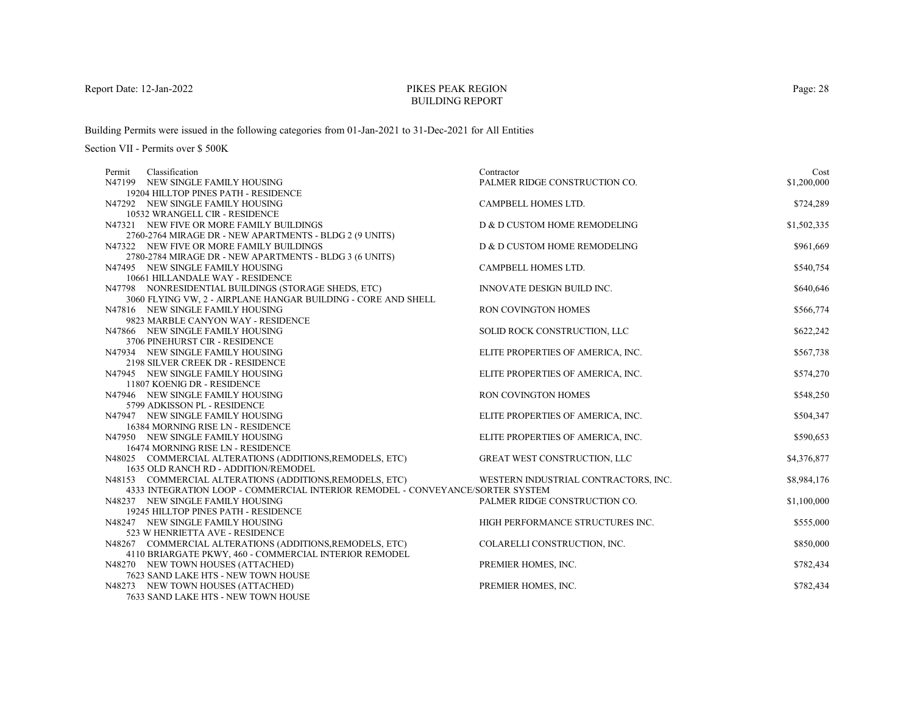# PIKES PEAK REGION BUILDING REPORT

Report Date: 12-Jan-2022

Building Permits were issued in the following categories from 01-Jan-2021 to 31-Dec-2021 for All Entities

Section VII - Permits over $ 500K

| Permit | Classification | Contractor | Cost |
|---|---|---|---|
| N47199 | NEW SINGLE FAMILY HOUSING<br>19204 HILLTOP PINES PATH - RESIDENCE | PALMER RIDGE CONSTRUCTION CO. | $1,200,000 |
| N47292 | NEW SINGLE FAMILY HOUSING<br>10532 WRANGELL CIR - RESIDENCE | CAMPBELL HOMES LTD. | $724,289 |
| N47321 | NEW FIVE OR MORE FAMILY BUILDINGS<br>2760-2764 MIRAGE DR - NEW APARTMENTS - BLDG 2 (9 UNITS) | D & D CUSTOM HOME REMODELING | $1,502,335 |
| N47322 | NEW FIVE OR MORE FAMILY BUILDINGS<br>2780-2784 MIRAGE DR - NEW APARTMENTS - BLDG 3 (6 UNITS) | D & D CUSTOM HOME REMODELING | $961,669 |
| N47495 | NEW SINGLE FAMILY HOUSING<br>10661 HILLANDALE WAY - RESIDENCE | CAMPBELL HOMES LTD. | $540,754 |
| N47798 | NONRESIDENTIAL BUILDINGS (STORAGE SHEDS, ETC)<br>3060 FLYING VW, 2 - AIRPLANE HANGAR BUILDING - CORE AND SHELL | INNOVATE DESIGN BUILD INC. | $640,646 |
| N47816 | NEW SINGLE FAMILY HOUSING<br>9823 MARBLE CANYON WAY - RESIDENCE | RON COVINGTON HOMES | $566,774 |
| N47866 | NEW SINGLE FAMILY HOUSING<br>3706 PINEHURST CIR - RESIDENCE | SOLID ROCK CONSTRUCTION, LLC | $622,242 |
| N47934 | NEW SINGLE FAMILY HOUSING<br>2198 SILVER CREEK DR - RESIDENCE | ELITE PROPERTIES OF AMERICA, INC. | $567,738 |
| N47945 | NEW SINGLE FAMILY HOUSING<br>11807 KOENIG DR - RESIDENCE | ELITE PROPERTIES OF AMERICA, INC. | $574,270 |
| N47946 | NEW SINGLE FAMILY HOUSING<br>5799 ADKISSON PL - RESIDENCE | RON COVINGTON HOMES | $548,250 |
| N47947 | NEW SINGLE FAMILY HOUSING<br>16384 MORNING RISE LN - RESIDENCE | ELITE PROPERTIES OF AMERICA, INC. | $504,347 |
| N47950 | NEW SINGLE FAMILY HOUSING<br>16474 MORNING RISE LN - RESIDENCE | ELITE PROPERTIES OF AMERICA, INC. | $590,653 |
| N48025 | COMMERCIAL ALTERATIONS (ADDITIONS,REMODELS, ETC)<br>1635 OLD RANCH RD - ADDITION/REMODEL | GREAT WEST CONSTRUCTION, LLC | $4,376,877 |
| N48153 | COMMERCIAL ALTERATIONS (ADDITIONS,REMODELS, ETC)<br>4333 INTEGRATION LOOP - COMMERCIAL INTERIOR REMODEL - CONVEYANCE/SORTER SYSTEM | WESTERN INDUSTRIAL CONTRACTORS, INC. | $8,984,176 |
| N48237 | NEW SINGLE FAMILY HOUSING<br>19245 HILLTOP PINES PATH - RESIDENCE | PALMER RIDGE CONSTRUCTION CO. | $1,100,000 |
| N48247 | NEW SINGLE FAMILY HOUSING<br>523 W HENRIETTA AVE - RESIDENCE | HIGH PERFORMANCE STRUCTURES INC. | $555,000 |
| N48267 | COMMERCIAL ALTERATIONS (ADDITIONS,REMODELS, ETC)<br>4110 BRIARGATE PKWY, 460 - COMMERCIAL INTERIOR REMODEL | COLARELLI CONSTRUCTION, INC. | $850,000 |
| N48270 | NEW TOWN HOUSES (ATTACHED)<br>7623 SAND LAKE HTS - NEW TOWN HOUSE | PREMIER HOMES, INC. | $782,434 |
| N48273 | NEW TOWN HOUSES (ATTACHED)<br>7633 SAND LAKE HTS - NEW TOWN HOUSE | PREMIER HOMES, INC. | $782,434 |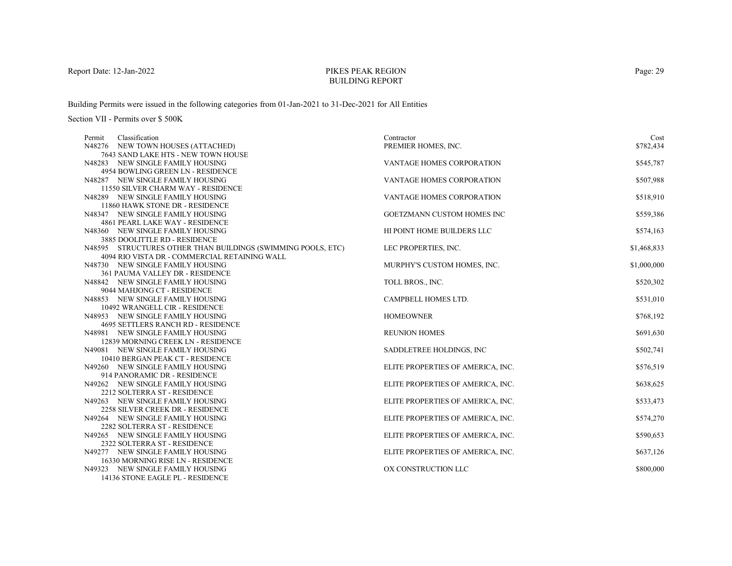# PIKES PEAK REGION
## BUILDING REPORT

Report Date: 12-Jan-2022

Building Permits were issued in the following categories from 01-Jan-2021 to 31-Dec-2021 for All Entities

Section VII - Permits over $ 500K

| Permit | Classification | Contractor | Cost |
|---|---|---|---|
| N48276 | NEW TOWN HOUSES (ATTACHED)<br>7643 SAND LAKE HTS - NEW TOWN HOUSE | PREMIER HOMES, INC. | $782,434 |
| N48283 | NEW SINGLE FAMILY HOUSING<br>4954 BOWLING GREEN LN - RESIDENCE | VANTAGE HOMES CORPORATION | $545,787 |
| N48287 | NEW SINGLE FAMILY HOUSING<br>11550 SILVER CHARM WAY - RESIDENCE | VANTAGE HOMES CORPORATION | $507,988 |
| N48289 | NEW SINGLE FAMILY HOUSING<br>11860 HAWK STONE DR - RESIDENCE | VANTAGE HOMES CORPORATION | $518,910 |
| N48347 | NEW SINGLE FAMILY HOUSING<br>4861 PEARL LAKE WAY - RESIDENCE | GOETZMANN CUSTOM HOMES INC | $559,386 |
| N48360 | NEW SINGLE FAMILY HOUSING<br>3885 DOOLITTLE RD - RESIDENCE | HI POINT HOME BUILDERS LLC | $574,163 |
| N48595 | STRUCTURES OTHER THAN BUILDINGS (SWIMMING POOLS, ETC)<br>4094 RIO VISTA DR - COMMERCIAL RETAINING WALL | LEC PROPERTIES, INC. | $1,468,833 |
| N48730 | NEW SINGLE FAMILY HOUSING<br>361 PAUMA VALLEY DR - RESIDENCE | MURPHY'S CUSTOM HOMES, INC. | $1,000,000 |
| N48842 | NEW SINGLE FAMILY HOUSING<br>9044 MAHJONG CT - RESIDENCE | TOLL BROS., INC. | $520,302 |
| N48853 | NEW SINGLE FAMILY HOUSING<br>10492 WRANGELL CIR - RESIDENCE | CAMPBELL HOMES LTD. | $531,010 |
| N48953 | NEW SINGLE FAMILY HOUSING<br>4695 SETTLERS RANCH RD - RESIDENCE | HOMEOWNER | $768,192 |
| N48981 | NEW SINGLE FAMILY HOUSING<br>12839 MORNING CREEK LN - RESIDENCE | REUNION HOMES | $691,630 |
| N49081 | NEW SINGLE FAMILY HOUSING<br>10410 BERGAN PEAK CT - RESIDENCE | SADDLETREE HOLDINGS, INC | $502,741 |
| N49260 | NEW SINGLE FAMILY HOUSING<br>914 PANORAMIC DR - RESIDENCE | ELITE PROPERTIES OF AMERICA, INC. | $576,519 |
| N49262 | NEW SINGLE FAMILY HOUSING<br>2212 SOLTERRA ST - RESIDENCE | ELITE PROPERTIES OF AMERICA, INC. | $638,625 |
| N49263 | NEW SINGLE FAMILY HOUSING<br>2258 SILVER CREEK DR - RESIDENCE | ELITE PROPERTIES OF AMERICA, INC. | $533,473 |
| N49264 | NEW SINGLE FAMILY HOUSING<br>2282 SOLTERRA ST - RESIDENCE | ELITE PROPERTIES OF AMERICA, INC. | $574,270 |
| N49265 | NEW SINGLE FAMILY HOUSING<br>2322 SOLTERRA ST - RESIDENCE | ELITE PROPERTIES OF AMERICA, INC. | $590,653 |
| N49277 | NEW SINGLE FAMILY HOUSING<br>16330 MORNING RISE LN - RESIDENCE | ELITE PROPERTIES OF AMERICA, INC. | $637,126 |
| N49323 | NEW SINGLE FAMILY HOUSING<br>14136 STONE EAGLE PL - RESIDENCE | OX CONSTRUCTION LLC | $800,000 |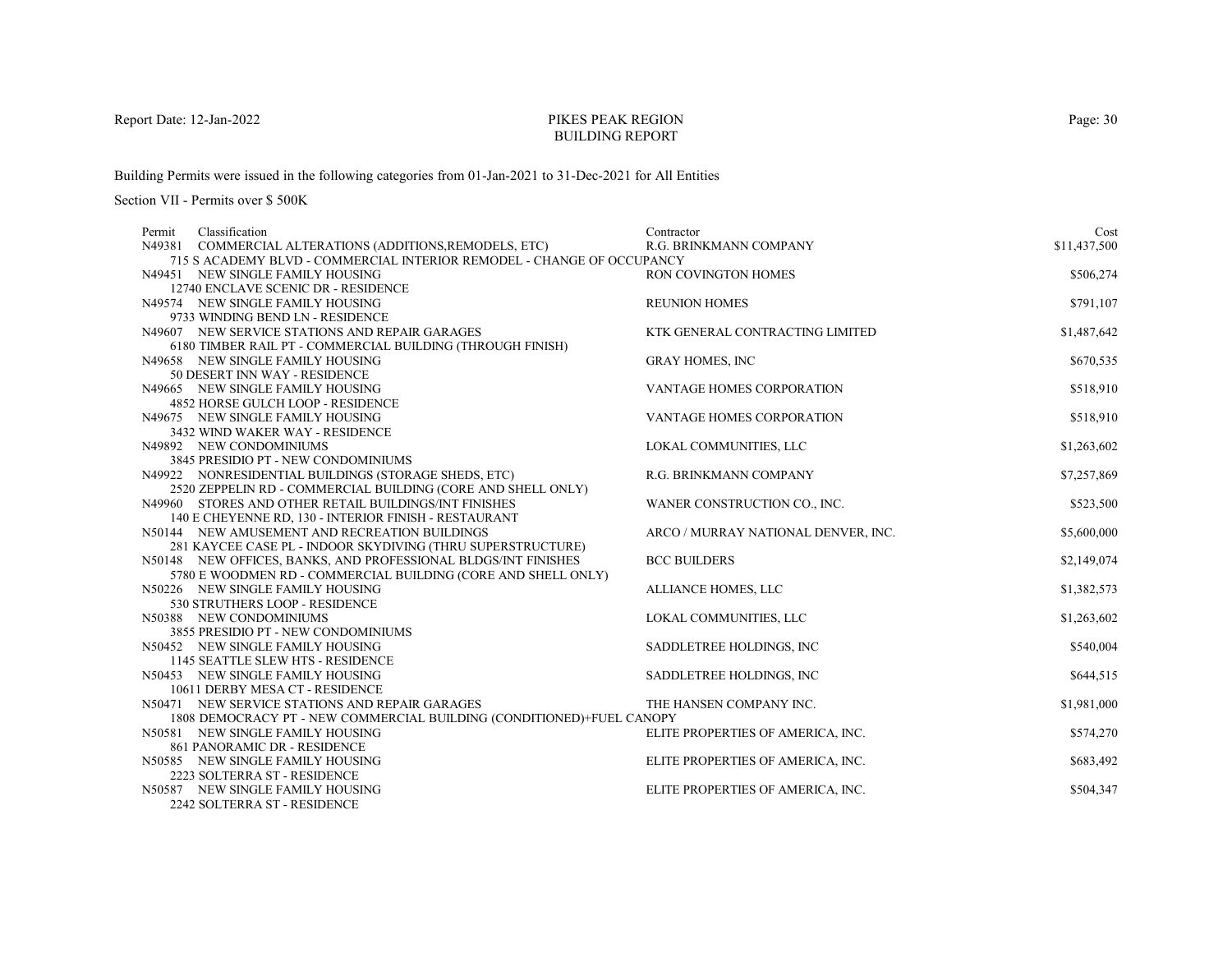Report Date: 12-Jan-2022

# PIKES PEAK REGION
## BUILDING REPORT

Building Permits were issued in the following categories from 01-Jan-2021 to 31-Dec-2021 for All Entities

Section VII - Permits over $ 500K

| Permit | Classification | Contractor | Cost |
|---|---|---|---|
| N49381 | COMMERCIAL ALTERATIONS (ADDITIONS,REMODELS, ETC)<br>715 S ACADEMY BLVD - COMMERCIAL INTERIOR REMODEL - CHANGE OF OCCUPANCY | R.G. BRINKMANN COMPANY | $11,437,500 |
| N49451 | NEW SINGLE FAMILY HOUSING<br>12740 ENCLAVE SCENIC DR - RESIDENCE | RON COVINGTON HOMES | $506,274 |
| N49574 | NEW SINGLE FAMILY HOUSING<br>9733 WINDING BEND LN - RESIDENCE | REUNION HOMES | $791,107 |
| N49607 | NEW SERVICE STATIONS AND REPAIR GARAGES<br>6180 TIMBER RAIL PT - COMMERCIAL BUILDING (THROUGH FINISH) | KTK GENERAL CONTRACTING LIMITED | $1,487,642 |
| N49658 | NEW SINGLE FAMILY HOUSING<br>50 DESERT INN WAY - RESIDENCE | GRAY HOMES, INC | $670,535 |
| N49665 | NEW SINGLE FAMILY HOUSING<br>4852 HORSE GULCH LOOP - RESIDENCE | VANTAGE HOMES CORPORATION | $518,910 |
| N49675 | NEW SINGLE FAMILY HOUSING<br>3432 WIND WAKER WAY - RESIDENCE | VANTAGE HOMES CORPORATION | $518,910 |
| N49892 | NEW CONDOMINIUMS<br>3845 PRESIDIO PT - NEW CONDOMINIUMS | LOKAL COMMUNITIES, LLC | $1,263,602 |
| N49922 | NONRESIDENTIAL BUILDINGS (STORAGE SHEDS, ETC)<br>2520 ZEPPELIN RD - COMMERCIAL BUILDING (CORE AND SHELL ONLY) | R.G. BRINKMANN COMPANY | $7,257,869 |
| N49960 | STORES AND OTHER RETAIL BUILDINGS/INT FINISHES<br>140 E CHEYENNE RD, 130 - INTERIOR FINISH - RESTAURANT | WANER CONSTRUCTION CO., INC. | $523,500 |
| N50144 | NEW AMUSEMENT AND RECREATION BUILDINGS<br>281 KAYCEE CASE PL - INDOOR SKYDIVING (THRU SUPERSTRUCTURE) | ARCO / MURRAY NATIONAL DENVER, INC. | $5,600,000 |
| N50148 | NEW OFFICES, BANKS, AND PROFESSIONAL BLDGS/INT FINISHES<br>5780 E WOODMEN RD - COMMERCIAL BUILDING (CORE AND SHELL ONLY) | BCC BUILDERS | $2,149,074 |
| N50226 | NEW SINGLE FAMILY HOUSING<br>530 STRUTHERS LOOP - RESIDENCE | ALLIANCE HOMES, LLC | $1,382,573 |
| N50388 | NEW CONDOMINIUMS<br>3855 PRESIDIO PT - NEW CONDOMINIUMS | LOKAL COMMUNITIES, LLC | $1,263,602 |
| N50452 | NEW SINGLE FAMILY HOUSING<br>1145 SEATTLE SLEW HTS - RESIDENCE | SADDLETREE HOLDINGS, INC | $540,004 |
| N50453 | NEW SINGLE FAMILY HOUSING<br>10611 DERBY MESA CT - RESIDENCE | SADDLETREE HOLDINGS, INC | $644,515 |
| N50471 | NEW SERVICE STATIONS AND REPAIR GARAGES<br>1808 DEMOCRACY PT - NEW COMMERCIAL BUILDING (CONDITIONED)+FUEL CANOPY | THE HANSEN COMPANY INC. | $1,981,000 |
| N50581 | NEW SINGLE FAMILY HOUSING<br>861 PANORAMIC DR - RESIDENCE | ELITE PROPERTIES OF AMERICA, INC. | $574,270 |
| N50585 | NEW SINGLE FAMILY HOUSING<br>2223 SOLTERRA ST - RESIDENCE | ELITE PROPERTIES OF AMERICA, INC. | $683,492 |
| N50587 | NEW SINGLE FAMILY HOUSING<br>2242 SOLTERRA ST - RESIDENCE | ELITE PROPERTIES OF AMERICA, INC. | $504,347 |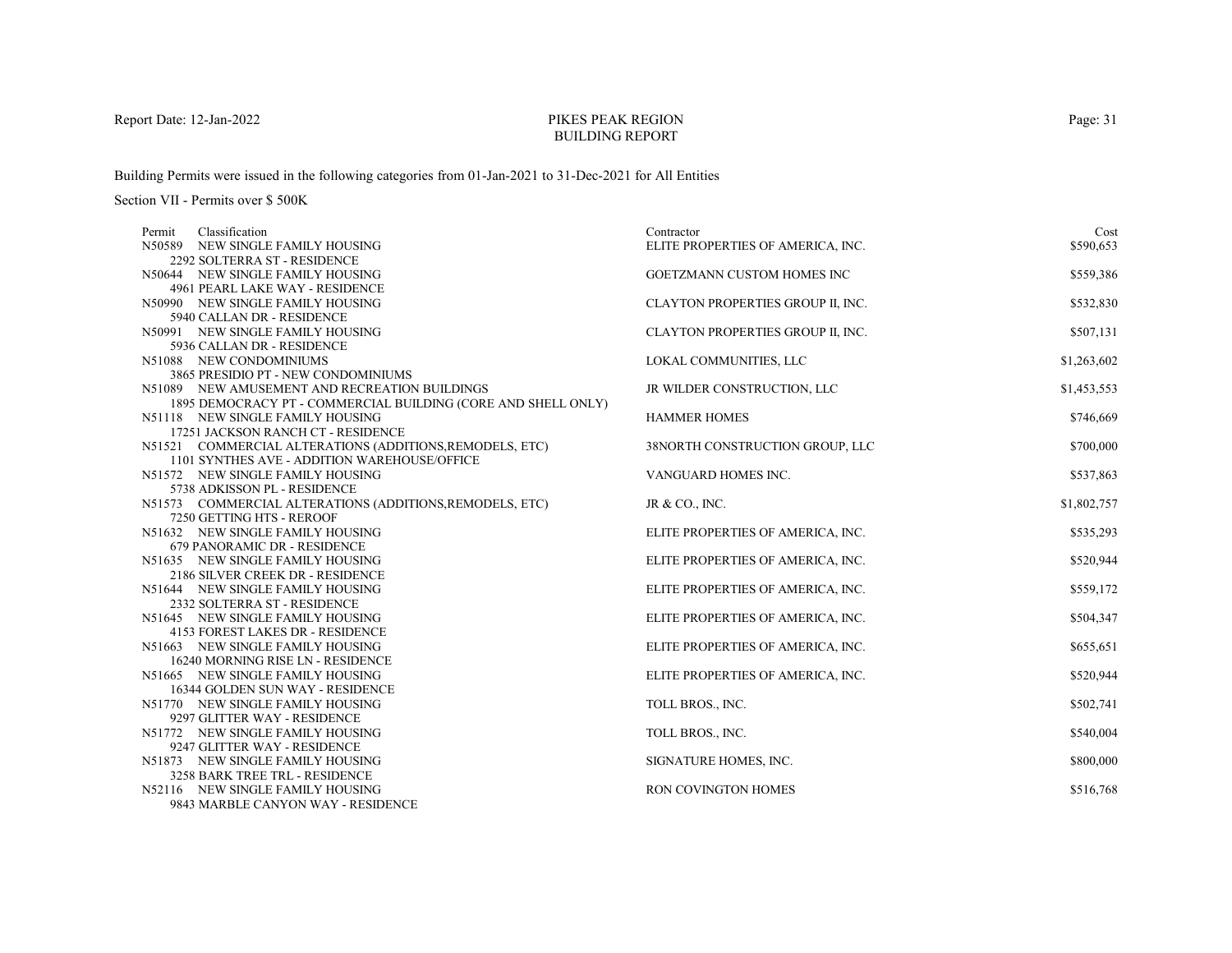Report Date: 12-Jan-2022

# PIKES PEAK REGION
## BUILDING REPORT

Building Permits were issued in the following categories from 01-Jan-2021 to 31-Dec-2021 for All Entities

Section VII - Permits over $ 500K

| Permit | Classification | Contractor | Cost |
|---|---|---|---|
| N50589 | NEW SINGLE FAMILY HOUSING<br>2292 SOLTERRA ST - RESIDENCE | ELITE PROPERTIES OF AMERICA, INC. | $590,653 |
| N50644 | NEW SINGLE FAMILY HOUSING<br>4961 PEARL LAKE WAY - RESIDENCE | GOETZMANN CUSTOM HOMES INC | $559,386 |
| N50990 | NEW SINGLE FAMILY HOUSING<br>5940 CALLAN DR - RESIDENCE | CLAYTON PROPERTIES GROUP II, INC. | $532,830 |
| N50991 | NEW SINGLE FAMILY HOUSING<br>5936 CALLAN DR - RESIDENCE | CLAYTON PROPERTIES GROUP II, INC. | $507,131 |
| N51088 | NEW CONDOMINIUMS<br>3865 PRESIDIO PT - NEW CONDOMINIUMS | LOKAL COMMUNITIES, LLC | $1,263,602 |
| N51089 | NEW AMUSEMENT AND RECREATION BUILDINGS<br>1895 DEMOCRACY PT - COMMERCIAL BUILDING (CORE AND SHELL ONLY) | JR WILDER CONSTRUCTION, LLC | $1,453,553 |
| N51118 | NEW SINGLE FAMILY HOUSING<br>17251 JACKSON RANCH CT - RESIDENCE | HAMMER HOMES | $746,669 |
| N51521 | COMMERCIAL ALTERATIONS (ADDITIONS,REMODELS, ETC)<br>1101 SYNTHES AVE - ADDITION WAREHOUSE/OFFICE | 38NORTH CONSTRUCTION GROUP, LLC | $700,000 |
| N51572 | NEW SINGLE FAMILY HOUSING<br>5738 ADKISSON PL - RESIDENCE | VANGUARD HOMES INC. | $537,863 |
| N51573 | COMMERCIAL ALTERATIONS (ADDITIONS,REMODELS, ETC)<br>7250 GETTING HTS - REROOF | JR & CO., INC. | $1,802,757 |
| N51632 | NEW SINGLE FAMILY HOUSING<br>679 PANORAMIC DR - RESIDENCE | ELITE PROPERTIES OF AMERICA, INC. | $535,293 |
| N51635 | NEW SINGLE FAMILY HOUSING<br>2186 SILVER CREEK DR - RESIDENCE | ELITE PROPERTIES OF AMERICA, INC. | $520,944 |
| N51644 | NEW SINGLE FAMILY HOUSING<br>2332 SOLTERRA ST - RESIDENCE | ELITE PROPERTIES OF AMERICA, INC. | $559,172 |
| N51645 | NEW SINGLE FAMILY HOUSING<br>4153 FOREST LAKES DR - RESIDENCE | ELITE PROPERTIES OF AMERICA, INC. | $504,347 |
| N51663 | NEW SINGLE FAMILY HOUSING<br>16240 MORNING RISE LN - RESIDENCE | ELITE PROPERTIES OF AMERICA, INC. | $655,651 |
| N51665 | NEW SINGLE FAMILY HOUSING<br>16344 GOLDEN SUN WAY - RESIDENCE | ELITE PROPERTIES OF AMERICA, INC. | $520,944 |
| N51770 | NEW SINGLE FAMILY HOUSING<br>9297 GLITTER WAY - RESIDENCE | TOLL BROS., INC. | $502,741 |
| N51772 | NEW SINGLE FAMILY HOUSING<br>9247 GLITTER WAY - RESIDENCE | TOLL BROS., INC. | $540,004 |
| N51873 | NEW SINGLE FAMILY HOUSING<br>3258 BARK TREE TRL - RESIDENCE | SIGNATURE HOMES, INC. | $800,000 |
| N52116 | NEW SINGLE FAMILY HOUSING<br>9843 MARBLE CANYON WAY - RESIDENCE | RON COVINGTON HOMES | $516,768 |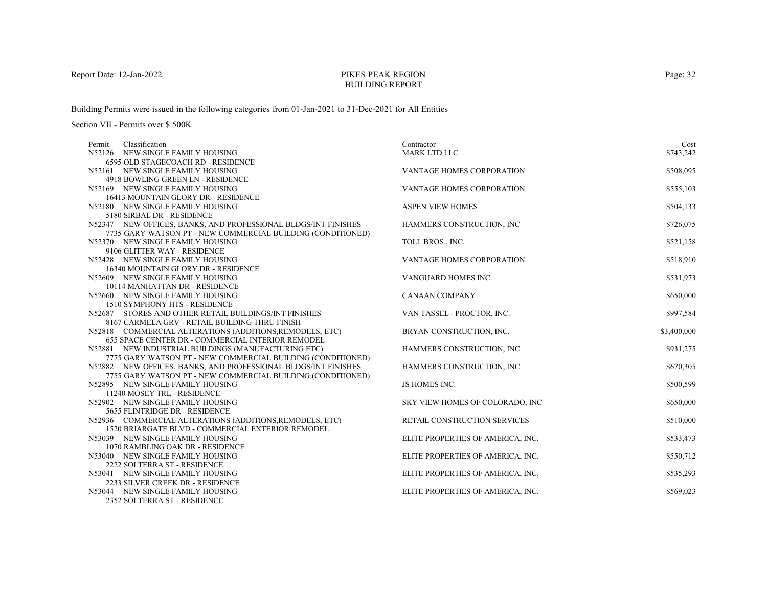# PIKES PEAK REGION BUILDING REPORT

Report Date: 12-Jan-2022

Building Permits were issued in the following categories from 01-Jan-2021 to 31-Dec-2021 for All Entities

Section VII - Permits over $ 500K

| Permit | Classification | Contractor | Cost |
|---|---|---|---|
| N52126 | NEW SINGLE FAMILY HOUSING<br>6595 OLD STAGECOACH RD - RESIDENCE | MARK LTD LLC | $743,242 |
| N52161 | NEW SINGLE FAMILY HOUSING<br>4918 BOWLING GREEN LN - RESIDENCE | VANTAGE HOMES CORPORATION | $508,095 |
| N52169 | NEW SINGLE FAMILY HOUSING<br>16413 MOUNTAIN GLORY DR - RESIDENCE | VANTAGE HOMES CORPORATION | $555,103 |
| N52180 | NEW SINGLE FAMILY HOUSING<br>5180 SIRBAL DR - RESIDENCE | ASPEN VIEW HOMES | $504,133 |
| N52347 | NEW OFFICES, BANKS, AND PROFESSIONAL BLDGS/INT FINISHES<br>7735 GARY WATSON PT - NEW COMMERCIAL BUILDING (CONDITIONED) | HAMMERS CONSTRUCTION, INC | $726,075 |
| N52370 | NEW SINGLE FAMILY HOUSING<br>9106 GLITTER WAY - RESIDENCE | TOLL BROS., INC. | $521,158 |
| N52428 | NEW SINGLE FAMILY HOUSING<br>16340 MOUNTAIN GLORY DR - RESIDENCE | VANTAGE HOMES CORPORATION | $518,910 |
| N52609 | NEW SINGLE FAMILY HOUSING<br>10114 MANHATTAN DR - RESIDENCE | VANGUARD HOMES INC. | $531,973 |
| N52660 | NEW SINGLE FAMILY HOUSING<br>1510 SYMPHONY HTS - RESIDENCE | CANAAN COMPANY | $650,000 |
| N52687 | STORES AND OTHER RETAIL BUILDINGS/INT FINISHES<br>8167 CARMELA GRV - RETAIL BUILDING THRU FINISH | VAN TASSEL - PROCTOR, INC. | $997,584 |
| N52818 | COMMERCIAL ALTERATIONS (ADDITIONS,REMODELS, ETC)<br>655 SPACE CENTER DR - COMMERCIAL INTERIOR REMODEL | BRYAN CONSTRUCTION, INC. | $3,400,000 |
| N52881 | NEW INDUSTRIAL BUILDINGS (MANUFACTURING ETC)<br>7775 GARY WATSON PT - NEW COMMERCIAL BUILDING (CONDITIONED) | HAMMERS CONSTRUCTION, INC | $931,275 |
| N52882 | NEW OFFICES, BANKS, AND PROFESSIONAL BLDGS/INT FINISHES<br>7755 GARY WATSON PT - NEW COMMERCIAL BUILDING (CONDITIONED) | HAMMERS CONSTRUCTION, INC | $670,305 |
| N52895 | NEW SINGLE FAMILY HOUSING<br>11240 MOSEY TRL - RESIDENCE | JS HOMES INC. | $500,599 |
| N52902 | NEW SINGLE FAMILY HOUSING<br>5655 FLINTRIDGE DR - RESIDENCE | SKY VIEW HOMES OF COLORADO, INC | $650,000 |
| N52936 | COMMERCIAL ALTERATIONS (ADDITIONS,REMODELS, ETC)<br>1520 BRIARGATE BLVD - COMMERCIAL EXTERIOR REMODEL | RETAIL CONSTRUCTION SERVICES | $510,000 |
| N53039 | NEW SINGLE FAMILY HOUSING<br>1070 RAMBLING OAK DR - RESIDENCE | ELITE PROPERTIES OF AMERICA, INC. | $533,473 |
| N53040 | NEW SINGLE FAMILY HOUSING<br>2222 SOLTERRA ST - RESIDENCE | ELITE PROPERTIES OF AMERICA, INC. | $550,712 |
| N53041 | NEW SINGLE FAMILY HOUSING<br>2233 SILVER CREEK DR - RESIDENCE | ELITE PROPERTIES OF AMERICA, INC. | $535,293 |
| N53044 | NEW SINGLE FAMILY HOUSING<br>2352 SOLTERRA ST - RESIDENCE | ELITE PROPERTIES OF AMERICA, INC. | $569,023 |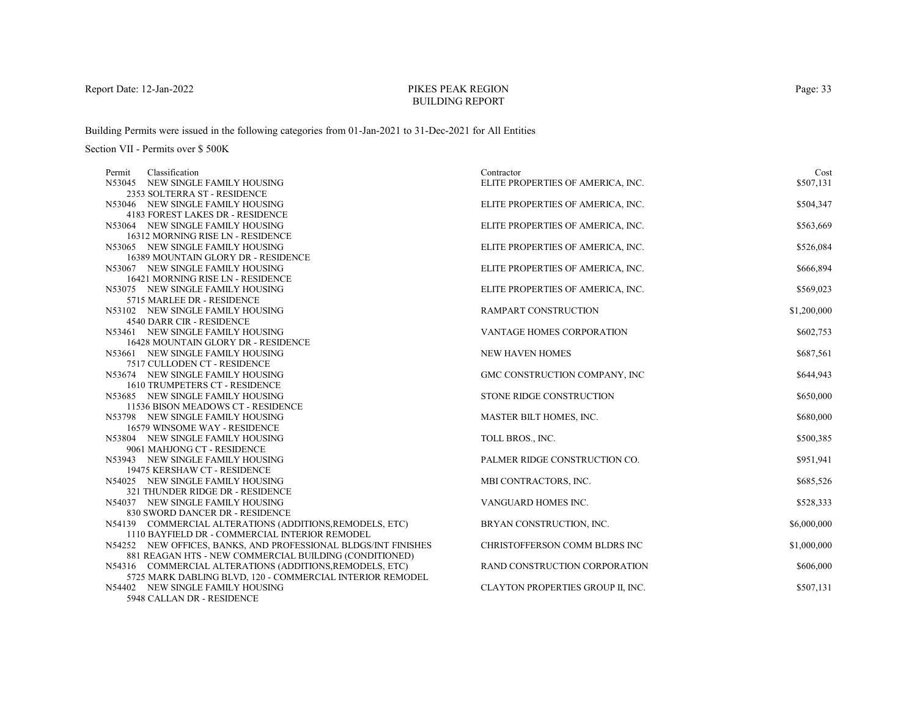# PIKES PEAK REGION BUILDING REPORT

Report Date: 12-Jan-2022

Building Permits were issued in the following categories from 01-Jan-2021 to 31-Dec-2021 for All Entities

Section VII - Permits over $ 500K

| Permit | Classification | Contractor | Cost |
|---|---|---|---|
| N53045 | NEW SINGLE FAMILY HOUSING<br>2353 SOLTERRA ST - RESIDENCE | ELITE PROPERTIES OF AMERICA, INC. | $507,131 |
| N53046 | NEW SINGLE FAMILY HOUSING<br>4183 FOREST LAKES DR - RESIDENCE | ELITE PROPERTIES OF AMERICA, INC. | $504,347 |
| N53064 | NEW SINGLE FAMILY HOUSING<br>16312 MORNING RISE LN - RESIDENCE | ELITE PROPERTIES OF AMERICA, INC. | $563,669 |
| N53065 | NEW SINGLE FAMILY HOUSING<br>16389 MOUNTAIN GLORY DR - RESIDENCE | ELITE PROPERTIES OF AMERICA, INC. | $526,084 |
| N53067 | NEW SINGLE FAMILY HOUSING<br>16421 MORNING RISE LN - RESIDENCE | ELITE PROPERTIES OF AMERICA, INC. | $666,894 |
| N53075 | NEW SINGLE FAMILY HOUSING<br>5715 MARLEE DR - RESIDENCE | ELITE PROPERTIES OF AMERICA, INC. | $569,023 |
| N53102 | NEW SINGLE FAMILY HOUSING<br>4540 DARR CIR - RESIDENCE | RAMPART CONSTRUCTION | $1,200,000 |
| N53461 | NEW SINGLE FAMILY HOUSING<br>16428 MOUNTAIN GLORY DR - RESIDENCE | VANTAGE HOMES CORPORATION | $602,753 |
| N53661 | NEW SINGLE FAMILY HOUSING<br>7517 CULLODEN CT - RESIDENCE | NEW HAVEN HOMES | $687,561 |
| N53674 | NEW SINGLE FAMILY HOUSING<br>1610 TRUMPETERS CT - RESIDENCE | GMC CONSTRUCTION COMPANY, INC | $644,943 |
| N53685 | NEW SINGLE FAMILY HOUSING<br>11536 BISON MEADOWS CT - RESIDENCE | STONE RIDGE CONSTRUCTION | $650,000 |
| N53798 | NEW SINGLE FAMILY HOUSING<br>16579 WINSOME WAY - RESIDENCE | MASTER BILT HOMES, INC. | $680,000 |
| N53804 | NEW SINGLE FAMILY HOUSING<br>9061 MAHJONG CT - RESIDENCE | TOLL BROS., INC. | $500,385 |
| N53943 | NEW SINGLE FAMILY HOUSING<br>19475 KERSHAW CT - RESIDENCE | PALMER RIDGE CONSTRUCTION CO. | $951,941 |
| N54025 | NEW SINGLE FAMILY HOUSING<br>321 THUNDER RIDGE DR - RESIDENCE | MBI CONTRACTORS, INC. | $685,526 |
| N54037 | NEW SINGLE FAMILY HOUSING<br>830 SWORD DANCER DR - RESIDENCE | VANGUARD HOMES INC. | $528,333 |
| N54139 | COMMERCIAL ALTERATIONS (ADDITIONS,REMODELS, ETC)<br>1110 BAYFIELD DR - COMMERCIAL INTERIOR REMODEL | BRYAN CONSTRUCTION, INC. | $6,000,000 |
| N54252 | NEW OFFICES, BANKS, AND PROFESSIONAL BLDGS/INT FINISHES<br>881 REAGAN HTS - NEW COMMERCIAL BUILDING (CONDITIONED) | CHRISTOFFERSON COMM BLDRS INC | $1,000,000 |
| N54316 | COMMERCIAL ALTERATIONS (ADDITIONS,REMODELS, ETC)<br>5725 MARK DABLING BLVD, 120 - COMMERCIAL INTERIOR REMODEL | RAND CONSTRUCTION CORPORATION | $606,000 |
| N54402 | NEW SINGLE FAMILY HOUSING<br>5948 CALLAN DR - RESIDENCE | CLAYTON PROPERTIES GROUP II, INC. | $507,131 |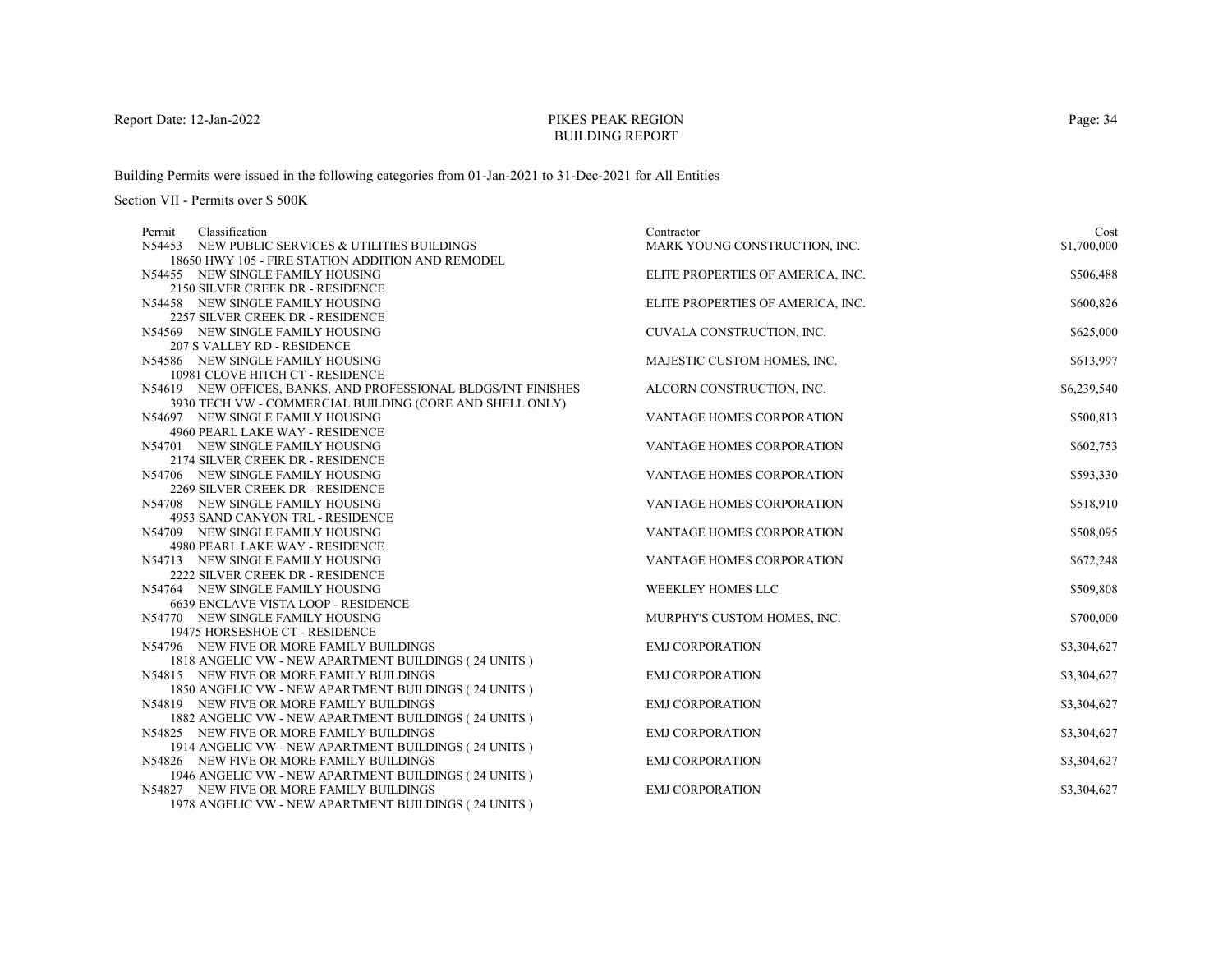# PIKES PEAK REGION BUILDING REPORT

Report Date: 12-Jan-2022

Building Permits were issued in the following categories from 01-Jan-2021 to 31-Dec-2021 for All Entities

Section VII - Permits over $ 500K

| Permit | Classification | Contractor | Cost |
|---|---|---|---|
| N54453 | NEW PUBLIC SERVICES & UTILITIES BUILDINGS<br>18650 HWY 105 - FIRE STATION ADDITION AND REMODEL | MARK YOUNG CONSTRUCTION, INC. | $1,700,000 |
| N54455 | NEW SINGLE FAMILY HOUSING<br>2150 SILVER CREEK DR - RESIDENCE | ELITE PROPERTIES OF AMERICA, INC. | $506,488 |
| N54458 | NEW SINGLE FAMILY HOUSING<br>2257 SILVER CREEK DR - RESIDENCE | ELITE PROPERTIES OF AMERICA, INC. | $600,826 |
| N54569 | NEW SINGLE FAMILY HOUSING<br>207 S VALLEY RD - RESIDENCE | CUVALA CONSTRUCTION, INC. | $625,000 |
| N54586 | NEW SINGLE FAMILY HOUSING<br>10981 CLOVE HITCH CT - RESIDENCE | MAJESTIC CUSTOM HOMES, INC. | $613,997 |
| N54619 | NEW OFFICES, BANKS, AND PROFESSIONAL BLDGS/INT FINISHES<br>3930 TECH VW - COMMERCIAL BUILDING (CORE AND SHELL ONLY) | ALCORN CONSTRUCTION, INC. | $6,239,540 |
| N54697 | NEW SINGLE FAMILY HOUSING<br>4960 PEARL LAKE WAY - RESIDENCE | VANTAGE HOMES CORPORATION | $500,813 |
| N54701 | NEW SINGLE FAMILY HOUSING<br>2174 SILVER CREEK DR - RESIDENCE | VANTAGE HOMES CORPORATION | $602,753 |
| N54706 | NEW SINGLE FAMILY HOUSING<br>2269 SILVER CREEK DR - RESIDENCE | VANTAGE HOMES CORPORATION | $593,330 |
| N54708 | NEW SINGLE FAMILY HOUSING<br>4953 SAND CANYON TRL - RESIDENCE | VANTAGE HOMES CORPORATION | $518,910 |
| N54709 | NEW SINGLE FAMILY HOUSING<br>4980 PEARL LAKE WAY - RESIDENCE | VANTAGE HOMES CORPORATION | $508,095 |
| N54713 | NEW SINGLE FAMILY HOUSING<br>2222 SILVER CREEK DR - RESIDENCE | VANTAGE HOMES CORPORATION | $672,248 |
| N54764 | NEW SINGLE FAMILY HOUSING<br>6639 ENCLAVE VISTA LOOP - RESIDENCE | WEEKLEY HOMES LLC | $509,808 |
| N54770 | NEW SINGLE FAMILY HOUSING<br>19475 HORSESHOE CT - RESIDENCE | MURPHY'S CUSTOM HOMES, INC. | $700,000 |
| N54796 | NEW FIVE OR MORE FAMILY BUILDINGS<br>1818 ANGELIC VW - NEW APARTMENT BUILDINGS ( 24 UNITS ) | EMJ CORPORATION | $3,304,627 |
| N54815 | NEW FIVE OR MORE FAMILY BUILDINGS<br>1850 ANGELIC VW - NEW APARTMENT BUILDINGS ( 24 UNITS ) | EMJ CORPORATION | $3,304,627 |
| N54819 | NEW FIVE OR MORE FAMILY BUILDINGS<br>1882 ANGELIC VW - NEW APARTMENT BUILDINGS ( 24 UNITS ) | EMJ CORPORATION | $3,304,627 |
| N54825 | NEW FIVE OR MORE FAMILY BUILDINGS<br>1914 ANGELIC VW - NEW APARTMENT BUILDINGS ( 24 UNITS ) | EMJ CORPORATION | $3,304,627 |
| N54826 | NEW FIVE OR MORE FAMILY BUILDINGS<br>1946 ANGELIC VW - NEW APARTMENT BUILDINGS ( 24 UNITS ) | EMJ CORPORATION | $3,304,627 |
| N54827 | NEW FIVE OR MORE FAMILY BUILDINGS<br>1978 ANGELIC VW - NEW APARTMENT BUILDINGS ( 24 UNITS ) | EMJ CORPORATION | $3,304,627 |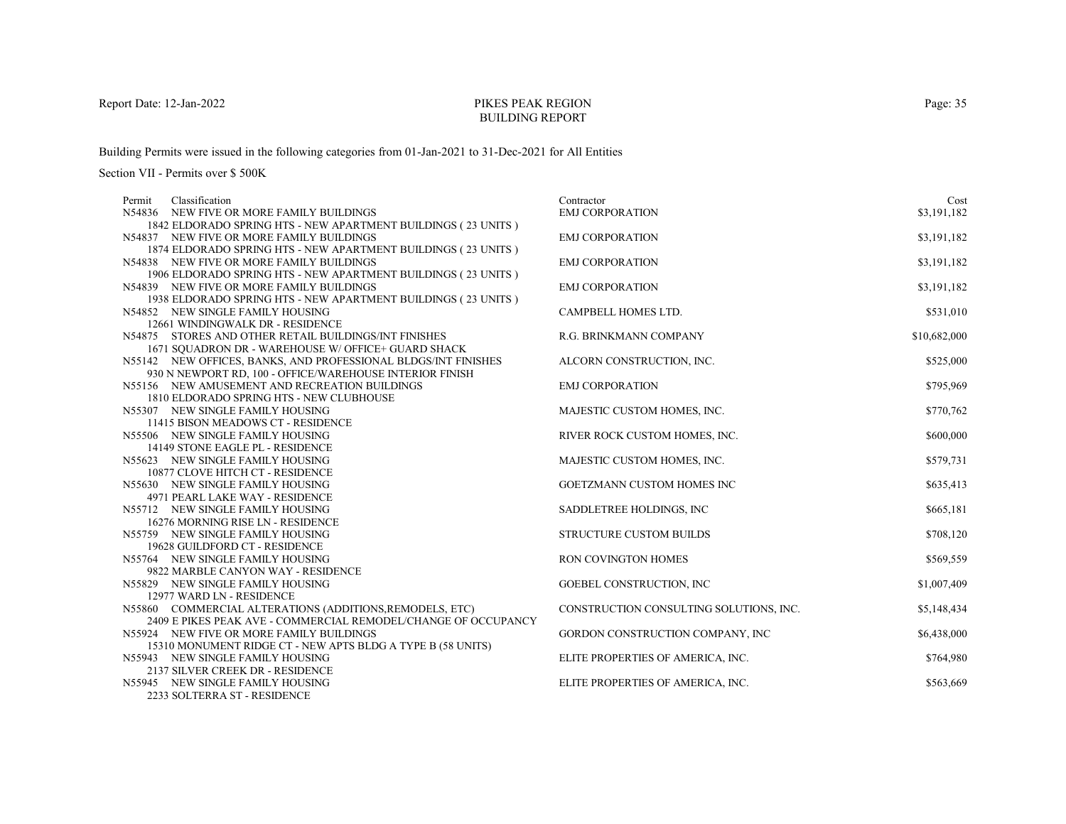PIKES PEAK REGION
BUILDING REPORT

Building Permits were issued in the following categories from 01-Jan-2021 to 31-Dec-2021 for All Entities

Section VII - Permits over $ 500K

| Permit | Classification | Contractor | Cost |
|---|---|---|---|
| N54836 | NEW FIVE OR MORE FAMILY BUILDINGS<br>1842 ELDORADO SPRING HTS - NEW APARTMENT BUILDINGS ( 23 UNITS ) | EMJ CORPORATION | $3,191,182 |
| N54837 | NEW FIVE OR MORE FAMILY BUILDINGS<br>1874 ELDORADO SPRING HTS - NEW APARTMENT BUILDINGS ( 23 UNITS ) | EMJ CORPORATION | $3,191,182 |
| N54838 | NEW FIVE OR MORE FAMILY BUILDINGS<br>1906 ELDORADO SPRING HTS - NEW APARTMENT BUILDINGS ( 23 UNITS ) | EMJ CORPORATION | $3,191,182 |
| N54839 | NEW FIVE OR MORE FAMILY BUILDINGS<br>1938 ELDORADO SPRING HTS - NEW APARTMENT BUILDINGS ( 23 UNITS ) | EMJ CORPORATION | $3,191,182 |
| N54852 | NEW SINGLE FAMILY HOUSING<br>12661 WINDINGWALK DR - RESIDENCE | CAMPBELL HOMES LTD. | $531,010 |
| N54875 | STORES AND OTHER RETAIL BUILDINGS/INT FINISHES<br>1671 SQUADRON DR - WAREHOUSE W/ OFFICE+ GUARD SHACK | R.G. BRINKMANN COMPANY | $10,682,000 |
| N55142 | NEW OFFICES, BANKS, AND PROFESSIONAL BLDGS/INT FINISHES<br>930 N NEWPORT RD, 100 - OFFICE/WAREHOUSE INTERIOR FINISH | ALCORN CONSTRUCTION, INC. | $525,000 |
| N55156 | NEW AMUSEMENT AND RECREATION BUILDINGS<br>1810 ELDORADO SPRING HTS - NEW CLUBHOUSE | EMJ CORPORATION | $795,969 |
| N55307 | NEW SINGLE FAMILY HOUSING<br>11415 BISON MEADOWS CT - RESIDENCE | MAJESTIC CUSTOM HOMES, INC. | $770,762 |
| N55506 | NEW SINGLE FAMILY HOUSING<br>14149 STONE EAGLE PL - RESIDENCE | RIVER ROCK CUSTOM HOMES, INC. | $600,000 |
| N55623 | NEW SINGLE FAMILY HOUSING<br>10877 CLOVE HITCH CT - RESIDENCE | MAJESTIC CUSTOM HOMES, INC. | $579,731 |
| N55630 | NEW SINGLE FAMILY HOUSING<br>4971 PEARL LAKE WAY - RESIDENCE | GOETZMANN CUSTOM HOMES INC | $635,413 |
| N55712 | NEW SINGLE FAMILY HOUSING<br>16276 MORNING RISE LN - RESIDENCE | SADDLETREE HOLDINGS, INC | $665,181 |
| N55759 | NEW SINGLE FAMILY HOUSING<br>19628 GUILDFORD CT - RESIDENCE | STRUCTURE CUSTOM BUILDS | $708,120 |
| N55764 | NEW SINGLE FAMILY HOUSING<br>9822 MARBLE CANYON WAY - RESIDENCE | RON COVINGTON HOMES | $569,559 |
| N55829 | NEW SINGLE FAMILY HOUSING<br>12977 WARD LN - RESIDENCE | GOEBEL CONSTRUCTION, INC | $1,007,409 |
| N55860 | COMMERCIAL ALTERATIONS (ADDITIONS,REMODELS, ETC)<br>2409 E PIKES PEAK AVE - COMMERCIAL REMODEL/CHANGE OF OCCUPANCY | CONSTRUCTION CONSULTING SOLUTIONS, INC. | $5,148,434 |
| N55924 | NEW FIVE OR MORE FAMILY BUILDINGS<br>15310 MONUMENT RIDGE CT - NEW APTS BLDG A TYPE B (58 UNITS) | GORDON CONSTRUCTION COMPANY, INC | $6,438,000 |
| N55943 | NEW SINGLE FAMILY HOUSING<br>2137 SILVER CREEK DR - RESIDENCE | ELITE PROPERTIES OF AMERICA, INC. | $764,980 |
| N55945 | NEW SINGLE FAMILY HOUSING<br>2233 SOLTERRA ST - RESIDENCE | ELITE PROPERTIES OF AMERICA, INC. | $563,669 |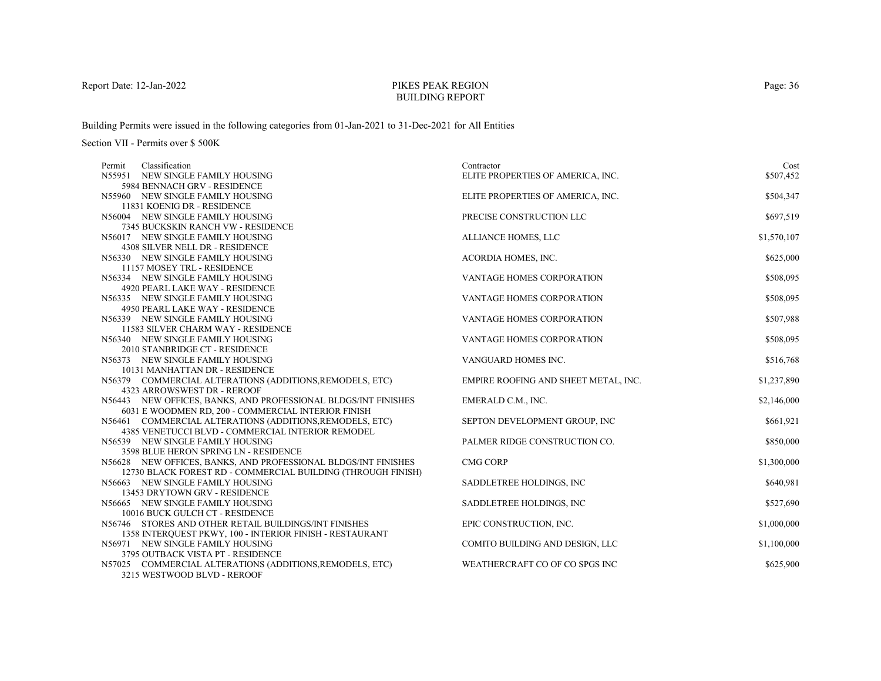Report Date: 12-Jan-2022

# PIKES PEAK REGION BUILDING REPORT

Building Permits were issued in the following categories from 01-Jan-2021 to 31-Dec-2021 for All Entities

Section VII - Permits over $ 500K

| Permit | Classification | Contractor | Cost |
|---|---|---|---|
| N55951 | NEW SINGLE FAMILY HOUSING<br>5984 BENNACH GRV - RESIDENCE | ELITE PROPERTIES OF AMERICA, INC. | $507,452 |
| N55960 | NEW SINGLE FAMILY HOUSING<br>11831 KOENIG DR - RESIDENCE | ELITE PROPERTIES OF AMERICA, INC. | $504,347 |
| N56004 | NEW SINGLE FAMILY HOUSING<br>7345 BUCKSKIN RANCH VW - RESIDENCE | PRECISE CONSTRUCTION LLC | $697,519 |
| N56017 | NEW SINGLE FAMILY HOUSING<br>4308 SILVER NELL DR - RESIDENCE | ALLIANCE HOMES, LLC | $1,570,107 |
| N56330 | NEW SINGLE FAMILY HOUSING<br>11157 MOSEY TRL - RESIDENCE | ACORDIA HOMES, INC. | $625,000 |
| N56334 | NEW SINGLE FAMILY HOUSING<br>4920 PEARL LAKE WAY - RESIDENCE | VANTAGE HOMES CORPORATION | $508,095 |
| N56335 | NEW SINGLE FAMILY HOUSING<br>4950 PEARL LAKE WAY - RESIDENCE | VANTAGE HOMES CORPORATION | $508,095 |
| N56339 | NEW SINGLE FAMILY HOUSING<br>11583 SILVER CHARM WAY - RESIDENCE | VANTAGE HOMES CORPORATION | $507,988 |
| N56340 | NEW SINGLE FAMILY HOUSING<br>2010 STANBRIDGE CT - RESIDENCE | VANTAGE HOMES CORPORATION | $508,095 |
| N56373 | NEW SINGLE FAMILY HOUSING<br>10131 MANHATTAN DR - RESIDENCE | VANGUARD HOMES INC. | $516,768 |
| N56379 | COMMERCIAL ALTERATIONS (ADDITIONS,REMODELS, ETC)<br>4323 ARROWSWEST DR - REROOF | EMPIRE ROOFING AND SHEET METAL, INC. | $1,237,890 |
| N56443 | NEW OFFICES, BANKS, AND PROFESSIONAL BLDGS/INT FINISHES<br>6031 E WOODMEN RD, 200 - COMMERCIAL INTERIOR FINISH | EMERALD C.M., INC. | $2,146,000 |
| N56461 | COMMERCIAL ALTERATIONS (ADDITIONS,REMODELS, ETC)<br>4385 VENETUCCI BLVD - COMMERCIAL INTERIOR REMODEL | SEPTON DEVELOPMENT GROUP, INC | $661,921 |
| N56539 | NEW SINGLE FAMILY HOUSING<br>3598 BLUE HERON SPRING LN - RESIDENCE | PALMER RIDGE CONSTRUCTION CO. | $850,000 |
| N56628 | NEW OFFICES, BANKS, AND PROFESSIONAL BLDGS/INT FINISHES<br>12730 BLACK FOREST RD - COMMERCIAL BUILDING (THROUGH FINISH) | CMG CORP | $1,300,000 |
| N56663 | NEW SINGLE FAMILY HOUSING<br>13453 DRYTOWN GRV - RESIDENCE | SADDLETREE HOLDINGS, INC | $640,981 |
| N56665 | NEW SINGLE FAMILY HOUSING<br>10016 BUCK GULCH CT - RESIDENCE | SADDLETREE HOLDINGS, INC | $527,690 |
| N56746 | STORES AND OTHER RETAIL BUILDINGS/INT FINISHES<br>1358 INTERQUEST PKWY, 100 - INTERIOR FINISH - RESTAURANT | EPIC CONSTRUCTION, INC. | $1,000,000 |
| N56971 | NEW SINGLE FAMILY HOUSING<br>3795 OUTBACK VISTA PT - RESIDENCE | COMITO BUILDING AND DESIGN, LLC | $1,100,000 |
| N57025 | COMMERCIAL ALTERATIONS (ADDITIONS,REMODELS, ETC)<br>3215 WESTWOOD BLVD - REROOF | WEATHERCRAFT CO OF CO SPGS INC | $625,900 |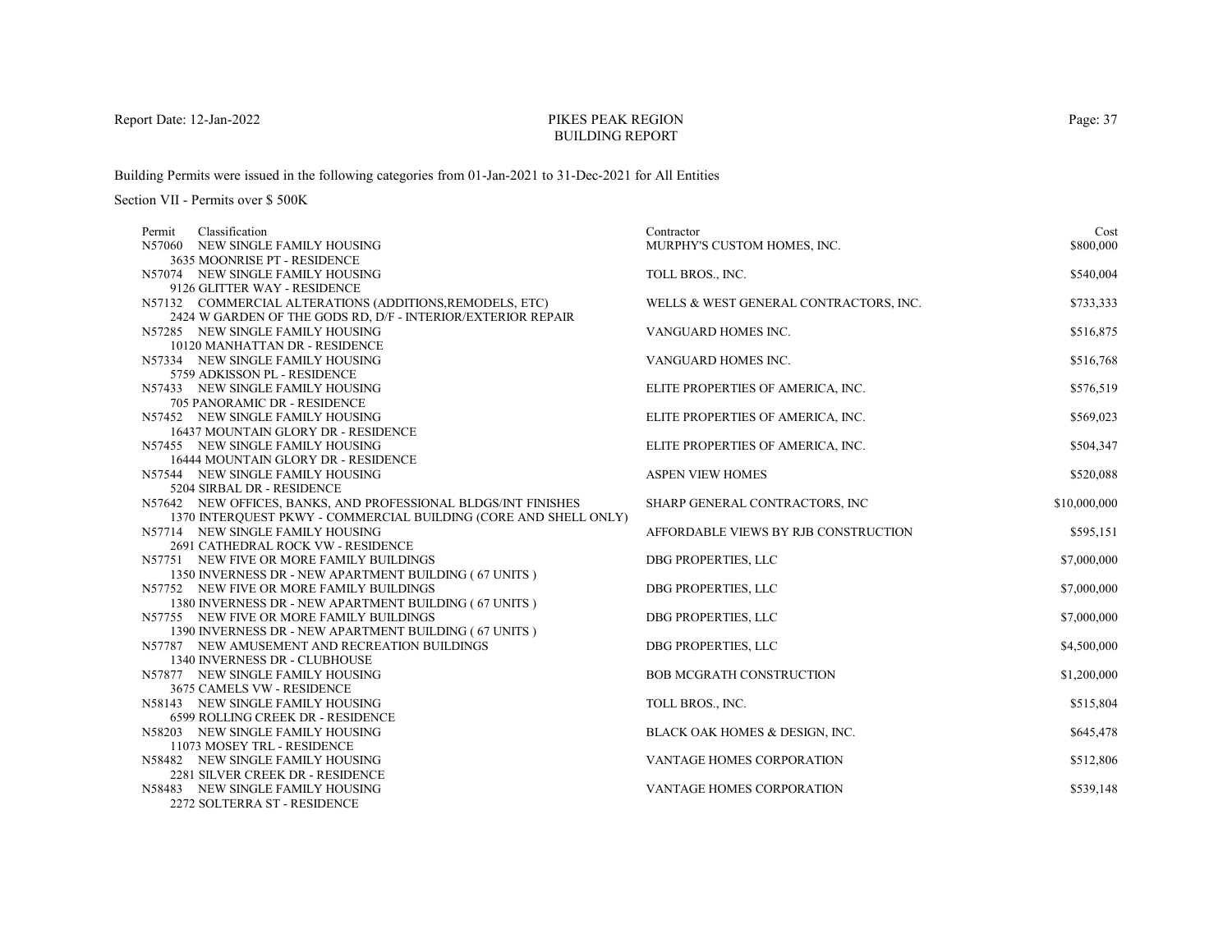# PIKES PEAK REGION BUILDING REPORT

Report Date: 12-Jan-2022

Building Permits were issued in the following categories from 01-Jan-2021 to 31-Dec-2021 for All Entities

Section VII - Permits over $ 500K

| Permit | Classification | Contractor | Cost |
|---|---|---|---|
| N57060 | NEW SINGLE FAMILY HOUSING<br>3635 MOONRISE PT - RESIDENCE | MURPHY'S CUSTOM HOMES, INC. | $800,000 |
| N57074 | NEW SINGLE FAMILY HOUSING<br>9126 GLITTER WAY - RESIDENCE | TOLL BROS., INC. | $540,004 |
| N57132 | COMMERCIAL ALTERATIONS (ADDITIONS,REMODELS, ETC)<br>2424 W GARDEN OF THE GODS RD, D/F - INTERIOR/EXTERIOR REPAIR | WELLS & WEST GENERAL CONTRACTORS, INC. | $733,333 |
| N57285 | NEW SINGLE FAMILY HOUSING<br>10120 MANHATTAN DR - RESIDENCE | VANGUARD HOMES INC. | $516,875 |
| N57334 | NEW SINGLE FAMILY HOUSING<br>5759 ADKISSON PL - RESIDENCE | VANGUARD HOMES INC. | $516,768 |
| N57433 | NEW SINGLE FAMILY HOUSING<br>705 PANORAMIC DR - RESIDENCE | ELITE PROPERTIES OF AMERICA, INC. | $576,519 |
| N57452 | NEW SINGLE FAMILY HOUSING<br>16437 MOUNTAIN GLORY DR - RESIDENCE | ELITE PROPERTIES OF AMERICA, INC. | $569,023 |
| N57455 | NEW SINGLE FAMILY HOUSING<br>16444 MOUNTAIN GLORY DR - RESIDENCE | ELITE PROPERTIES OF AMERICA, INC. | $504,347 |
| N57544 | NEW SINGLE FAMILY HOUSING<br>5204 SIRBAL DR - RESIDENCE | ASPEN VIEW HOMES | $520,088 |
| N57642 | NEW OFFICES, BANKS, AND PROFESSIONAL BLDGS/INT FINISHES<br>1370 INTERQUEST PKWY - COMMERCIAL BUILDING (CORE AND SHELL ONLY) | SHARP GENERAL CONTRACTORS, INC | $10,000,000 |
| N57714 | NEW SINGLE FAMILY HOUSING<br>2691 CATHEDRAL ROCK VW - RESIDENCE | AFFORDABLE VIEWS BY RJB CONSTRUCTION | $595,151 |
| N57751 | NEW FIVE OR MORE FAMILY BUILDINGS<br>1350 INVERNESS DR - NEW APARTMENT BUILDING ( 67 UNITS ) | DBG PROPERTIES, LLC | $7,000,000 |
| N57752 | NEW FIVE OR MORE FAMILY BUILDINGS<br>1380 INVERNESS DR - NEW APARTMENT BUILDING ( 67 UNITS ) | DBG PROPERTIES, LLC | $7,000,000 |
| N57755 | NEW FIVE OR MORE FAMILY BUILDINGS<br>1390 INVERNESS DR - NEW APARTMENT BUILDING ( 67 UNITS ) | DBG PROPERTIES, LLC | $7,000,000 |
| N57787 | NEW AMUSEMENT AND RECREATION BUILDINGS<br>1340 INVERNESS DR - CLUBHOUSE | DBG PROPERTIES, LLC | $4,500,000 |
| N57877 | NEW SINGLE FAMILY HOUSING<br>3675 CAMELS VW - RESIDENCE | BOB MCGRATH CONSTRUCTION | $1,200,000 |
| N58143 | NEW SINGLE FAMILY HOUSING<br>6599 ROLLING CREEK DR - RESIDENCE | TOLL BROS., INC. | $515,804 |
| N58203 | NEW SINGLE FAMILY HOUSING<br>11073 MOSEY TRL - RESIDENCE | BLACK OAK HOMES & DESIGN, INC. | $645,478 |
| N58482 | NEW SINGLE FAMILY HOUSING<br>2281 SILVER CREEK DR - RESIDENCE | VANTAGE HOMES CORPORATION | $512,806 |
| N58483 | NEW SINGLE FAMILY HOUSING<br>2272 SOLTERRA ST - RESIDENCE | VANTAGE HOMES CORPORATION | $539,148 |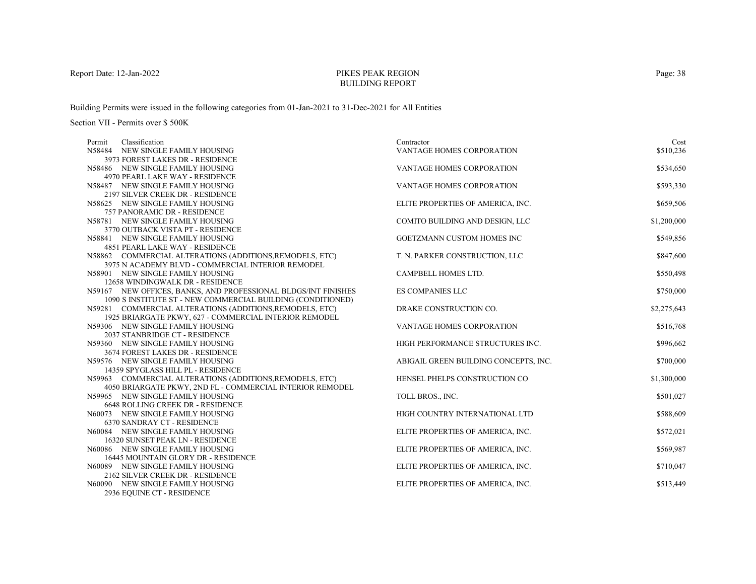Report Date: 12-Jan-2022

# PIKES PEAK REGION
## BUILDING REPORT

Building Permits were issued in the following categories from 01-Jan-2021 to 31-Dec-2021 for All Entities

Section VII - Permits over $ 500K

| Permit | Classification | Contractor | Cost |
|---|---|---|---|
| N58484 | NEW SINGLE FAMILY HOUSING<br>3973 FOREST LAKES DR - RESIDENCE | VANTAGE HOMES CORPORATION | $510,236 |
| N58486 | NEW SINGLE FAMILY HOUSING<br>4970 PEARL LAKE WAY - RESIDENCE | VANTAGE HOMES CORPORATION | $534,650 |
| N58487 | NEW SINGLE FAMILY HOUSING<br>2197 SILVER CREEK DR - RESIDENCE | VANTAGE HOMES CORPORATION | $593,330 |
| N58625 | NEW SINGLE FAMILY HOUSING<br>757 PANORAMIC DR - RESIDENCE | ELITE PROPERTIES OF AMERICA, INC. | $659,506 |
| N58781 | NEW SINGLE FAMILY HOUSING<br>3770 OUTBACK VISTA PT - RESIDENCE | COMITO BUILDING AND DESIGN, LLC | $1,200,000 |
| N58841 | NEW SINGLE FAMILY HOUSING<br>4851 PEARL LAKE WAY - RESIDENCE | GOETZMANN CUSTOM HOMES INC | $549,856 |
| N58862 | COMMERCIAL ALTERATIONS (ADDITIONS,REMODELS, ETC)<br>3975 N ACADEMY BLVD - COMMERCIAL INTERIOR REMODEL | T. N. PARKER CONSTRUCTION, LLC | $847,600 |
| N58901 | NEW SINGLE FAMILY HOUSING<br>12658 WINDINGWALK DR - RESIDENCE | CAMPBELL HOMES LTD. | $550,498 |
| N59167 | NEW OFFICES, BANKS, AND PROFESSIONAL BLDGS/INT FINISHES<br>1090 S INSTITUTE ST - NEW COMMERCIAL BUILDING (CONDITIONED) | ES COMPANIES LLC | $750,000 |
| N59281 | COMMERCIAL ALTERATIONS (ADDITIONS,REMODELS, ETC)<br>1925 BRIARGATE PKWY, 627 - COMMERCIAL INTERIOR REMODEL | DRAKE CONSTRUCTION CO. | $2,275,643 |
| N59306 | NEW SINGLE FAMILY HOUSING<br>2037 STANBRIDGE CT - RESIDENCE | VANTAGE HOMES CORPORATION | $516,768 |
| N59360 | NEW SINGLE FAMILY HOUSING<br>3674 FOREST LAKES DR - RESIDENCE | HIGH PERFORMANCE STRUCTURES INC. | $996,662 |
| N59576 | NEW SINGLE FAMILY HOUSING<br>14359 SPYGLASS HILL PL - RESIDENCE | ABIGAIL GREEN BUILDING CONCEPTS, INC. | $700,000 |
| N59963 | COMMERCIAL ALTERATIONS (ADDITIONS,REMODELS, ETC)<br>4050 BRIARGATE PKWY, 2ND FL - COMMERCIAL INTERIOR REMODEL | HENSEL PHELPS CONSTRUCTION CO | $1,300,000 |
| N59965 | NEW SINGLE FAMILY HOUSING<br>6648 ROLLING CREEK DR - RESIDENCE | TOLL BROS., INC. | $501,027 |
| N60073 | NEW SINGLE FAMILY HOUSING<br>6370 SANDRAY CT - RESIDENCE | HIGH COUNTRY INTERNATIONAL LTD | $588,609 |
| N60084 | NEW SINGLE FAMILY HOUSING<br>16320 SUNSET PEAK LN - RESIDENCE | ELITE PROPERTIES OF AMERICA, INC. | $572,021 |
| N60086 | NEW SINGLE FAMILY HOUSING<br>16445 MOUNTAIN GLORY DR - RESIDENCE | ELITE PROPERTIES OF AMERICA, INC. | $569,987 |
| N60089 | NEW SINGLE FAMILY HOUSING<br>2162 SILVER CREEK DR - RESIDENCE | ELITE PROPERTIES OF AMERICA, INC. | $710,047 |
| N60090 | NEW SINGLE FAMILY HOUSING<br>2936 EQUINE CT - RESIDENCE | ELITE PROPERTIES OF AMERICA, INC. | $513,449 |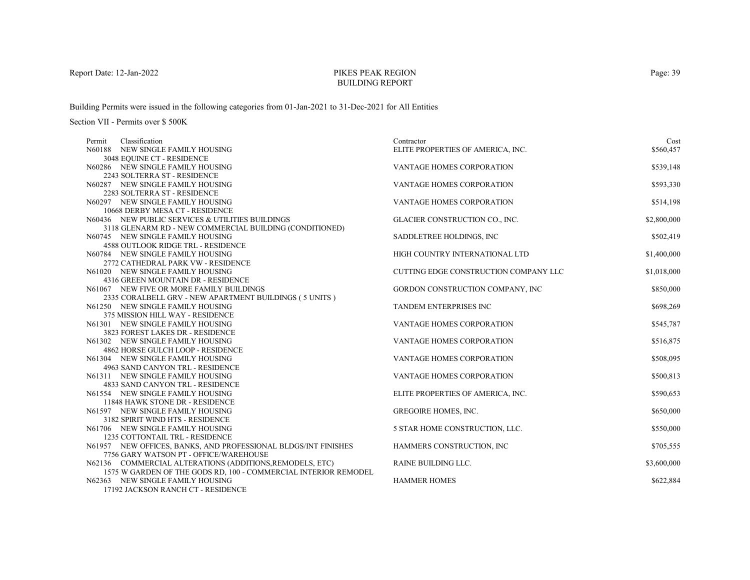Report Date: 12-Jan-2022

# PIKES PEAK REGION BUILDING REPORT

Building Permits were issued in the following categories from 01-Jan-2021 to 31-Dec-2021 for All Entities

Section VII - Permits over $ 500K

| Permit | Classification | Contractor | Cost |
|---|---|---|---|
| N60188 | NEW SINGLE FAMILY HOUSING<br>3048 EQUINE CT - RESIDENCE | ELITE PROPERTIES OF AMERICA, INC. | $560,457 |
| N60286 | NEW SINGLE FAMILY HOUSING<br>2243 SOLTERRA ST - RESIDENCE | VANTAGE HOMES CORPORATION | $539,148 |
| N60287 | NEW SINGLE FAMILY HOUSING<br>2283 SOLTERRA ST - RESIDENCE | VANTAGE HOMES CORPORATION | $593,330 |
| N60297 | NEW SINGLE FAMILY HOUSING<br>10668 DERBY MESA CT - RESIDENCE | VANTAGE HOMES CORPORATION | $514,198 |
| N60436 | NEW PUBLIC SERVICES & UTILITIES BUILDINGS<br>3118 GLENARM RD - NEW COMMERCIAL BUILDING (CONDITIONED) | GLACIER CONSTRUCTION CO., INC. | $2,800,000 |
| N60745 | NEW SINGLE FAMILY HOUSING<br>4588 OUTLOOK RIDGE TRL - RESIDENCE | SADDLETREE HOLDINGS, INC | $502,419 |
| N60784 | NEW SINGLE FAMILY HOUSING<br>2772 CATHEDRAL PARK VW - RESIDENCE | HIGH COUNTRY INTERNATIONAL LTD | $1,400,000 |
| N61020 | NEW SINGLE FAMILY HOUSING<br>4316 GREEN MOUNTAIN DR - RESIDENCE | CUTTING EDGE CONSTRUCTION COMPANY LLC | $1,018,000 |
| N61067 | NEW FIVE OR MORE FAMILY BUILDINGS<br>2335 CORALBELL GRV - NEW APARTMENT BUILDINGS ( 5 UNITS ) | GORDON CONSTRUCTION COMPANY, INC | $850,000 |
| N61250 | NEW SINGLE FAMILY HOUSING<br>375 MISSION HILL WAY - RESIDENCE | TANDEM ENTERPRISES INC | $698,269 |
| N61301 | NEW SINGLE FAMILY HOUSING<br>3823 FOREST LAKES DR - RESIDENCE | VANTAGE HOMES CORPORATION | $545,787 |
| N61302 | NEW SINGLE FAMILY HOUSING<br>4862 HORSE GULCH LOOP - RESIDENCE | VANTAGE HOMES CORPORATION | $516,875 |
| N61304 | NEW SINGLE FAMILY HOUSING<br>4963 SAND CANYON TRL - RESIDENCE | VANTAGE HOMES CORPORATION | $508,095 |
| N61311 | NEW SINGLE FAMILY HOUSING<br>4833 SAND CANYON TRL - RESIDENCE | VANTAGE HOMES CORPORATION | $500,813 |
| N61554 | NEW SINGLE FAMILY HOUSING<br>11848 HAWK STONE DR - RESIDENCE | ELITE PROPERTIES OF AMERICA, INC. | $590,653 |
| N61597 | NEW SINGLE FAMILY HOUSING<br>3182 SPIRIT WIND HTS - RESIDENCE | GREGOIRE HOMES, INC. | $650,000 |
| N61706 | NEW SINGLE FAMILY HOUSING<br>1235 COTTONTAIL TRL - RESIDENCE | 5 STAR HOME CONSTRUCTION, LLC. | $550,000 |
| N61957 | NEW OFFICES, BANKS, AND PROFESSIONAL BLDGS/INT FINISHES<br>7756 GARY WATSON PT - OFFICE/WAREHOUSE | HAMMERS CONSTRUCTION, INC | $705,555 |
| N62136 | COMMERCIAL ALTERATIONS (ADDITIONS,REMODELS, ETC)<br>1575 W GARDEN OF THE GODS RD, 100 - COMMERCIAL INTERIOR REMODEL | RAINE BUILDING LLC. | $3,600,000 |
| N62363 | NEW SINGLE FAMILY HOUSING<br>17192 JACKSON RANCH CT - RESIDENCE | HAMMER HOMES | $622,884 |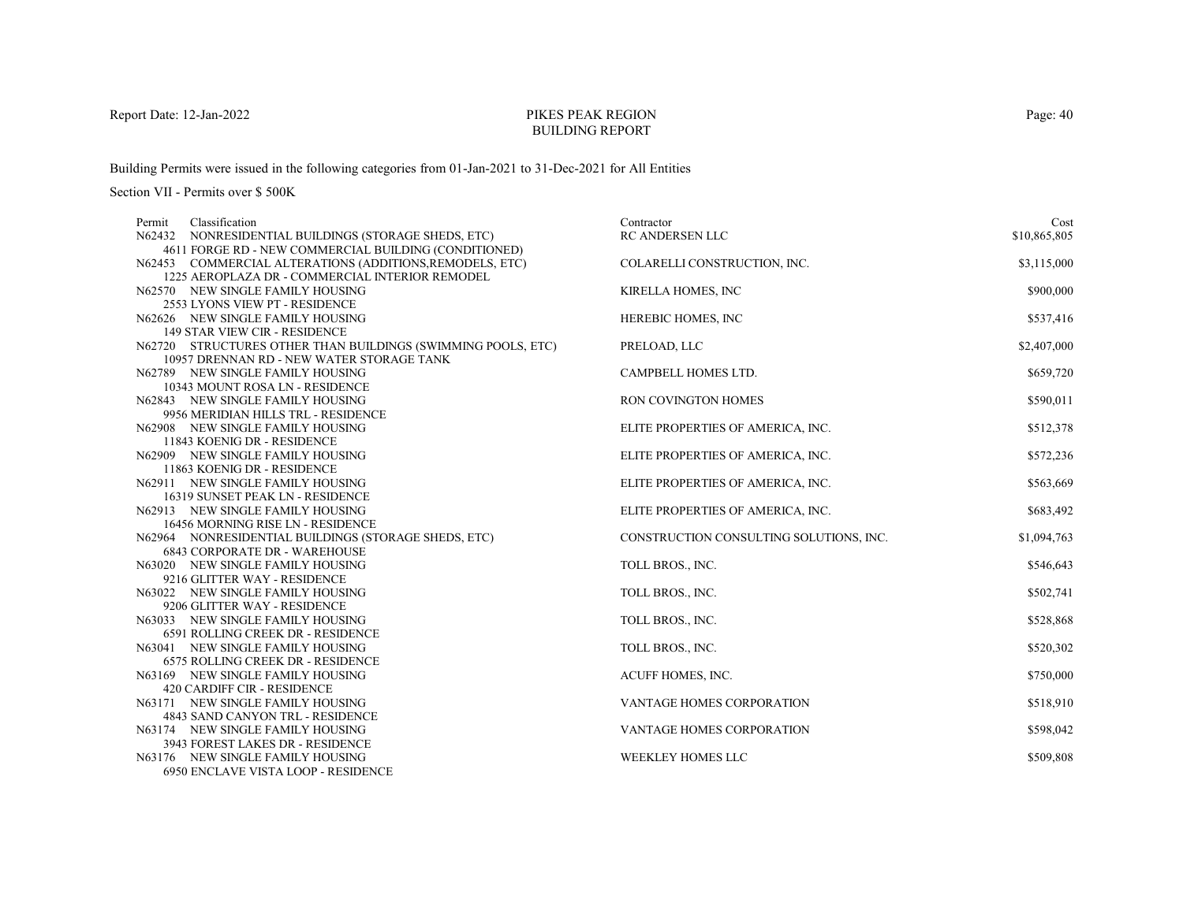Report Date: 12-Jan-2022

# PIKES PEAK REGION
## BUILDING REPORT

Building Permits were issued in the following categories from 01-Jan-2021 to 31-Dec-2021 for All Entities

Section VII - Permits over $ 500K

| Permit | Classification | Contractor | Cost |
|---|---|---|---|
| N62432 | NONRESIDENTIAL BUILDINGS (STORAGE SHEDS, ETC)<br>4611 FORGE RD - NEW COMMERCIAL BUILDING (CONDITIONED) | RC ANDERSEN LLC | $10,865,805 |
| N62453 | COMMERCIAL ALTERATIONS (ADDITIONS,REMODELS, ETC)<br>1225 AEROPLAZA DR - COMMERCIAL INTERIOR REMODEL | COLARELLI CONSTRUCTION, INC. | $3,115,000 |
| N62570 | NEW SINGLE FAMILY HOUSING<br>2553 LYONS VIEW PT - RESIDENCE | KIRELLA HOMES, INC | $900,000 |
| N62626 | NEW SINGLE FAMILY HOUSING<br>149 STAR VIEW CIR - RESIDENCE | HEREBIC HOMES, INC | $537,416 |
| N62720 | STRUCTURES OTHER THAN BUILDINGS (SWIMMING POOLS, ETC)<br>10957 DRENNAN RD - NEW WATER STORAGE TANK | PRELOAD, LLC | $2,407,000 |
| N62789 | NEW SINGLE FAMILY HOUSING<br>10343 MOUNT ROSA LN - RESIDENCE | CAMPBELL HOMES LTD. | $659,720 |
| N62843 | NEW SINGLE FAMILY HOUSING<br>9956 MERIDIAN HILLS TRL - RESIDENCE | RON COVINGTON HOMES | $590,011 |
| N62908 | NEW SINGLE FAMILY HOUSING<br>11843 KOENIG DR - RESIDENCE | ELITE PROPERTIES OF AMERICA, INC. | $512,378 |
| N62909 | NEW SINGLE FAMILY HOUSING<br>11863 KOENIG DR - RESIDENCE | ELITE PROPERTIES OF AMERICA, INC. | $572,236 |
| N62911 | NEW SINGLE FAMILY HOUSING<br>16319 SUNSET PEAK LN - RESIDENCE | ELITE PROPERTIES OF AMERICA, INC. | $563,669 |
| N62913 | NEW SINGLE FAMILY HOUSING<br>16456 MORNING RISE LN - RESIDENCE | ELITE PROPERTIES OF AMERICA, INC. | $683,492 |
| N62964 | NONRESIDENTIAL BUILDINGS (STORAGE SHEDS, ETC)<br>6843 CORPORATE DR - WAREHOUSE | CONSTRUCTION CONSULTING SOLUTIONS, INC. | $1,094,763 |
| N63020 | NEW SINGLE FAMILY HOUSING<br>9216 GLITTER WAY - RESIDENCE | TOLL BROS., INC. | $546,643 |
| N63022 | NEW SINGLE FAMILY HOUSING<br>9206 GLITTER WAY - RESIDENCE | TOLL BROS., INC. | $502,741 |
| N63033 | NEW SINGLE FAMILY HOUSING<br>6591 ROLLING CREEK DR - RESIDENCE | TOLL BROS., INC. | $528,868 |
| N63041 | NEW SINGLE FAMILY HOUSING<br>6575 ROLLING CREEK DR - RESIDENCE | TOLL BROS., INC. | $520,302 |
| N63169 | NEW SINGLE FAMILY HOUSING<br>420 CARDIFF CIR - RESIDENCE | ACUFF HOMES, INC. | $750,000 |
| N63171 | NEW SINGLE FAMILY HOUSING<br>4843 SAND CANYON TRL - RESIDENCE | VANTAGE HOMES CORPORATION | $518,910 |
| N63174 | NEW SINGLE FAMILY HOUSING<br>3943 FOREST LAKES DR - RESIDENCE | VANTAGE HOMES CORPORATION | $598,042 |
| N63176 | NEW SINGLE FAMILY HOUSING<br>6950 ENCLAVE VISTA LOOP - RESIDENCE | WEEKLEY HOMES LLC | $509,808 |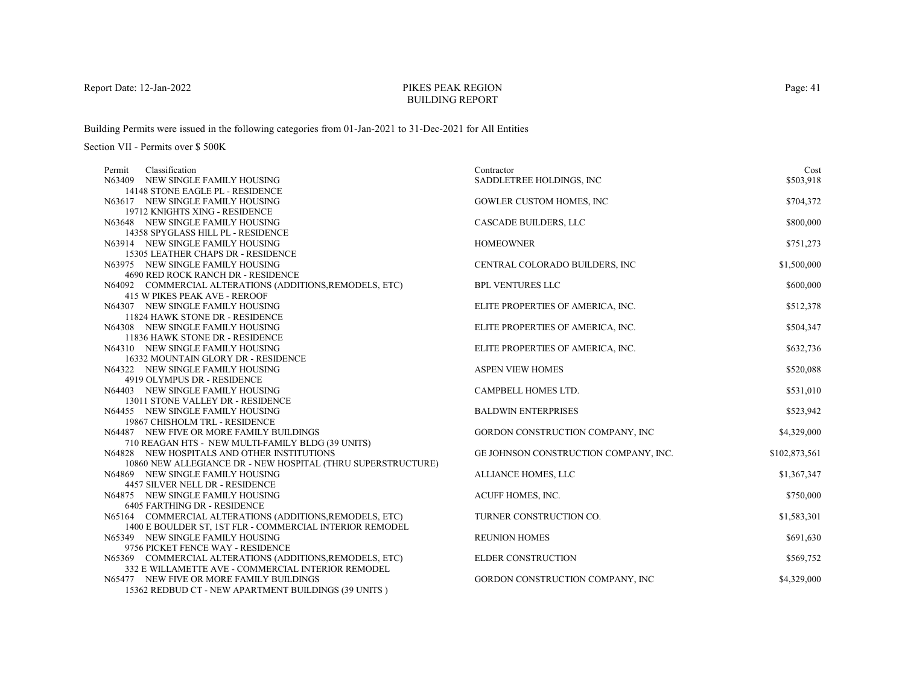# PIKES PEAK REGION
## BUILDING REPORT

Building Permits were issued in the following categories from 01-Jan-2021 to 31-Dec-2021 for All Entities

Section VII - Permits over $ 500K

| Permit | Classification | Contractor | Cost |
|---|---|---|---|
| N63409 | NEW SINGLE FAMILY HOUSING<br>14148 STONE EAGLE PL - RESIDENCE | SADDLETREE HOLDINGS, INC | $503,918 |
| N63617 | NEW SINGLE FAMILY HOUSING<br>19712 KNIGHTS XING - RESIDENCE | GOWLER CUSTOM HOMES, INC | $704,372 |
| N63648 | NEW SINGLE FAMILY HOUSING<br>14358 SPYGLASS HILL PL - RESIDENCE | CASCADE BUILDERS, LLC | $800,000 |
| N63914 | NEW SINGLE FAMILY HOUSING<br>15305 LEATHER CHAPS DR - RESIDENCE | HOMEOWNER | $751,273 |
| N63975 | NEW SINGLE FAMILY HOUSING<br>4690 RED ROCK RANCH DR - RESIDENCE | CENTRAL COLORADO BUILDERS, INC | $1,500,000 |
| N64092 | COMMERCIAL ALTERATIONS (ADDITIONS,REMODELS, ETC)<br>415 W PIKES PEAK AVE - REROOF | BPL VENTURES LLC | $600,000 |
| N64307 | NEW SINGLE FAMILY HOUSING<br>11824 HAWK STONE DR - RESIDENCE | ELITE PROPERTIES OF AMERICA, INC. | $512,378 |
| N64308 | NEW SINGLE FAMILY HOUSING<br>11836 HAWK STONE DR - RESIDENCE | ELITE PROPERTIES OF AMERICA, INC. | $504,347 |
| N64310 | NEW SINGLE FAMILY HOUSING<br>16332 MOUNTAIN GLORY DR - RESIDENCE | ELITE PROPERTIES OF AMERICA, INC. | $632,736 |
| N64322 | NEW SINGLE FAMILY HOUSING<br>4919 OLYMPUS DR - RESIDENCE | ASPEN VIEW HOMES | $520,088 |
| N64403 | NEW SINGLE FAMILY HOUSING<br>13011 STONE VALLEY DR - RESIDENCE | CAMPBELL HOMES LTD. | $531,010 |
| N64455 | NEW SINGLE FAMILY HOUSING<br>19867 CHISHOLM TRL - RESIDENCE | BALDWIN ENTERPRISES | $523,942 |
| N64487 | NEW FIVE OR MORE FAMILY BUILDINGS<br>710 REAGAN HTS - NEW MULTI-FAMILY BLDG (39 UNITS) | GORDON CONSTRUCTION COMPANY, INC | $4,329,000 |
| N64828 | NEW HOSPITALS AND OTHER INSTITUTIONS<br>10860 NEW ALLEGIANCE DR - NEW HOSPITAL (THRU SUPERSTRUCTURE) | GE JOHNSON CONSTRUCTION COMPANY, INC. | $102,873,561 |
| N64869 | NEW SINGLE FAMILY HOUSING<br>4457 SILVER NELL DR - RESIDENCE | ALLIANCE HOMES, LLC | $1,367,347 |
| N64875 | NEW SINGLE FAMILY HOUSING<br>6405 FARTHING DR - RESIDENCE | ACUFF HOMES, INC. | $750,000 |
| N65164 | COMMERCIAL ALTERATIONS (ADDITIONS,REMODELS, ETC)<br>1400 E BOULDER ST, 1ST FLR - COMMERCIAL INTERIOR REMODEL | TURNER CONSTRUCTION CO. | $1,583,301 |
| N65349 | NEW SINGLE FAMILY HOUSING<br>9756 PICKET FENCE WAY - RESIDENCE | REUNION HOMES | $691,630 |
| N65369 | COMMERCIAL ALTERATIONS (ADDITIONS,REMODELS, ETC)<br>332 E WILLAMETTE AVE - COMMERCIAL INTERIOR REMODEL | ELDER CONSTRUCTION | $569,752 |
| N65477 | NEW FIVE OR MORE FAMILY BUILDINGS<br>15362 REDBUD CT - NEW APARTMENT BUILDINGS (39 UNITS ) | GORDON CONSTRUCTION COMPANY, INC | $4,329,000 |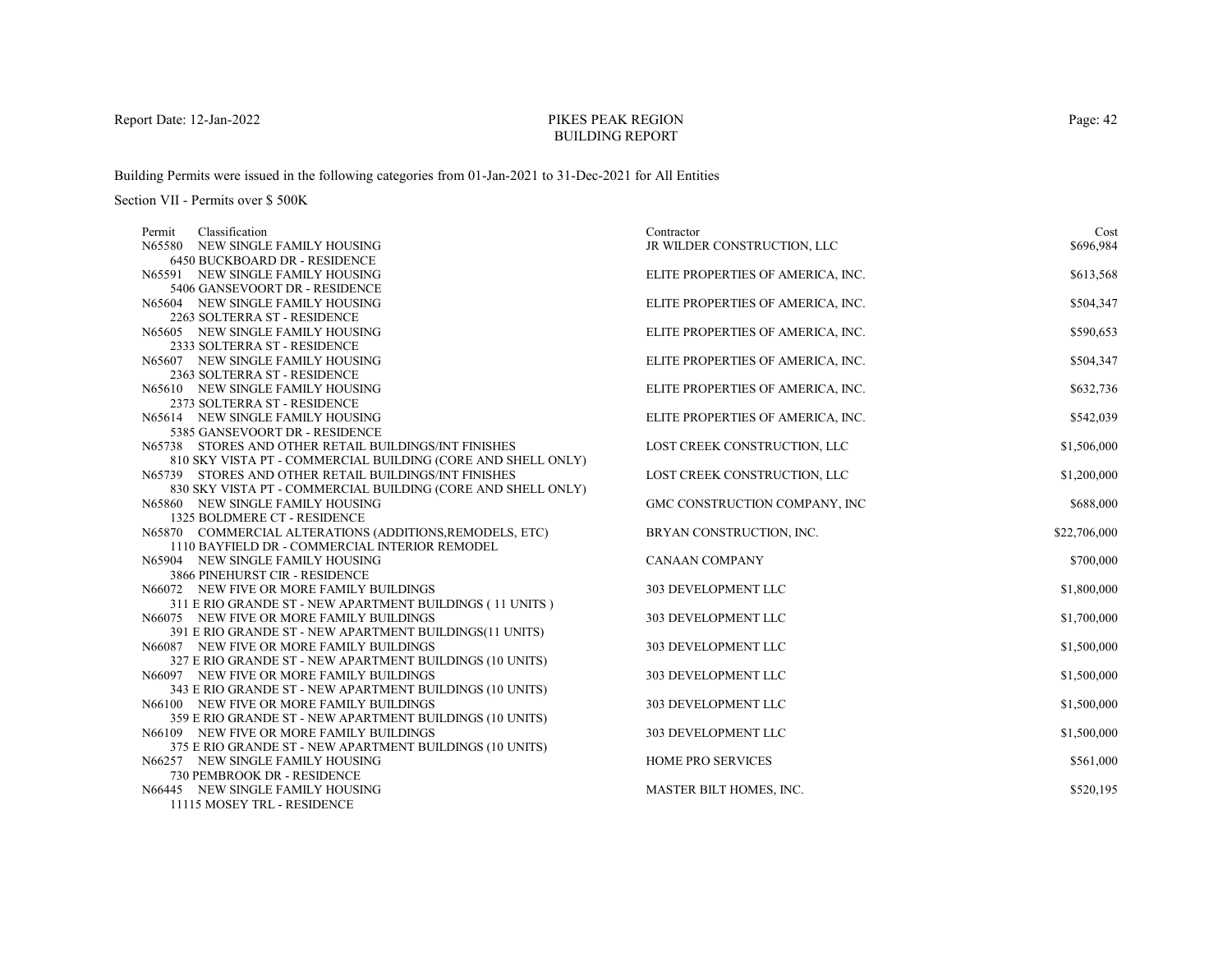# PIKES PEAK REGION
## BUILDING REPORT

Report Date: 12-Jan-2022

Building Permits were issued in the following categories from 01-Jan-2021 to 31-Dec-2021 for All Entities

Section VII - Permits over $ 500K

| Permit | Classification | Contractor | Cost |
|---|---|---|---|
| N65580 | NEW SINGLE FAMILY HOUSING<br>6450 BUCKBOARD DR - RESIDENCE | JR WILDER CONSTRUCTION, LLC | $696,984 |
| N65591 | NEW SINGLE FAMILY HOUSING<br>5406 GANSEVOORT DR - RESIDENCE | ELITE PROPERTIES OF AMERICA, INC. | $613,568 |
| N65604 | NEW SINGLE FAMILY HOUSING<br>2263 SOLTERRA ST - RESIDENCE | ELITE PROPERTIES OF AMERICA, INC. | $504,347 |
| N65605 | NEW SINGLE FAMILY HOUSING<br>2333 SOLTERRA ST - RESIDENCE | ELITE PROPERTIES OF AMERICA, INC. | $590,653 |
| N65607 | NEW SINGLE FAMILY HOUSING<br>2363 SOLTERRA ST - RESIDENCE | ELITE PROPERTIES OF AMERICA, INC. | $504,347 |
| N65610 | NEW SINGLE FAMILY HOUSING<br>2373 SOLTERRA ST - RESIDENCE | ELITE PROPERTIES OF AMERICA, INC. | $632,736 |
| N65614 | NEW SINGLE FAMILY HOUSING<br>5385 GANSEVOORT DR - RESIDENCE | ELITE PROPERTIES OF AMERICA, INC. | $542,039 |
| N65738 | STORES AND OTHER RETAIL BUILDINGS/INT FINISHES<br>810 SKY VISTA PT - COMMERCIAL BUILDING (CORE AND SHELL ONLY) | LOST CREEK CONSTRUCTION, LLC | $1,506,000 |
| N65739 | STORES AND OTHER RETAIL BUILDINGS/INT FINISHES<br>830 SKY VISTA PT - COMMERCIAL BUILDING (CORE AND SHELL ONLY) | LOST CREEK CONSTRUCTION, LLC | $1,200,000 |
| N65860 | NEW SINGLE FAMILY HOUSING<br>1325 BOLDMERE CT - RESIDENCE | GMC CONSTRUCTION COMPANY, INC | $688,000 |
| N65870 | COMMERCIAL ALTERATIONS (ADDITIONS,REMODELS, ETC)<br>1110 BAYFIELD DR - COMMERCIAL INTERIOR REMODEL | BRYAN CONSTRUCTION, INC. | $22,706,000 |
| N65904 | NEW SINGLE FAMILY HOUSING<br>3866 PINEHURST CIR - RESIDENCE | CANAAN COMPANY | $700,000 |
| N66072 | NEW FIVE OR MORE FAMILY BUILDINGS<br>311 E RIO GRANDE ST - NEW APARTMENT BUILDINGS ( 11 UNITS ) | 303 DEVELOPMENT LLC | $1,800,000 |
| N66075 | NEW FIVE OR MORE FAMILY BUILDINGS<br>391 E RIO GRANDE ST - NEW APARTMENT BUILDINGS(11 UNITS) | 303 DEVELOPMENT LLC | $1,700,000 |
| N66087 | NEW FIVE OR MORE FAMILY BUILDINGS<br>327 E RIO GRANDE ST - NEW APARTMENT BUILDINGS (10 UNITS) | 303 DEVELOPMENT LLC | $1,500,000 |
| N66097 | NEW FIVE OR MORE FAMILY BUILDINGS<br>343 E RIO GRANDE ST - NEW APARTMENT BUILDINGS (10 UNITS) | 303 DEVELOPMENT LLC | $1,500,000 |
| N66100 | NEW FIVE OR MORE FAMILY BUILDINGS<br>359 E RIO GRANDE ST - NEW APARTMENT BUILDINGS (10 UNITS) | 303 DEVELOPMENT LLC | $1,500,000 |
| N66109 | NEW FIVE OR MORE FAMILY BUILDINGS<br>375 E RIO GRANDE ST - NEW APARTMENT BUILDINGS (10 UNITS) | 303 DEVELOPMENT LLC | $1,500,000 |
| N66257 | NEW SINGLE FAMILY HOUSING<br>730 PEMBROOK DR - RESIDENCE | HOME PRO SERVICES | $561,000 |
| N66445 | NEW SINGLE FAMILY HOUSING<br>11115 MOSEY TRL - RESIDENCE | MASTER BILT HOMES, INC. | $520,195 |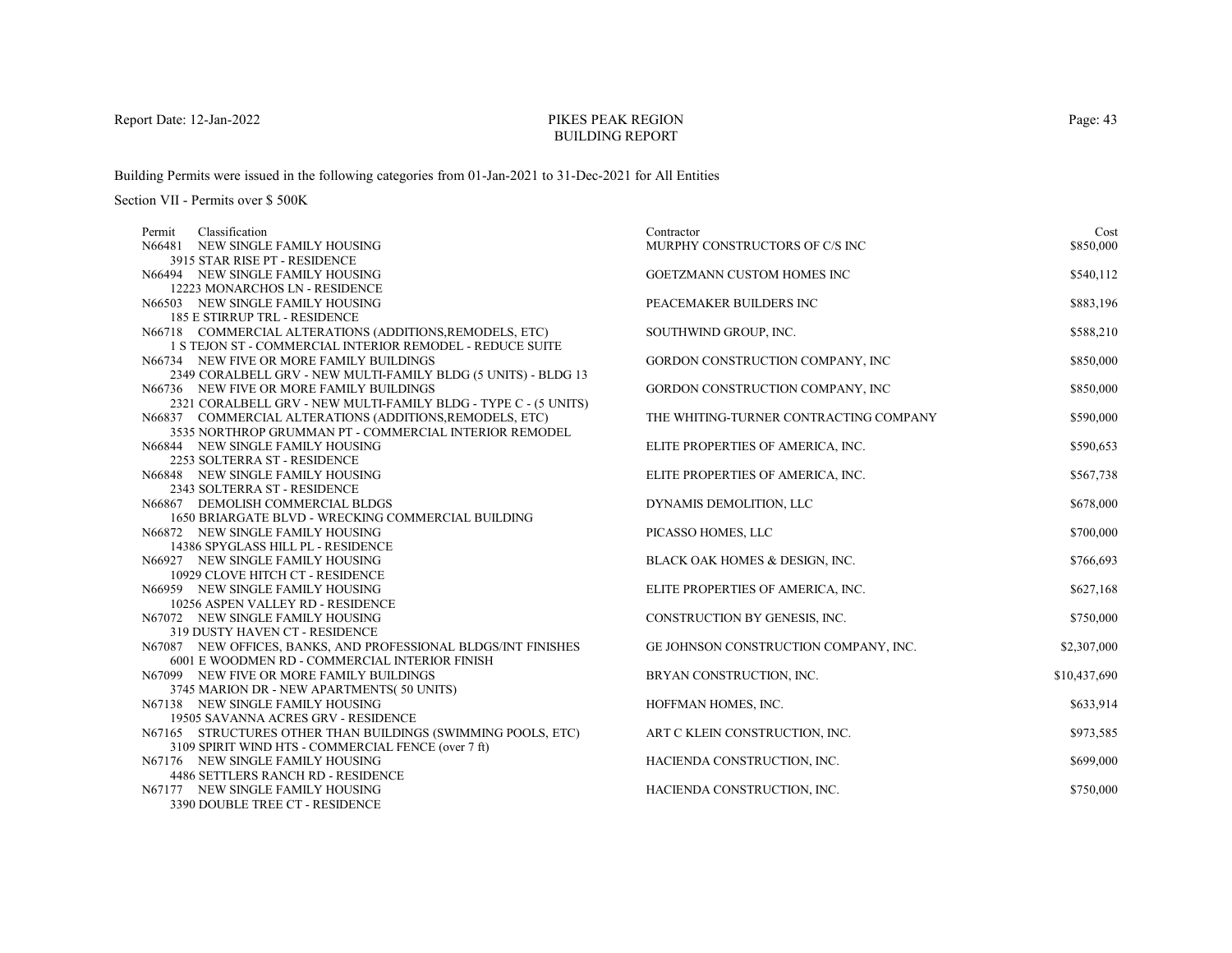# PIKES PEAK REGION BUILDING REPORT

Report Date: 12-Jan-2022

Building Permits were issued in the following categories from 01-Jan-2021 to 31-Dec-2021 for All Entities

Section VII - Permits over $ 500K

| Permit | Classification | Contractor | Cost |
|---|---|---|---|
| N66481 | NEW SINGLE FAMILY HOUSING<br>3915 STAR RISE PT - RESIDENCE | MURPHY CONSTRUCTORS OF C/S INC | $850,000 |
| N66494 | NEW SINGLE FAMILY HOUSING<br>12223 MONARCHOS LN - RESIDENCE | GOETZMANN CUSTOM HOMES INC | $540,112 |
| N66503 | NEW SINGLE FAMILY HOUSING<br>185 E STIRRUP TRL - RESIDENCE | PEACEMAKER BUILDERS INC | $883,196 |
| N66718 | COMMERCIAL ALTERATIONS (ADDITIONS,REMODELS, ETC)<br>1 S TEJON ST - COMMERCIAL INTERIOR REMODEL - REDUCE SUITE | SOUTHWIND GROUP, INC. | $588,210 |
| N66734 | NEW FIVE OR MORE FAMILY BUILDINGS<br>2349 CORALBELL GRV - NEW MULTI-FAMILY BLDG (5 UNITS) - BLDG 13 | GORDON CONSTRUCTION COMPANY, INC | $850,000 |
| N66736 | NEW FIVE OR MORE FAMILY BUILDINGS<br>2321 CORALBELL GRV - NEW MULTI-FAMILY BLDG - TYPE C - (5 UNITS) | GORDON CONSTRUCTION COMPANY, INC | $850,000 |
| N66837 | COMMERCIAL ALTERATIONS (ADDITIONS,REMODELS, ETC)<br>3535 NORTHROP GRUMMAN PT - COMMERCIAL INTERIOR REMODEL | THE WHITING-TURNER CONTRACTING COMPANY | $590,000 |
| N66844 | NEW SINGLE FAMILY HOUSING<br>2253 SOLTERRA ST - RESIDENCE | ELITE PROPERTIES OF AMERICA, INC. | $590,653 |
| N66848 | NEW SINGLE FAMILY HOUSING<br>2343 SOLTERRA ST - RESIDENCE | ELITE PROPERTIES OF AMERICA, INC. | $567,738 |
| N66867 | DEMOLISH COMMERCIAL BLDGS<br>1650 BRIARGATE BLVD - WRECKING COMMERCIAL BUILDING | DYNAMIS DEMOLITION, LLC | $678,000 |
| N66872 | NEW SINGLE FAMILY HOUSING<br>14386 SPYGLASS HILL PL - RESIDENCE | PICASSO HOMES, LLC | $700,000 |
| N66927 | NEW SINGLE FAMILY HOUSING<br>10929 CLOVE HITCH CT - RESIDENCE | BLACK OAK HOMES & DESIGN, INC. | $766,693 |
| N66959 | NEW SINGLE FAMILY HOUSING<br>10256 ASPEN VALLEY RD - RESIDENCE | ELITE PROPERTIES OF AMERICA, INC. | $627,168 |
| N67072 | NEW SINGLE FAMILY HOUSING<br>319 DUSTY HAVEN CT - RESIDENCE | CONSTRUCTION BY GENESIS, INC. | $750,000 |
| N67087 | NEW OFFICES, BANKS, AND PROFESSIONAL BLDGS/INT FINISHES<br>6001 E WOODMEN RD - COMMERCIAL INTERIOR FINISH | GE JOHNSON CONSTRUCTION COMPANY, INC. | $2,307,000 |
| N67099 | NEW FIVE OR MORE FAMILY BUILDINGS<br>3745 MARION DR - NEW APARTMENTS( 50 UNITS) | BRYAN CONSTRUCTION, INC. | $10,437,690 |
| N67138 | NEW SINGLE FAMILY HOUSING<br>19505 SAVANNA ACRES GRV - RESIDENCE | HOFFMAN HOMES, INC. | $633,914 |
| N67165 | STRUCTURES OTHER THAN BUILDINGS (SWIMMING POOLS, ETC)<br>3109 SPIRIT WIND HTS - COMMERCIAL FENCE (over 7 ft) | ART C KLEIN CONSTRUCTION, INC. | $973,585 |
| N67176 | NEW SINGLE FAMILY HOUSING<br>4486 SETTLERS RANCH RD - RESIDENCE | HACIENDA CONSTRUCTION, INC. | $699,000 |
| N67177 | NEW SINGLE FAMILY HOUSING<br>3390 DOUBLE TREE CT - RESIDENCE | HACIENDA CONSTRUCTION, INC. | $750,000 |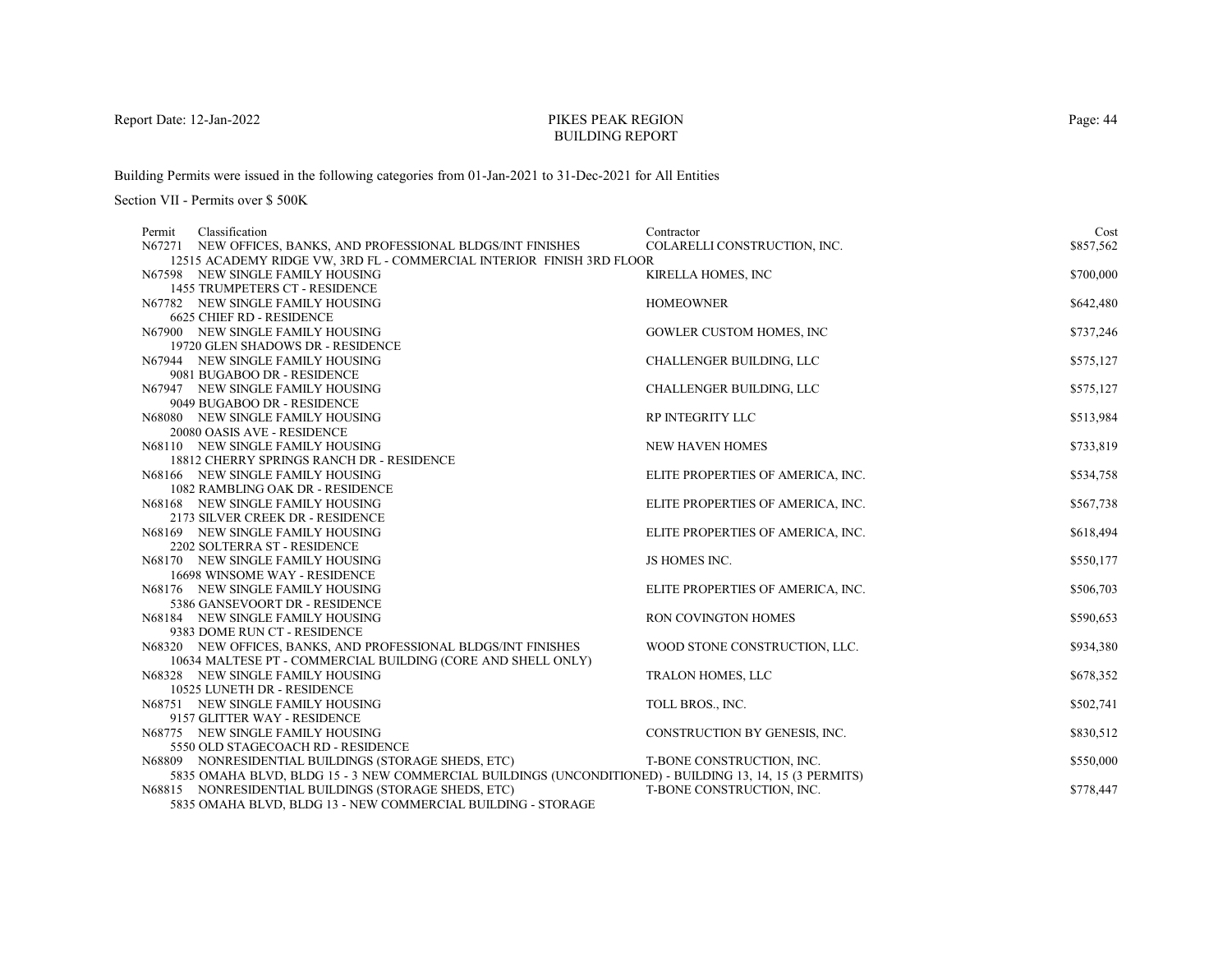Report Date: 12-Jan-2022

# PIKES PEAK REGION
## BUILDING REPORT

Building Permits were issued in the following categories from 01-Jan-2021 to 31-Dec-2021 for All Entities

Section VII - Permits over $ 500K

| Permit | Classification | Contractor | Cost |
|---|---|---|---|
| N67271 | NEW OFFICES, BANKS, AND PROFESSIONAL BLDGS/INT FINISHES<br>12515 ACADEMY RIDGE VW, 3RD FL - COMMERCIAL INTERIOR FINISH 3RD FLOOR | COLARELLI CONSTRUCTION, INC. | $857,562 |
| N67598 | NEW SINGLE FAMILY HOUSING<br>1455 TRUMPETERS CT - RESIDENCE | KIRELLA HOMES, INC | $700,000 |
| N67782 | NEW SINGLE FAMILY HOUSING<br>6625 CHIEF RD - RESIDENCE | HOMEOWNER | $642,480 |
| N67900 | NEW SINGLE FAMILY HOUSING<br>19720 GLEN SHADOWS DR - RESIDENCE | GOWLER CUSTOM HOMES, INC | $737,246 |
| N67944 | NEW SINGLE FAMILY HOUSING<br>9081 BUGABOO DR - RESIDENCE | CHALLENGER BUILDING, LLC | $575,127 |
| N67947 | NEW SINGLE FAMILY HOUSING<br>9049 BUGABOO DR - RESIDENCE | CHALLENGER BUILDING, LLC | $575,127 |
| N68080 | NEW SINGLE FAMILY HOUSING<br>20080 OASIS AVE - RESIDENCE | RP INTEGRITY LLC | $513,984 |
| N68110 | NEW SINGLE FAMILY HOUSING<br>18812 CHERRY SPRINGS RANCH DR - RESIDENCE | NEW HAVEN HOMES | $733,819 |
| N68166 | NEW SINGLE FAMILY HOUSING<br>1082 RAMBLING OAK DR - RESIDENCE | ELITE PROPERTIES OF AMERICA, INC. | $534,758 |
| N68168 | NEW SINGLE FAMILY HOUSING<br>2173 SILVER CREEK DR - RESIDENCE | ELITE PROPERTIES OF AMERICA, INC. | $567,738 |
| N68169 | NEW SINGLE FAMILY HOUSING<br>2202 SOLTERRA ST - RESIDENCE | ELITE PROPERTIES OF AMERICA, INC. | $618,494 |
| N68170 | NEW SINGLE FAMILY HOUSING<br>16698 WINSOME WAY - RESIDENCE | JS HOMES INC. | $550,177 |
| N68176 | NEW SINGLE FAMILY HOUSING<br>5386 GANSEVOORT DR - RESIDENCE | ELITE PROPERTIES OF AMERICA, INC. | $506,703 |
| N68184 | NEW SINGLE FAMILY HOUSING<br>9383 DOME RUN CT - RESIDENCE | RON COVINGTON HOMES | $590,653 |
| N68320 | NEW OFFICES, BANKS, AND PROFESSIONAL BLDGS/INT FINISHES<br>10634 MALTESE PT - COMMERCIAL BUILDING (CORE AND SHELL ONLY) | WOOD STONE CONSTRUCTION, LLC. | $934,380 |
| N68328 | NEW SINGLE FAMILY HOUSING<br>10525 LUNETH DR - RESIDENCE | TRALON HOMES, LLC | $678,352 |
| N68751 | NEW SINGLE FAMILY HOUSING<br>9157 GLITTER WAY - RESIDENCE | TOLL BROS., INC. | $502,741 |
| N68775 | NEW SINGLE FAMILY HOUSING<br>5550 OLD STAGECOACH RD - RESIDENCE | CONSTRUCTION BY GENESIS, INC. | $830,512 |
| N68809 | NONRESIDENTIAL BUILDINGS (STORAGE SHEDS, ETC)<br>5835 OMAHA BLVD, BLDG 15 - 3 NEW COMMERCIAL BUILDINGS (UNCONDITIONED) - BUILDING 13, 14, 15 (3 PERMITS) | T-BONE CONSTRUCTION, INC. | $550,000 |
| N68815 | NONRESIDENTIAL BUILDINGS (STORAGE SHEDS, ETC)<br>5835 OMAHA BLVD, BLDG 13 - NEW COMMERCIAL BUILDING - STORAGE | T-BONE CONSTRUCTION, INC. | $778,447 |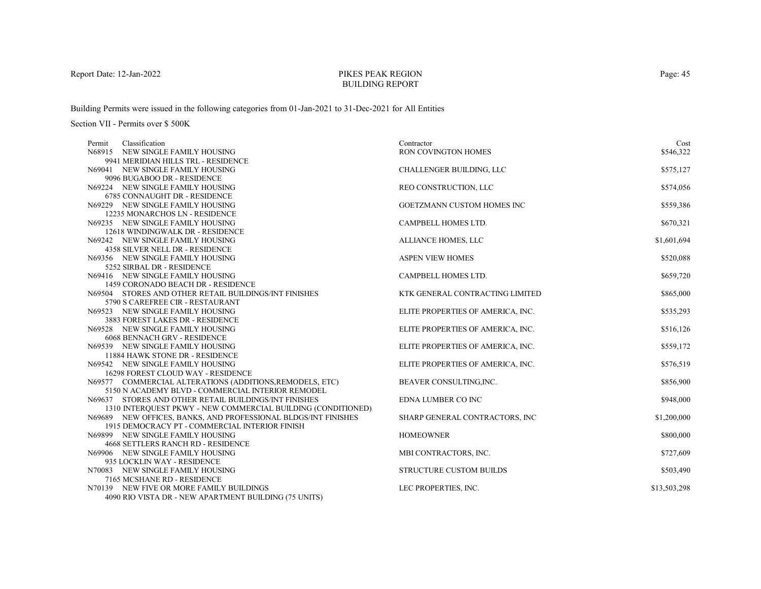# PIKES PEAK REGION BUILDING REPORT

Report Date: 12-Jan-2022

Building Permits were issued in the following categories from 01-Jan-2021 to 31-Dec-2021 for All Entities

Section VII - Permits over $ 500K

| Permit | Classification | Contractor | Cost |
|---|---|---|---|
| N68915 | NEW SINGLE FAMILY HOUSING<br>9941 MERIDIAN HILLS TRL - RESIDENCE | RON COVINGTON HOMES | $546,322 |
| N69041 | NEW SINGLE FAMILY HOUSING<br>9096 BUGABOO DR - RESIDENCE | CHALLENGER BUILDING, LLC | $575,127 |
| N69224 | NEW SINGLE FAMILY HOUSING<br>6785 CONNAUGHT DR - RESIDENCE | REO CONSTRUCTION, LLC | $574,056 |
| N69229 | NEW SINGLE FAMILY HOUSING<br>12235 MONARCHOS LN - RESIDENCE | GOETZMANN CUSTOM HOMES INC | $559,386 |
| N69235 | NEW SINGLE FAMILY HOUSING<br>12618 WINDINGWALK DR - RESIDENCE | CAMPBELL HOMES LTD. | $670,321 |
| N69242 | NEW SINGLE FAMILY HOUSING<br>4358 SILVER NELL DR - RESIDENCE | ALLIANCE HOMES, LLC | $1,601,694 |
| N69356 | NEW SINGLE FAMILY HOUSING<br>5252 SIRBAL DR - RESIDENCE | ASPEN VIEW HOMES | $520,088 |
| N69416 | NEW SINGLE FAMILY HOUSING<br>1459 CORONADO BEACH DR - RESIDENCE | CAMPBELL HOMES LTD. | $659,720 |
| N69504 | STORES AND OTHER RETAIL BUILDINGS/INT FINISHES<br>5790 S CAREFREE CIR - RESTAURANT | KTK GENERAL CONTRACTING LIMITED | $865,000 |
| N69523 | NEW SINGLE FAMILY HOUSING<br>3883 FOREST LAKES DR - RESIDENCE | ELITE PROPERTIES OF AMERICA, INC. | $535,293 |
| N69528 | NEW SINGLE FAMILY HOUSING<br>6068 BENNACH GRV - RESIDENCE | ELITE PROPERTIES OF AMERICA, INC. | $516,126 |
| N69539 | NEW SINGLE FAMILY HOUSING<br>11884 HAWK STONE DR - RESIDENCE | ELITE PROPERTIES OF AMERICA, INC. | $559,172 |
| N69542 | NEW SINGLE FAMILY HOUSING<br>16298 FOREST CLOUD WAY - RESIDENCE | ELITE PROPERTIES OF AMERICA, INC. | $576,519 |
| N69577 | COMMERCIAL ALTERATIONS (ADDITIONS,REMODELS, ETC)<br>5150 N ACADEMY BLVD - COMMERCIAL INTERIOR REMODEL | BEAVER CONSULTING,INC. | $856,900 |
| N69637 | STORES AND OTHER RETAIL BUILDINGS/INT FINISHES<br>1310 INTERQUEST PKWY - NEW COMMERCIAL BUILDING (CONDITIONED) | EDNA LUMBER CO INC | $948,000 |
| N69689 | NEW OFFICES, BANKS, AND PROFESSIONAL BLDGS/INT FINISHES<br>1915 DEMOCRACY PT - COMMERCIAL INTERIOR FINISH | SHARP GENERAL CONTRACTORS, INC | $1,200,000 |
| N69899 | NEW SINGLE FAMILY HOUSING<br>4668 SETTLERS RANCH RD - RESIDENCE | HOMEOWNER | $800,000 |
| N69906 | NEW SINGLE FAMILY HOUSING<br>935 LOCKLIN WAY - RESIDENCE | MBI CONTRACTORS, INC. | $727,609 |
| N70083 | NEW SINGLE FAMILY HOUSING<br>7165 MCSHANE RD - RESIDENCE | STRUCTURE CUSTOM BUILDS | $503,490 |
| N70139 | NEW FIVE OR MORE FAMILY BUILDINGS<br>4090 RIO VISTA DR - NEW APARTMENT BUILDING (75 UNITS) | LEC PROPERTIES, INC. | $13,503,298 |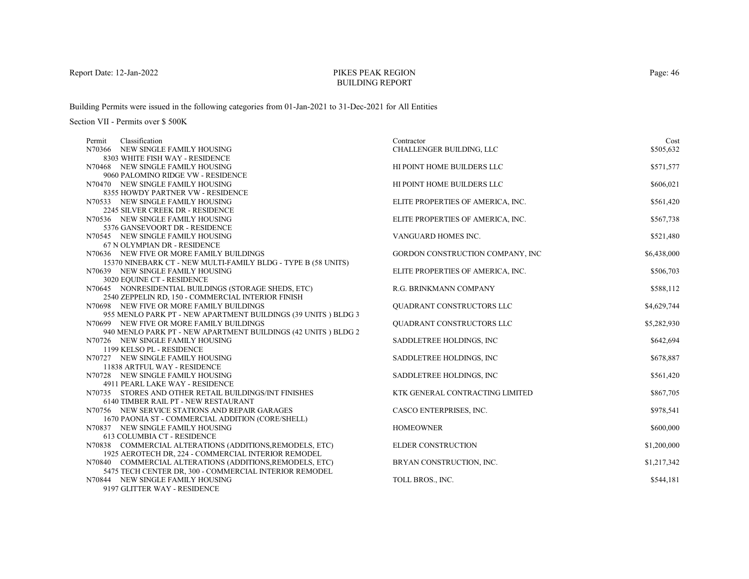Report Date: 12-Jan-2022

# PIKES PEAK REGION BUILDING REPORT

Building Permits were issued in the following categories from 01-Jan-2021 to 31-Dec-2021 for All Entities

Section VII - Permits over $ 500K

| Permit | Classification | Contractor | Cost |
|---|---|---|---|
| N70366 | NEW SINGLE FAMILY HOUSING<br>8303 WHITE FISH WAY - RESIDENCE | CHALLENGER BUILDING, LLC | $505,632 |
| N70468 | NEW SINGLE FAMILY HOUSING<br>9060 PALOMINO RIDGE VW - RESIDENCE | HI POINT HOME BUILDERS LLC | $571,577 |
| N70470 | NEW SINGLE FAMILY HOUSING<br>8355 HOWDY PARTNER VW - RESIDENCE | HI POINT HOME BUILDERS LLC | $606,021 |
| N70533 | NEW SINGLE FAMILY HOUSING<br>2245 SILVER CREEK DR - RESIDENCE | ELITE PROPERTIES OF AMERICA, INC. | $561,420 |
| N70536 | NEW SINGLE FAMILY HOUSING<br>5376 GANSEVOORT DR - RESIDENCE | ELITE PROPERTIES OF AMERICA, INC. | $567,738 |
| N70545 | NEW SINGLE FAMILY HOUSING<br>67 N OLYMPIAN DR - RESIDENCE | VANGUARD HOMES INC. | $521,480 |
| N70636 | NEW FIVE OR MORE FAMILY BUILDINGS<br>15370 NINEBARK CT - NEW MULTI-FAMILY BLDG - TYPE B (58 UNITS) | GORDON CONSTRUCTION COMPANY, INC | $6,438,000 |
| N70639 | NEW SINGLE FAMILY HOUSING<br>3020 EQUINE CT - RESIDENCE | ELITE PROPERTIES OF AMERICA, INC. | $506,703 |
| N70645 | NONRESIDENTIAL BUILDINGS (STORAGE SHEDS, ETC)<br>2540 ZEPPELIN RD, 150 - COMMERCIAL INTERIOR FINISH | R.G. BRINKMANN COMPANY | $588,112 |
| N70698 | NEW FIVE OR MORE FAMILY BUILDINGS<br>955 MENLO PARK PT - NEW APARTMENT BUILDINGS (39 UNITS ) BLDG 3 | QUADRANT CONSTRUCTORS LLC | $4,629,744 |
| N70699 | NEW FIVE OR MORE FAMILY BUILDINGS<br>940 MENLO PARK PT - NEW APARTMENT BUILDINGS (42 UNITS ) BLDG 2 | QUADRANT CONSTRUCTORS LLC | $5,282,930 |
| N70726 | NEW SINGLE FAMILY HOUSING<br>1199 KELSO PL - RESIDENCE | SADDLETREE HOLDINGS, INC | $642,694 |
| N70727 | NEW SINGLE FAMILY HOUSING<br>11838 ARTFUL WAY - RESIDENCE | SADDLETREE HOLDINGS, INC | $678,887 |
| N70728 | NEW SINGLE FAMILY HOUSING<br>4911 PEARL LAKE WAY - RESIDENCE | SADDLETREE HOLDINGS, INC | $561,420 |
| N70735 | STORES AND OTHER RETAIL BUILDINGS/INT FINISHES<br>6140 TIMBER RAIL PT - NEW RESTAURANT | KTK GENERAL CONTRACTING LIMITED | $867,705 |
| N70756 | NEW SERVICE STATIONS AND REPAIR GARAGES<br>1670 PAONIA ST - COMMERCIAL ADDITION (CORE/SHELL) | CASCO ENTERPRISES, INC. | $978,541 |
| N70837 | NEW SINGLE FAMILY HOUSING<br>613 COLUMBIA CT - RESIDENCE | HOMEOWNER | $600,000 |
| N70838 | COMMERCIAL ALTERATIONS (ADDITIONS,REMODELS, ETC)<br>1925 AEROTECH DR, 224 - COMMERCIAL INTERIOR REMODEL | ELDER CONSTRUCTION | $1,200,000 |
| N70840 | COMMERCIAL ALTERATIONS (ADDITIONS,REMODELS, ETC)<br>5475 TECH CENTER DR, 300 - COMMERCIAL INTERIOR REMODEL | BRYAN CONSTRUCTION, INC. | $1,217,342 |
| N70844 | NEW SINGLE FAMILY HOUSING<br>9197 GLITTER WAY - RESIDENCE | TOLL BROS., INC. | $544,181 |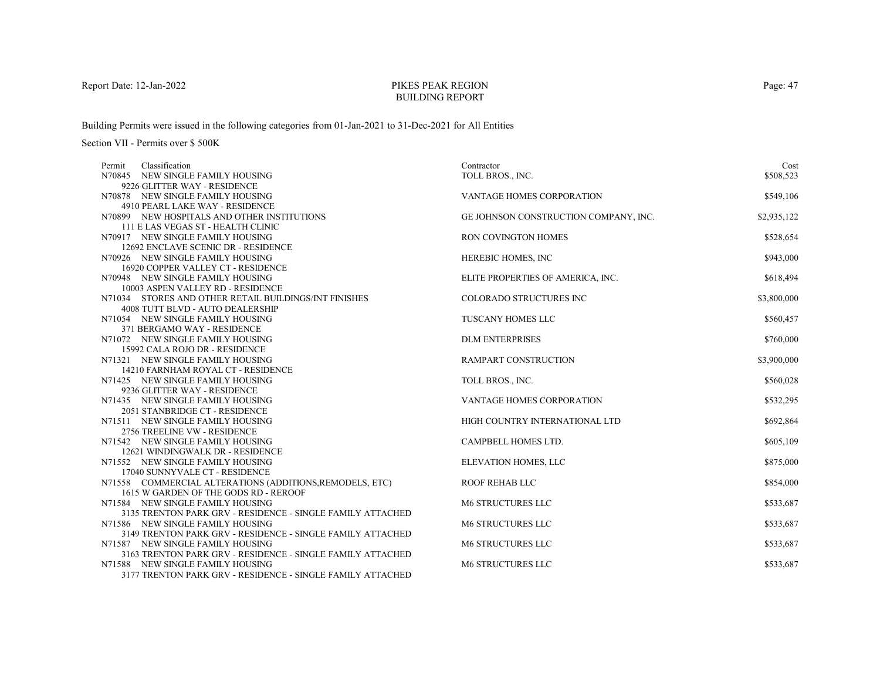# PIKES PEAK REGION
## BUILDING REPORT

Report Date: 12-Jan-2022

Building Permits were issued in the following categories from 01-Jan-2021 to 31-Dec-2021 for All Entities

Section VII - Permits over $ 500K

| Permit | Classification | Contractor | Cost |
|---|---|---|---|
| N70845 | NEW SINGLE FAMILY HOUSING<br>9226 GLITTER WAY - RESIDENCE | TOLL BROS., INC. | $508,523 |
| N70878 | NEW SINGLE FAMILY HOUSING<br>4910 PEARL LAKE WAY - RESIDENCE | VANTAGE HOMES CORPORATION | $549,106 |
| N70899 | NEW HOSPITALS AND OTHER INSTITUTIONS<br>111 E LAS VEGAS ST - HEALTH CLINIC | GE JOHNSON CONSTRUCTION COMPANY, INC. | $2,935,122 |
| N70917 | NEW SINGLE FAMILY HOUSING<br>12692 ENCLAVE SCENIC DR - RESIDENCE | RON COVINGTON HOMES | $528,654 |
| N70926 | NEW SINGLE FAMILY HOUSING<br>16920 COPPER VALLEY CT - RESIDENCE | HEREBIC HOMES, INC | $943,000 |
| N70948 | NEW SINGLE FAMILY HOUSING<br>10003 ASPEN VALLEY RD - RESIDENCE | ELITE PROPERTIES OF AMERICA, INC. | $618,494 |
| N71034 | STORES AND OTHER RETAIL BUILDINGS/INT FINISHES<br>4008 TUTT BLVD - AUTO DEALERSHIP | COLORADO STRUCTURES INC | $3,800,000 |
| N71054 | NEW SINGLE FAMILY HOUSING<br>371 BERGAMO WAY - RESIDENCE | TUSCANY HOMES LLC | $560,457 |
| N71072 | NEW SINGLE FAMILY HOUSING<br>15992 CALA ROJO DR - RESIDENCE | DLM ENTERPRISES | $760,000 |
| N71321 | NEW SINGLE FAMILY HOUSING<br>14210 FARNHAM ROYAL CT - RESIDENCE | RAMPART CONSTRUCTION | $3,900,000 |
| N71425 | NEW SINGLE FAMILY HOUSING<br>9236 GLITTER WAY - RESIDENCE | TOLL BROS., INC. | $560,028 |
| N71435 | NEW SINGLE FAMILY HOUSING<br>2051 STANBRIDGE CT - RESIDENCE | VANTAGE HOMES CORPORATION | $532,295 |
| N71511 | NEW SINGLE FAMILY HOUSING<br>2756 TREELINE VW - RESIDENCE | HIGH COUNTRY INTERNATIONAL LTD | $692,864 |
| N71542 | NEW SINGLE FAMILY HOUSING<br>12621 WINDINGWALK DR - RESIDENCE | CAMPBELL HOMES LTD. | $605,109 |
| N71552 | NEW SINGLE FAMILY HOUSING<br>17040 SUNNYVALE CT - RESIDENCE | ELEVATION HOMES, LLC | $875,000 |
| N71558 | COMMERCIAL ALTERATIONS (ADDITIONS,REMODELS, ETC)<br>1615 W GARDEN OF THE GODS RD - REROOF | ROOF REHAB LLC | $854,000 |
| N71584 | NEW SINGLE FAMILY HOUSING<br>3135 TRENTON PARK GRV - RESIDENCE - SINGLE FAMILY ATTACHED | M6 STRUCTURES LLC | $533,687 |
| N71586 | NEW SINGLE FAMILY HOUSING<br>3149 TRENTON PARK GRV - RESIDENCE - SINGLE FAMILY ATTACHED | M6 STRUCTURES LLC | $533,687 |
| N71587 | NEW SINGLE FAMILY HOUSING<br>3163 TRENTON PARK GRV - RESIDENCE - SINGLE FAMILY ATTACHED | M6 STRUCTURES LLC | $533,687 |
| N71588 | NEW SINGLE FAMILY HOUSING<br>3177 TRENTON PARK GRV - RESIDENCE - SINGLE FAMILY ATTACHED | M6 STRUCTURES LLC | $533,687 |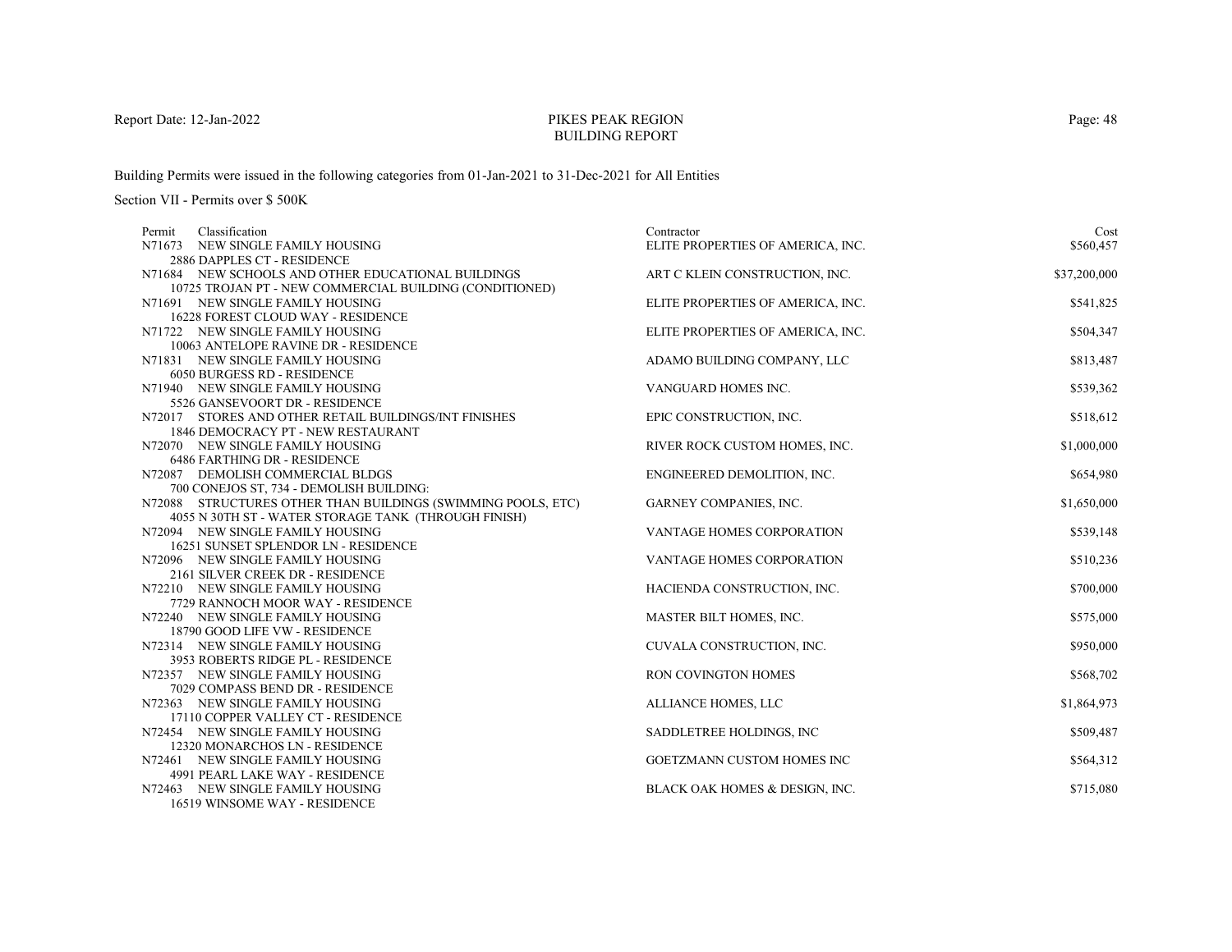Report Date: 12-Jan-2022

# PIKES PEAK REGION
## BUILDING REPORT

Building Permits were issued in the following categories from 01-Jan-2021 to 31-Dec-2021 for All Entities

Section VII - Permits over $ 500K

| Permit | Classification | Contractor | Cost |
|---|---|---|---|
| N71673 | NEW SINGLE FAMILY HOUSING<br>2886 DAPPLES CT - RESIDENCE | ELITE PROPERTIES OF AMERICA, INC. | $560,457 |
| N71684 | NEW SCHOOLS AND OTHER EDUCATIONAL BUILDINGS<br>10725 TROJAN PT - NEW COMMERCIAL BUILDING (CONDITIONED) | ART C KLEIN CONSTRUCTION, INC. | $37,200,000 |
| N71691 | NEW SINGLE FAMILY HOUSING<br>16228 FOREST CLOUD WAY - RESIDENCE | ELITE PROPERTIES OF AMERICA, INC. | $541,825 |
| N71722 | NEW SINGLE FAMILY HOUSING<br>10063 ANTELOPE RAVINE DR - RESIDENCE | ELITE PROPERTIES OF AMERICA, INC. | $504,347 |
| N71831 | NEW SINGLE FAMILY HOUSING<br>6050 BURGESS RD - RESIDENCE | ADAMO BUILDING COMPANY, LLC | $813,487 |
| N71940 | NEW SINGLE FAMILY HOUSING<br>5526 GANSEVOORT DR - RESIDENCE | VANGUARD HOMES INC. | $539,362 |
| N72017 | STORES AND OTHER RETAIL BUILDINGS/INT FINISHES<br>1846 DEMOCRACY PT - NEW RESTAURANT | EPIC CONSTRUCTION, INC. | $518,612 |
| N72070 | NEW SINGLE FAMILY HOUSING<br>6486 FARTHING DR - RESIDENCE | RIVER ROCK CUSTOM HOMES, INC. | $1,000,000 |
| N72087 | DEMOLISH COMMERCIAL BLDGS<br>700 CONEJOS ST, 734 - DEMOLISH BUILDING: | ENGINEERED DEMOLITION, INC. | $654,980 |
| N72088 | STRUCTURES OTHER THAN BUILDINGS (SWIMMING POOLS, ETC)<br>4055 N 30TH ST - WATER STORAGE TANK (THROUGH FINISH) | GARNEY COMPANIES, INC. | $1,650,000 |
| N72094 | NEW SINGLE FAMILY HOUSING<br>16251 SUNSET SPLENDOR LN - RESIDENCE | VANTAGE HOMES CORPORATION | $539,148 |
| N72096 | NEW SINGLE FAMILY HOUSING<br>2161 SILVER CREEK DR - RESIDENCE | VANTAGE HOMES CORPORATION | $510,236 |
| N72210 | NEW SINGLE FAMILY HOUSING<br>7729 RANNOCH MOOR WAY - RESIDENCE | HACIENDA CONSTRUCTION, INC. | $700,000 |
| N72240 | NEW SINGLE FAMILY HOUSING<br>18790 GOOD LIFE VW - RESIDENCE | MASTER BILT HOMES, INC. | $575,000 |
| N72314 | NEW SINGLE FAMILY HOUSING<br>3953 ROBERTS RIDGE PL - RESIDENCE | CUVALA CONSTRUCTION, INC. | $950,000 |
| N72357 | NEW SINGLE FAMILY HOUSING<br>7029 COMPASS BEND DR - RESIDENCE | RON COVINGTON HOMES | $568,702 |
| N72363 | NEW SINGLE FAMILY HOUSING<br>17110 COPPER VALLEY CT - RESIDENCE | ALLIANCE HOMES, LLC | $1,864,973 |
| N72454 | NEW SINGLE FAMILY HOUSING<br>12320 MONARCHOS LN - RESIDENCE | SADDLETREE HOLDINGS, INC | $509,487 |
| N72461 | NEW SINGLE FAMILY HOUSING<br>4991 PEARL LAKE WAY - RESIDENCE | GOETZMANN CUSTOM HOMES INC | $564,312 |
| N72463 | NEW SINGLE FAMILY HOUSING<br>16519 WINSOME WAY - RESIDENCE | BLACK OAK HOMES & DESIGN, INC. | $715,080 |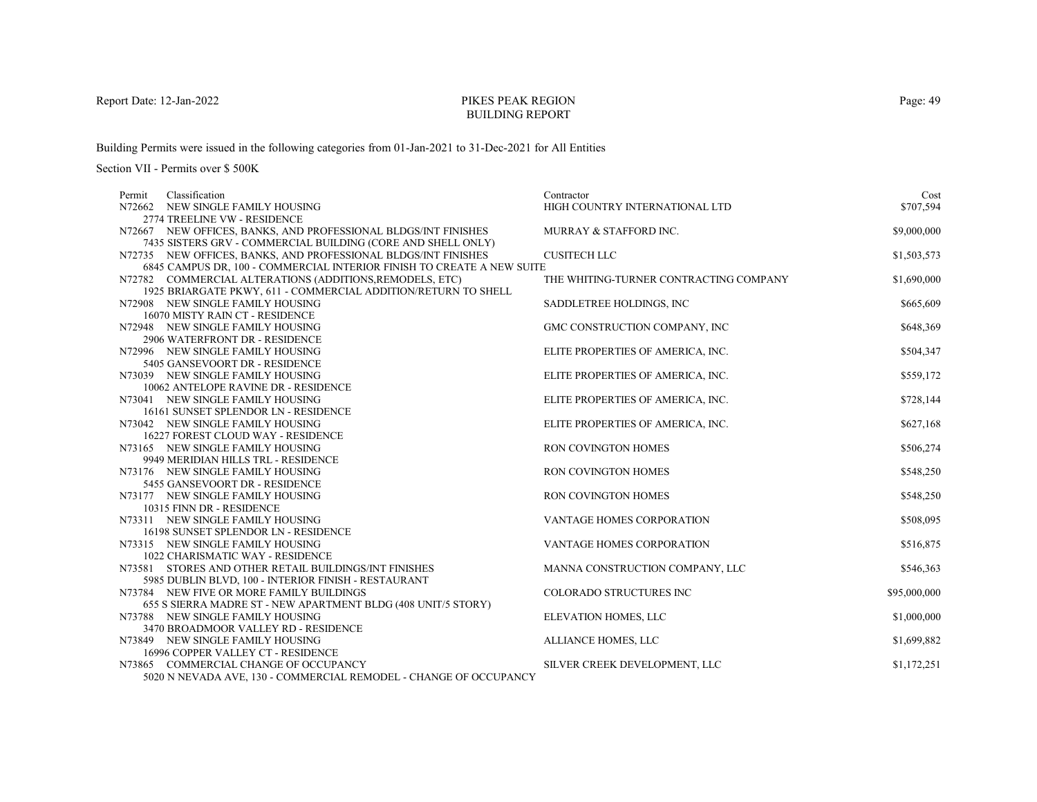PIKES PEAK REGION
BUILDING REPORT

Building Permits were issued in the following categories from 01-Jan-2021 to 31-Dec-2021 for All Entities

Section VII - Permits over $ 500K

| Permit | Classification | Contractor | Cost |
|---|---|---|---|
| N72662 | NEW SINGLE FAMILY HOUSING<br>2774 TREELINE VW - RESIDENCE | HIGH COUNTRY INTERNATIONAL LTD | $707,594 |
| N72667 | NEW OFFICES, BANKS, AND PROFESSIONAL BLDGS/INT FINISHES<br>7435 SISTERS GRV - COMMERCIAL BUILDING (CORE AND SHELL ONLY) | MURRAY & STAFFORD INC. | $9,000,000 |
| N72735 | NEW OFFICES, BANKS, AND PROFESSIONAL BLDGS/INT FINISHES<br>6845 CAMPUS DR, 100 - COMMERCIAL INTERIOR FINISH TO CREATE A NEW SUITE | CUSITECH LLC | $1,503,573 |
| N72782 | COMMERCIAL ALTERATIONS (ADDITIONS,REMODELS, ETC)<br>1925 BRIARGATE PKWY, 611 - COMMERCIAL ADDITION/RETURN TO SHELL | THE WHITING-TURNER CONTRACTING COMPANY | $1,690,000 |
| N72908 | NEW SINGLE FAMILY HOUSING<br>16070 MISTY RAIN CT - RESIDENCE | SADDLETREE HOLDINGS, INC | $665,609 |
| N72948 | NEW SINGLE FAMILY HOUSING<br>2906 WATERFRONT DR - RESIDENCE | GMC CONSTRUCTION COMPANY, INC | $648,369 |
| N72996 | NEW SINGLE FAMILY HOUSING<br>5405 GANSEVOORT DR - RESIDENCE | ELITE PROPERTIES OF AMERICA, INC. | $504,347 |
| N73039 | NEW SINGLE FAMILY HOUSING<br>10062 ANTELOPE RAVINE DR - RESIDENCE | ELITE PROPERTIES OF AMERICA, INC. | $559,172 |
| N73041 | NEW SINGLE FAMILY HOUSING<br>16161 SUNSET SPLENDOR LN - RESIDENCE | ELITE PROPERTIES OF AMERICA, INC. | $728,144 |
| N73042 | NEW SINGLE FAMILY HOUSING<br>16227 FOREST CLOUD WAY - RESIDENCE | ELITE PROPERTIES OF AMERICA, INC. | $627,168 |
| N73165 | NEW SINGLE FAMILY HOUSING<br>9949 MERIDIAN HILLS TRL - RESIDENCE | RON COVINGTON HOMES | $506,274 |
| N73176 | NEW SINGLE FAMILY HOUSING<br>5455 GANSEVOORT DR - RESIDENCE | RON COVINGTON HOMES | $548,250 |
| N73177 | NEW SINGLE FAMILY HOUSING<br>10315 FINN DR - RESIDENCE | RON COVINGTON HOMES | $548,250 |
| N73311 | NEW SINGLE FAMILY HOUSING<br>16198 SUNSET SPLENDOR LN - RESIDENCE | VANTAGE HOMES CORPORATION | $508,095 |
| N73315 | NEW SINGLE FAMILY HOUSING<br>1022 CHARISMATIC WAY - RESIDENCE | VANTAGE HOMES CORPORATION | $516,875 |
| N73581 | STORES AND OTHER RETAIL BUILDINGS/INT FINISHES<br>5985 DUBLIN BLVD, 100 - INTERIOR FINISH - RESTAURANT | MANNA CONSTRUCTION COMPANY, LLC | $546,363 |
| N73784 | NEW FIVE OR MORE FAMILY BUILDINGS<br>655 S SIERRA MADRE ST - NEW APARTMENT BLDG (408 UNIT/5 STORY) | COLORADO STRUCTURES INC | $95,000,000 |
| N73788 | NEW SINGLE FAMILY HOUSING<br>3470 BROADMOOR VALLEY RD - RESIDENCE | ELEVATION HOMES, LLC | $1,000,000 |
| N73849 | NEW SINGLE FAMILY HOUSING<br>16996 COPPER VALLEY CT - RESIDENCE | ALLIANCE HOMES, LLC | $1,699,882 |
| N73865 | COMMERCIAL CHANGE OF OCCUPANCY<br>5020 N NEVADA AVE, 130 - COMMERCIAL REMODEL - CHANGE OF OCCUPANCY | SILVER CREEK DEVELOPMENT, LLC | $1,172,251 |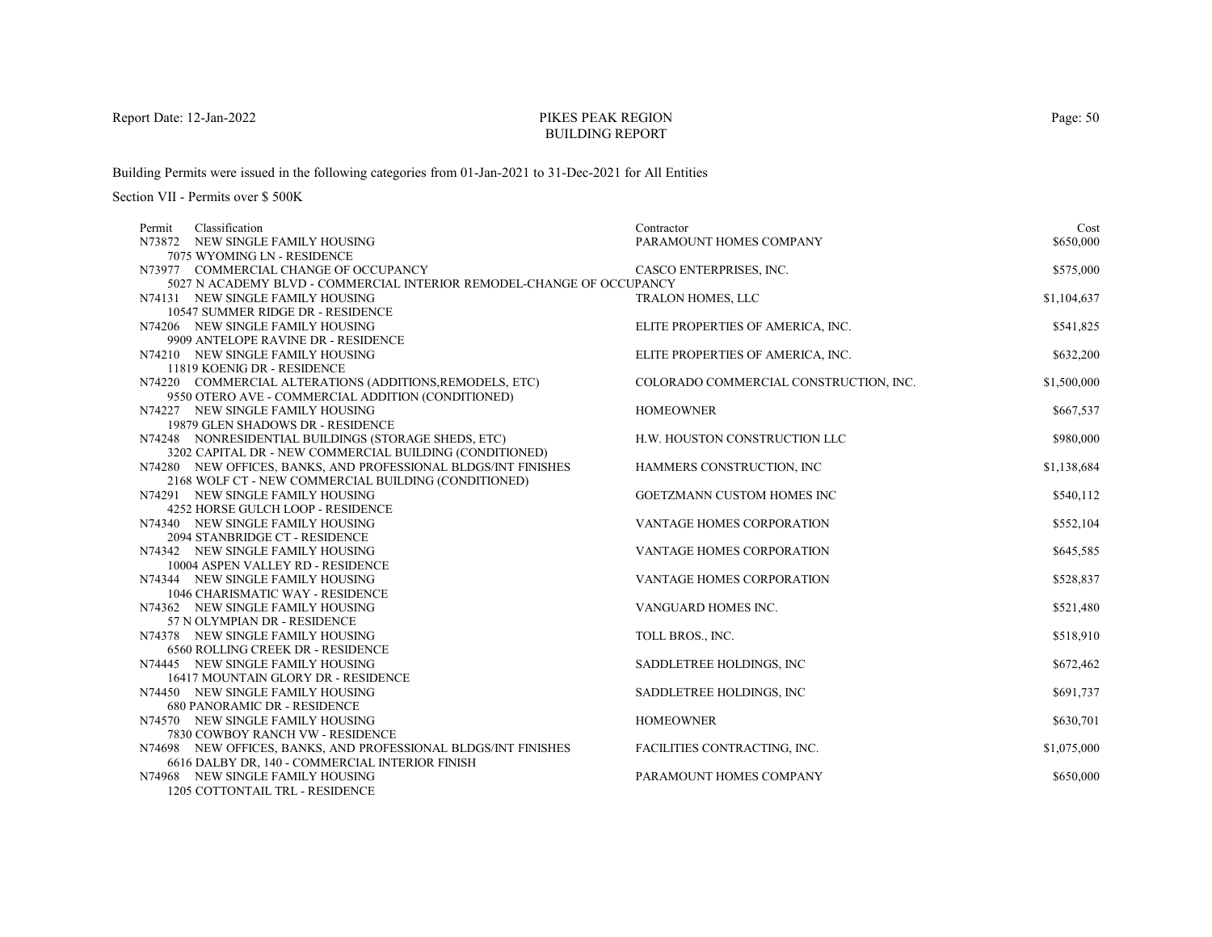Report Date: 12-Jan-2022

# PIKES PEAK REGION
## BUILDING REPORT

Building Permits were issued in the following categories from 01-Jan-2021 to 31-Dec-2021 for All Entities

Section VII - Permits over $ 500K

| Permit | Classification | Contractor | Cost |
|---|---|---|---|
| N73872 | NEW SINGLE FAMILY HOUSING<br>7075 WYOMING LN - RESIDENCE | PARAMOUNT HOMES COMPANY | $650,000 |
| N73977 | COMMERCIAL CHANGE OF OCCUPANCY<br>5027 N ACADEMY BLVD - COMMERCIAL INTERIOR REMODEL-CHANGE OF OCCUPANCY | CASCO ENTERPRISES, INC. | $575,000 |
| N74131 | NEW SINGLE FAMILY HOUSING<br>10547 SUMMER RIDGE DR - RESIDENCE | TRALON HOMES, LLC | $1,104,637 |
| N74206 | NEW SINGLE FAMILY HOUSING<br>9909 ANTELOPE RAVINE DR - RESIDENCE | ELITE PROPERTIES OF AMERICA, INC. | $541,825 |
| N74210 | NEW SINGLE FAMILY HOUSING<br>11819 KOENIG DR - RESIDENCE | ELITE PROPERTIES OF AMERICA, INC. | $632,200 |
| N74220 | COMMERCIAL ALTERATIONS (ADDITIONS,REMODELS, ETC)<br>9550 OTERO AVE - COMMERCIAL ADDITION (CONDITIONED) | COLORADO COMMERCIAL CONSTRUCTION, INC. | $1,500,000 |
| N74227 | NEW SINGLE FAMILY HOUSING<br>19879 GLEN SHADOWS DR - RESIDENCE | HOMEOWNER | $667,537 |
| N74248 | NONRESIDENTIAL BUILDINGS (STORAGE SHEDS, ETC)<br>3202 CAPITAL DR - NEW COMMERCIAL BUILDING (CONDITIONED) | H.W. HOUSTON CONSTRUCTION LLC | $980,000 |
| N74280 | NEW OFFICES, BANKS, AND PROFESSIONAL BLDGS/INT FINISHES<br>2168 WOLF CT - NEW COMMERCIAL BUILDING (CONDITIONED) | HAMMERS CONSTRUCTION, INC | $1,138,684 |
| N74291 | NEW SINGLE FAMILY HOUSING<br>4252 HORSE GULCH LOOP - RESIDENCE | GOETZMANN CUSTOM HOMES INC | $540,112 |
| N74340 | NEW SINGLE FAMILY HOUSING<br>2094 STANBRIDGE CT - RESIDENCE | VANTAGE HOMES CORPORATION | $552,104 |
| N74342 | NEW SINGLE FAMILY HOUSING<br>10004 ASPEN VALLEY RD - RESIDENCE | VANTAGE HOMES CORPORATION | $645,585 |
| N74344 | NEW SINGLE FAMILY HOUSING<br>1046 CHARISMATIC WAY - RESIDENCE | VANTAGE HOMES CORPORATION | $528,837 |
| N74362 | NEW SINGLE FAMILY HOUSING<br>57 N OLYMPIAN DR - RESIDENCE | VANGUARD HOMES INC. | $521,480 |
| N74378 | NEW SINGLE FAMILY HOUSING<br>6560 ROLLING CREEK DR - RESIDENCE | TOLL BROS., INC. | $518,910 |
| N74445 | NEW SINGLE FAMILY HOUSING<br>16417 MOUNTAIN GLORY DR - RESIDENCE | SADDLETREE HOLDINGS, INC | $672,462 |
| N74450 | NEW SINGLE FAMILY HOUSING<br>680 PANORAMIC DR - RESIDENCE | SADDLETREE HOLDINGS, INC | $691,737 |
| N74570 | NEW SINGLE FAMILY HOUSING<br>7830 COWBOY RANCH VW - RESIDENCE | HOMEOWNER | $630,701 |
| N74698 | NEW OFFICES, BANKS, AND PROFESSIONAL BLDGS/INT FINISHES<br>6616 DALBY DR, 140 - COMMERCIAL INTERIOR FINISH | FACILITIES CONTRACTING, INC. | $1,075,000 |
| N74968 | NEW SINGLE FAMILY HOUSING<br>1205 COTTONTAIL TRL - RESIDENCE | PARAMOUNT HOMES COMPANY | $650,000 |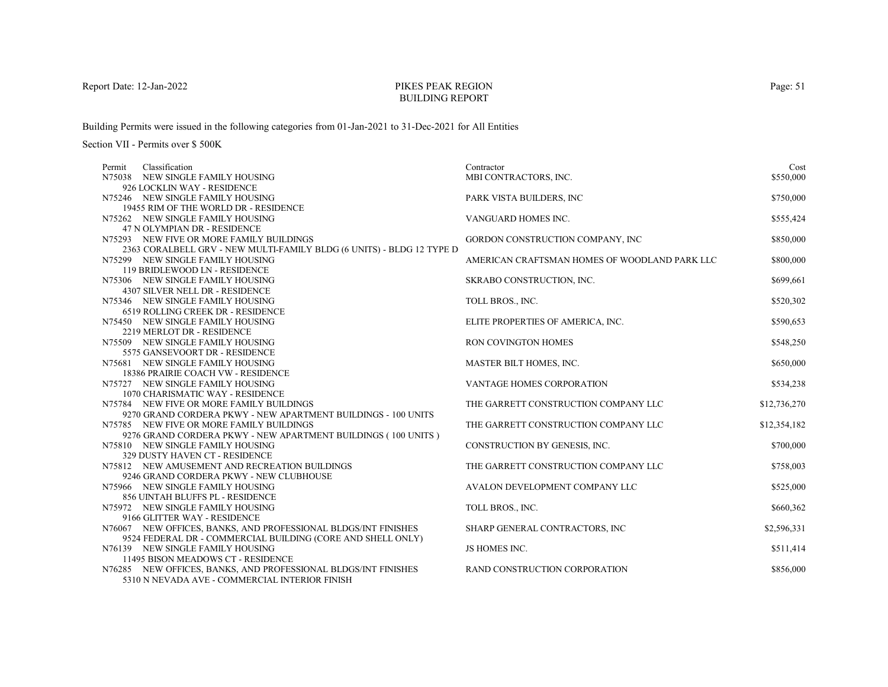Report Date: 12-Jan-2022

# PIKES PEAK REGION
## BUILDING REPORT

Building Permits were issued in the following categories from 01-Jan-2021 to 31-Dec-2021 for All Entities

Section VII - Permits over $ 500K

| Permit | Classification | Contractor | Cost |
|---|---|---|---|
| N75038 | NEW SINGLE FAMILY HOUSING<br>926 LOCKLIN WAY - RESIDENCE | MBI CONTRACTORS, INC. | $550,000 |
| N75246 | NEW SINGLE FAMILY HOUSING<br>19455 RIM OF THE WORLD DR - RESIDENCE | PARK VISTA BUILDERS, INC | $750,000 |
| N75262 | NEW SINGLE FAMILY HOUSING<br>47 N OLYMPIAN DR - RESIDENCE | VANGUARD HOMES INC. | $555,424 |
| N75293 | NEW FIVE OR MORE FAMILY BUILDINGS<br>2363 CORALBELL GRV - NEW MULTI-FAMILY BLDG (6 UNITS) - BLDG 12 TYPE D | GORDON CONSTRUCTION COMPANY, INC | $850,000 |
| N75299 | NEW SINGLE FAMILY HOUSING<br>119 BRIDLEWOOD LN - RESIDENCE | AMERICAN CRAFTSMAN HOMES OF WOODLAND PARK LLC | $800,000 |
| N75306 | NEW SINGLE FAMILY HOUSING<br>4307 SILVER NELL DR - RESIDENCE | SKRABO CONSTRUCTION, INC. | $699,661 |
| N75346 | NEW SINGLE FAMILY HOUSING<br>6519 ROLLING CREEK DR - RESIDENCE | TOLL BROS., INC. | $520,302 |
| N75450 | NEW SINGLE FAMILY HOUSING<br>2219 MERLOT DR - RESIDENCE | ELITE PROPERTIES OF AMERICA, INC. | $590,653 |
| N75509 | NEW SINGLE FAMILY HOUSING<br>5575 GANSEVOORT DR - RESIDENCE | RON COVINGTON HOMES | $548,250 |
| N75681 | NEW SINGLE FAMILY HOUSING<br>18386 PRAIRIE COACH VW - RESIDENCE | MASTER BILT HOMES, INC. | $650,000 |
| N75727 | NEW SINGLE FAMILY HOUSING<br>1070 CHARISMATIC WAY - RESIDENCE | VANTAGE HOMES CORPORATION | $534,238 |
| N75784 | NEW FIVE OR MORE FAMILY BUILDINGS<br>9270 GRAND CORDERA PKWY - NEW APARTMENT BUILDINGS - 100 UNITS | THE GARRETT CONSTRUCTION COMPANY LLC | $12,736,270 |
| N75785 | NEW FIVE OR MORE FAMILY BUILDINGS<br>9276 GRAND CORDERA PKWY - NEW APARTMENT BUILDINGS ( 100 UNITS ) | THE GARRETT CONSTRUCTION COMPANY LLC | $12,354,182 |
| N75810 | NEW SINGLE FAMILY HOUSING<br>329 DUSTY HAVEN CT - RESIDENCE | CONSTRUCTION BY GENESIS, INC. | $700,000 |
| N75812 | NEW AMUSEMENT AND RECREATION BUILDINGS<br>9246 GRAND CORDERA PKWY - NEW CLUBHOUSE | THE GARRETT CONSTRUCTION COMPANY LLC | $758,003 |
| N75966 | NEW SINGLE FAMILY HOUSING<br>856 UINTAH BLUFFS PL - RESIDENCE | AVALON DEVELOPMENT COMPANY LLC | $525,000 |
| N75972 | NEW SINGLE FAMILY HOUSING<br>9166 GLITTER WAY - RESIDENCE | TOLL BROS., INC. | $660,362 |
| N76067 | NEW OFFICES, BANKS, AND PROFESSIONAL BLDGS/INT FINISHES<br>9524 FEDERAL DR - COMMERCIAL BUILDING (CORE AND SHELL ONLY) | SHARP GENERAL CONTRACTORS, INC | $2,596,331 |
| N76139 | NEW SINGLE FAMILY HOUSING<br>11495 BISON MEADOWS CT - RESIDENCE | JS HOMES INC. | $511,414 |
| N76285 | NEW OFFICES, BANKS, AND PROFESSIONAL BLDGS/INT FINISHES<br>5310 N NEVADA AVE - COMMERCIAL INTERIOR FINISH | RAND CONSTRUCTION CORPORATION | $856,000 |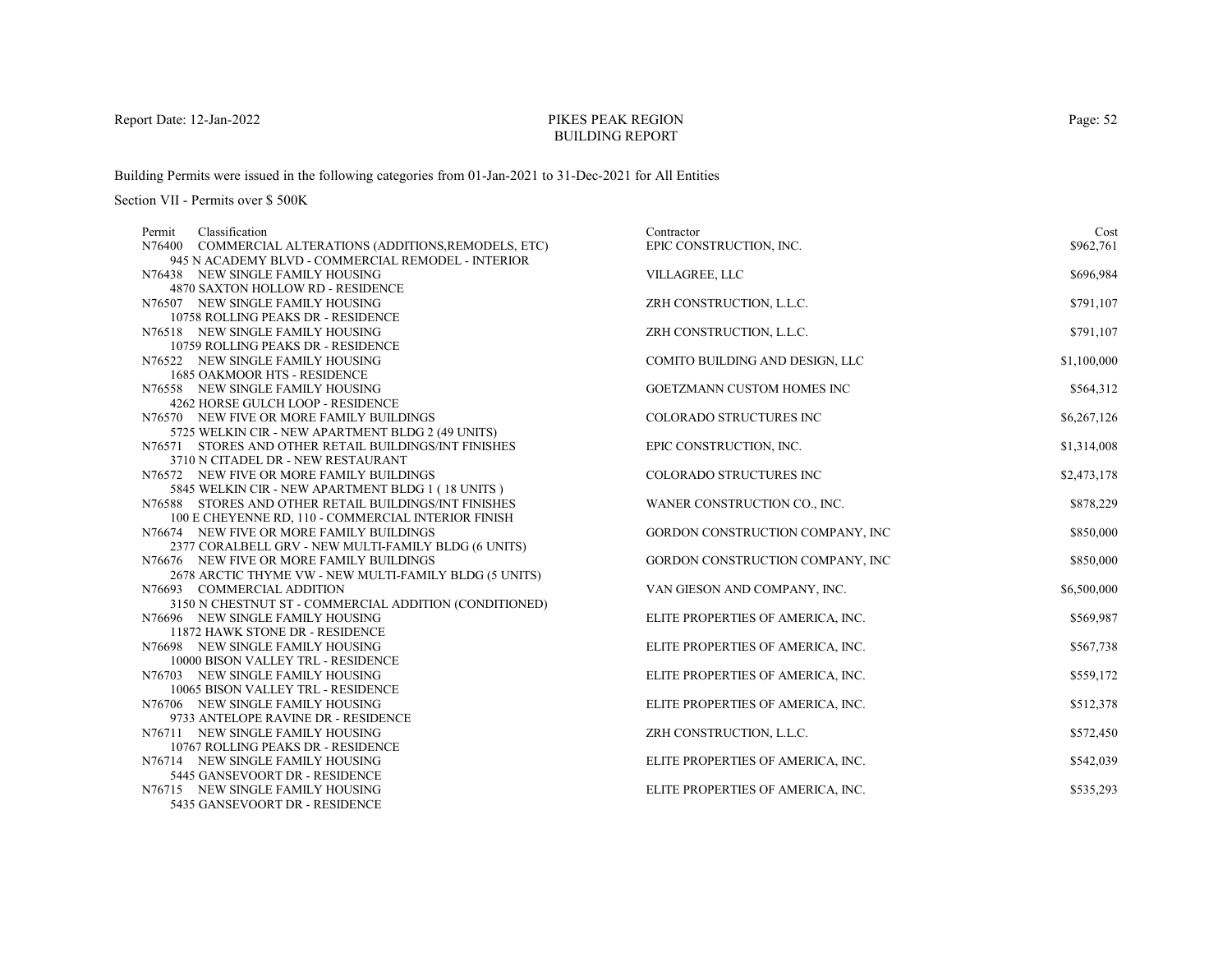Report Date: 12-Jan-2022

# PIKES PEAK REGION
## BUILDING REPORT

Building Permits were issued in the following categories from 01-Jan-2021 to 31-Dec-2021 for All Entities

Section VII - Permits over $ 500K

| Permit | Classification | Contractor | Cost |
|---|---|---|---|
| N76400 | COMMERCIAL ALTERATIONS (ADDITIONS,REMODELS, ETC)<br>945 N ACADEMY BLVD - COMMERCIAL REMODEL - INTERIOR | EPIC CONSTRUCTION, INC. | $962,761 |
| N76438 | NEW SINGLE FAMILY HOUSING<br>4870 SAXTON HOLLOW RD - RESIDENCE | VILLAGREE, LLC | $696,984 |
| N76507 | NEW SINGLE FAMILY HOUSING<br>10758 ROLLING PEAKS DR - RESIDENCE | ZRH CONSTRUCTION, L.L.C. | $791,107 |
| N76518 | NEW SINGLE FAMILY HOUSING<br>10759 ROLLING PEAKS DR - RESIDENCE | ZRH CONSTRUCTION, L.L.C. | $791,107 |
| N76522 | NEW SINGLE FAMILY HOUSING<br>1685 OAKMOOR HTS - RESIDENCE | COMITO BUILDING AND DESIGN, LLC | $1,100,000 |
| N76558 | NEW SINGLE FAMILY HOUSING<br>4262 HORSE GULCH LOOP - RESIDENCE | GOETZMANN CUSTOM HOMES INC | $564,312 |
| N76570 | NEW FIVE OR MORE FAMILY BUILDINGS<br>5725 WELKIN CIR - NEW APARTMENT BLDG 2 (49 UNITS) | COLORADO STRUCTURES INC | $6,267,126 |
| N76571 | STORES AND OTHER RETAIL BUILDINGS/INT FINISHES<br>3710 N CITADEL DR - NEW RESTAURANT | EPIC CONSTRUCTION, INC. | $1,314,008 |
| N76572 | NEW FIVE OR MORE FAMILY BUILDINGS<br>5845 WELKIN CIR - NEW APARTMENT BLDG 1 ( 18 UNITS ) | COLORADO STRUCTURES INC | $2,473,178 |
| N76588 | STORES AND OTHER RETAIL BUILDINGS/INT FINISHES<br>100 E CHEYENNE RD, 110 - COMMERCIAL INTERIOR FINISH | WANER CONSTRUCTION CO., INC. | $878,229 |
| N76674 | NEW FIVE OR MORE FAMILY BUILDINGS<br>2377 CORALBELL GRV - NEW MULTI-FAMILY BLDG (6 UNITS) | GORDON CONSTRUCTION COMPANY, INC | $850,000 |
| N76676 | NEW FIVE OR MORE FAMILY BUILDINGS<br>2678 ARCTIC THYME VW - NEW MULTI-FAMILY BLDG (5 UNITS) | GORDON CONSTRUCTION COMPANY, INC | $850,000 |
| N76693 | COMMERCIAL ADDITION<br>3150 N CHESTNUT ST - COMMERCIAL ADDITION (CONDITIONED) | VAN GIESON AND COMPANY, INC. | $6,500,000 |
| N76696 | NEW SINGLE FAMILY HOUSING<br>11872 HAWK STONE DR - RESIDENCE | ELITE PROPERTIES OF AMERICA, INC. | $569,987 |
| N76698 | NEW SINGLE FAMILY HOUSING<br>10000 BISON VALLEY TRL - RESIDENCE | ELITE PROPERTIES OF AMERICA, INC. | $567,738 |
| N76703 | NEW SINGLE FAMILY HOUSING<br>10065 BISON VALLEY TRL - RESIDENCE | ELITE PROPERTIES OF AMERICA, INC. | $559,172 |
| N76706 | NEW SINGLE FAMILY HOUSING<br>9733 ANTELOPE RAVINE DR - RESIDENCE | ELITE PROPERTIES OF AMERICA, INC. | $512,378 |
| N76711 | NEW SINGLE FAMILY HOUSING<br>10767 ROLLING PEAKS DR - RESIDENCE | ZRH CONSTRUCTION, L.L.C. | $572,450 |
| N76714 | NEW SINGLE FAMILY HOUSING<br>5445 GANSEVOORT DR - RESIDENCE | ELITE PROPERTIES OF AMERICA, INC. | $542,039 |
| N76715 | NEW SINGLE FAMILY HOUSING<br>5435 GANSEVOORT DR - RESIDENCE | ELITE PROPERTIES OF AMERICA, INC. | $535,293 |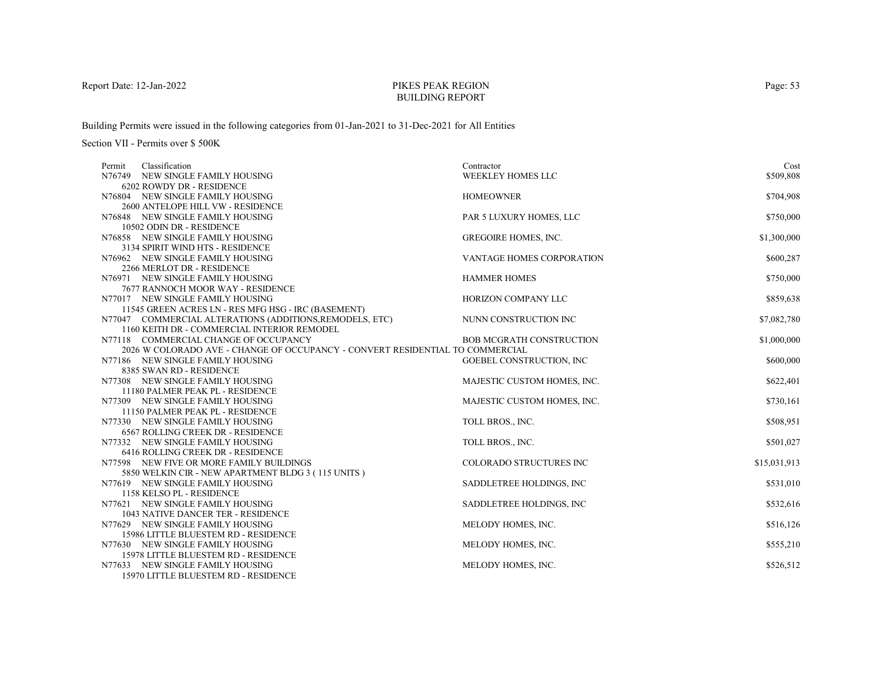# PIKES PEAK REGION
## BUILDING REPORT

Report Date: 12-Jan-2022

Building Permits were issued in the following categories from 01-Jan-2021 to 31-Dec-2021 for All Entities

Section VII - Permits over $ 500K

| Permit | Classification | Contractor | Cost |
|---|---|---|---|
| N76749 | NEW SINGLE FAMILY HOUSING<br>6202 ROWDY DR - RESIDENCE | WEEKLEY HOMES LLC | $509,808 |
| N76804 | NEW SINGLE FAMILY HOUSING<br>2600 ANTELOPE HILL VW - RESIDENCE | HOMEOWNER | $704,908 |
| N76848 | NEW SINGLE FAMILY HOUSING<br>10502 ODIN DR - RESIDENCE | PAR 5 LUXURY HOMES, LLC | $750,000 |
| N76858 | NEW SINGLE FAMILY HOUSING<br>3134 SPIRIT WIND HTS - RESIDENCE | GREGOIRE HOMES, INC. | $1,300,000 |
| N76962 | NEW SINGLE FAMILY HOUSING<br>2266 MERLOT DR - RESIDENCE | VANTAGE HOMES CORPORATION | $600,287 |
| N76971 | NEW SINGLE FAMILY HOUSING<br>7677 RANNOCH MOOR WAY - RESIDENCE | HAMMER HOMES | $750,000 |
| N77017 | NEW SINGLE FAMILY HOUSING<br>11545 GREEN ACRES LN - RES MFG HSG - IRC (BASEMENT) | HORIZON COMPANY LLC | $859,638 |
| N77047 | COMMERCIAL ALTERATIONS (ADDITIONS,REMODELS, ETC)<br>1160 KEITH DR - COMMERCIAL INTERIOR REMODEL | NUNN CONSTRUCTION INC | $7,082,780 |
| N77118 | COMMERCIAL CHANGE OF OCCUPANCY<br>2026 W COLORADO AVE - CHANGE OF OCCUPANCY - CONVERT RESIDENTIAL TO COMMERCIAL | BOB MCGRATH CONSTRUCTION | $1,000,000 |
| N77186 | NEW SINGLE FAMILY HOUSING<br>8385 SWAN RD - RESIDENCE | GOEBEL CONSTRUCTION, INC | $600,000 |
| N77308 | NEW SINGLE FAMILY HOUSING<br>11180 PALMER PEAK PL - RESIDENCE | MAJESTIC CUSTOM HOMES, INC. | $622,401 |
| N77309 | NEW SINGLE FAMILY HOUSING<br>11150 PALMER PEAK PL - RESIDENCE | MAJESTIC CUSTOM HOMES, INC. | $730,161 |
| N77330 | NEW SINGLE FAMILY HOUSING<br>6567 ROLLING CREEK DR - RESIDENCE | TOLL BROS., INC. | $508,951 |
| N77332 | NEW SINGLE FAMILY HOUSING<br>6416 ROLLING CREEK DR - RESIDENCE | TOLL BROS., INC. | $501,027 |
| N77598 | NEW FIVE OR MORE FAMILY BUILDINGS<br>5850 WELKIN CIR - NEW APARTMENT BLDG 3 ( 115 UNITS ) | COLORADO STRUCTURES INC | $15,031,913 |
| N77619 | NEW SINGLE FAMILY HOUSING<br>1158 KELSO PL - RESIDENCE | SADDLETREE HOLDINGS, INC | $531,010 |
| N77621 | NEW SINGLE FAMILY HOUSING<br>1043 NATIVE DANCER TER - RESIDENCE | SADDLETREE HOLDINGS, INC | $532,616 |
| N77629 | NEW SINGLE FAMILY HOUSING<br>15986 LITTLE BLUESTEM RD - RESIDENCE | MELODY HOMES, INC. | $516,126 |
| N77630 | NEW SINGLE FAMILY HOUSING<br>15978 LITTLE BLUESTEM RD - RESIDENCE | MELODY HOMES, INC. | $555,210 |
| N77633 | NEW SINGLE FAMILY HOUSING<br>15970 LITTLE BLUESTEM RD - RESIDENCE | MELODY HOMES, INC. | $526,512 |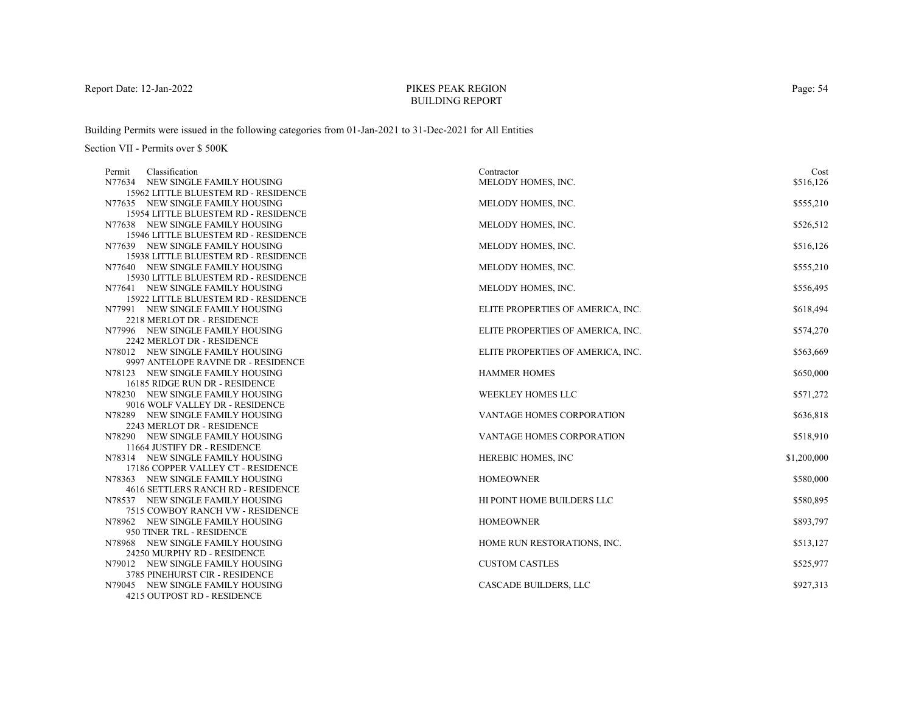# PIKES PEAK REGION BUILDING REPORT

Report Date: 12-Jan-2022

Building Permits were issued in the following categories from 01-Jan-2021 to 31-Dec-2021 for All Entities

Section VII - Permits over $ 500K

| Permit | Classification | Contractor | Cost |
|---|---|---|---|
| N77634 | NEW SINGLE FAMILY HOUSING<br>15962 LITTLE BLUESTEM RD - RESIDENCE | MELODY HOMES, INC. | $516,126 |
| N77635 | NEW SINGLE FAMILY HOUSING<br>15954 LITTLE BLUESTEM RD - RESIDENCE | MELODY HOMES, INC. | $555,210 |
| N77638 | NEW SINGLE FAMILY HOUSING<br>15946 LITTLE BLUESTEM RD - RESIDENCE | MELODY HOMES, INC. | $526,512 |
| N77639 | NEW SINGLE FAMILY HOUSING<br>15938 LITTLE BLUESTEM RD - RESIDENCE | MELODY HOMES, INC. | $516,126 |
| N77640 | NEW SINGLE FAMILY HOUSING<br>15930 LITTLE BLUESTEM RD - RESIDENCE | MELODY HOMES, INC. | $555,210 |
| N77641 | NEW SINGLE FAMILY HOUSING<br>15922 LITTLE BLUESTEM RD - RESIDENCE | MELODY HOMES, INC. | $556,495 |
| N77991 | NEW SINGLE FAMILY HOUSING<br>2218 MERLOT DR - RESIDENCE | ELITE PROPERTIES OF AMERICA, INC. | $618,494 |
| N77996 | NEW SINGLE FAMILY HOUSING<br>2242 MERLOT DR - RESIDENCE | ELITE PROPERTIES OF AMERICA, INC. | $574,270 |
| N78012 | NEW SINGLE FAMILY HOUSING<br>9997 ANTELOPE RAVINE DR - RESIDENCE | ELITE PROPERTIES OF AMERICA, INC. | $563,669 |
| N78123 | NEW SINGLE FAMILY HOUSING<br>16185 RIDGE RUN DR - RESIDENCE | HAMMER HOMES | $650,000 |
| N78230 | NEW SINGLE FAMILY HOUSING<br>9016 WOLF VALLEY DR - RESIDENCE | WEEKLEY HOMES LLC | $571,272 |
| N78289 | NEW SINGLE FAMILY HOUSING<br>2243 MERLOT DR - RESIDENCE | VANTAGE HOMES CORPORATION | $636,818 |
| N78290 | NEW SINGLE FAMILY HOUSING<br>11664 JUSTIFY DR - RESIDENCE | VANTAGE HOMES CORPORATION | $518,910 |
| N78314 | NEW SINGLE FAMILY HOUSING<br>17186 COPPER VALLEY CT - RESIDENCE | HEREBIC HOMES, INC | $1,200,000 |
| N78363 | NEW SINGLE FAMILY HOUSING<br>4616 SETTLERS RANCH RD - RESIDENCE | HOMEOWNER | $580,000 |
| N78537 | NEW SINGLE FAMILY HOUSING<br>7515 COWBOY RANCH VW - RESIDENCE | HI POINT HOME BUILDERS LLC | $580,895 |
| N78962 | NEW SINGLE FAMILY HOUSING<br>950 TINER TRL - RESIDENCE | HOMEOWNER | $893,797 |
| N78968 | NEW SINGLE FAMILY HOUSING<br>24250 MURPHY RD - RESIDENCE | HOME RUN RESTORATIONS, INC. | $513,127 |
| N79012 | NEW SINGLE FAMILY HOUSING<br>3785 PINEHURST CIR - RESIDENCE | CUSTOM CASTLES | $525,977 |
| N79045 | NEW SINGLE FAMILY HOUSING<br>4215 OUTPOST RD - RESIDENCE | CASCADE BUILDERS, LLC | $927,313 |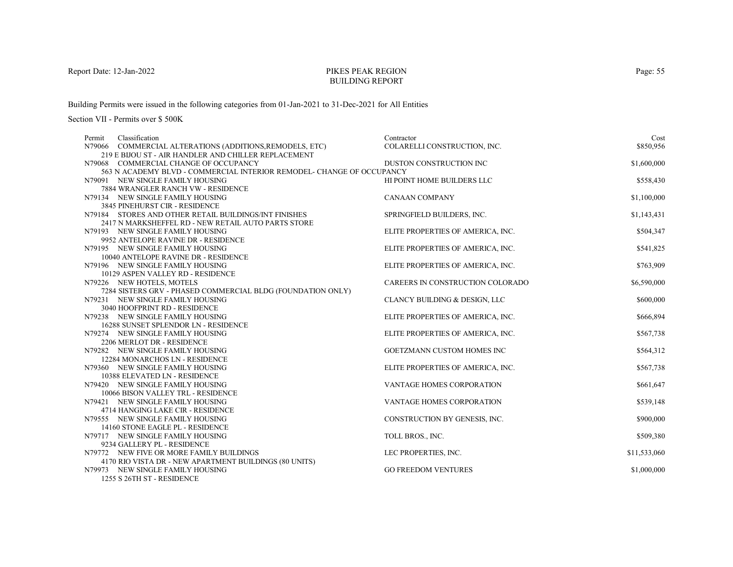Report Date: 12-Jan-2022

PIKES PEAK REGION
BUILDING REPORT

Building Permits were issued in the following categories from 01-Jan-2021 to 31-Dec-2021 for All Entities

Section VII - Permits over $ 500K

| Permit | Classification | Contractor | Cost |
|---|---|---|---|
| N79066 | COMMERCIAL ALTERATIONS (ADDITIONS,REMODELS, ETC)<br>219 E BIJOU ST - AIR HANDLER AND CHILLER REPLACEMENT | COLARELLI CONSTRUCTION, INC. | $850,956 |
| N79068 | COMMERCIAL CHANGE OF OCCUPANCY<br>563 N ACADEMY BLVD - COMMERCIAL INTERIOR REMODEL- CHANGE OF OCCUPANCY | DUSTON CONSTRUCTION INC | $1,600,000 |
| N79091 | NEW SINGLE FAMILY HOUSING<br>7884 WRANGLER RANCH VW - RESIDENCE | HI POINT HOME BUILDERS LLC | $558,430 |
| N79134 | NEW SINGLE FAMILY HOUSING<br>3845 PINEHURST CIR - RESIDENCE | CANAAN COMPANY | $1,100,000 |
| N79184 | STORES AND OTHER RETAIL BUILDINGS/INT FINISHES<br>2417 N MARKSHEFFEL RD - NEW RETAIL AUTO PARTS STORE | SPRINGFIELD BUILDERS, INC. | $1,143,431 |
| N79193 | NEW SINGLE FAMILY HOUSING<br>9952 ANTELOPE RAVINE DR - RESIDENCE | ELITE PROPERTIES OF AMERICA, INC. | $504,347 |
| N79195 | NEW SINGLE FAMILY HOUSING<br>10040 ANTELOPE RAVINE DR - RESIDENCE | ELITE PROPERTIES OF AMERICA, INC. | $541,825 |
| N79196 | NEW SINGLE FAMILY HOUSING<br>10129 ASPEN VALLEY RD - RESIDENCE | ELITE PROPERTIES OF AMERICA, INC. | $763,909 |
| N79226 | NEW HOTELS, MOTELS<br>7284 SISTERS GRV - PHASED COMMERCIAL BLDG (FOUNDATION ONLY) | CAREERS IN CONSTRUCTION COLORADO | $6,590,000 |
| N79231 | NEW SINGLE FAMILY HOUSING<br>3040 HOOFPRINT RD - RESIDENCE | CLANCY BUILDING & DESIGN, LLC | $600,000 |
| N79238 | NEW SINGLE FAMILY HOUSING<br>16288 SUNSET SPLENDOR LN - RESIDENCE | ELITE PROPERTIES OF AMERICA, INC. | $666,894 |
| N79274 | NEW SINGLE FAMILY HOUSING<br>2206 MERLOT DR - RESIDENCE | ELITE PROPERTIES OF AMERICA, INC. | $567,738 |
| N79282 | NEW SINGLE FAMILY HOUSING<br>12284 MONARCHOS LN - RESIDENCE | GOETZMANN CUSTOM HOMES INC | $564,312 |
| N79360 | NEW SINGLE FAMILY HOUSING<br>10388 ELEVATED LN - RESIDENCE | ELITE PROPERTIES OF AMERICA, INC. | $567,738 |
| N79420 | NEW SINGLE FAMILY HOUSING<br>10066 BISON VALLEY TRL - RESIDENCE | VANTAGE HOMES CORPORATION | $661,647 |
| N79421 | NEW SINGLE FAMILY HOUSING<br>4714 HANGING LAKE CIR - RESIDENCE | VANTAGE HOMES CORPORATION | $539,148 |
| N79555 | NEW SINGLE FAMILY HOUSING<br>14160 STONE EAGLE PL - RESIDENCE | CONSTRUCTION BY GENESIS, INC. | $900,000 |
| N79717 | NEW SINGLE FAMILY HOUSING<br>9234 GALLERY PL - RESIDENCE | TOLL BROS., INC. | $509,380 |
| N79772 | NEW FIVE OR MORE FAMILY BUILDINGS<br>4170 RIO VISTA DR - NEW APARTMENT BUILDINGS (80 UNITS) | LEC PROPERTIES, INC. | $11,533,060 |
| N79973 | NEW SINGLE FAMILY HOUSING<br>1255 S 26TH ST - RESIDENCE | GO FREEDOM VENTURES | $1,000,000 |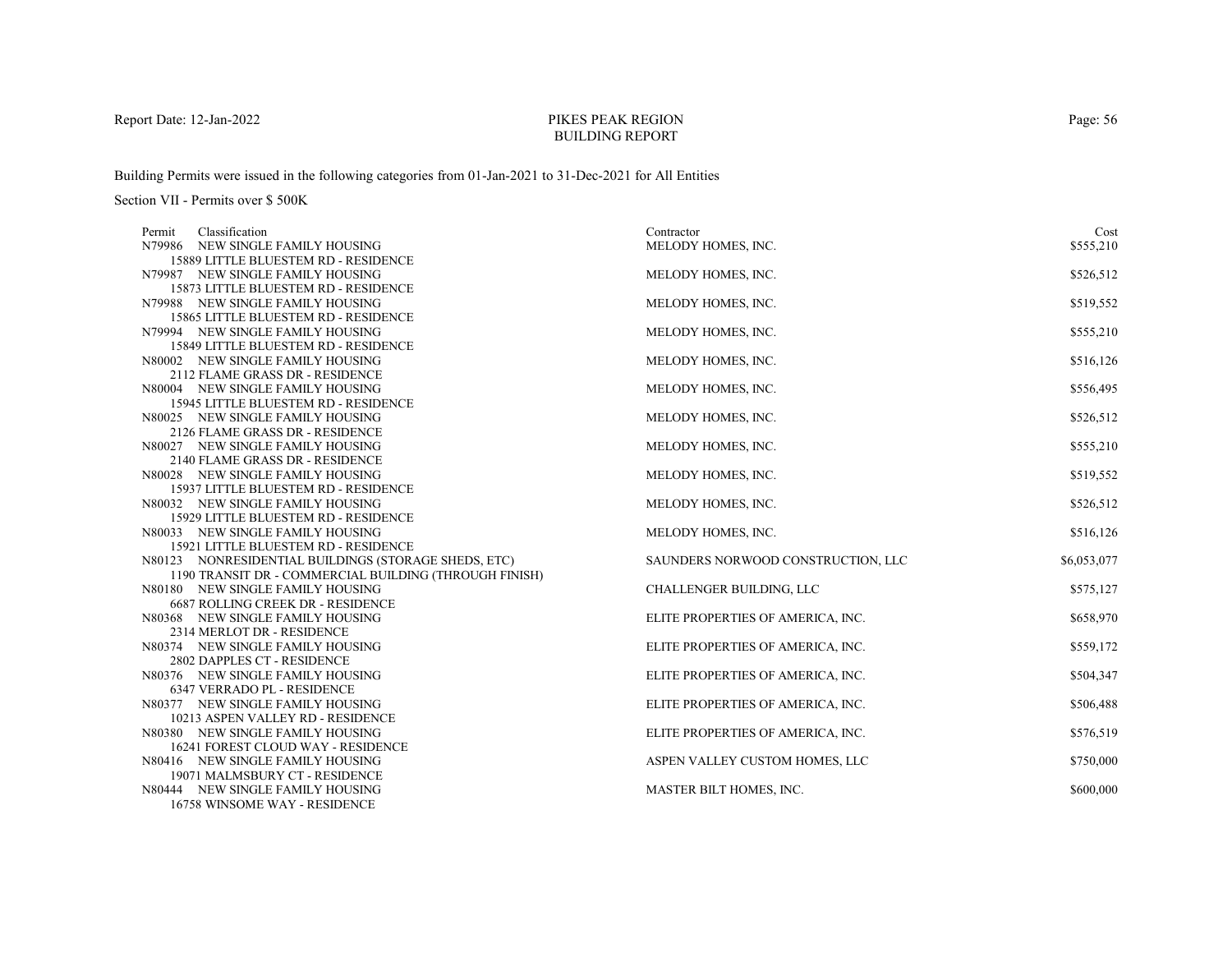# PIKES PEAK REGION
## BUILDING REPORT

Building Permits were issued in the following categories from 01-Jan-2021 to 31-Dec-2021 for All Entities

Section VII - Permits over $ 500K

| Permit | Classification | Contractor | Cost |
|---|---|---|---|
| N79986 | NEW SINGLE FAMILY HOUSING<br>15889 LITTLE BLUESTEM RD - RESIDENCE | MELODY HOMES, INC. | $555,210 |
| N79987 | NEW SINGLE FAMILY HOUSING<br>15873 LITTLE BLUESTEM RD - RESIDENCE | MELODY HOMES, INC. | $526,512 |
| N79988 | NEW SINGLE FAMILY HOUSING<br>15865 LITTLE BLUESTEM RD - RESIDENCE | MELODY HOMES, INC. | $519,552 |
| N79994 | NEW SINGLE FAMILY HOUSING<br>15849 LITTLE BLUESTEM RD - RESIDENCE | MELODY HOMES, INC. | $555,210 |
| N80002 | NEW SINGLE FAMILY HOUSING<br>2112 FLAME GRASS DR - RESIDENCE | MELODY HOMES, INC. | $516,126 |
| N80004 | NEW SINGLE FAMILY HOUSING<br>15945 LITTLE BLUESTEM RD - RESIDENCE | MELODY HOMES, INC. | $556,495 |
| N80025 | NEW SINGLE FAMILY HOUSING<br>2126 FLAME GRASS DR - RESIDENCE | MELODY HOMES, INC. | $526,512 |
| N80027 | NEW SINGLE FAMILY HOUSING<br>2140 FLAME GRASS DR - RESIDENCE | MELODY HOMES, INC. | $555,210 |
| N80028 | NEW SINGLE FAMILY HOUSING<br>15937 LITTLE BLUESTEM RD - RESIDENCE | MELODY HOMES, INC. | $519,552 |
| N80032 | NEW SINGLE FAMILY HOUSING<br>15929 LITTLE BLUESTEM RD - RESIDENCE | MELODY HOMES, INC. | $526,512 |
| N80033 | NEW SINGLE FAMILY HOUSING<br>15921 LITTLE BLUESTEM RD - RESIDENCE | MELODY HOMES, INC. | $516,126 |
| N80123 | NONRESIDENTIAL BUILDINGS (STORAGE SHEDS, ETC)<br>1190 TRANSIT DR - COMMERCIAL BUILDING (THROUGH FINISH) | SAUNDERS NORWOOD CONSTRUCTION, LLC | $6,053,077 |
| N80180 | NEW SINGLE FAMILY HOUSING<br>6687 ROLLING CREEK DR - RESIDENCE | CHALLENGER BUILDING, LLC | $575,127 |
| N80368 | NEW SINGLE FAMILY HOUSING<br>2314 MERLOT DR - RESIDENCE | ELITE PROPERTIES OF AMERICA, INC. | $658,970 |
| N80374 | NEW SINGLE FAMILY HOUSING<br>2802 DAPPLES CT - RESIDENCE | ELITE PROPERTIES OF AMERICA, INC. | $559,172 |
| N80376 | NEW SINGLE FAMILY HOUSING<br>6347 VERRADO PL - RESIDENCE | ELITE PROPERTIES OF AMERICA, INC. | $504,347 |
| N80377 | NEW SINGLE FAMILY HOUSING<br>10213 ASPEN VALLEY RD - RESIDENCE | ELITE PROPERTIES OF AMERICA, INC. | $506,488 |
| N80380 | NEW SINGLE FAMILY HOUSING<br>16241 FOREST CLOUD WAY - RESIDENCE | ELITE PROPERTIES OF AMERICA, INC. | $576,519 |
| N80416 | NEW SINGLE FAMILY HOUSING<br>19071 MALMSBURY CT - RESIDENCE | ASPEN VALLEY CUSTOM HOMES, LLC | $750,000 |
| N80444 | NEW SINGLE FAMILY HOUSING<br>16758 WINSOME WAY - RESIDENCE | MASTER BILT HOMES, INC. | $600,000 |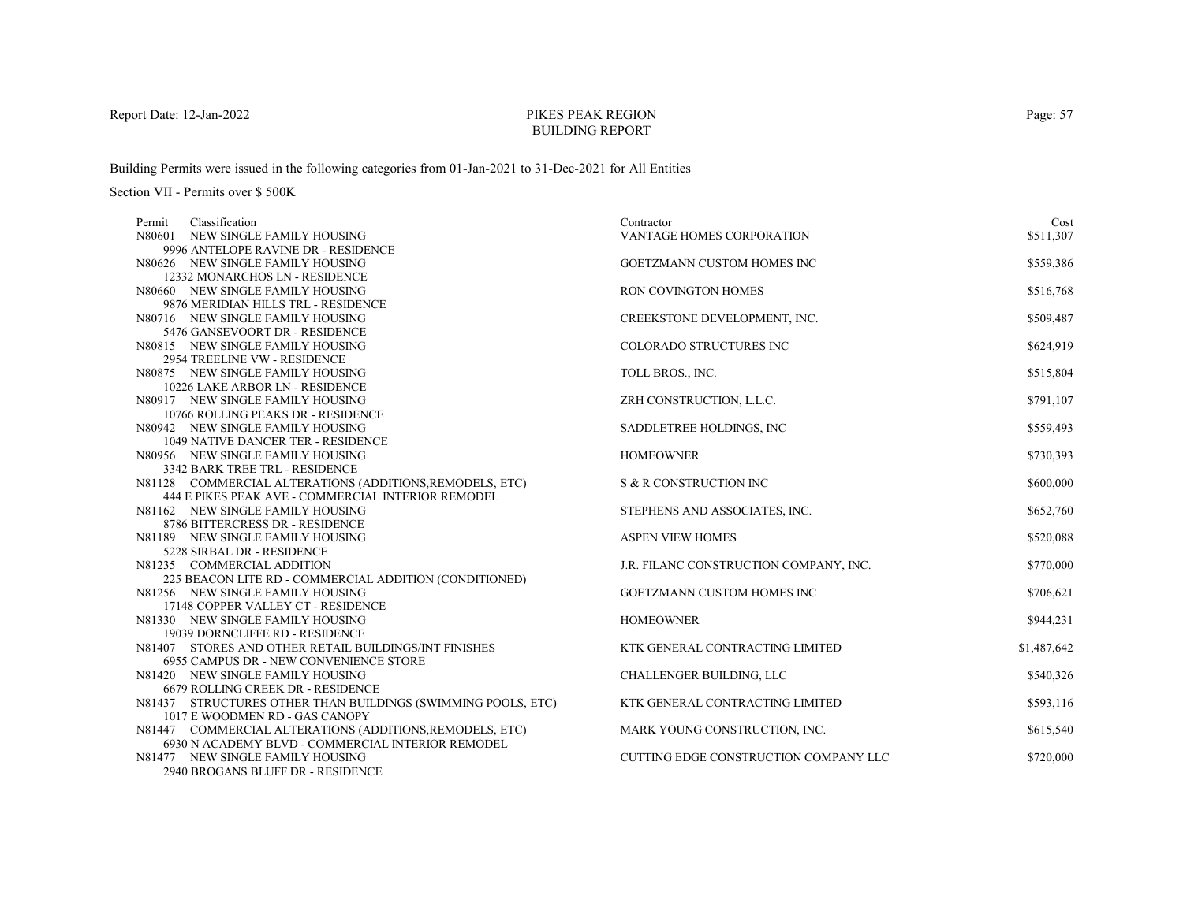# PIKES PEAK REGION BUILDING REPORT

Report Date: 12-Jan-2022

Building Permits were issued in the following categories from 01-Jan-2021 to 31-Dec-2021 for All Entities

Section VII - Permits over $ 500K

| Permit | Classification | Contractor | Cost |
|---|---|---|---|
| N80601 | NEW SINGLE FAMILY HOUSING<br>9996 ANTELOPE RAVINE DR - RESIDENCE | VANTAGE HOMES CORPORATION | $511,307 |
| N80626 | NEW SINGLE FAMILY HOUSING<br>12332 MONARCHOS LN - RESIDENCE | GOETZMANN CUSTOM HOMES INC | $559,386 |
| N80660 | NEW SINGLE FAMILY HOUSING<br>9876 MERIDIAN HILLS TRL - RESIDENCE | RON COVINGTON HOMES | $516,768 |
| N80716 | NEW SINGLE FAMILY HOUSING<br>5476 GANSEVOORT DR - RESIDENCE | CREEKSTONE DEVELOPMENT, INC. | $509,487 |
| N80815 | NEW SINGLE FAMILY HOUSING<br>2954 TREELINE VW - RESIDENCE | COLORADO STRUCTURES INC | $624,919 |
| N80875 | NEW SINGLE FAMILY HOUSING<br>10226 LAKE ARBOR LN - RESIDENCE | TOLL BROS., INC. | $515,804 |
| N80917 | NEW SINGLE FAMILY HOUSING<br>10766 ROLLING PEAKS DR - RESIDENCE | ZRH CONSTRUCTION, L.L.C. | $791,107 |
| N80942 | NEW SINGLE FAMILY HOUSING<br>1049 NATIVE DANCER TER - RESIDENCE | SADDLETREE HOLDINGS, INC | $559,493 |
| N80956 | NEW SINGLE FAMILY HOUSING<br>3342 BARK TREE TRL - RESIDENCE | HOMEOWNER | $730,393 |
| N81128 | COMMERCIAL ALTERATIONS (ADDITIONS,REMODELS, ETC)<br>444 E PIKES PEAK AVE - COMMERCIAL INTERIOR REMODEL | S & R CONSTRUCTION INC | $600,000 |
| N81162 | NEW SINGLE FAMILY HOUSING<br>8786 BITTERCRESS DR - RESIDENCE | STEPHENS AND ASSOCIATES, INC. | $652,760 |
| N81189 | NEW SINGLE FAMILY HOUSING<br>5228 SIRBAL DR - RESIDENCE | ASPEN VIEW HOMES | $520,088 |
| N81235 | COMMERCIAL ADDITION<br>225 BEACON LITE RD - COMMERCIAL ADDITION (CONDITIONED) | J.R. FILANC CONSTRUCTION COMPANY, INC. | $770,000 |
| N81256 | NEW SINGLE FAMILY HOUSING<br>17148 COPPER VALLEY CT - RESIDENCE | GOETZMANN CUSTOM HOMES INC | $706,621 |
| N81330 | NEW SINGLE FAMILY HOUSING<br>19039 DORNCLIFFE RD - RESIDENCE | HOMEOWNER | $944,231 |
| N81407 | STORES AND OTHER RETAIL BUILDINGS/INT FINISHES<br>6955 CAMPUS DR - NEW CONVENIENCE STORE | KTK GENERAL CONTRACTING LIMITED | $1,487,642 |
| N81420 | NEW SINGLE FAMILY HOUSING<br>6679 ROLLING CREEK DR - RESIDENCE | CHALLENGER BUILDING, LLC | $540,326 |
| N81437 | STRUCTURES OTHER THAN BUILDINGS (SWIMMING POOLS, ETC)<br>1017 E WOODMEN RD - GAS CANOPY | KTK GENERAL CONTRACTING LIMITED | $593,116 |
| N81447 | COMMERCIAL ALTERATIONS (ADDITIONS,REMODELS, ETC)<br>6930 N ACADEMY BLVD - COMMERCIAL INTERIOR REMODEL | MARK YOUNG CONSTRUCTION, INC. | $615,540 |
| N81477 | NEW SINGLE FAMILY HOUSING<br>2940 BROGANS BLUFF DR - RESIDENCE | CUTTING EDGE CONSTRUCTION COMPANY LLC | $720,000 |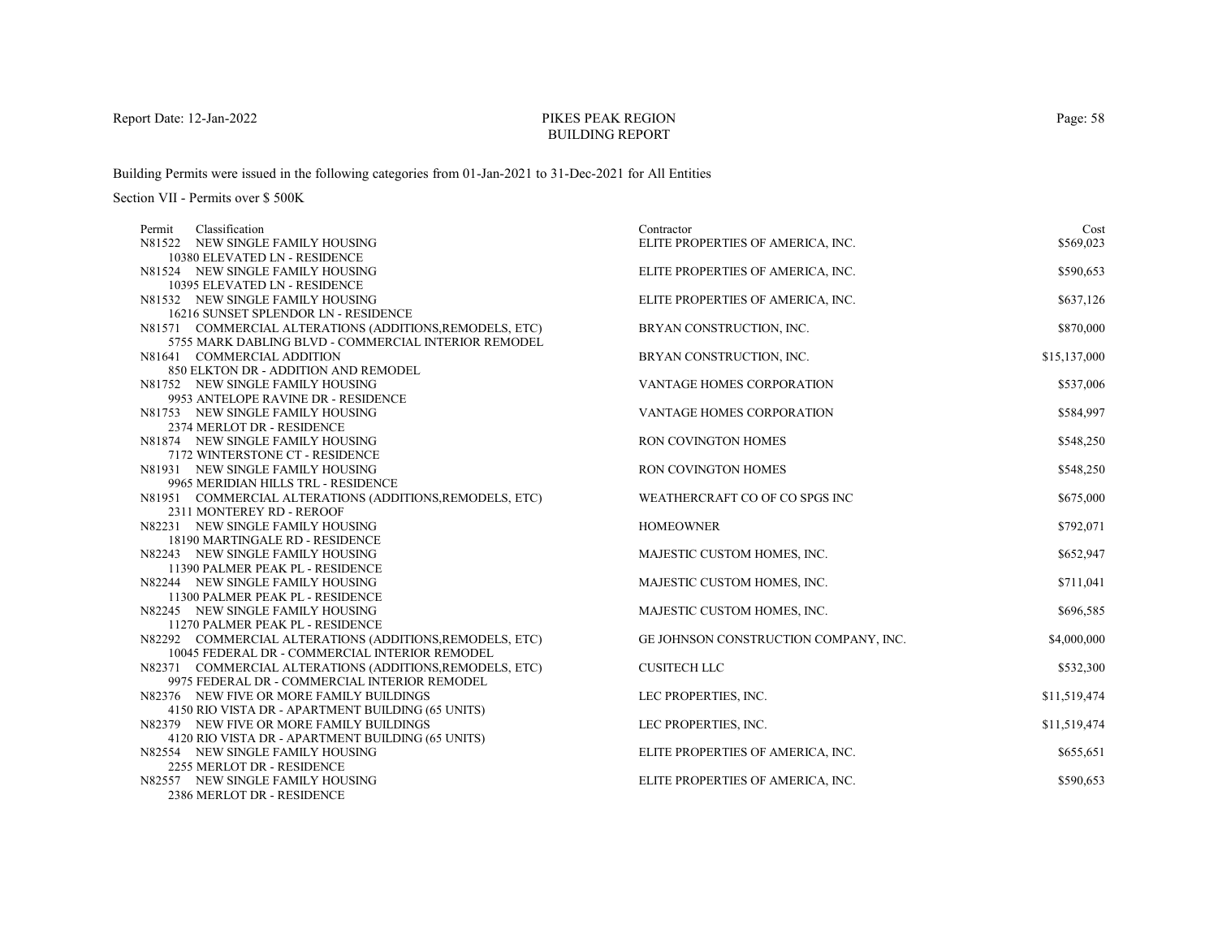Report Date: 12-Jan-2022

# PIKES PEAK REGION
## BUILDING REPORT

Building Permits were issued in the following categories from 01-Jan-2021 to 31-Dec-2021 for All Entities

Section VII - Permits over $ 500K

| Permit | Classification | Contractor | Cost |
|---|---|---|---|
| N81522 | NEW SINGLE FAMILY HOUSING<br>10380 ELEVATED LN - RESIDENCE | ELITE PROPERTIES OF AMERICA, INC. | $569,023 |
| N81524 | NEW SINGLE FAMILY HOUSING<br>10395 ELEVATED LN - RESIDENCE | ELITE PROPERTIES OF AMERICA, INC. | $590,653 |
| N81532 | NEW SINGLE FAMILY HOUSING<br>16216 SUNSET SPLENDOR LN - RESIDENCE | ELITE PROPERTIES OF AMERICA, INC. | $637,126 |
| N81571 | COMMERCIAL ALTERATIONS (ADDITIONS,REMODELS, ETC)<br>5755 MARK DABLING BLVD - COMMERCIAL INTERIOR REMODEL | BRYAN CONSTRUCTION, INC. | $870,000 |
| N81641 | COMMERCIAL ADDITION<br>850 ELKTON DR - ADDITION AND REMODEL | BRYAN CONSTRUCTION, INC. | $15,137,000 |
| N81752 | NEW SINGLE FAMILY HOUSING<br>9953 ANTELOPE RAVINE DR - RESIDENCE | VANTAGE HOMES CORPORATION | $537,006 |
| N81753 | NEW SINGLE FAMILY HOUSING<br>2374 MERLOT DR - RESIDENCE | VANTAGE HOMES CORPORATION | $584,997 |
| N81874 | NEW SINGLE FAMILY HOUSING<br>7172 WINTERSTONE CT - RESIDENCE | RON COVINGTON HOMES | $548,250 |
| N81931 | NEW SINGLE FAMILY HOUSING<br>9965 MERIDIAN HILLS TRL - RESIDENCE | RON COVINGTON HOMES | $548,250 |
| N81951 | COMMERCIAL ALTERATIONS (ADDITIONS,REMODELS, ETC)<br>2311 MONTEREY RD - REROOF | WEATHERCRAFT CO OF CO SPGS INC | $675,000 |
| N82231 | NEW SINGLE FAMILY HOUSING<br>18190 MARTINGALE RD - RESIDENCE | HOMEOWNER | $792,071 |
| N82243 | NEW SINGLE FAMILY HOUSING<br>11390 PALMER PEAK PL - RESIDENCE | MAJESTIC CUSTOM HOMES, INC. | $652,947 |
| N82244 | NEW SINGLE FAMILY HOUSING<br>11300 PALMER PEAK PL - RESIDENCE | MAJESTIC CUSTOM HOMES, INC. | $711,041 |
| N82245 | NEW SINGLE FAMILY HOUSING<br>11270 PALMER PEAK PL - RESIDENCE | MAJESTIC CUSTOM HOMES, INC. | $696,585 |
| N82292 | COMMERCIAL ALTERATIONS (ADDITIONS,REMODELS, ETC)<br>10045 FEDERAL DR - COMMERCIAL INTERIOR REMODEL | GE JOHNSON CONSTRUCTION COMPANY, INC. | $4,000,000 |
| N82371 | COMMERCIAL ALTERATIONS (ADDITIONS,REMODELS, ETC)<br>9975 FEDERAL DR - COMMERCIAL INTERIOR REMODEL | CUSITECH LLC | $532,300 |
| N82376 | NEW FIVE OR MORE FAMILY BUILDINGS<br>4150 RIO VISTA DR - APARTMENT BUILDING (65 UNITS) | LEC PROPERTIES, INC. | $11,519,474 |
| N82379 | NEW FIVE OR MORE FAMILY BUILDINGS<br>4120 RIO VISTA DR - APARTMENT BUILDING (65 UNITS) | LEC PROPERTIES, INC. | $11,519,474 |
| N82554 | NEW SINGLE FAMILY HOUSING<br>2255 MERLOT DR - RESIDENCE | ELITE PROPERTIES OF AMERICA, INC. | $655,651 |
| N82557 | NEW SINGLE FAMILY HOUSING<br>2386 MERLOT DR - RESIDENCE | ELITE PROPERTIES OF AMERICA, INC. | $590,653 |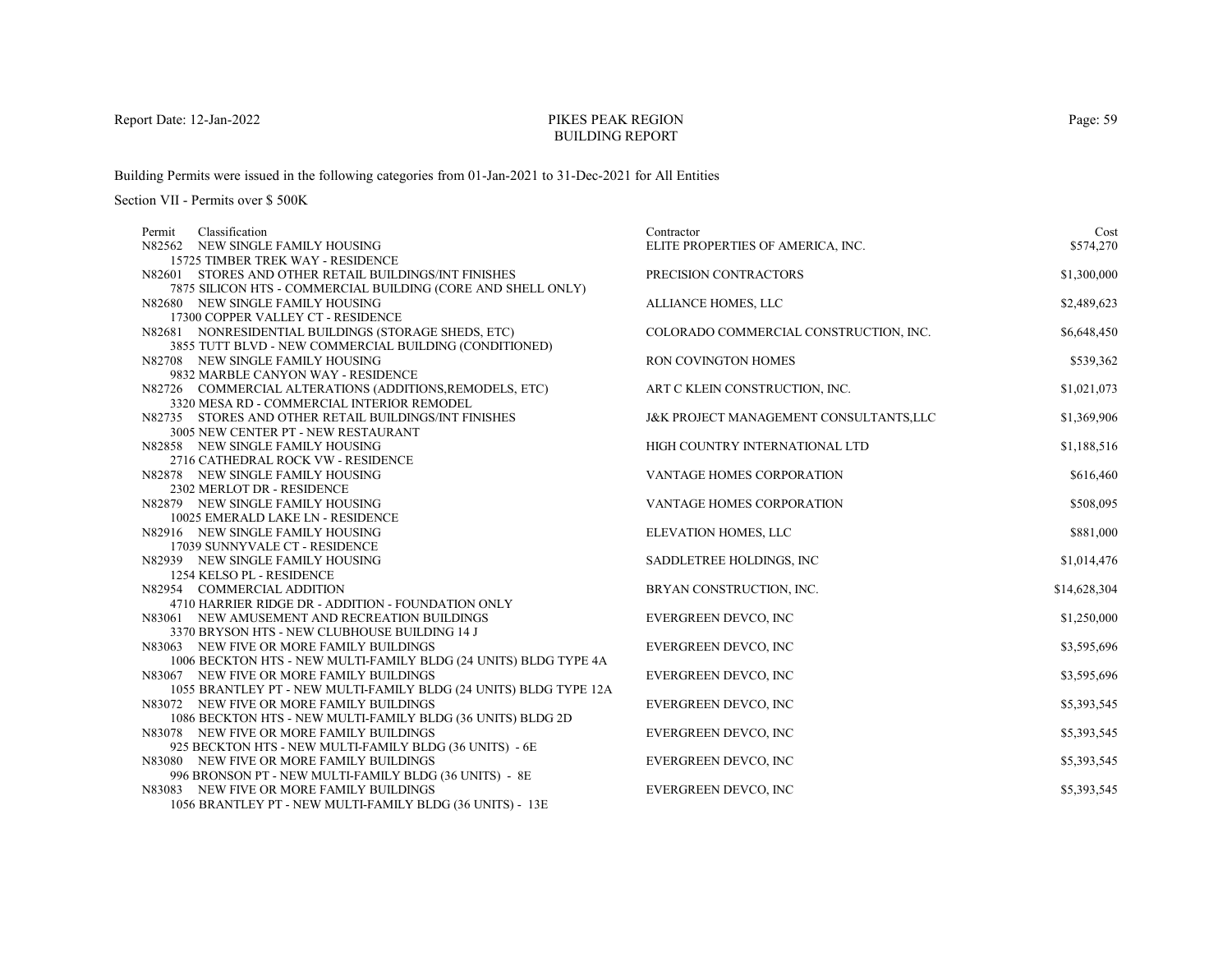PIKES PEAK REGION
BUILDING REPORT

Building Permits were issued in the following categories from 01-Jan-2021 to 31-Dec-2021 for All Entities

Section VII - Permits over $ 500K

| Permit | Classification | Contractor | Cost |
|---|---|---|---|
| N82562 | NEW SINGLE FAMILY HOUSING<br>15725 TIMBER TREK WAY - RESIDENCE | ELITE PROPERTIES OF AMERICA, INC. | $574,270 |
| N82601 | STORES AND OTHER RETAIL BUILDINGS/INT FINISHES<br>7875 SILICON HTS - COMMERCIAL BUILDING (CORE AND SHELL ONLY) | PRECISION CONTRACTORS | $1,300,000 |
| N82680 | NEW SINGLE FAMILY HOUSING<br>17300 COPPER VALLEY CT - RESIDENCE | ALLIANCE HOMES, LLC | $2,489,623 |
| N82681 | NONRESIDENTIAL BUILDINGS (STORAGE SHEDS, ETC)<br>3855 TUTT BLVD - NEW COMMERCIAL BUILDING (CONDITIONED) | COLORADO COMMERCIAL CONSTRUCTION, INC. | $6,648,450 |
| N82708 | NEW SINGLE FAMILY HOUSING<br>9832 MARBLE CANYON WAY - RESIDENCE | RON COVINGTON HOMES | $539,362 |
| N82726 | COMMERCIAL ALTERATIONS (ADDITIONS,REMODELS, ETC)<br>3320 MESA RD - COMMERCIAL INTERIOR REMODEL | ART C KLEIN CONSTRUCTION, INC. | $1,021,073 |
| N82735 | STORES AND OTHER RETAIL BUILDINGS/INT FINISHES<br>3005 NEW CENTER PT - NEW RESTAURANT | J&K PROJECT MANAGEMENT CONSULTANTS,LLC | $1,369,906 |
| N82858 | NEW SINGLE FAMILY HOUSING<br>2716 CATHEDRAL ROCK VW - RESIDENCE | HIGH COUNTRY INTERNATIONAL LTD | $1,188,516 |
| N82878 | NEW SINGLE FAMILY HOUSING<br>2302 MERLOT DR - RESIDENCE | VANTAGE HOMES CORPORATION | $616,460 |
| N82879 | NEW SINGLE FAMILY HOUSING<br>10025 EMERALD LAKE LN - RESIDENCE | VANTAGE HOMES CORPORATION | $508,095 |
| N82916 | NEW SINGLE FAMILY HOUSING<br>17039 SUNNYVALE CT - RESIDENCE | ELEVATION HOMES, LLC | $881,000 |
| N82939 | NEW SINGLE FAMILY HOUSING<br>1254 KELSO PL - RESIDENCE | SADDLETREE HOLDINGS, INC | $1,014,476 |
| N82954 | COMMERCIAL ADDITION<br>4710 HARRIER RIDGE DR - ADDITION - FOUNDATION ONLY | BRYAN CONSTRUCTION, INC. | $14,628,304 |
| N83061 | NEW AMUSEMENT AND RECREATION BUILDINGS<br>3370 BRYSON HTS - NEW CLUBHOUSE BUILDING 14 J | EVERGREEN DEVCO, INC | $1,250,000 |
| N83063 | NEW FIVE OR MORE FAMILY BUILDINGS<br>1006 BECKTON HTS - NEW MULTI-FAMILY BLDG (24 UNITS) BLDG TYPE 4A | EVERGREEN DEVCO, INC | $3,595,696 |
| N83067 | NEW FIVE OR MORE FAMILY BUILDINGS<br>1055 BRANTLEY PT - NEW MULTI-FAMILY BLDG (24 UNITS) BLDG TYPE 12A | EVERGREEN DEVCO, INC | $3,595,696 |
| N83072 | NEW FIVE OR MORE FAMILY BUILDINGS<br>1086 BECKTON HTS - NEW MULTI-FAMILY BLDG (36 UNITS) BLDG 2D | EVERGREEN DEVCO, INC | $5,393,545 |
| N83078 | NEW FIVE OR MORE FAMILY BUILDINGS<br>925 BECKTON HTS - NEW MULTI-FAMILY BLDG (36 UNITS) - 6E | EVERGREEN DEVCO, INC | $5,393,545 |
| N83080 | NEW FIVE OR MORE FAMILY BUILDINGS<br>996 BRONSON PT - NEW MULTI-FAMILY BLDG (36 UNITS) - 8E | EVERGREEN DEVCO, INC | $5,393,545 |
| N83083 | NEW FIVE OR MORE FAMILY BUILDINGS<br>1056 BRANTLEY PT - NEW MULTI-FAMILY BLDG (36 UNITS) - 13E | EVERGREEN DEVCO, INC | $5,393,545 |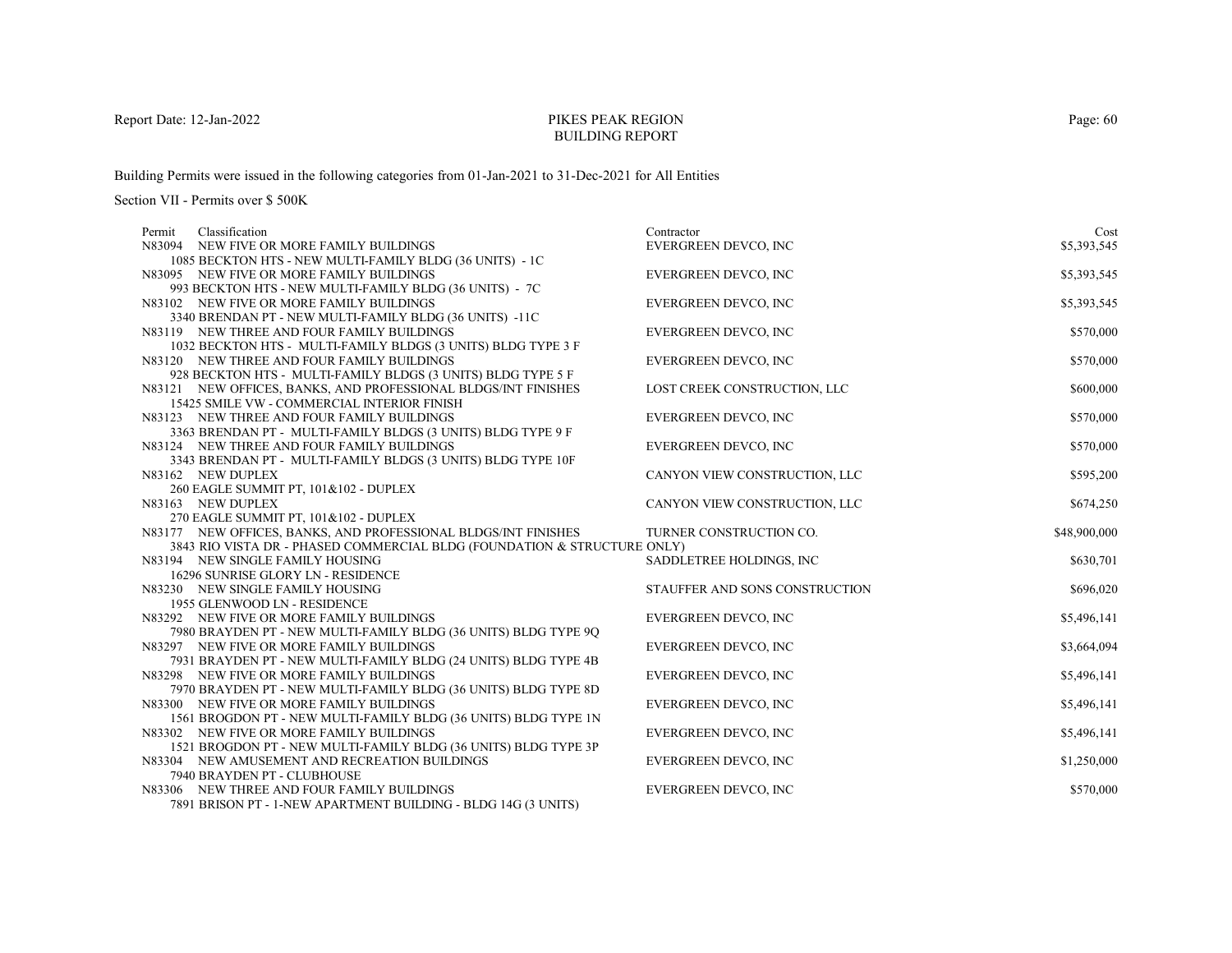# PIKES PEAK REGION
## BUILDING REPORT

Report Date: 12-Jan-2022

Building Permits were issued in the following categories from 01-Jan-2021 to 31-Dec-2021 for All Entities

Section VII - Permits over $ 500K

| Permit | Classification | Contractor | Cost |
|---|---|---|---|
| N83094 | NEW FIVE OR MORE FAMILY BUILDINGS<br>1085 BECKTON HTS - NEW MULTI-FAMILY BLDG (36 UNITS) - 1C | EVERGREEN DEVCO, INC | $5,393,545 |
| N83095 | NEW FIVE OR MORE FAMILY BUILDINGS<br>993 BECKTON HTS - NEW MULTI-FAMILY BLDG (36 UNITS) - 7C | EVERGREEN DEVCO, INC | $5,393,545 |
| N83102 | NEW FIVE OR MORE FAMILY BUILDINGS<br>3340 BRENDAN PT - NEW MULTI-FAMILY BLDG (36 UNITS) -11C | EVERGREEN DEVCO, INC | $5,393,545 |
| N83119 | NEW THREE AND FOUR FAMILY BUILDINGS<br>1032 BECKTON HTS - MULTI-FAMILY BLDGS (3 UNITS) BLDG TYPE 3 F | EVERGREEN DEVCO, INC | $570,000 |
| N83120 | NEW THREE AND FOUR FAMILY BUILDINGS<br>928 BECKTON HTS - MULTI-FAMILY BLDGS (3 UNITS) BLDG TYPE 5 F | EVERGREEN DEVCO, INC | $570,000 |
| N83121 | NEW OFFICES, BANKS, AND PROFESSIONAL BLDGS/INT FINISHES<br>15425 SMILE VW - COMMERCIAL INTERIOR FINISH | LOST CREEK CONSTRUCTION, LLC | $600,000 |
| N83123 | NEW THREE AND FOUR FAMILY BUILDINGS<br>3363 BRENDAN PT - MULTI-FAMILY BLDGS (3 UNITS) BLDG TYPE 9 F | EVERGREEN DEVCO, INC | $570,000 |
| N83124 | NEW THREE AND FOUR FAMILY BUILDINGS<br>3343 BRENDAN PT - MULTI-FAMILY BLDGS (3 UNITS) BLDG TYPE 10F | EVERGREEN DEVCO, INC | $570,000 |
| N83162 | NEW DUPLEX<br>260 EAGLE SUMMIT PT, 101&102 - DUPLEX | CANYON VIEW CONSTRUCTION, LLC | $595,200 |
| N83163 | NEW DUPLEX<br>270 EAGLE SUMMIT PT, 101&102 - DUPLEX | CANYON VIEW CONSTRUCTION, LLC | $674,250 |
| N83177 | NEW OFFICES, BANKS, AND PROFESSIONAL BLDGS/INT FINISHES<br>3843 RIO VISTA DR - PHASED COMMERCIAL BLDG (FOUNDATION & STRUCTURE ONLY) | TURNER CONSTRUCTION CO. | $48,900,000 |
| N83194 | NEW SINGLE FAMILY HOUSING<br>16296 SUNRISE GLORY LN - RESIDENCE | SADDLETREE HOLDINGS, INC | $630,701 |
| N83230 | NEW SINGLE FAMILY HOUSING<br>1955 GLENWOOD LN - RESIDENCE | STAUFFER AND SONS CONSTRUCTION | $696,020 |
| N83292 | NEW FIVE OR MORE FAMILY BUILDINGS<br>7980 BRAYDEN PT - NEW MULTI-FAMILY BLDG (36 UNITS) BLDG TYPE 9Q | EVERGREEN DEVCO, INC | $5,496,141 |
| N83297 | NEW FIVE OR MORE FAMILY BUILDINGS<br>7931 BRAYDEN PT - NEW MULTI-FAMILY BLDG (24 UNITS) BLDG TYPE 4B | EVERGREEN DEVCO, INC | $3,664,094 |
| N83298 | NEW FIVE OR MORE FAMILY BUILDINGS<br>7970 BRAYDEN PT - NEW MULTI-FAMILY BLDG (36 UNITS) BLDG TYPE 8D | EVERGREEN DEVCO, INC | $5,496,141 |
| N83300 | NEW FIVE OR MORE FAMILY BUILDINGS<br>1561 BROGDON PT - NEW MULTI-FAMILY BLDG (36 UNITS) BLDG TYPE 1N | EVERGREEN DEVCO, INC | $5,496,141 |
| N83302 | NEW FIVE OR MORE FAMILY BUILDINGS<br>1521 BROGDON PT - NEW MULTI-FAMILY BLDG (36 UNITS) BLDG TYPE 3P | EVERGREEN DEVCO, INC | $5,496,141 |
| N83304 | NEW AMUSEMENT AND RECREATION BUILDINGS<br>7940 BRAYDEN PT - CLUBHOUSE | EVERGREEN DEVCO, INC | $1,250,000 |
| N83306 | NEW THREE AND FOUR FAMILY BUILDINGS<br>7891 BRISON PT - 1-NEW APARTMENT BUILDING - BLDG 14G (3 UNITS) | EVERGREEN DEVCO, INC | $570,000 |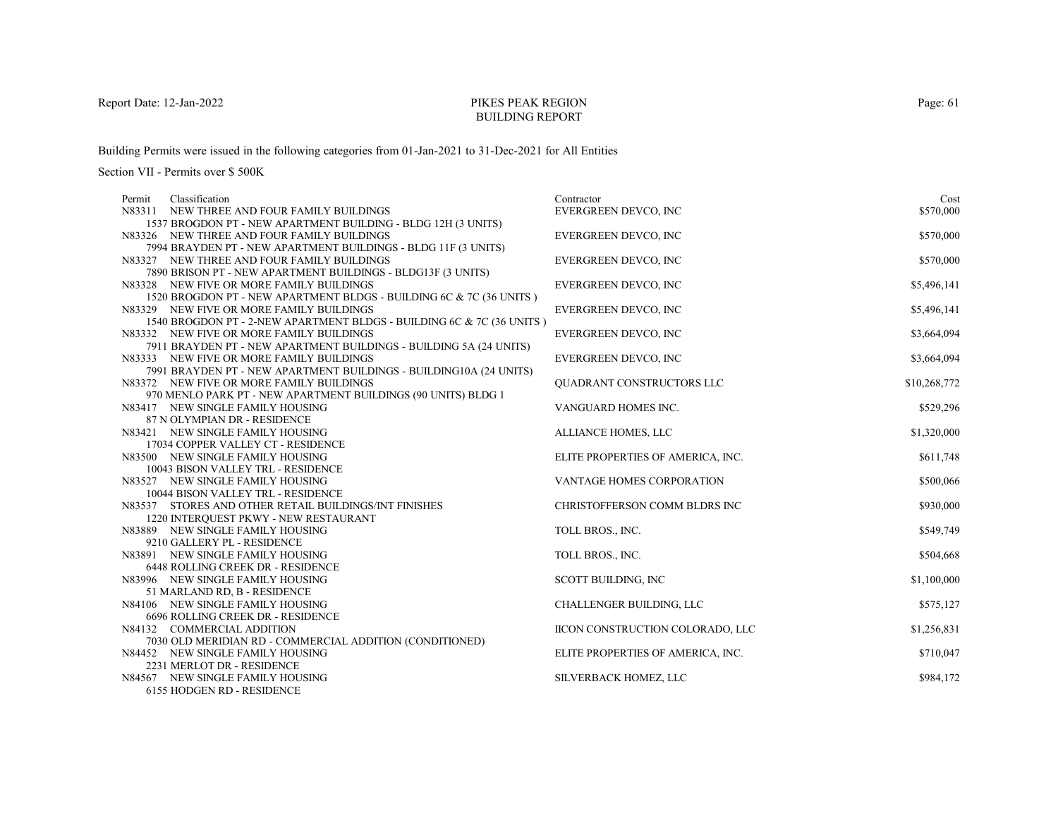# PIKES PEAK REGION
## BUILDING REPORT

Report Date: 12-Jan-2022

Building Permits were issued in the following categories from 01-Jan-2021 to 31-Dec-2021 for All Entities

Section VII - Permits over $ 500K

| Permit | Classification | Contractor | Cost |
|---|---|---|---|
| N83311 | NEW THREE AND FOUR FAMILY BUILDINGS<br>1537 BROGDON PT - NEW APARTMENT BUILDING - BLDG 12H (3 UNITS) | EVERGREEN DEVCO, INC | $570,000 |
| N83326 | NEW THREE AND FOUR FAMILY BUILDINGS<br>7994 BRAYDEN PT - NEW APARTMENT BUILDINGS - BLDG 11F (3 UNITS) | EVERGREEN DEVCO, INC | $570,000 |
| N83327 | NEW THREE AND FOUR FAMILY BUILDINGS<br>7890 BRISON PT - NEW APARTMENT BUILDINGS - BLDG13F (3 UNITS) | EVERGREEN DEVCO, INC | $570,000 |
| N83328 | NEW FIVE OR MORE FAMILY BUILDINGS<br>1520 BROGDON PT - NEW APARTMENT BLDGS - BUILDING 6C & 7C (36 UNITS ) | EVERGREEN DEVCO, INC | $5,496,141 |
| N83329 | NEW FIVE OR MORE FAMILY BUILDINGS<br>1540 BROGDON PT - 2-NEW APARTMENT BLDGS - BUILDING 6C & 7C (36 UNITS ) | EVERGREEN DEVCO, INC | $5,496,141 |
| N83332 | NEW FIVE OR MORE FAMILY BUILDINGS<br>7911 BRAYDEN PT - NEW APARTMENT BUILDINGS - BUILDING 5A (24 UNITS) | EVERGREEN DEVCO, INC | $3,664,094 |
| N83333 | NEW FIVE OR MORE FAMILY BUILDINGS<br>7991 BRAYDEN PT - NEW APARTMENT BUILDINGS - BUILDING10A (24 UNITS) | EVERGREEN DEVCO, INC | $3,664,094 |
| N83372 | NEW FIVE OR MORE FAMILY BUILDINGS<br>970 MENLO PARK PT - NEW APARTMENT BUILDINGS (90 UNITS) BLDG 1 | QUADRANT CONSTRUCTORS LLC | $10,268,772 |
| N83417 | NEW SINGLE FAMILY HOUSING<br>87 N OLYMPIAN DR - RESIDENCE | VANGUARD HOMES INC. | $529,296 |
| N83421 | NEW SINGLE FAMILY HOUSING<br>17034 COPPER VALLEY CT - RESIDENCE | ALLIANCE HOMES, LLC | $1,320,000 |
| N83500 | NEW SINGLE FAMILY HOUSING<br>10043 BISON VALLEY TRL - RESIDENCE | ELITE PROPERTIES OF AMERICA, INC. | $611,748 |
| N83527 | NEW SINGLE FAMILY HOUSING<br>10044 BISON VALLEY TRL - RESIDENCE | VANTAGE HOMES CORPORATION | $500,066 |
| N83537 | STORES AND OTHER RETAIL BUILDINGS/INT FINISHES<br>1220 INTERQUEST PKWY - NEW RESTAURANT | CHRISTOFFERSON COMM BLDRS INC | $930,000 |
| N83889 | NEW SINGLE FAMILY HOUSING<br>9210 GALLERY PL - RESIDENCE | TOLL BROS., INC. | $549,749 |
| N83891 | NEW SINGLE FAMILY HOUSING<br>6448 ROLLING CREEK DR - RESIDENCE | TOLL BROS., INC. | $504,668 |
| N83996 | NEW SINGLE FAMILY HOUSING<br>51 MARLAND RD, B - RESIDENCE | SCOTT BUILDING, INC | $1,100,000 |
| N84106 | NEW SINGLE FAMILY HOUSING<br>6696 ROLLING CREEK DR - RESIDENCE | CHALLENGER BUILDING, LLC | $575,127 |
| N84132 | COMMERCIAL ADDITION<br>7030 OLD MERIDIAN RD - COMMERCIAL ADDITION (CONDITIONED) | IICON CONSTRUCTION COLORADO, LLC | $1,256,831 |
| N84452 | NEW SINGLE FAMILY HOUSING<br>2231 MERLOT DR - RESIDENCE | ELITE PROPERTIES OF AMERICA, INC. | $710,047 |
| N84567 | NEW SINGLE FAMILY HOUSING<br>6155 HODGEN RD - RESIDENCE | SILVERBACK HOMEZ, LLC | $984,172 |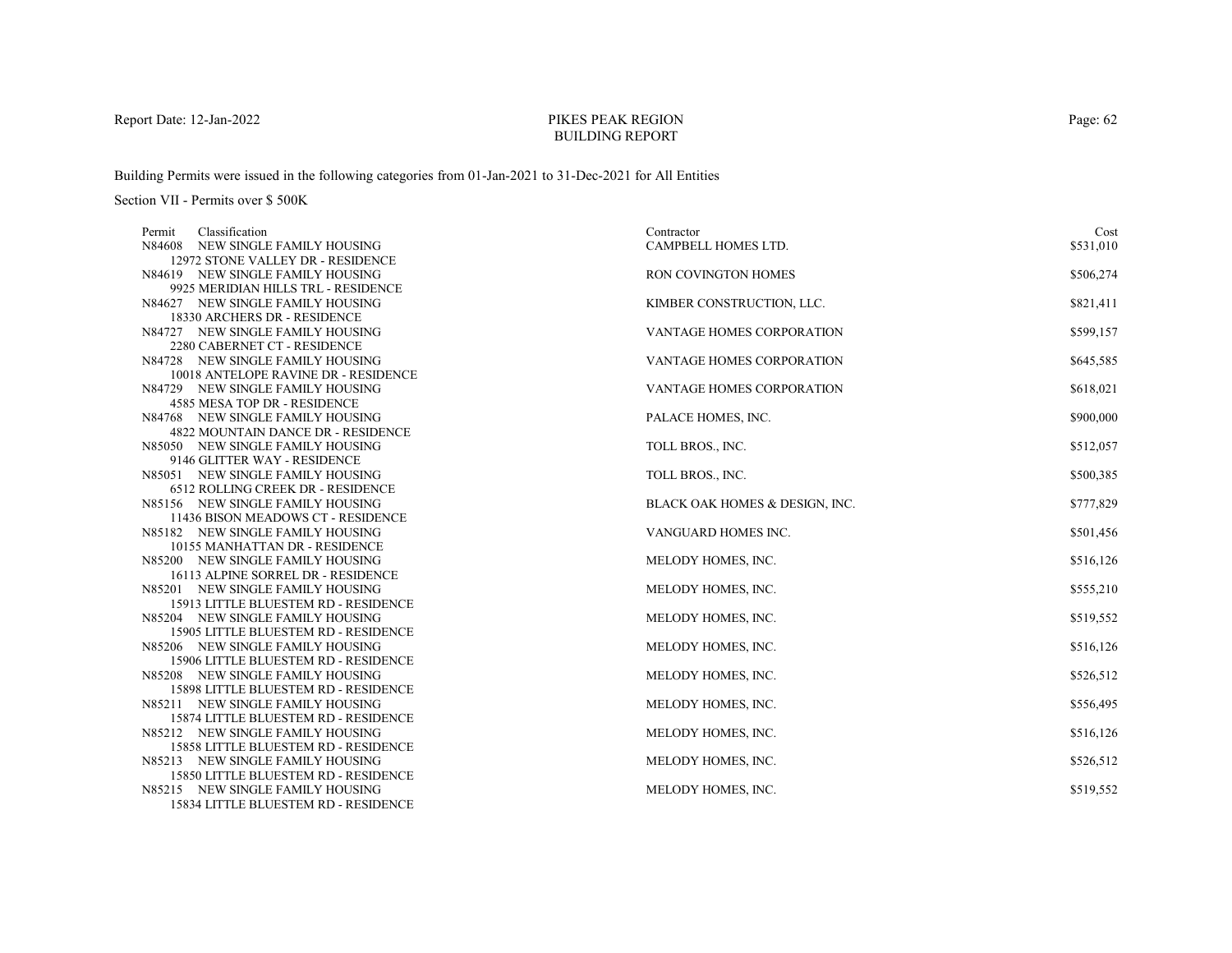# PIKES PEAK REGION
## BUILDING REPORT

Report Date: 12-Jan-2022

Building Permits were issued in the following categories from 01-Jan-2021 to 31-Dec-2021 for All Entities

Section VII - Permits over $ 500K

| Permit | Classification | Contractor | Cost |
|---|---|---|---|
| N84608 | NEW SINGLE FAMILY HOUSING<br>12972 STONE VALLEY DR - RESIDENCE | CAMPBELL HOMES LTD. | $531,010 |
| N84619 | NEW SINGLE FAMILY HOUSING<br>9925 MERIDIAN HILLS TRL - RESIDENCE | RON COVINGTON HOMES | $506,274 |
| N84627 | NEW SINGLE FAMILY HOUSING<br>18330 ARCHERS DR - RESIDENCE | KIMBER CONSTRUCTION, LLC. | $821,411 |
| N84727 | NEW SINGLE FAMILY HOUSING<br>2280 CABERNET CT - RESIDENCE | VANTAGE HOMES CORPORATION | $599,157 |
| N84728 | NEW SINGLE FAMILY HOUSING<br>10018 ANTELOPE RAVINE DR - RESIDENCE | VANTAGE HOMES CORPORATION | $645,585 |
| N84729 | NEW SINGLE FAMILY HOUSING<br>4585 MESA TOP DR - RESIDENCE | VANTAGE HOMES CORPORATION | $618,021 |
| N84768 | NEW SINGLE FAMILY HOUSING<br>4822 MOUNTAIN DANCE DR - RESIDENCE | PALACE HOMES, INC. | $900,000 |
| N85050 | NEW SINGLE FAMILY HOUSING<br>9146 GLITTER WAY - RESIDENCE | TOLL BROS., INC. | $512,057 |
| N85051 | NEW SINGLE FAMILY HOUSING<br>6512 ROLLING CREEK DR - RESIDENCE | TOLL BROS., INC. | $500,385 |
| N85156 | NEW SINGLE FAMILY HOUSING<br>11436 BISON MEADOWS CT - RESIDENCE | BLACK OAK HOMES & DESIGN, INC. | $777,829 |
| N85182 | NEW SINGLE FAMILY HOUSING<br>10155 MANHATTAN DR - RESIDENCE | VANGUARD HOMES INC. | $501,456 |
| N85200 | NEW SINGLE FAMILY HOUSING<br>16113 ALPINE SORREL DR - RESIDENCE | MELODY HOMES, INC. | $516,126 |
| N85201 | NEW SINGLE FAMILY HOUSING<br>15913 LITTLE BLUESTEM RD - RESIDENCE | MELODY HOMES, INC. | $555,210 |
| N85204 | NEW SINGLE FAMILY HOUSING<br>15905 LITTLE BLUESTEM RD - RESIDENCE | MELODY HOMES, INC. | $519,552 |
| N85206 | NEW SINGLE FAMILY HOUSING<br>15906 LITTLE BLUESTEM RD - RESIDENCE | MELODY HOMES, INC. | $516,126 |
| N85208 | NEW SINGLE FAMILY HOUSING<br>15898 LITTLE BLUESTEM RD - RESIDENCE | MELODY HOMES, INC. | $526,512 |
| N85211 | NEW SINGLE FAMILY HOUSING<br>15874 LITTLE BLUESTEM RD - RESIDENCE | MELODY HOMES, INC. | $556,495 |
| N85212 | NEW SINGLE FAMILY HOUSING<br>15858 LITTLE BLUESTEM RD - RESIDENCE | MELODY HOMES, INC. | $516,126 |
| N85213 | NEW SINGLE FAMILY HOUSING<br>15850 LITTLE BLUESTEM RD - RESIDENCE | MELODY HOMES, INC. | $526,512 |
| N85215 | NEW SINGLE FAMILY HOUSING<br>15834 LITTLE BLUESTEM RD - RESIDENCE | MELODY HOMES, INC. | $519,552 |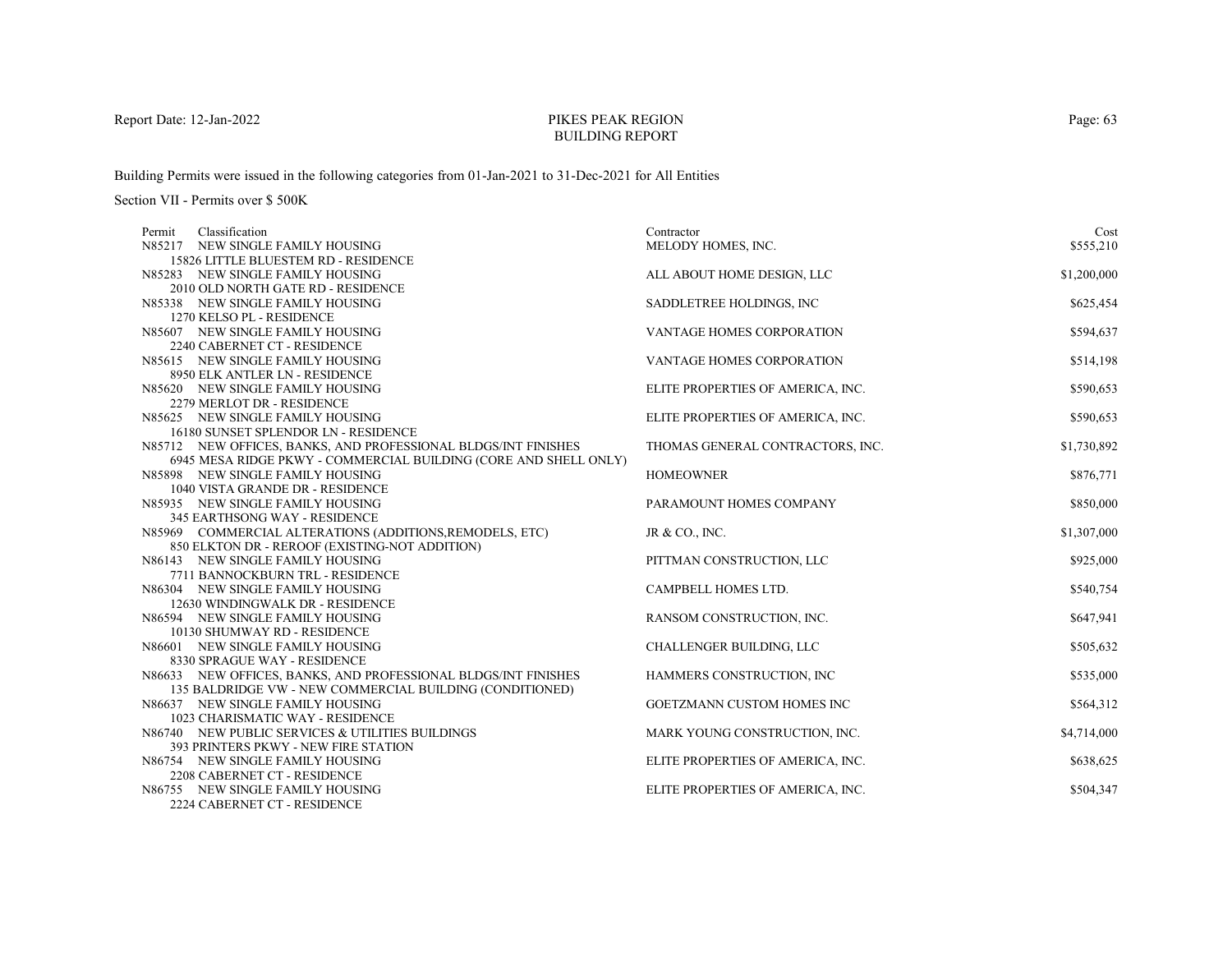Report Date: 12-Jan-2022

# PIKES PEAK REGION
## BUILDING REPORT

Building Permits were issued in the following categories from 01-Jan-2021 to 31-Dec-2021 for All Entities

Section VII - Permits over $ 500K

| Permit | Classification | Contractor | Cost |
|---|---|---|---|
| N85217 | NEW SINGLE FAMILY HOUSING<br>15826 LITTLE BLUESTEM RD - RESIDENCE | MELODY HOMES, INC. | $555,210 |
| N85283 | NEW SINGLE FAMILY HOUSING<br>2010 OLD NORTH GATE RD - RESIDENCE | ALL ABOUT HOME DESIGN, LLC | $1,200,000 |
| N85338 | NEW SINGLE FAMILY HOUSING<br>1270 KELSO PL - RESIDENCE | SADDLETREE HOLDINGS, INC | $625,454 |
| N85607 | NEW SINGLE FAMILY HOUSING<br>2240 CABERNET CT - RESIDENCE | VANTAGE HOMES CORPORATION | $594,637 |
| N85615 | NEW SINGLE FAMILY HOUSING<br>8950 ELK ANTLER LN - RESIDENCE | VANTAGE HOMES CORPORATION | $514,198 |
| N85620 | NEW SINGLE FAMILY HOUSING<br>2279 MERLOT DR - RESIDENCE | ELITE PROPERTIES OF AMERICA, INC. | $590,653 |
| N85625 | NEW SINGLE FAMILY HOUSING<br>16180 SUNSET SPLENDOR LN - RESIDENCE | ELITE PROPERTIES OF AMERICA, INC. | $590,653 |
| N85712 | NEW OFFICES, BANKS, AND PROFESSIONAL BLDGS/INT FINISHES<br>6945 MESA RIDGE PKWY - COMMERCIAL BUILDING (CORE AND SHELL ONLY) | THOMAS GENERAL CONTRACTORS, INC. | $1,730,892 |
| N85898 | NEW SINGLE FAMILY HOUSING<br>1040 VISTA GRANDE DR - RESIDENCE | HOMEOWNER | $876,771 |
| N85935 | NEW SINGLE FAMILY HOUSING<br>345 EARTHSONG WAY - RESIDENCE | PARAMOUNT HOMES COMPANY | $850,000 |
| N85969 | COMMERCIAL ALTERATIONS (ADDITIONS,REMODELS, ETC)<br>850 ELKTON DR - REROOF (EXISTING-NOT ADDITION) | JR & CO., INC. | $1,307,000 |
| N86143 | NEW SINGLE FAMILY HOUSING<br>7711 BANNOCKBURN TRL - RESIDENCE | PITTMAN CONSTRUCTION, LLC | $925,000 |
| N86304 | NEW SINGLE FAMILY HOUSING<br>12630 WINDINGWALK DR - RESIDENCE | CAMPBELL HOMES LTD. | $540,754 |
| N86594 | NEW SINGLE FAMILY HOUSING<br>10130 SHUMWAY RD - RESIDENCE | RANSOM CONSTRUCTION, INC. | $647,941 |
| N86601 | NEW SINGLE FAMILY HOUSING<br>8330 SPRAGUE WAY - RESIDENCE | CHALLENGER BUILDING, LLC | $505,632 |
| N86633 | NEW OFFICES, BANKS, AND PROFESSIONAL BLDGS/INT FINISHES<br>135 BALDRIDGE VW - NEW COMMERCIAL BUILDING (CONDITIONED) | HAMMERS CONSTRUCTION, INC | $535,000 |
| N86637 | NEW SINGLE FAMILY HOUSING<br>1023 CHARISMATIC WAY - RESIDENCE | GOETZMANN CUSTOM HOMES INC | $564,312 |
| N86740 | NEW PUBLIC SERVICES & UTILITIES BUILDINGS<br>393 PRINTERS PKWY - NEW FIRE STATION | MARK YOUNG CONSTRUCTION, INC. | $4,714,000 |
| N86754 | NEW SINGLE FAMILY HOUSING<br>2208 CABERNET CT - RESIDENCE | ELITE PROPERTIES OF AMERICA, INC. | $638,625 |
| N86755 | NEW SINGLE FAMILY HOUSING<br>2224 CABERNET CT - RESIDENCE | ELITE PROPERTIES OF AMERICA, INC. | $504,347 |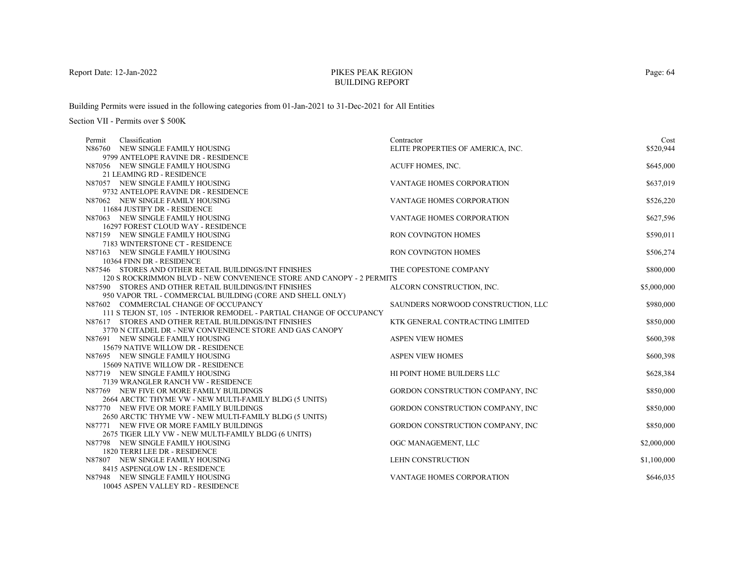# PIKES PEAK REGION
## BUILDING REPORT

Report Date: 12-Jan-2022

Building Permits were issued in the following categories from 01-Jan-2021 to 31-Dec-2021 for All Entities

Section VII - Permits over $ 500K

| Permit | Classification | Contractor | Cost |
|---|---|---|---|
| N86760 | NEW SINGLE FAMILY HOUSING<br>9799 ANTELOPE RAVINE DR - RESIDENCE | ELITE PROPERTIES OF AMERICA, INC. | $520,944 |
| N87056 | NEW SINGLE FAMILY HOUSING<br>21 LEAMING RD - RESIDENCE | ACUFF HOMES, INC. | $645,000 |
| N87057 | NEW SINGLE FAMILY HOUSING<br>9732 ANTELOPE RAVINE DR - RESIDENCE | VANTAGE HOMES CORPORATION | $637,019 |
| N87062 | NEW SINGLE FAMILY HOUSING<br>11684 JUSTIFY DR - RESIDENCE | VANTAGE HOMES CORPORATION | $526,220 |
| N87063 | NEW SINGLE FAMILY HOUSING<br>16297 FOREST CLOUD WAY - RESIDENCE | VANTAGE HOMES CORPORATION | $627,596 |
| N87159 | NEW SINGLE FAMILY HOUSING<br>7183 WINTERSTONE CT - RESIDENCE | RON COVINGTON HOMES | $590,011 |
| N87163 | NEW SINGLE FAMILY HOUSING<br>10364 FINN DR - RESIDENCE | RON COVINGTON HOMES | $506,274 |
| N87546 | STORES AND OTHER RETAIL BUILDINGS/INT FINISHES<br>120 S ROCKRIMMON BLVD - NEW CONVENIENCE STORE AND CANOPY - 2 PERMITS | THE COPESTONE COMPANY | $800,000 |
| N87590 | STORES AND OTHER RETAIL BUILDINGS/INT FINISHES<br>950 VAPOR TRL - COMMERCIAL BUILDING (CORE AND SHELL ONLY) | ALCORN CONSTRUCTION, INC. | $5,000,000 |
| N87602 | COMMERCIAL CHANGE OF OCCUPANCY<br>111 S TEJON ST, 105 - INTERIOR REMODEL - PARTIAL CHANGE OF OCCUPANCY | SAUNDERS NORWOOD CONSTRUCTION, LLC | $980,000 |
| N87617 | STORES AND OTHER RETAIL BUILDINGS/INT FINISHES<br>3770 N CITADEL DR - NEW CONVENIENCE STORE AND GAS CANOPY | KTK GENERAL CONTRACTING LIMITED | $850,000 |
| N87691 | NEW SINGLE FAMILY HOUSING<br>15679 NATIVE WILLOW DR - RESIDENCE | ASPEN VIEW HOMES | $600,398 |
| N87695 | NEW SINGLE FAMILY HOUSING<br>15609 NATIVE WILLOW DR - RESIDENCE | ASPEN VIEW HOMES | $600,398 |
| N87719 | NEW SINGLE FAMILY HOUSING<br>7139 WRANGLER RANCH VW - RESIDENCE | HI POINT HOME BUILDERS LLC | $628,384 |
| N87769 | NEW FIVE OR MORE FAMILY BUILDINGS<br>2664 ARCTIC THYME VW - NEW MULTI-FAMILY BLDG (5 UNITS) | GORDON CONSTRUCTION COMPANY, INC | $850,000 |
| N87770 | NEW FIVE OR MORE FAMILY BUILDINGS<br>2650 ARCTIC THYME VW - NEW MULTI-FAMILY BLDG (5 UNITS) | GORDON CONSTRUCTION COMPANY, INC | $850,000 |
| N87771 | NEW FIVE OR MORE FAMILY BUILDINGS<br>2675 TIGER LILY VW - NEW MULTI-FAMILY BLDG (6 UNITS) | GORDON CONSTRUCTION COMPANY, INC | $850,000 |
| N87798 | NEW SINGLE FAMILY HOUSING<br>1820 TERRI LEE DR - RESIDENCE | OGC MANAGEMENT, LLC | $2,000,000 |
| N87807 | NEW SINGLE FAMILY HOUSING<br>8415 ASPENGLOW LN - RESIDENCE | LEHN CONSTRUCTION | $1,100,000 |
| N87948 | NEW SINGLE FAMILY HOUSING<br>10045 ASPEN VALLEY RD - RESIDENCE | VANTAGE HOMES CORPORATION | $646,035 |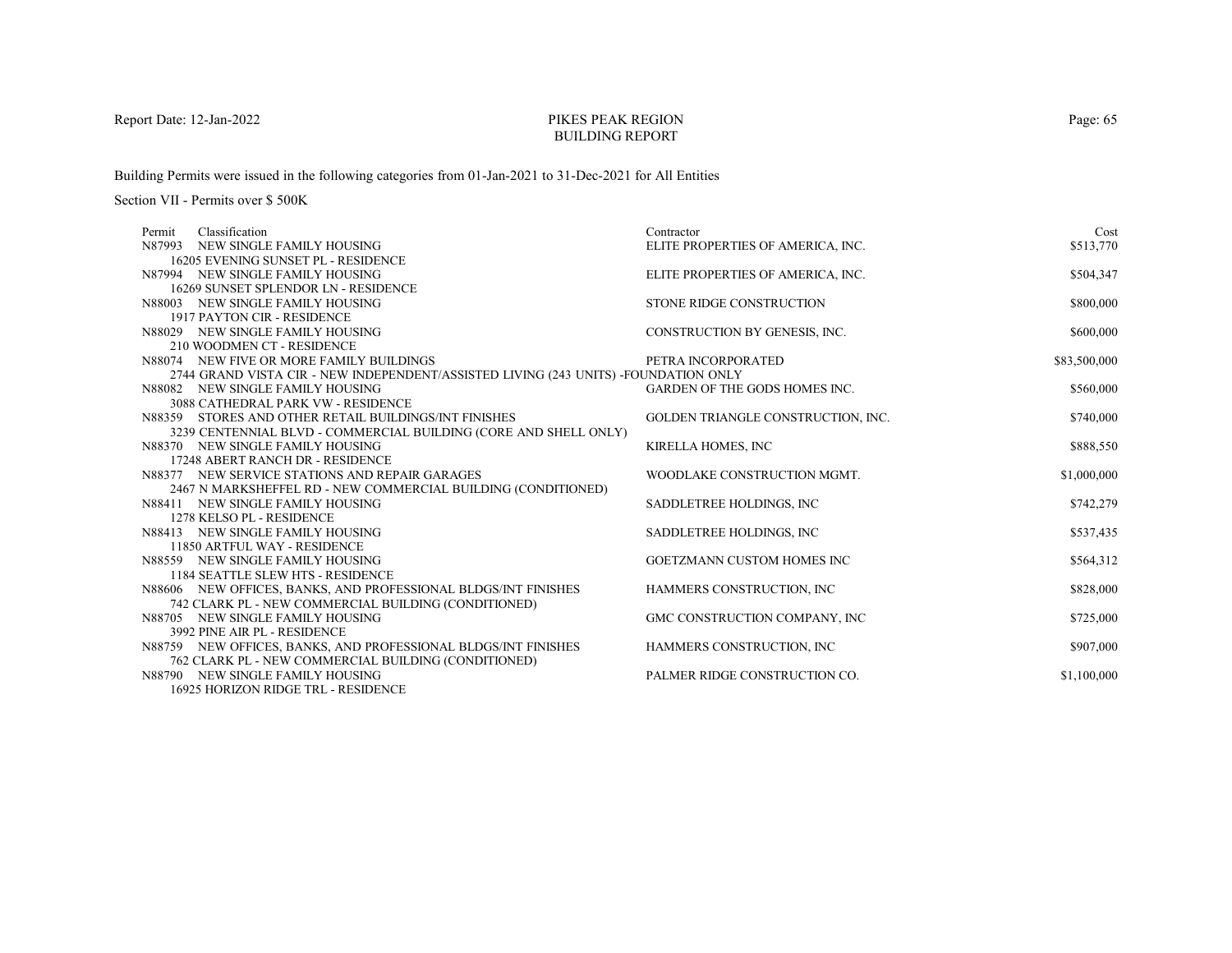Building Permits were issued in the following categories from 01-Jan-2021 to 31-Dec-2021 for All Entities

Section VII - Permits over $ 500K

| Permit | Classification | Contractor | Cost |
|---|---|---|---|
| N87993 | NEW SINGLE FAMILY HOUSING<br>16205 EVENING SUNSET PL - RESIDENCE | ELITE PROPERTIES OF AMERICA, INC. | $513,770 |
| N87994 | NEW SINGLE FAMILY HOUSING<br>16269 SUNSET SPLENDOR LN - RESIDENCE | ELITE PROPERTIES OF AMERICA, INC. | $504,347 |
| N88003 | NEW SINGLE FAMILY HOUSING<br>1917 PAYTON CIR - RESIDENCE | STONE RIDGE CONSTRUCTION | $800,000 |
| N88029 | NEW SINGLE FAMILY HOUSING<br>210 WOODMEN CT - RESIDENCE | CONSTRUCTION BY GENESIS, INC. | $600,000 |
| N88074 | NEW FIVE OR MORE FAMILY BUILDINGS<br>2744 GRAND VISTA CIR - NEW INDEPENDENT/ASSISTED LIVING (243 UNITS) -FOUNDATION ONLY | PETRA INCORPORATED | $83,500,000 |
| N88082 | NEW SINGLE FAMILY HOUSING<br>3088 CATHEDRAL PARK VW - RESIDENCE | GARDEN OF THE GODS HOMES INC. | $560,000 |
| N88359 | STORES AND OTHER RETAIL BUILDINGS/INT FINISHES<br>3239 CENTENNIAL BLVD - COMMERCIAL BUILDING (CORE AND SHELL ONLY) | GOLDEN TRIANGLE CONSTRUCTION, INC. | $740,000 |
| N88370 | NEW SINGLE FAMILY HOUSING<br>17248 ABERT RANCH DR - RESIDENCE | KIRELLA HOMES, INC | $888,550 |
| N88377 | NEW SERVICE STATIONS AND REPAIR GARAGES<br>2467 N MARKSHEFFEL RD - NEW COMMERCIAL BUILDING (CONDITIONED) | WOODLAKE CONSTRUCTION MGMT. | $1,000,000 |
| N88411 | NEW SINGLE FAMILY HOUSING<br>1278 KELSO PL - RESIDENCE | SADDLETREE HOLDINGS, INC | $742,279 |
| N88413 | NEW SINGLE FAMILY HOUSING<br>11850 ARTFUL WAY - RESIDENCE | SADDLETREE HOLDINGS, INC | $537,435 |
| N88559 | NEW SINGLE FAMILY HOUSING<br>1184 SEATTLE SLEW HTS - RESIDENCE | GOETZMANN CUSTOM HOMES INC | $564,312 |
| N88606 | NEW OFFICES, BANKS, AND PROFESSIONAL BLDGS/INT FINISHES<br>742 CLARK PL - NEW COMMERCIAL BUILDING (CONDITIONED) | HAMMERS CONSTRUCTION, INC | $828,000 |
| N88705 | NEW SINGLE FAMILY HOUSING<br>3992 PINE AIR PL - RESIDENCE | GMC CONSTRUCTION COMPANY, INC | $725,000 |
| N88759 | NEW OFFICES, BANKS, AND PROFESSIONAL BLDGS/INT FINISHES<br>762 CLARK PL - NEW COMMERCIAL BUILDING (CONDITIONED) | HAMMERS CONSTRUCTION, INC | $907,000 |
| N88790 | NEW SINGLE FAMILY HOUSING<br>16925 HORIZON RIDGE TRL - RESIDENCE | PALMER RIDGE CONSTRUCTION CO. | $1,100,000 |